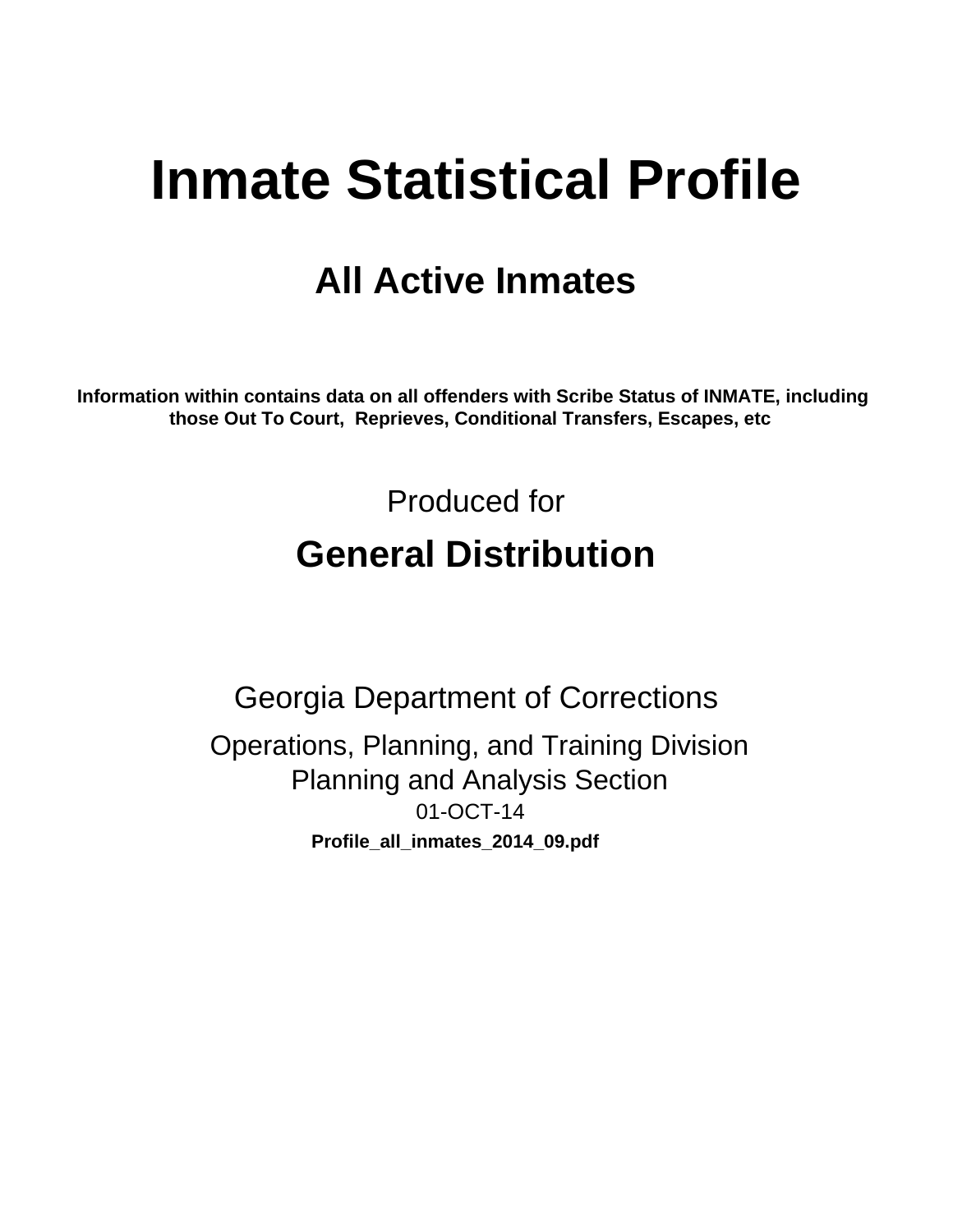# Inmate Statistical Profile

## All Active Inmates

**Information within contains data on all offenders with Scribe Status of INMATE, including those Out To Court, Reprieves, Conditional Transfers, Escapes, etc**

Produced for

## General Distribution

Georgia Department of Corrections

Operations, Planning, and Training Division
Planning and Analysis Section
01-OCT-14
**Profile_all_inmates_2014_09.pdf**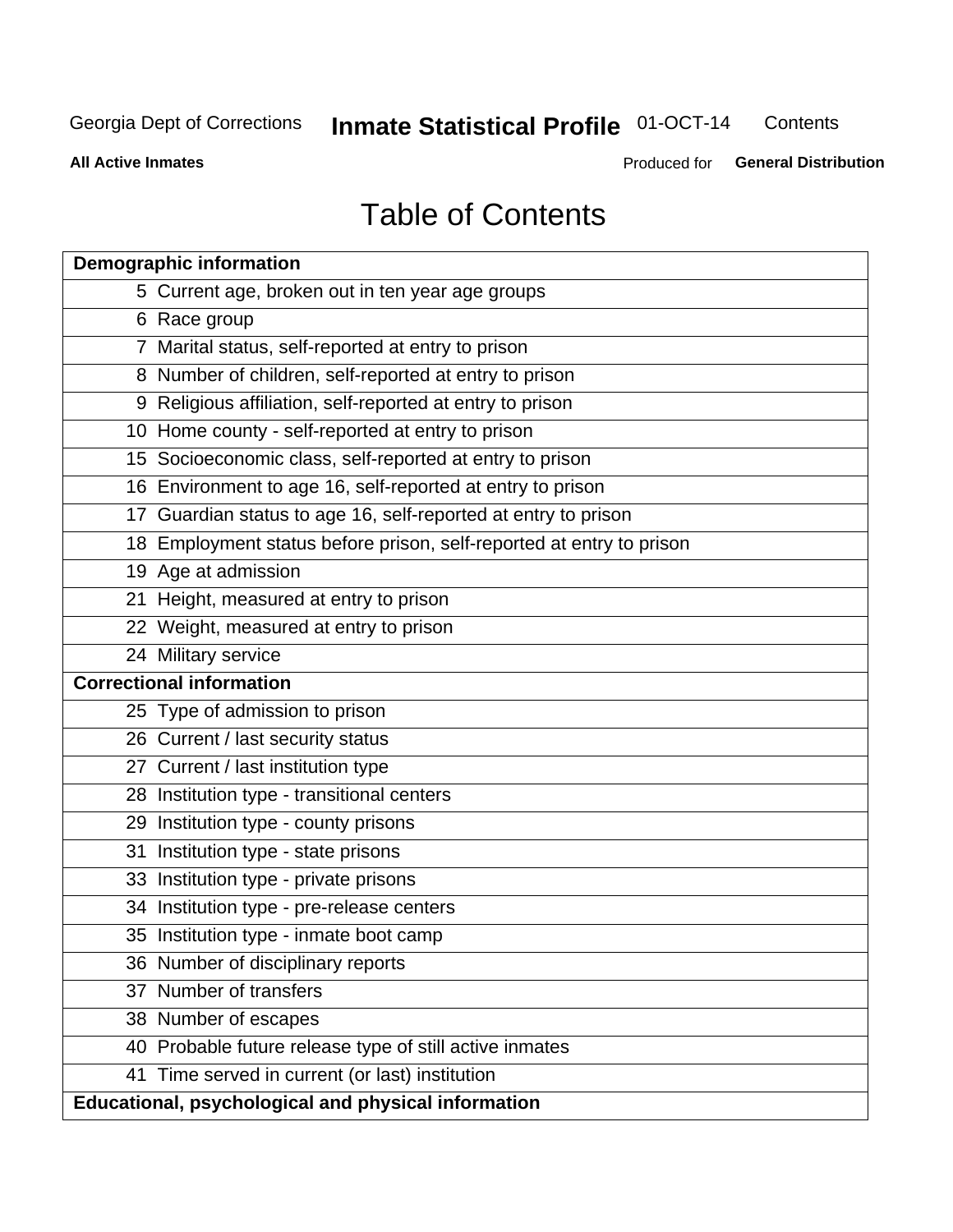# Table of Contents

| Demographic information | |
|---|---|
| 5 | Current age, broken out in ten year age groups |
| 6 | Race group |
| 7 | Marital status, self-reported at entry to prison |
| 8 | Number of children, self-reported at entry to prison |
| 9 | Religious affiliation, self-reported at entry to prison |
| 10 | Home county - self-reported at entry to prison |
| 15 | Socioeconomic class, self-reported at entry to prison |
| 16 | Environment to age 16, self-reported at entry to prison |
| 17 | Guardian status to age 16, self-reported at entry to prison |
| 18 | Employment status before prison, self-reported at entry to prison |
| 19 | Age at admission |
| 21 | Height, measured at entry to prison |
| 22 | Weight, measured at entry to prison |
| 24 | Military service |
| **Correctional information** | |
| 25 | Type of admission to prison |
| 26 | Current / last security status |
| 27 | Current / last institution type |
| 28 | Institution type - transitional centers |
| 29 | Institution type - county prisons |
| 31 | Institution type - state prisons |
| 33 | Institution type - private prisons |
| 34 | Institution type - pre-release centers |
| 35 | Institution type - inmate boot camp |
| 36 | Number of disciplinary reports |
| 37 | Number of transfers |
| 38 | Number of escapes |
| 40 | Probable future release type of still active inmates |
| 41 | Time served in current (or last) institution |
| **Educational, psychological and physical information** | |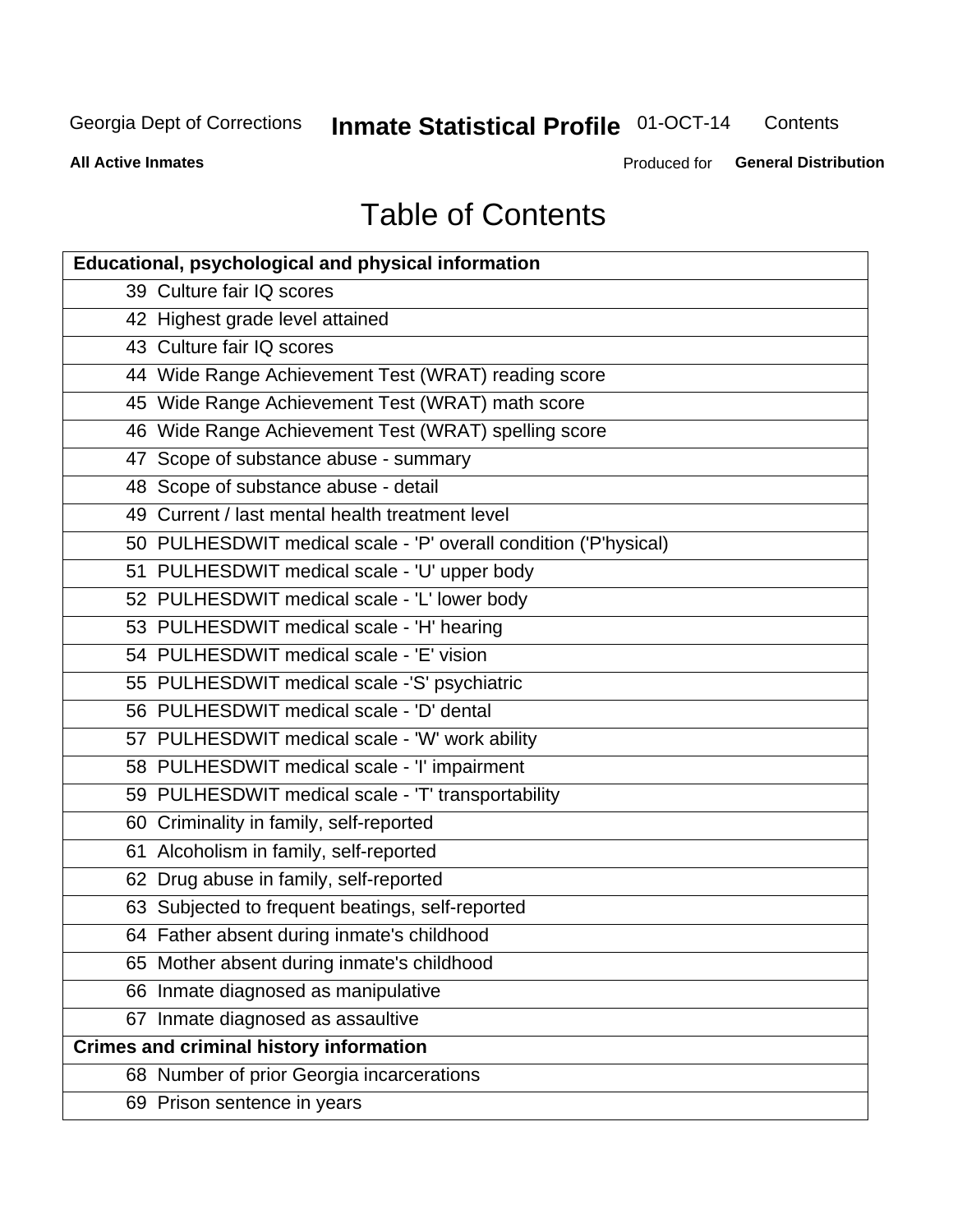# Table of Contents

| Educational, psychological and physical information |
|---|
| 39 Culture fair IQ scores |
| 42 Highest grade level attained |
| 43 Culture fair IQ scores |
| 44 Wide Range Achievement Test (WRAT) reading score |
| 45 Wide Range Achievement Test (WRAT) math score |
| 46 Wide Range Achievement Test (WRAT) spelling score |
| 47 Scope of substance abuse - summary |
| 48 Scope of substance abuse - detail |
| 49 Current / last mental health treatment level |
| 50 PULHESDWIT medical scale - 'P' overall condition ('P'hysical) |
| 51 PULHESDWIT medical scale - 'U' upper body |
| 52 PULHESDWIT medical scale - 'L' lower body |
| 53 PULHESDWIT medical scale - 'H' hearing |
| 54 PULHESDWIT medical scale - 'E' vision |
| 55 PULHESDWIT medical scale -'S' psychiatric |
| 56 PULHESDWIT medical scale - 'D' dental |
| 57 PULHESDWIT medical scale - 'W' work ability |
| 58 PULHESDWIT medical scale - 'I' impairment |
| 59 PULHESDWIT medical scale - 'T' transportability |
| 60 Criminality in family, self-reported |
| 61 Alcoholism in family, self-reported |
| 62 Drug abuse in family, self-reported |
| 63 Subjected to frequent beatings, self-reported |
| 64 Father absent during inmate's childhood |
| 65 Mother absent during inmate's childhood |
| 66 Inmate diagnosed as manipulative |
| 67 Inmate diagnosed as assaultive |
| **Crimes and criminal history information** |
| 68 Number of prior Georgia incarcerations |
| 69 Prison sentence in years |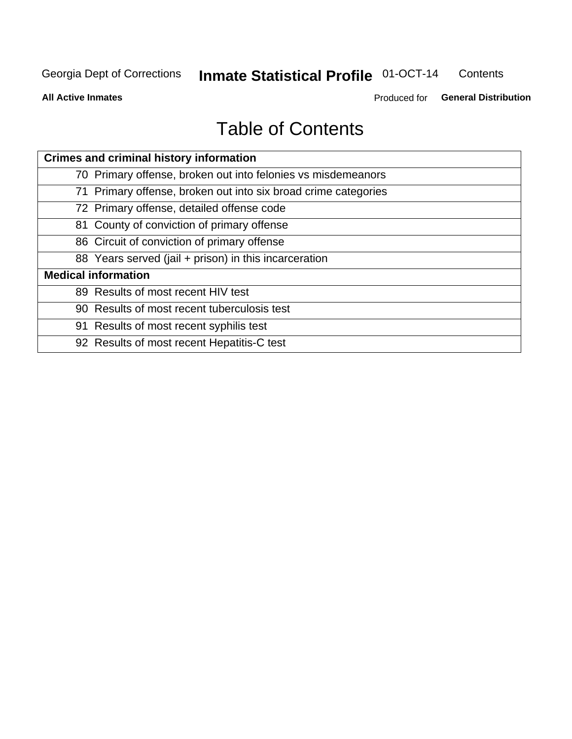# Table of Contents

| Crimes and criminal history information |
|---|
| 70 Primary offense, broken out into felonies vs misdemeanors |
| 71 Primary offense, broken out into six broad crime categories |
| 72 Primary offense, detailed offense code |
| 81 County of conviction of primary offense |
| 86 Circuit of conviction of primary offense |
| 88 Years served (jail + prison) in this incarceration |
| **Medical information** |
| 89 Results of most recent HIV test |
| 90 Results of most recent tuberculosis test |
| 91 Results of most recent syphilis test |
| 92 Results of most recent Hepatitis-C test |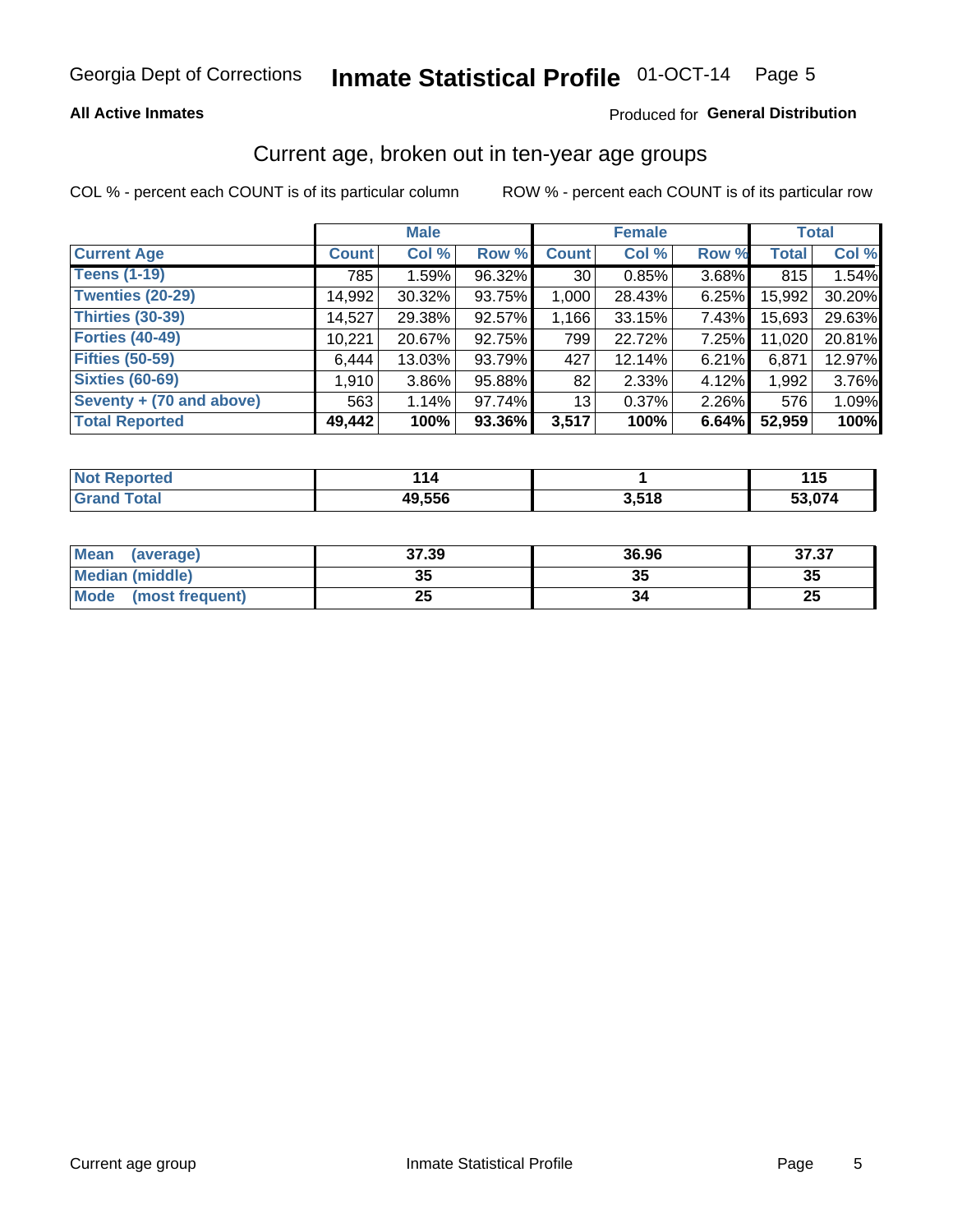Georgia Dept of Corrections **Inmate Statistical Profile** 01-OCT-14

**All Active Inmates**

Produced for **General Distribution**

## Current age, broken out in ten-year age groups

COL % - percent each COUNT is of its particular column

ROW % - percent each COUNT is of its particular row

| | Male | | | Female | | | Total | |
|---|---|---|---|---|---|---|---|---|
| **Current Age** | **Count** | **Col %** | **Row %** | **Count** | **Col %** | **Row %** | **Total** | **Col %** |
| **Teens (1-19)** | 785 | 1.59% | 96.32% | 30 | 0.85% | 3.68% | 815 | 1.54% |
| **Twenties (20-29)** | 14,992 | 30.32% | 93.75% | 1,000 | 28.43% | 6.25% | 15,992 | 30.20% |
| **Thirties (30-39)** | 14,527 | 29.38% | 92.57% | 1,166 | 33.15% | 7.43% | 15,693 | 29.63% |
| **Forties (40-49)** | 10,221 | 20.67% | 92.75% | 799 | 22.72% | 7.25% | 11,020 | 20.81% |
| **Fifties (50-59)** | 6,444 | 13.03% | 93.79% | 427 | 12.14% | 6.21% | 6,871 | 12.97% |
| **Sixties (60-69)** | 1,910 | 3.86% | 95.88% | 82 | 2.33% | 4.12% | 1,992 | 3.76% |
| **Seventy + (70 and above)** | 563 | 1.14% | 97.74% | 13 | 0.37% | 2.26% | 576 | 1.09% |
| **Total Reported** | **49,442** | **100%** | **93.36%** | **3,517** | **100%** | **6.64%** | **52,959** | **100%** |

| | Male | Female | Total |
|---|---|---|---|
| **Not Reported** | **114** | **1** | **115** |
| **Grand Total** | **49,556** | **3,518** | **53,074** |

| | Male | Female | Total |
|---|---|---|---|
| **Mean (average)** | **37.39** | **36.96** | **37.37** |
| **Median (middle)** | **35** | **35** | **35** |
| **Mode (most frequent)** | **25** | **34** | **25** |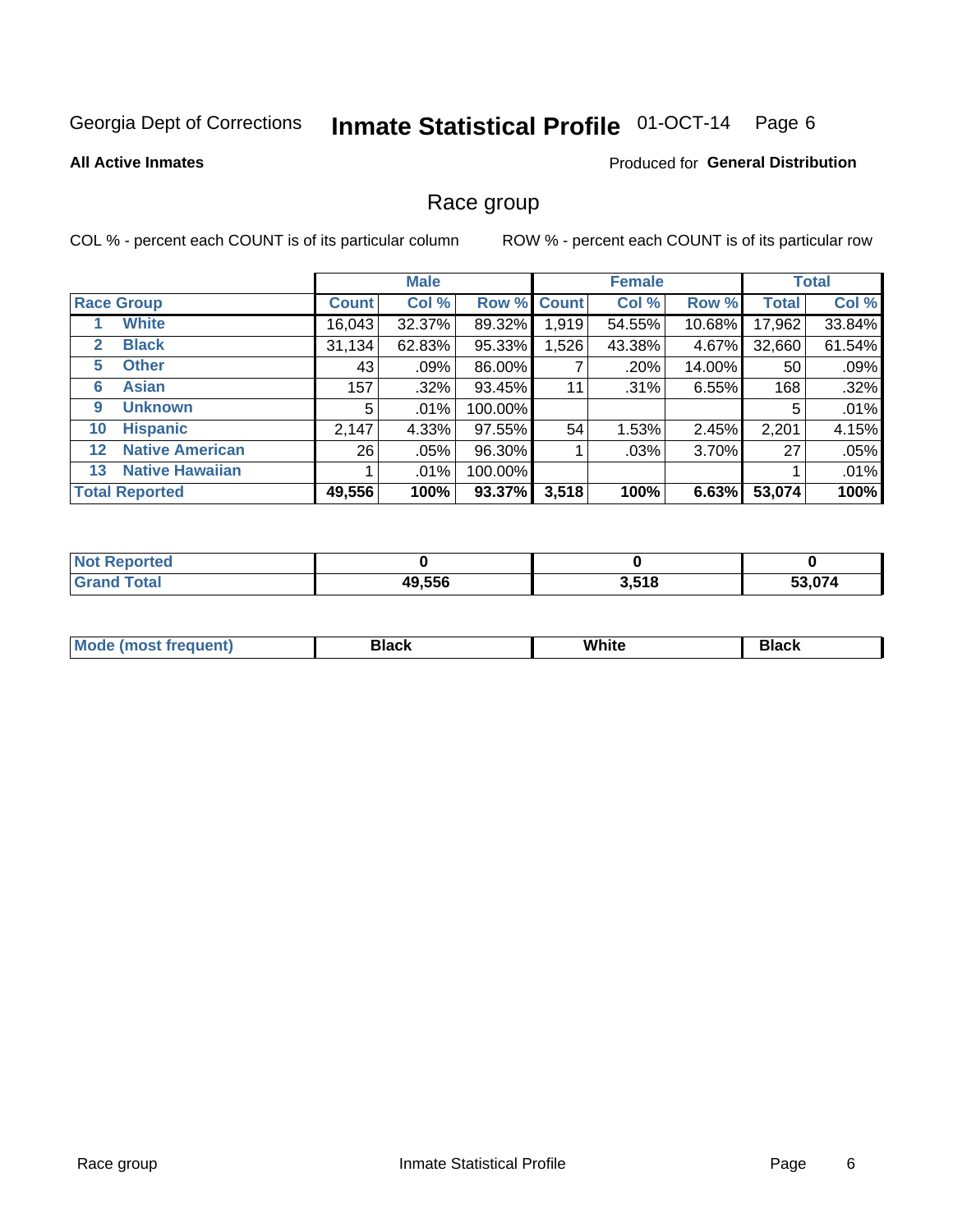Georgia Dept of Corrections **Inmate Statistical Profile** 01-OCT-14

**All Active Inmates**

Produced for **General Distribution**

## Race group

COL % - percent each COUNT is of its particular column     ROW % - percent each COUNT is of its particular row

| | | Male | | | Female | | | Total | |
|---|---|---|---|---|---|---|---|---|---|
| **Race Group** | | **Count** | **Col %** | **Row %** | **Count** | **Col %** | **Row %** | **Total** | **Col %** |
| 1 | White | 16,043 | 32.37% | 89.32% | 1,919 | 54.55% | 10.68% | 17,962 | 33.84% |
| 2 | Black | 31,134 | 62.83% | 95.33% | 1,526 | 43.38% | 4.67% | 32,660 | 61.54% |
| 5 | Other | 43 | .09% | 86.00% | 7 | .20% | 14.00% | 50 | .09% |
| 6 | Asian | 157 | .32% | 93.45% | 11 | .31% | 6.55% | 168 | .32% |
| 9 | Unknown | 5 | .01% | 100.00% | | | | 5 | .01% |
| 10 | Hispanic | 2,147 | 4.33% | 97.55% | 54 | 1.53% | 2.45% | 2,201 | 4.15% |
| 12 | Native American | 26 | .05% | 96.30% | 1 | .03% | 3.70% | 27 | .05% |
| 13 | Native Hawaiian | 1 | .01% | 100.00% | | | | 1 | .01% |
| **Total Reported** | | **49,556** | **100%** | **93.37%** | **3,518** | **100%** | **6.63%** | **53,074** | **100%** |

| | Male | Female | Total |
|---|---|---|---|
| **Not Reported** | **0** | **0** | **0** |
| **Grand Total** | **49,556** | **3,518** | **53,074** |

| | Male | Female | Total |
|---|---|---|---|
| **Mode (most frequent)** | **Black** | **White** | **Black** |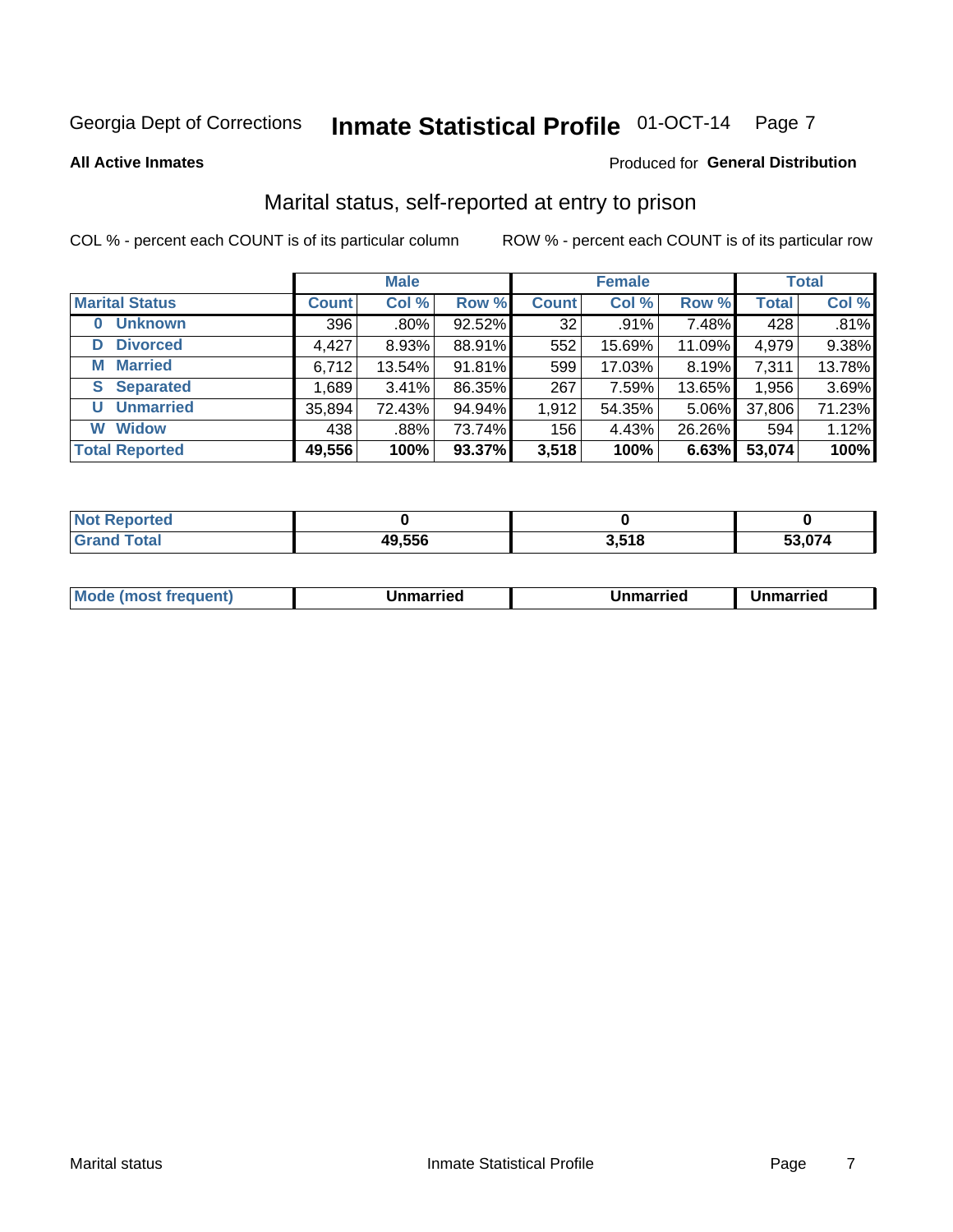Georgia Dept of Corrections **Inmate Statistical Profile** 01-OCT-14 Page 7

**All Active Inmates** Produced for **General Distribution**

## Marital status, self-reported at entry to prison

COL % - percent each COUNT is of its particular column ROW % - percent each COUNT is of its particular row

| | Male | | | Female | | | Total | |
|---|---|---|---|---|---|---|---|---|
| **Marital Status** | **Count** | **Col %** | **Row %** | **Count** | **Col %** | **Row %** | **Total** | **Col %** |
| 0 Unknown | 396 | .80% | 92.52% | 32 | .91% | 7.48% | 428 | .81% |
| D Divorced | 4,427 | 8.93% | 88.91% | 552 | 15.69% | 11.09% | 4,979 | 9.38% |
| M Married | 6,712 | 13.54% | 91.81% | 599 | 17.03% | 8.19% | 7,311 | 13.78% |
| S Separated | 1,689 | 3.41% | 86.35% | 267 | 7.59% | 13.65% | 1,956 | 3.69% |
| U Unmarried | 35,894 | 72.43% | 94.94% | 1,912 | 54.35% | 5.06% | 37,806 | 71.23% |
| W Widow | 438 | .88% | 73.74% | 156 | 4.43% | 26.26% | 594 | 1.12% |
| **Total Reported** | **49,556** | **100%** | **93.37%** | **3,518** | **100%** | **6.63%** | **53,074** | **100%** |

| | Male | Female | Total |
|---|---|---|---|
| Not Reported | 0 | 0 | 0 |
| Grand Total | 49,556 | 3,518 | 53,074 |

| | Male | Female | Total |
|---|---|---|---|
| Mode (most frequent) | Unmarried | Unmarried | Unmarried |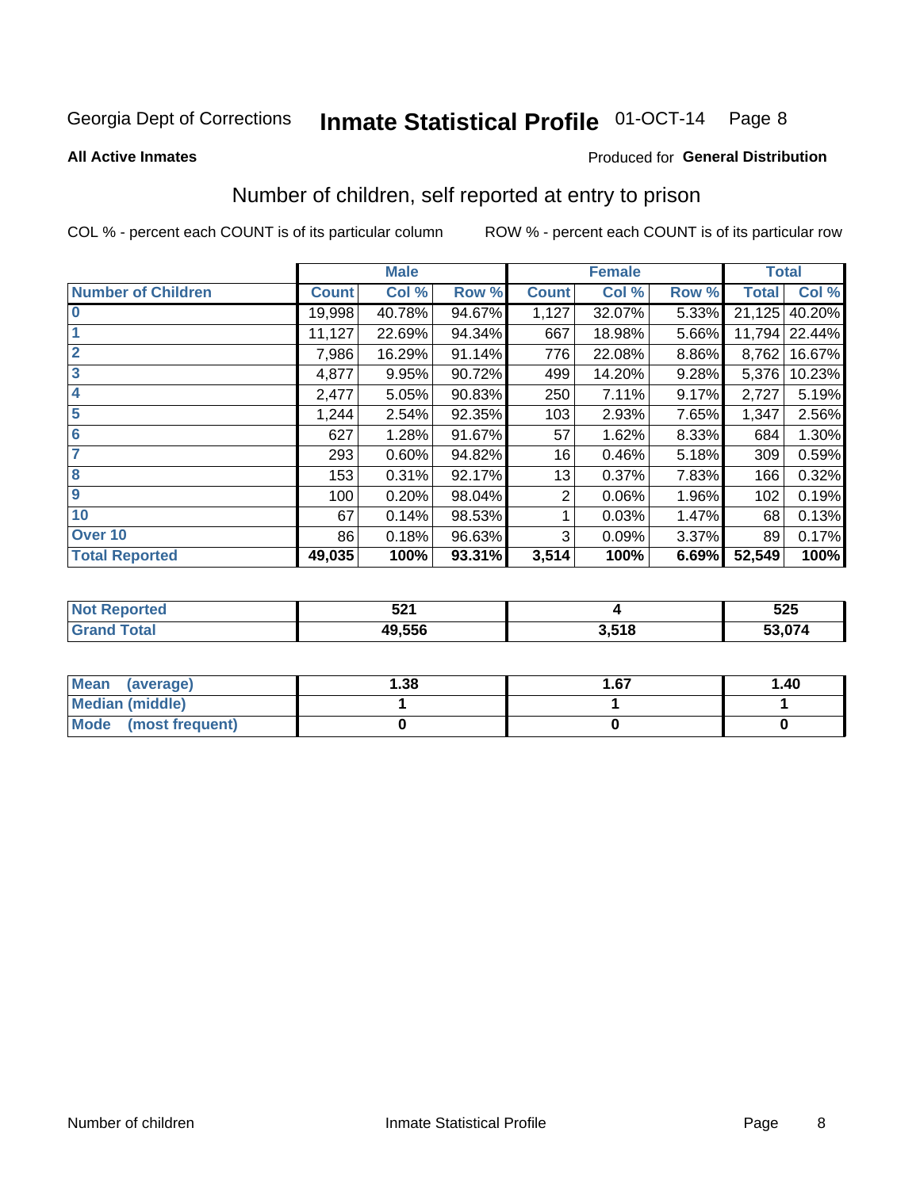Georgia Dept of Corrections **Inmate Statistical Profile** 01-OCT-14

**All Active Inmates**

Produced for **General Distribution**

## Number of children, self reported at entry to prison

COL % - percent each COUNT is of its particular column

ROW % - percent each COUNT is of its particular row

| | Male | | | Female | | | Total | |
|---|---|---|---|---|---|---|---|---|
| **Number of Children** | **Count** | **Col %** | **Row %** | **Count** | **Col %** | **Row %** | **Total** | **Col %** |
| **0** | 19,998 | 40.78% | 94.67% | 1,127 | 32.07% | 5.33% | 21,125 | 40.20% |
| **1** | 11,127 | 22.69% | 94.34% | 667 | 18.98% | 5.66% | 11,794 | 22.44% |
| **2** | 7,986 | 16.29% | 91.14% | 776 | 22.08% | 8.86% | 8,762 | 16.67% |
| **3** | 4,877 | 9.95% | 90.72% | 499 | 14.20% | 9.28% | 5,376 | 10.23% |
| **4** | 2,477 | 5.05% | 90.83% | 250 | 7.11% | 9.17% | 2,727 | 5.19% |
| **5** | 1,244 | 2.54% | 92.35% | 103 | 2.93% | 7.65% | 1,347 | 2.56% |
| **6** | 627 | 1.28% | 91.67% | 57 | 1.62% | 8.33% | 684 | 1.30% |
| **7** | 293 | 0.60% | 94.82% | 16 | 0.46% | 5.18% | 309 | 0.59% |
| **8** | 153 | 0.31% | 92.17% | 13 | 0.37% | 7.83% | 166 | 0.32% |
| **9** | 100 | 0.20% | 98.04% | 2 | 0.06% | 1.96% | 102 | 0.19% |
| **10** | 67 | 0.14% | 98.53% | 1 | 0.03% | 1.47% | 68 | 0.13% |
| **Over 10** | 86 | 0.18% | 96.63% | 3 | 0.09% | 3.37% | 89 | 0.17% |
| **Total Reported** | **49,035** | **100%** | **93.31%** | **3,514** | **100%** | **6.69%** | **52,549** | **100%** |

| | Male | Female | Total |
|---|---|---|---|
| **Not Reported** | **521** | **4** | **525** |
| **Grand Total** | **49,556** | **3,518** | **53,074** |

| | Male | Female | Total |
|---|---|---|---|
| **Mean (average)** | **1.38** | **1.67** | **1.40** |
| **Median (middle)** | **1** | **1** | **1** |
| **Mode (most frequent)** | **0** | **0** | **0** |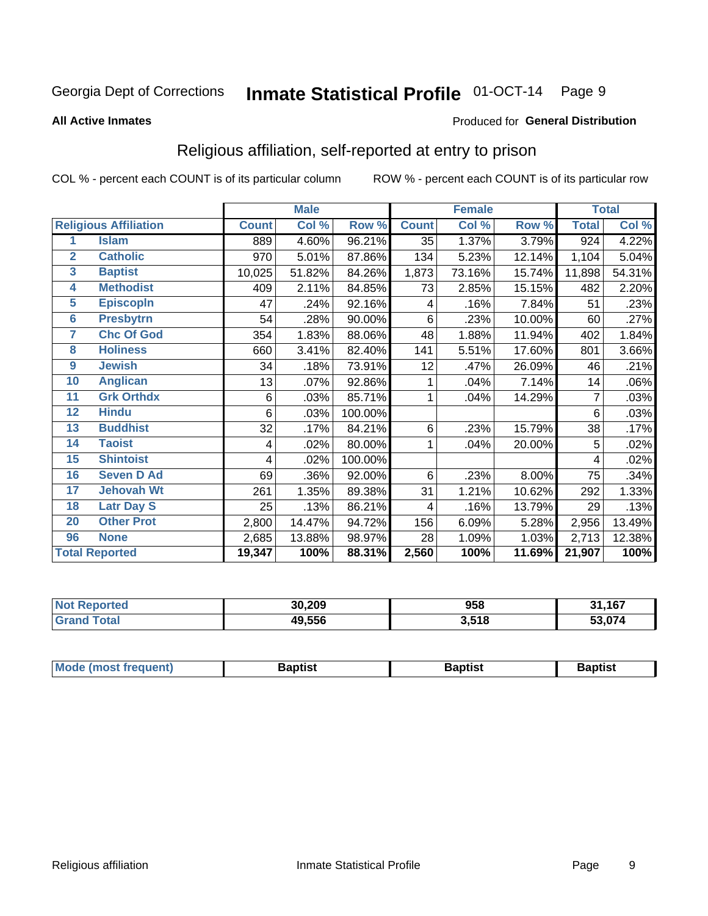Georgia Dept of Corrections **Inmate Statistical Profile** 01-OCT-14 Page 9

**All Active Inmates**

Produced for **General Distribution**

## Religious affiliation, self-reported at entry to prison

COL % - percent each COUNT is of its particular column ROW % - percent each COUNT is of its particular row

| Religious Affiliation | | Male | | | Female | | | Total | |
|---|---|---|---|---|---|---|---|---|---|
| | | Count | Col % | Row % | Count | Col % | Row % | Total | Col % |
| 1 | Islam | 889 | 4.60% | 96.21% | 35 | 1.37% | 3.79% | 924 | 4.22% |
| 2 | Catholic | 970 | 5.01% | 87.86% | 134 | 5.23% | 12.14% | 1,104 | 5.04% |
| 3 | Baptist | 10,025 | 51.82% | 84.26% | 1,873 | 73.16% | 15.74% | 11,898 | 54.31% |
| 4 | Methodist | 409 | 2.11% | 84.85% | 73 | 2.85% | 15.15% | 482 | 2.20% |
| 5 | Episcopln | 47 | .24% | 92.16% | 4 | .16% | 7.84% | 51 | .23% |
| 6 | Presbytrn | 54 | .28% | 90.00% | 6 | .23% | 10.00% | 60 | .27% |
| 7 | Chc Of God | 354 | 1.83% | 88.06% | 48 | 1.88% | 11.94% | 402 | 1.84% |
| 8 | Holiness | 660 | 3.41% | 82.40% | 141 | 5.51% | 17.60% | 801 | 3.66% |
| 9 | Jewish | 34 | .18% | 73.91% | 12 | .47% | 26.09% | 46 | .21% |
| 10 | Anglican | 13 | .07% | 92.86% | 1 | .04% | 7.14% | 14 | .06% |
| 11 | Grk Orthdx | 6 | .03% | 85.71% | 1 | .04% | 14.29% | 7 | .03% |
| 12 | Hindu | 6 | .03% | 100.00% | | | | 6 | .03% |
| 13 | Buddhist | 32 | .17% | 84.21% | 6 | .23% | 15.79% | 38 | .17% |
| 14 | Taoist | 4 | .02% | 80.00% | 1 | .04% | 20.00% | 5 | .02% |
| 15 | Shintoist | 4 | .02% | 100.00% | | | | 4 | .02% |
| 16 | Seven D Ad | 69 | .36% | 92.00% | 6 | .23% | 8.00% | 75 | .34% |
| 17 | Jehovah Wt | 261 | 1.35% | 89.38% | 31 | 1.21% | 10.62% | 292 | 1.33% |
| 18 | Latr Day S | 25 | .13% | 86.21% | 4 | .16% | 13.79% | 29 | .13% |
| 20 | Other Prot | 2,800 | 14.47% | 94.72% | 156 | 6.09% | 5.28% | 2,956 | 13.49% |
| 96 | None | 2,685 | 13.88% | 98.97% | 28 | 1.09% | 1.03% | 2,713 | 12.38% |
| **Total Reported** | | **19,347** | **100%** | **88.31%** | **2,560** | **100%** | **11.69%** | **21,907** | **100%** |

| | Male | Female | Total |
|---|---|---|---|
| Not Reported | **30,209** | **958** | **31,167** |
| Grand Total | **49,556** | **3,518** | **53,074** |

| | Male | Female | Total |
|---|---|---|---|
| Mode (most frequent) | **Baptist** | **Baptist** | **Baptist** |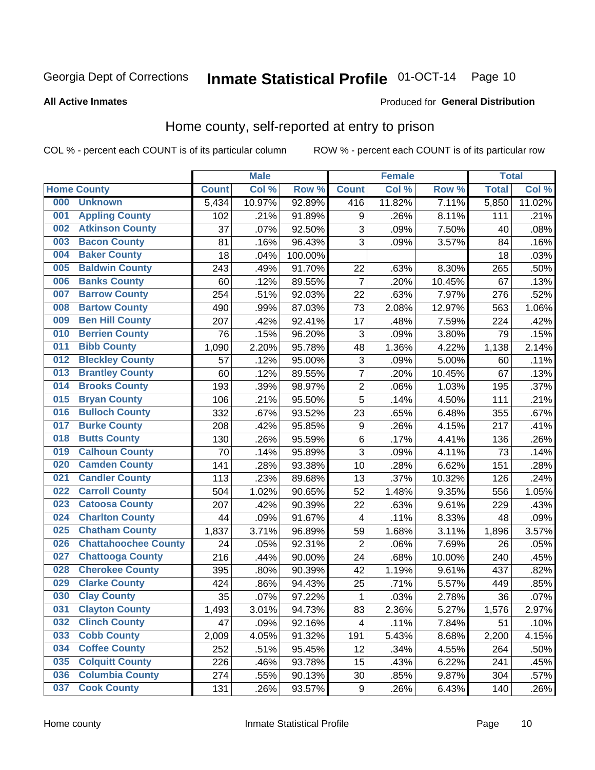Georgia Dept of Corrections **Inmate Statistical Profile** 01-OCT-14

**All Active Inmates**

Produced for **General Distribution**

## Home county, self-reported at entry to prison

COL % - percent each COUNT is of its particular column ROW % - percent each COUNT is of its particular row

| Home County | | Male | | | Female | | | Total | |
|---|---|---|---|---|---|---|---|---|---|
| | | Count | Col % | Row % | Count | Col % | Row % | Total | Col % |
| 000 | Unknown | 5,434 | 10.97% | 92.89% | 416 | 11.82% | 7.11% | 5,850 | 11.02% |
| 001 | Appling County | 102 | .21% | 91.89% | 9 | .26% | 8.11% | 111 | .21% |
| 002 | Atkinson County | 37 | .07% | 92.50% | 3 | .09% | 7.50% | 40 | .08% |
| 003 | Bacon County | 81 | .16% | 96.43% | 3 | .09% | 3.57% | 84 | .16% |
| 004 | Baker County | 18 | .04% | 100.00% | | | | 18 | .03% |
| 005 | Baldwin County | 243 | .49% | 91.70% | 22 | .63% | 8.30% | 265 | .50% |
| 006 | Banks County | 60 | .12% | 89.55% | 7 | .20% | 10.45% | 67 | .13% |
| 007 | Barrow County | 254 | .51% | 92.03% | 22 | .63% | 7.97% | 276 | .52% |
| 008 | Bartow County | 490 | .99% | 87.03% | 73 | 2.08% | 12.97% | 563 | 1.06% |
| 009 | Ben Hill County | 207 | .42% | 92.41% | 17 | .48% | 7.59% | 224 | .42% |
| 010 | Berrien County | 76 | .15% | 96.20% | 3 | .09% | 3.80% | 79 | .15% |
| 011 | Bibb County | 1,090 | 2.20% | 95.78% | 48 | 1.36% | 4.22% | 1,138 | 2.14% |
| 012 | Bleckley County | 57 | .12% | 95.00% | 3 | .09% | 5.00% | 60 | .11% |
| 013 | Brantley County | 60 | .12% | 89.55% | 7 | .20% | 10.45% | 67 | .13% |
| 014 | Brooks County | 193 | .39% | 98.97% | 2 | .06% | 1.03% | 195 | .37% |
| 015 | Bryan County | 106 | .21% | 95.50% | 5 | .14% | 4.50% | 111 | .21% |
| 016 | Bulloch County | 332 | .67% | 93.52% | 23 | .65% | 6.48% | 355 | .67% |
| 017 | Burke County | 208 | .42% | 95.85% | 9 | .26% | 4.15% | 217 | .41% |
| 018 | Butts County | 130 | .26% | 95.59% | 6 | .17% | 4.41% | 136 | .26% |
| 019 | Calhoun County | 70 | .14% | 95.89% | 3 | .09% | 4.11% | 73 | .14% |
| 020 | Camden County | 141 | .28% | 93.38% | 10 | .28% | 6.62% | 151 | .28% |
| 021 | Candler County | 113 | .23% | 89.68% | 13 | .37% | 10.32% | 126 | .24% |
| 022 | Carroll County | 504 | 1.02% | 90.65% | 52 | 1.48% | 9.35% | 556 | 1.05% |
| 023 | Catoosa County | 207 | .42% | 90.39% | 22 | .63% | 9.61% | 229 | .43% |
| 024 | Charlton County | 44 | .09% | 91.67% | 4 | .11% | 8.33% | 48 | .09% |
| 025 | Chatham County | 1,837 | 3.71% | 96.89% | 59 | 1.68% | 3.11% | 1,896 | 3.57% |
| 026 | Chattahoochee County | 24 | .05% | 92.31% | 2 | .06% | 7.69% | 26 | .05% |
| 027 | Chattooga County | 216 | .44% | 90.00% | 24 | .68% | 10.00% | 240 | .45% |
| 028 | Cherokee County | 395 | .80% | 90.39% | 42 | 1.19% | 9.61% | 437 | .82% |
| 029 | Clarke County | 424 | .86% | 94.43% | 25 | .71% | 5.57% | 449 | .85% |
| 030 | Clay County | 35 | .07% | 97.22% | 1 | .03% | 2.78% | 36 | .07% |
| 031 | Clayton County | 1,493 | 3.01% | 94.73% | 83 | 2.36% | 5.27% | 1,576 | 2.97% |
| 032 | Clinch County | 47 | .09% | 92.16% | 4 | .11% | 7.84% | 51 | .10% |
| 033 | Cobb County | 2,009 | 4.05% | 91.32% | 191 | 5.43% | 8.68% | 2,200 | 4.15% |
| 034 | Coffee County | 252 | .51% | 95.45% | 12 | .34% | 4.55% | 264 | .50% |
| 035 | Colquitt County | 226 | .46% | 93.78% | 15 | .43% | 6.22% | 241 | .45% |
| 036 | Columbia County | 274 | .55% | 90.13% | 30 | .85% | 9.87% | 304 | .57% |
| 037 | Cook County | 131 | .26% | 93.57% | 9 | .26% | 6.43% | 140 | .26% |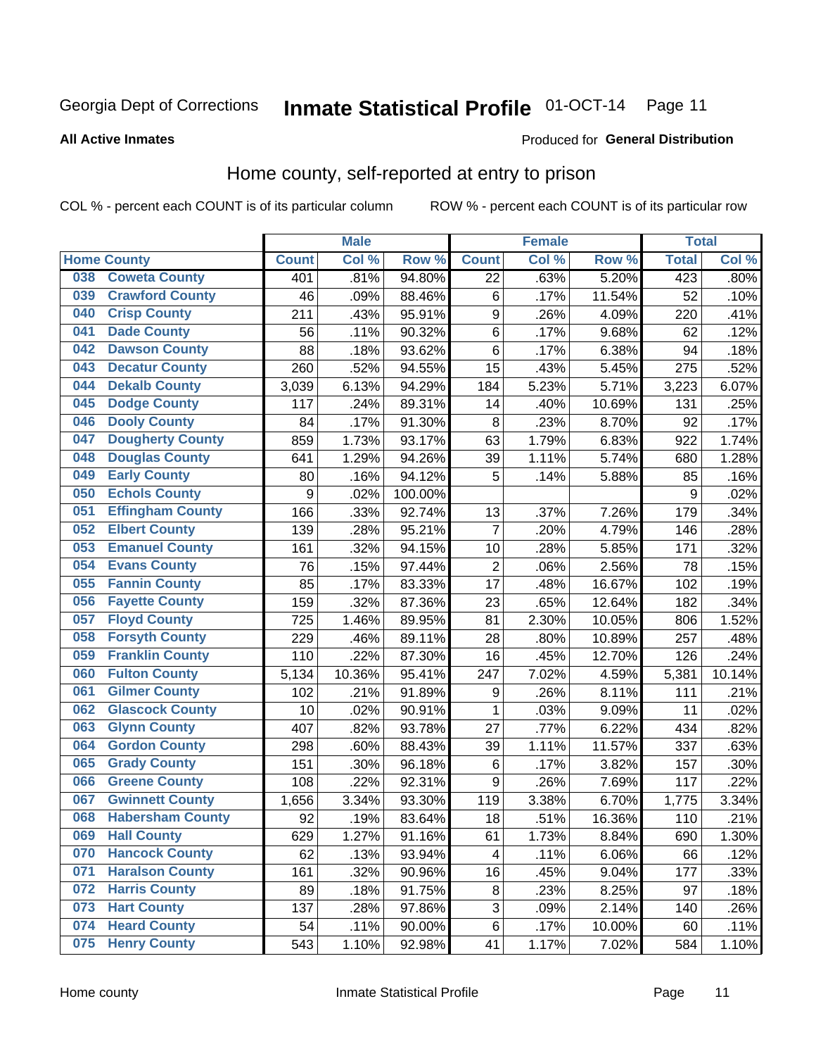Georgia Dept of Corrections **Inmate Statistical Profile** 01-OCT-14

**All Active Inmates**

Produced for **General Distribution**

## Home county, self-reported at entry to prison

COL % - percent each COUNT is of its particular column ROW % - percent each COUNT is of its particular row

| Home County | | Male | | | Female | | | Total | |
|---|---|---|---|---|---|---|---|---|---|
| | | Count | Col % | Row % | Count | Col % | Row % | Total | Col % |
| 038 | Coweta County | 401 | .81% | 94.80% | 22 | .63% | 5.20% | 423 | .80% |
| 039 | Crawford County | 46 | .09% | 88.46% | 6 | .17% | 11.54% | 52 | .10% |
| 040 | Crisp County | 211 | .43% | 95.91% | 9 | .26% | 4.09% | 220 | .41% |
| 041 | Dade County | 56 | .11% | 90.32% | 6 | .17% | 9.68% | 62 | .12% |
| 042 | Dawson County | 88 | .18% | 93.62% | 6 | .17% | 6.38% | 94 | .18% |
| 043 | Decatur County | 260 | .52% | 94.55% | 15 | .43% | 5.45% | 275 | .52% |
| 044 | Dekalb County | 3,039 | 6.13% | 94.29% | 184 | 5.23% | 5.71% | 3,223 | 6.07% |
| 045 | Dodge County | 117 | .24% | 89.31% | 14 | .40% | 10.69% | 131 | .25% |
| 046 | Dooly County | 84 | .17% | 91.30% | 8 | .23% | 8.70% | 92 | .17% |
| 047 | Dougherty County | 859 | 1.73% | 93.17% | 63 | 1.79% | 6.83% | 922 | 1.74% |
| 048 | Douglas County | 641 | 1.29% | 94.26% | 39 | 1.11% | 5.74% | 680 | 1.28% |
| 049 | Early County | 80 | .16% | 94.12% | 5 | .14% | 5.88% | 85 | .16% |
| 050 | Echols County | 9 | .02% | 100.00% | | | | 9 | .02% |
| 051 | Effingham County | 166 | .33% | 92.74% | 13 | .37% | 7.26% | 179 | .34% |
| 052 | Elbert County | 139 | .28% | 95.21% | 7 | .20% | 4.79% | 146 | .28% |
| 053 | Emanuel County | 161 | .32% | 94.15% | 10 | .28% | 5.85% | 171 | .32% |
| 054 | Evans County | 76 | .15% | 97.44% | 2 | .06% | 2.56% | 78 | .15% |
| 055 | Fannin County | 85 | .17% | 83.33% | 17 | .48% | 16.67% | 102 | .19% |
| 056 | Fayette County | 159 | .32% | 87.36% | 23 | .65% | 12.64% | 182 | .34% |
| 057 | Floyd County | 725 | 1.46% | 89.95% | 81 | 2.30% | 10.05% | 806 | 1.52% |
| 058 | Forsyth County | 229 | .46% | 89.11% | 28 | .80% | 10.89% | 257 | .48% |
| 059 | Franklin County | 110 | .22% | 87.30% | 16 | .45% | 12.70% | 126 | .24% |
| 060 | Fulton County | 5,134 | 10.36% | 95.41% | 247 | 7.02% | 4.59% | 5,381 | 10.14% |
| 061 | Gilmer County | 102 | .21% | 91.89% | 9 | .26% | 8.11% | 111 | .21% |
| 062 | Glascock County | 10 | .02% | 90.91% | 1 | .03% | 9.09% | 11 | .02% |
| 063 | Glynn County | 407 | .82% | 93.78% | 27 | .77% | 6.22% | 434 | .82% |
| 064 | Gordon County | 298 | .60% | 88.43% | 39 | 1.11% | 11.57% | 337 | .63% |
| 065 | Grady County | 151 | .30% | 96.18% | 6 | .17% | 3.82% | 157 | .30% |
| 066 | Greene County | 108 | .22% | 92.31% | 9 | .26% | 7.69% | 117 | .22% |
| 067 | Gwinnett County | 1,656 | 3.34% | 93.30% | 119 | 3.38% | 6.70% | 1,775 | 3.34% |
| 068 | Habersham County | 92 | .19% | 83.64% | 18 | .51% | 16.36% | 110 | .21% |
| 069 | Hall County | 629 | 1.27% | 91.16% | 61 | 1.73% | 8.84% | 690 | 1.30% |
| 070 | Hancock County | 62 | .13% | 93.94% | 4 | .11% | 6.06% | 66 | .12% |
| 071 | Haralson County | 161 | .32% | 90.96% | 16 | .45% | 9.04% | 177 | .33% |
| 072 | Harris County | 89 | .18% | 91.75% | 8 | .23% | 8.25% | 97 | .18% |
| 073 | Hart County | 137 | .28% | 97.86% | 3 | .09% | 2.14% | 140 | .26% |
| 074 | Heard County | 54 | .11% | 90.00% | 6 | .17% | 10.00% | 60 | .11% |
| 075 | Henry County | 543 | 1.10% | 92.98% | 41 | 1.17% | 7.02% | 584 | 1.10% |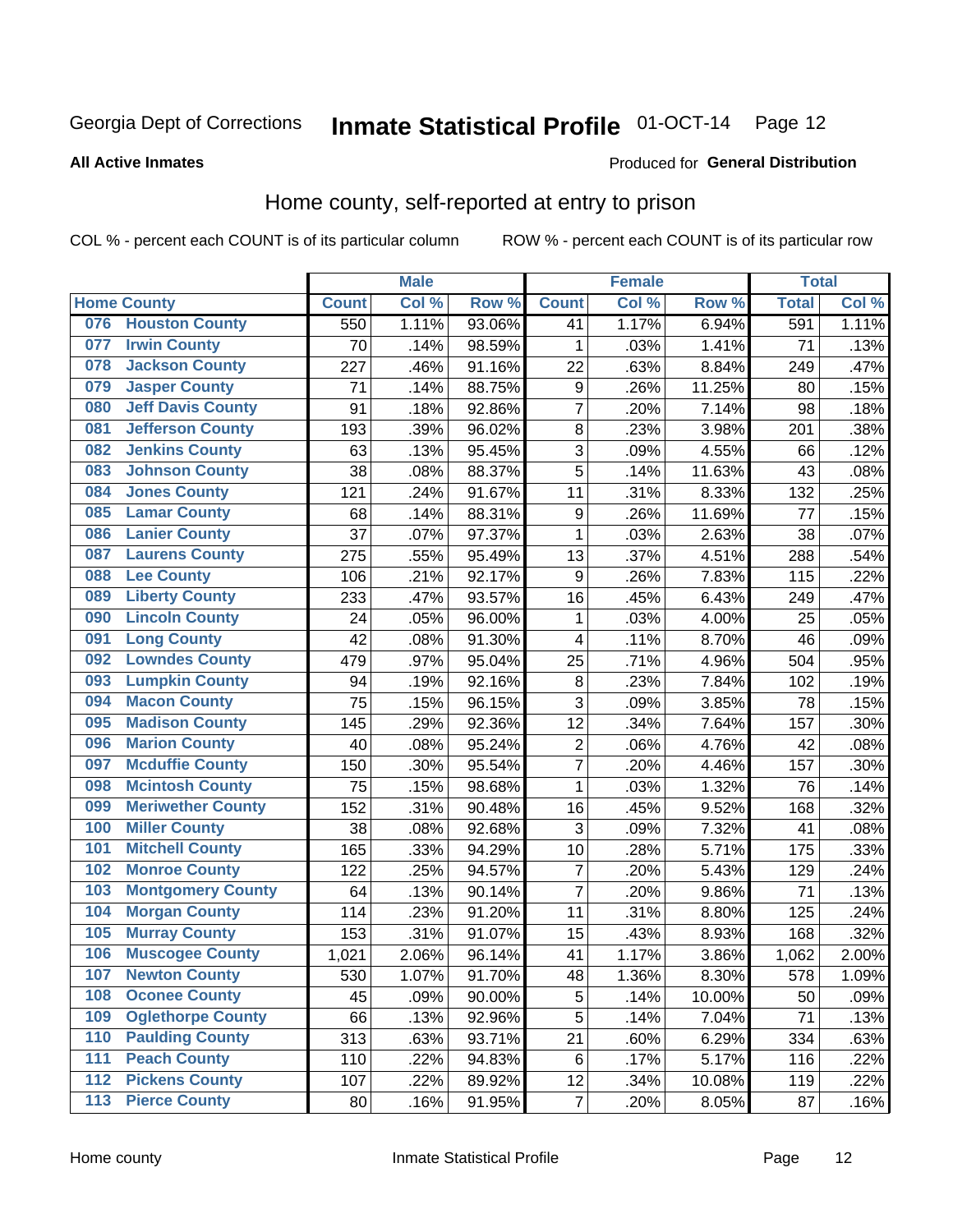Georgia Dept of Corrections **Inmate Statistical Profile** 01-OCT-14 Page 12

**All Active Inmates**

Produced for **General Distribution**

## Home county, self-reported at entry to prison

COL % - percent each COUNT is of its particular column ROW % - percent each COUNT is of its particular row

| Home County | | Male | | | Female | | | Total | |
|---|---|---|---|---|---|---|---|---|---|
| | | Count | Col % | Row % | Count | Col % | Row % | Total | Col % |
| 076 | Houston County | 550 | 1.11% | 93.06% | 41 | 1.17% | 6.94% | 591 | 1.11% |
| 077 | Irwin County | 70 | .14% | 98.59% | 1 | .03% | 1.41% | 71 | .13% |
| 078 | Jackson County | 227 | .46% | 91.16% | 22 | .63% | 8.84% | 249 | .47% |
| 079 | Jasper County | 71 | .14% | 88.75% | 9 | .26% | 11.25% | 80 | .15% |
| 080 | Jeff Davis County | 91 | .18% | 92.86% | 7 | .20% | 7.14% | 98 | .18% |
| 081 | Jefferson County | 193 | .39% | 96.02% | 8 | .23% | 3.98% | 201 | .38% |
| 082 | Jenkins County | 63 | .13% | 95.45% | 3 | .09% | 4.55% | 66 | .12% |
| 083 | Johnson County | 38 | .08% | 88.37% | 5 | .14% | 11.63% | 43 | .08% |
| 084 | Jones County | 121 | .24% | 91.67% | 11 | .31% | 8.33% | 132 | .25% |
| 085 | Lamar County | 68 | .14% | 88.31% | 9 | .26% | 11.69% | 77 | .15% |
| 086 | Lanier County | 37 | .07% | 97.37% | 1 | .03% | 2.63% | 38 | .07% |
| 087 | Laurens County | 275 | .55% | 95.49% | 13 | .37% | 4.51% | 288 | .54% |
| 088 | Lee County | 106 | .21% | 92.17% | 9 | .26% | 7.83% | 115 | .22% |
| 089 | Liberty County | 233 | .47% | 93.57% | 16 | .45% | 6.43% | 249 | .47% |
| 090 | Lincoln County | 24 | .05% | 96.00% | 1 | .03% | 4.00% | 25 | .05% |
| 091 | Long County | 42 | .08% | 91.30% | 4 | .11% | 8.70% | 46 | .09% |
| 092 | Lowndes County | 479 | .97% | 95.04% | 25 | .71% | 4.96% | 504 | .95% |
| 093 | Lumpkin County | 94 | .19% | 92.16% | 8 | .23% | 7.84% | 102 | .19% |
| 094 | Macon County | 75 | .15% | 96.15% | 3 | .09% | 3.85% | 78 | .15% |
| 095 | Madison County | 145 | .29% | 92.36% | 12 | .34% | 7.64% | 157 | .30% |
| 096 | Marion County | 40 | .08% | 95.24% | 2 | .06% | 4.76% | 42 | .08% |
| 097 | Mcduffie County | 150 | .30% | 95.54% | 7 | .20% | 4.46% | 157 | .30% |
| 098 | Mcintosh County | 75 | .15% | 98.68% | 1 | .03% | 1.32% | 76 | .14% |
| 099 | Meriwether County | 152 | .31% | 90.48% | 16 | .45% | 9.52% | 168 | .32% |
| 100 | Miller County | 38 | .08% | 92.68% | 3 | .09% | 7.32% | 41 | .08% |
| 101 | Mitchell County | 165 | .33% | 94.29% | 10 | .28% | 5.71% | 175 | .33% |
| 102 | Monroe County | 122 | .25% | 94.57% | 7 | .20% | 5.43% | 129 | .24% |
| 103 | Montgomery County | 64 | .13% | 90.14% | 7 | .20% | 9.86% | 71 | .13% |
| 104 | Morgan County | 114 | .23% | 91.20% | 11 | .31% | 8.80% | 125 | .24% |
| 105 | Murray County | 153 | .31% | 91.07% | 15 | .43% | 8.93% | 168 | .32% |
| 106 | Muscogee County | 1,021 | 2.06% | 96.14% | 41 | 1.17% | 3.86% | 1,062 | 2.00% |
| 107 | Newton County | 530 | 1.07% | 91.70% | 48 | 1.36% | 8.30% | 578 | 1.09% |
| 108 | Oconee County | 45 | .09% | 90.00% | 5 | .14% | 10.00% | 50 | .09% |
| 109 | Oglethorpe County | 66 | .13% | 92.96% | 5 | .14% | 7.04% | 71 | .13% |
| 110 | Paulding County | 313 | .63% | 93.71% | 21 | .60% | 6.29% | 334 | .63% |
| 111 | Peach County | 110 | .22% | 94.83% | 6 | .17% | 5.17% | 116 | .22% |
| 112 | Pickens County | 107 | .22% | 89.92% | 12 | .34% | 10.08% | 119 | .22% |
| 113 | Pierce County | 80 | .16% | 91.95% | 7 | .20% | 8.05% | 87 | .16% |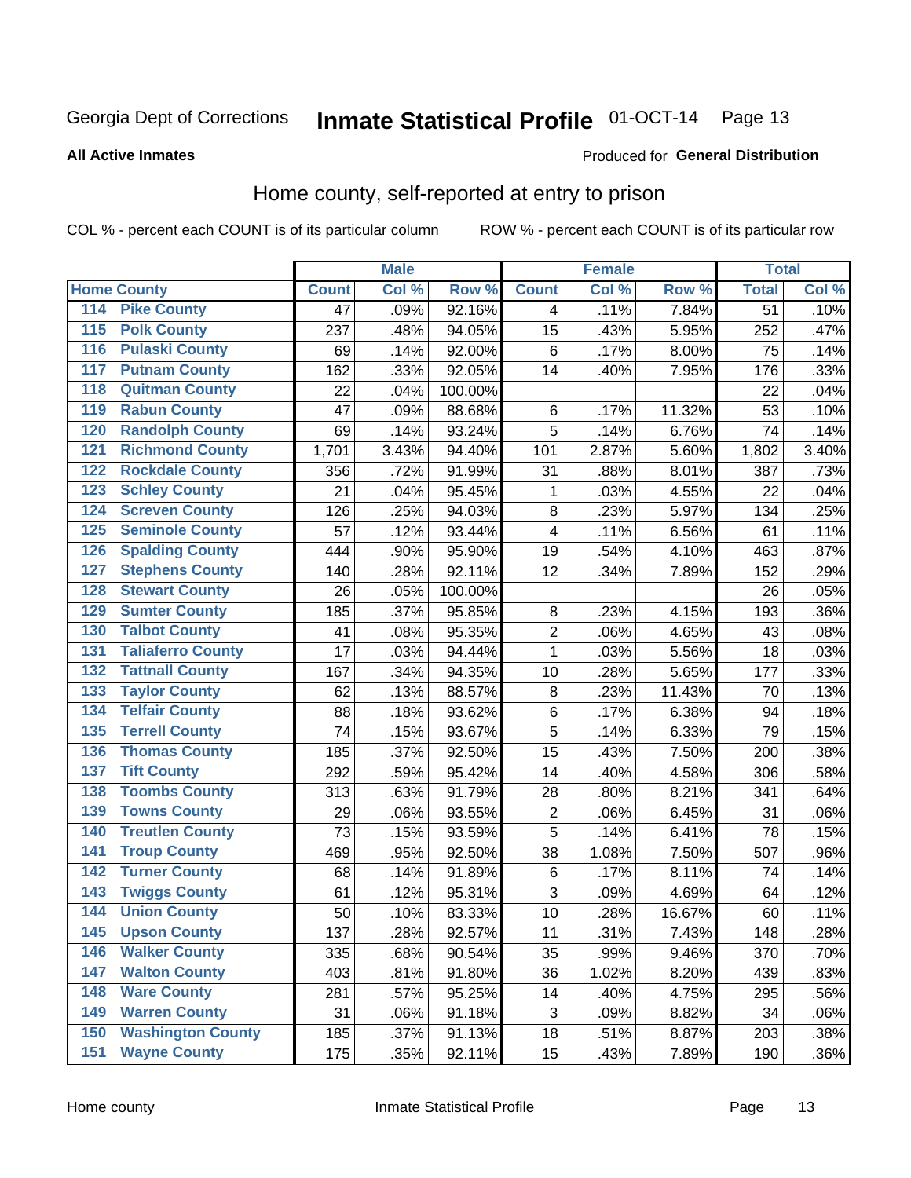Georgia Dept of Corrections **Inmate Statistical Profile** 01-OCT-14

**All Active Inmates** Produced for **General Distribution**

## Home county, self-reported at entry to prison

COL % - percent each COUNT is of its particular column ROW % - percent each COUNT is of its particular row

| Home County | | Male | | | Female | | | Total | |
|---|---|---|---|---|---|---|---|---|---|
| | | Count | Col % | Row % | Count | Col % | Row % | Total | Col % |
| 114 | Pike County | 47 | .09% | 92.16% | 4 | .11% | 7.84% | 51 | .10% |
| 115 | Polk County | 237 | .48% | 94.05% | 15 | .43% | 5.95% | 252 | .47% |
| 116 | Pulaski County | 69 | .14% | 92.00% | 6 | .17% | 8.00% | 75 | .14% |
| 117 | Putnam County | 162 | .33% | 92.05% | 14 | .40% | 7.95% | 176 | .33% |
| 118 | Quitman County | 22 | .04% | 100.00% | | | | 22 | .04% |
| 119 | Rabun County | 47 | .09% | 88.68% | 6 | .17% | 11.32% | 53 | .10% |
| 120 | Randolph County | 69 | .14% | 93.24% | 5 | .14% | 6.76% | 74 | .14% |
| 121 | Richmond County | 1,701 | 3.43% | 94.40% | 101 | 2.87% | 5.60% | 1,802 | 3.40% |
| 122 | Rockdale County | 356 | .72% | 91.99% | 31 | .88% | 8.01% | 387 | .73% |
| 123 | Schley County | 21 | .04% | 95.45% | 1 | .03% | 4.55% | 22 | .04% |
| 124 | Screven County | 126 | .25% | 94.03% | 8 | .23% | 5.97% | 134 | .25% |
| 125 | Seminole County | 57 | .12% | 93.44% | 4 | .11% | 6.56% | 61 | .11% |
| 126 | Spalding County | 444 | .90% | 95.90% | 19 | .54% | 4.10% | 463 | .87% |
| 127 | Stephens County | 140 | .28% | 92.11% | 12 | .34% | 7.89% | 152 | .29% |
| 128 | Stewart County | 26 | .05% | 100.00% | | | | 26 | .05% |
| 129 | Sumter County | 185 | .37% | 95.85% | 8 | .23% | 4.15% | 193 | .36% |
| 130 | Talbot County | 41 | .08% | 95.35% | 2 | .06% | 4.65% | 43 | .08% |
| 131 | Taliaferro County | 17 | .03% | 94.44% | 1 | .03% | 5.56% | 18 | .03% |
| 132 | Tattnall County | 167 | .34% | 94.35% | 10 | .28% | 5.65% | 177 | .33% |
| 133 | Taylor County | 62 | .13% | 88.57% | 8 | .23% | 11.43% | 70 | .13% |
| 134 | Telfair County | 88 | .18% | 93.62% | 6 | .17% | 6.38% | 94 | .18% |
| 135 | Terrell County | 74 | .15% | 93.67% | 5 | .14% | 6.33% | 79 | .15% |
| 136 | Thomas County | 185 | .37% | 92.50% | 15 | .43% | 7.50% | 200 | .38% |
| 137 | Tift County | 292 | .59% | 95.42% | 14 | .40% | 4.58% | 306 | .58% |
| 138 | Toombs County | 313 | .63% | 91.79% | 28 | .80% | 8.21% | 341 | .64% |
| 139 | Towns County | 29 | .06% | 93.55% | 2 | .06% | 6.45% | 31 | .06% |
| 140 | Treutlen County | 73 | .15% | 93.59% | 5 | .14% | 6.41% | 78 | .15% |
| 141 | Troup County | 469 | .95% | 92.50% | 38 | 1.08% | 7.50% | 507 | .96% |
| 142 | Turner County | 68 | .14% | 91.89% | 6 | .17% | 8.11% | 74 | .14% |
| 143 | Twiggs County | 61 | .12% | 95.31% | 3 | .09% | 4.69% | 64 | .12% |
| 144 | Union County | 50 | .10% | 83.33% | 10 | .28% | 16.67% | 60 | .11% |
| 145 | Upson County | 137 | .28% | 92.57% | 11 | .31% | 7.43% | 148 | .28% |
| 146 | Walker County | 335 | .68% | 90.54% | 35 | .99% | 9.46% | 370 | .70% |
| 147 | Walton County | 403 | .81% | 91.80% | 36 | 1.02% | 8.20% | 439 | .83% |
| 148 | Ware County | 281 | .57% | 95.25% | 14 | .40% | 4.75% | 295 | .56% |
| 149 | Warren County | 31 | .06% | 91.18% | 3 | .09% | 8.82% | 34 | .06% |
| 150 | Washington County | 185 | .37% | 91.13% | 18 | .51% | 8.87% | 203 | .38% |
| 151 | Wayne County | 175 | .35% | 92.11% | 15 | .43% | 7.89% | 190 | .36% |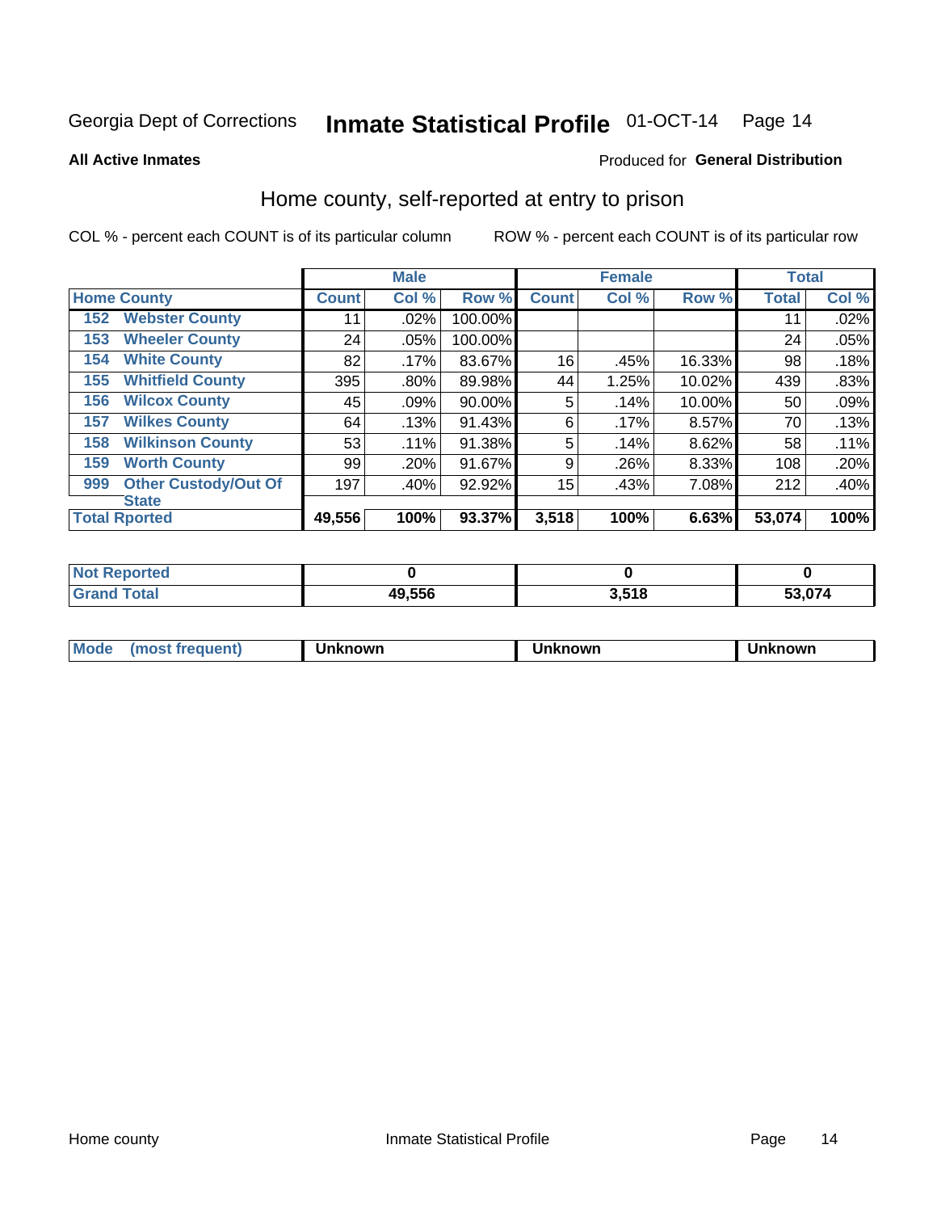Georgia Dept of Corrections **Inmate Statistical Profile** 01-OCT-14 Page 14

**All Active Inmates**

Produced for **General Distribution**

## Home county, self-reported at entry to prison

COL % - percent each COUNT is of its particular column ROW % - percent each COUNT is of its particular row

| | | Male | | | Female | | | Total | |
|---|---|---|---|---|---|---|---|---|---|
| **Home County** | | **Count** | **Col %** | **Row %** | **Count** | **Col %** | **Row %** | **Total** | **Col %** |
| 152 | Webster County | 11 | .02% | 100.00% | | | | 11 | .02% |
| 153 | Wheeler County | 24 | .05% | 100.00% | | | | 24 | .05% |
| 154 | White County | 82 | .17% | 83.67% | 16 | .45% | 16.33% | 98 | .18% |
| 155 | Whitfield County | 395 | .80% | 89.98% | 44 | 1.25% | 10.02% | 439 | .83% |
| 156 | Wilcox County | 45 | .09% | 90.00% | 5 | .14% | 10.00% | 50 | .09% |
| 157 | Wilkes County | 64 | .13% | 91.43% | 6 | .17% | 8.57% | 70 | .13% |
| 158 | Wilkinson County | 53 | .11% | 91.38% | 5 | .14% | 8.62% | 58 | .11% |
| 159 | Worth County | 99 | .20% | 91.67% | 9 | .26% | 8.33% | 108 | .20% |
| 999 | Other Custody/Out Of State | 197 | .40% | 92.92% | 15 | .43% | 7.08% | 212 | .40% |
| **Total Rported** | | **49,556** | **100%** | **93.37%** | **3,518** | **100%** | **6.63%** | **53,074** | **100%** |

| | Male | Female | Total |
|---|---|---|---|
| **Not Reported** | **0** | **0** | **0** |
| **Grand Total** | **49,556** | **3,518** | **53,074** |

| | Male | Female | Total |
|---|---|---|---|
| **Mode (most frequent)** | **Unknown** | **Unknown** | **Unknown** |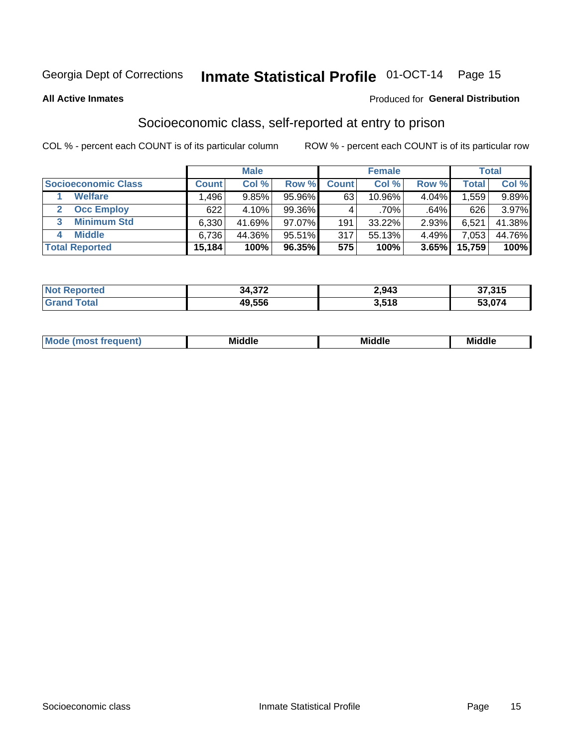Georgia Dept of Corrections **Inmate Statistical Profile** 01-OCT-14

**All Active Inmates**

Produced for **General Distribution**

## Socioeconomic class, self-reported at entry to prison

COL % - percent each COUNT is of its particular column

ROW % - percent each COUNT is of its particular row

| | Male | | | Female | | | Total | |
|---|---|---|---|---|---|---|---|---|
| **Socioeconomic Class** | **Count** | **Col %** | **Row %** | **Count** | **Col %** | **Row %** | **Total** | **Col %** |
| 1 **Welfare** | 1,496 | 9.85% | 95.96% | 63 | 10.96% | 4.04% | 1,559 | 9.89% |
| 2 **Occ Employ** | 622 | 4.10% | 99.36% | 4 | .70% | .64% | 626 | 3.97% |
| 3 **Minimum Std** | 6,330 | 41.69% | 97.07% | 191 | 33.22% | 2.93% | 6,521 | 41.38% |
| 4 **Middle** | 6,736 | 44.36% | 95.51% | 317 | 55.13% | 4.49% | 7,053 | 44.76% |
| **Total Reported** | **15,184** | **100%** | **96.35%** | **575** | **100%** | **3.65%** | **15,759** | **100%** |

| | Male | Female | Total |
|---|---|---|---|
| **Not Reported** | **34,372** | **2,943** | **37,315** |
| **Grand Total** | **49,556** | **3,518** | **53,074** |

| | Male | Female | Total |
|---|---|---|---|
| **Mode (most frequent)** | **Middle** | **Middle** | **Middle** |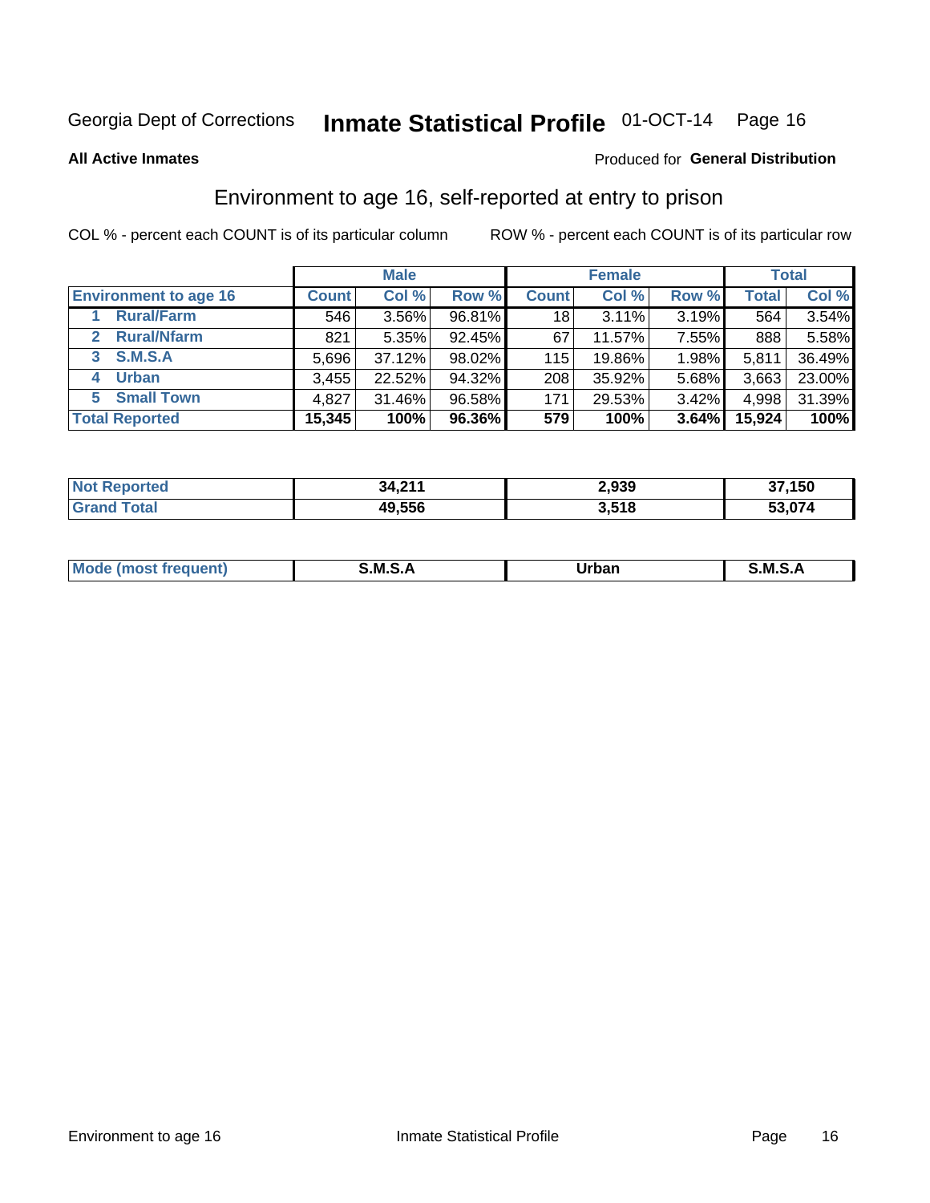Georgia Dept of Corrections **Inmate Statistical Profile** 01-OCT-14

**All Active Inmates**

Produced for **General Distribution**

## Environment to age 16, self-reported at entry to prison

COL % - percent each COUNT is of its particular column

ROW % - percent each COUNT is of its particular row

| | Male | | | Female | | | Total | |
|---|---|---|---|---|---|---|---|---|
| **Environment to age 16** | **Count** | **Col %** | **Row %** | **Count** | **Col %** | **Row %** | **Total** | **Col %** |
| 1 Rural/Farm | 546 | 3.56% | 96.81% | 18 | 3.11% | 3.19% | 564 | 3.54% |
| 2 Rural/Nfarm | 821 | 5.35% | 92.45% | 67 | 11.57% | 7.55% | 888 | 5.58% |
| 3 S.M.S.A | 5,696 | 37.12% | 98.02% | 115 | 19.86% | 1.98% | 5,811 | 36.49% |
| 4 Urban | 3,455 | 22.52% | 94.32% | 208 | 35.92% | 5.68% | 3,663 | 23.00% |
| 5 Small Town | 4,827 | 31.46% | 96.58% | 171 | 29.53% | 3.42% | 4,998 | 31.39% |
| **Total Reported** | **15,345** | **100%** | **96.36%** | **579** | **100%** | **3.64%** | **15,924** | **100%** |

| | Male | Female | Total |
|---|---|---|---|
| **Not Reported** | **34,211** | **2,939** | **37,150** |
| **Grand Total** | **49,556** | **3,518** | **53,074** |

| | Male | Female | Total |
|---|---|---|---|
| **Mode (most frequent)** | **S.M.S.A** | **Urban** | **S.M.S.A** |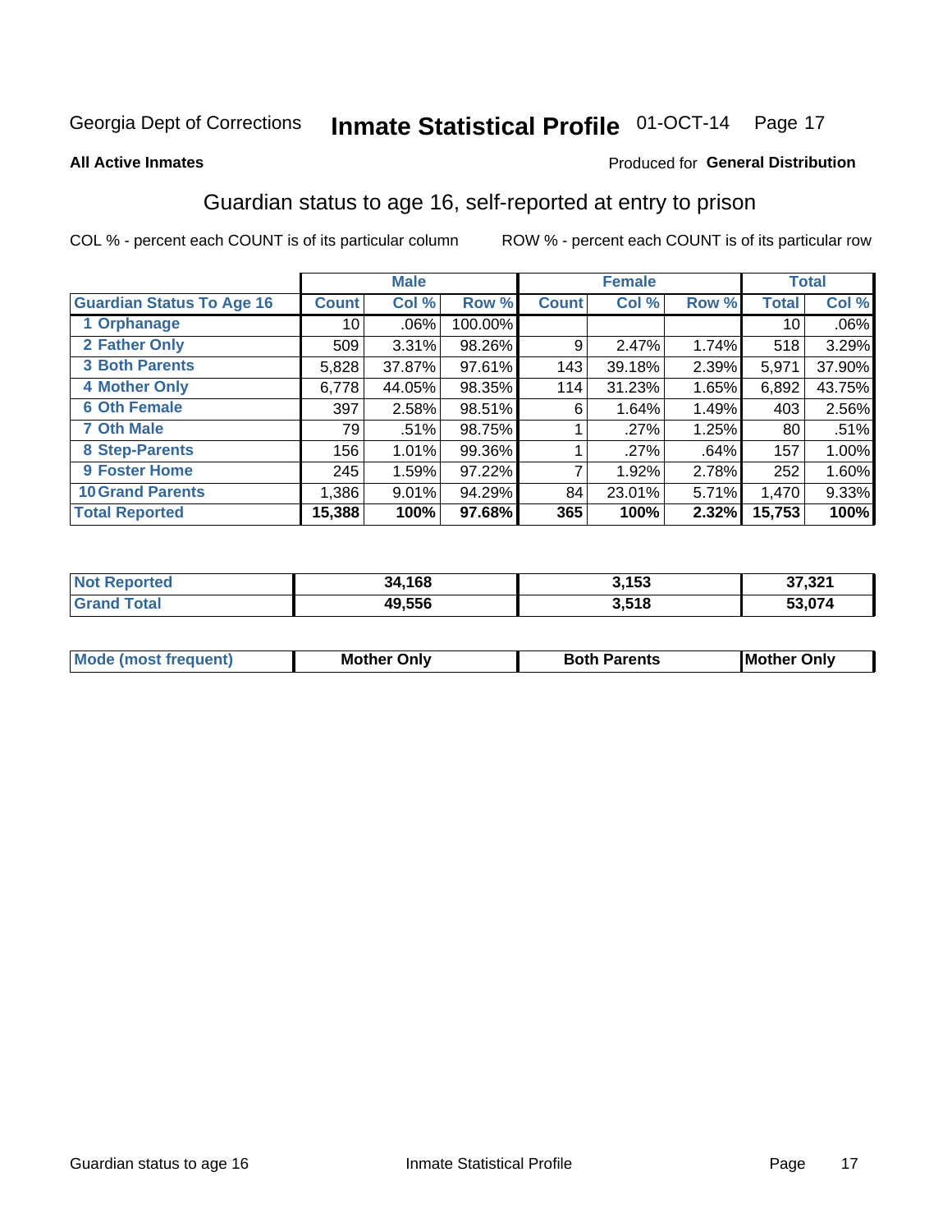Georgia Dept of Corrections **Inmate Statistical Profile** 01-OCT-14 Page 17

**All Active Inmates**

Produced for **General Distribution**

## Guardian status to age 16, self-reported at entry to prison

COL % - percent each COUNT is of its particular column ROW % - percent each COUNT is of its particular row

| | Male | | | Female | | | Total | |
|---|---|---|---|---|---|---|---|---|
| **Guardian Status To Age 16** | **Count** | **Col %** | **Row %** | **Count** | **Col %** | **Row %** | **Total** | **Col %** |
| 1 Orphanage | 10 | .06% | 100.00% | | | | 10 | .06% |
| 2 Father Only | 509 | 3.31% | 98.26% | 9 | 2.47% | 1.74% | 518 | 3.29% |
| 3 Both Parents | 5,828 | 37.87% | 97.61% | 143 | 39.18% | 2.39% | 5,971 | 37.90% |
| 4 Mother Only | 6,778 | 44.05% | 98.35% | 114 | 31.23% | 1.65% | 6,892 | 43.75% |
| 6 Oth Female | 397 | 2.58% | 98.51% | 6 | 1.64% | 1.49% | 403 | 2.56% |
| 7 Oth Male | 79 | .51% | 98.75% | 1 | .27% | 1.25% | 80 | .51% |
| 8 Step-Parents | 156 | 1.01% | 99.36% | 1 | .27% | .64% | 157 | 1.00% |
| 9 Foster Home | 245 | 1.59% | 97.22% | 7 | 1.92% | 2.78% | 252 | 1.60% |
| 10 Grand Parents | 1,386 | 9.01% | 94.29% | 84 | 23.01% | 5.71% | 1,470 | 9.33% |
| **Total Reported** | **15,388** | **100%** | **97.68%** | **365** | **100%** | **2.32%** | **15,753** | **100%** |

| | Male | Female | Total |
|---|---|---|---|
| Not Reported | 34,168 | 3,153 | 37,321 |
| Grand Total | 49,556 | 3,518 | 53,074 |

| | Male | Female | Total |
|---|---|---|---|
| Mode (most frequent) | Mother Only | Both Parents | Mother Only |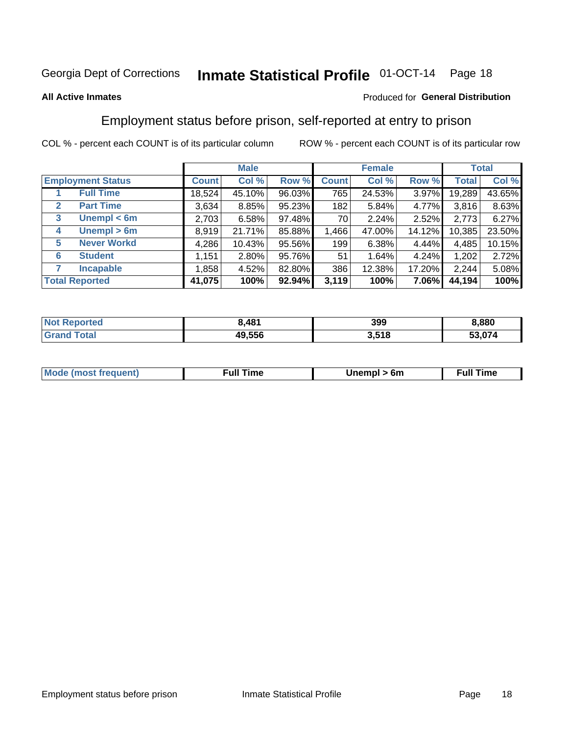Georgia Dept of Corrections **Inmate Statistical Profile** 01-OCT-14

**All Active Inmates**

Produced for **General Distribution**

## Employment status before prison, self-reported at entry to prison

COL % - percent each COUNT is of its particular column ROW % - percent each COUNT is of its particular row

| Employment Status | Male | | | Female | | | Total | |
|---|---|---|---|---|---|---|---|---|
| | Count | Col % | Row % | Count | Col % | Row % | Total | Col % |
| 1 Full Time | 18,524 | 45.10% | 96.03% | 765 | 24.53% | 3.97% | 19,289 | 43.65% |
| 2 Part Time | 3,634 | 8.85% | 95.23% | 182 | 5.84% | 4.77% | 3,816 | 8.63% |
| 3 Unempl < 6m | 2,703 | 6.58% | 97.48% | 70 | 2.24% | 2.52% | 2,773 | 6.27% |
| 4 Unempl > 6m | 8,919 | 21.71% | 85.88% | 1,466 | 47.00% | 14.12% | 10,385 | 23.50% |
| 5 Never Workd | 4,286 | 10.43% | 95.56% | 199 | 6.38% | 4.44% | 4,485 | 10.15% |
| 6 Student | 1,151 | 2.80% | 95.76% | 51 | 1.64% | 4.24% | 1,202 | 2.72% |
| 7 Incapable | 1,858 | 4.52% | 82.80% | 386 | 12.38% | 17.20% | 2,244 | 5.08% |
| **Total Reported** | **41,075** | **100%** | **92.94%** | **3,119** | **100%** | **7.06%** | **44,194** | **100%** |

| | Male | Female | Total |
|---|---|---|---|
| Not Reported | 8,481 | 399 | 8,880 |
| Grand Total | 49,556 | 3,518 | 53,074 |

| | Male | Female | Total |
|---|---|---|---|
| Mode (most frequent) | Full Time | Unempl > 6m | Full Time |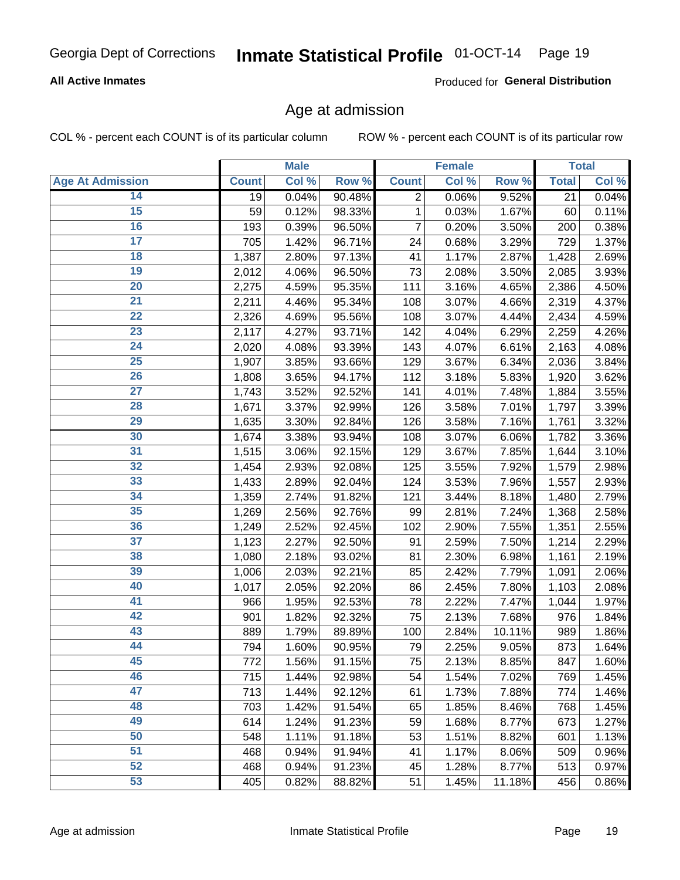Georgia Dept of Corrections **Inmate Statistical Profile** 01-OCT-14

**All Active Inmates**

Produced for **General Distribution**

## Age at admission

COL % - percent each COUNT is of its particular column     ROW % - percent each COUNT is of its particular row

| | Male | | | Female | | | Total | |
|---|---|---|---|---|---|---|---|---|
| **Age At Admission** | **Count** | **Col %** | **Row %** | **Count** | **Col %** | **Row %** | **Total** | **Col %** |
| 14 | 19 | 0.04% | 90.48% | 2 | 0.06% | 9.52% | 21 | 0.04% |
| 15 | 59 | 0.12% | 98.33% | 1 | 0.03% | 1.67% | 60 | 0.11% |
| 16 | 193 | 0.39% | 96.50% | 7 | 0.20% | 3.50% | 200 | 0.38% |
| 17 | 705 | 1.42% | 96.71% | 24 | 0.68% | 3.29% | 729 | 1.37% |
| 18 | 1,387 | 2.80% | 97.13% | 41 | 1.17% | 2.87% | 1,428 | 2.69% |
| 19 | 2,012 | 4.06% | 96.50% | 73 | 2.08% | 3.50% | 2,085 | 3.93% |
| 20 | 2,275 | 4.59% | 95.35% | 111 | 3.16% | 4.65% | 2,386 | 4.50% |
| 21 | 2,211 | 4.46% | 95.34% | 108 | 3.07% | 4.66% | 2,319 | 4.37% |
| 22 | 2,326 | 4.69% | 95.56% | 108 | 3.07% | 4.44% | 2,434 | 4.59% |
| 23 | 2,117 | 4.27% | 93.71% | 142 | 4.04% | 6.29% | 2,259 | 4.26% |
| 24 | 2,020 | 4.08% | 93.39% | 143 | 4.07% | 6.61% | 2,163 | 4.08% |
| 25 | 1,907 | 3.85% | 93.66% | 129 | 3.67% | 6.34% | 2,036 | 3.84% |
| 26 | 1,808 | 3.65% | 94.17% | 112 | 3.18% | 5.83% | 1,920 | 3.62% |
| 27 | 1,743 | 3.52% | 92.52% | 141 | 4.01% | 7.48% | 1,884 | 3.55% |
| 28 | 1,671 | 3.37% | 92.99% | 126 | 3.58% | 7.01% | 1,797 | 3.39% |
| 29 | 1,635 | 3.30% | 92.84% | 126 | 3.58% | 7.16% | 1,761 | 3.32% |
| 30 | 1,674 | 3.38% | 93.94% | 108 | 3.07% | 6.06% | 1,782 | 3.36% |
| 31 | 1,515 | 3.06% | 92.15% | 129 | 3.67% | 7.85% | 1,644 | 3.10% |
| 32 | 1,454 | 2.93% | 92.08% | 125 | 3.55% | 7.92% | 1,579 | 2.98% |
| 33 | 1,433 | 2.89% | 92.04% | 124 | 3.53% | 7.96% | 1,557 | 2.93% |
| 34 | 1,359 | 2.74% | 91.82% | 121 | 3.44% | 8.18% | 1,480 | 2.79% |
| 35 | 1,269 | 2.56% | 92.76% | 99 | 2.81% | 7.24% | 1,368 | 2.58% |
| 36 | 1,249 | 2.52% | 92.45% | 102 | 2.90% | 7.55% | 1,351 | 2.55% |
| 37 | 1,123 | 2.27% | 92.50% | 91 | 2.59% | 7.50% | 1,214 | 2.29% |
| 38 | 1,080 | 2.18% | 93.02% | 81 | 2.30% | 6.98% | 1,161 | 2.19% |
| 39 | 1,006 | 2.03% | 92.21% | 85 | 2.42% | 7.79% | 1,091 | 2.06% |
| 40 | 1,017 | 2.05% | 92.20% | 86 | 2.45% | 7.80% | 1,103 | 2.08% |
| 41 | 966 | 1.95% | 92.53% | 78 | 2.22% | 7.47% | 1,044 | 1.97% |
| 42 | 901 | 1.82% | 92.32% | 75 | 2.13% | 7.68% | 976 | 1.84% |
| 43 | 889 | 1.79% | 89.89% | 100 | 2.84% | 10.11% | 989 | 1.86% |
| 44 | 794 | 1.60% | 90.95% | 79 | 2.25% | 9.05% | 873 | 1.64% |
| 45 | 772 | 1.56% | 91.15% | 75 | 2.13% | 8.85% | 847 | 1.60% |
| 46 | 715 | 1.44% | 92.98% | 54 | 1.54% | 7.02% | 769 | 1.45% |
| 47 | 713 | 1.44% | 92.12% | 61 | 1.73% | 7.88% | 774 | 1.46% |
| 48 | 703 | 1.42% | 91.54% | 65 | 1.85% | 8.46% | 768 | 1.45% |
| 49 | 614 | 1.24% | 91.23% | 59 | 1.68% | 8.77% | 673 | 1.27% |
| 50 | 548 | 1.11% | 91.18% | 53 | 1.51% | 8.82% | 601 | 1.13% |
| 51 | 468 | 0.94% | 91.94% | 41 | 1.17% | 8.06% | 509 | 0.96% |
| 52 | 468 | 0.94% | 91.23% | 45 | 1.28% | 8.77% | 513 | 0.97% |
| 53 | 405 | 0.82% | 88.82% | 51 | 1.45% | 11.18% | 456 | 0.86% |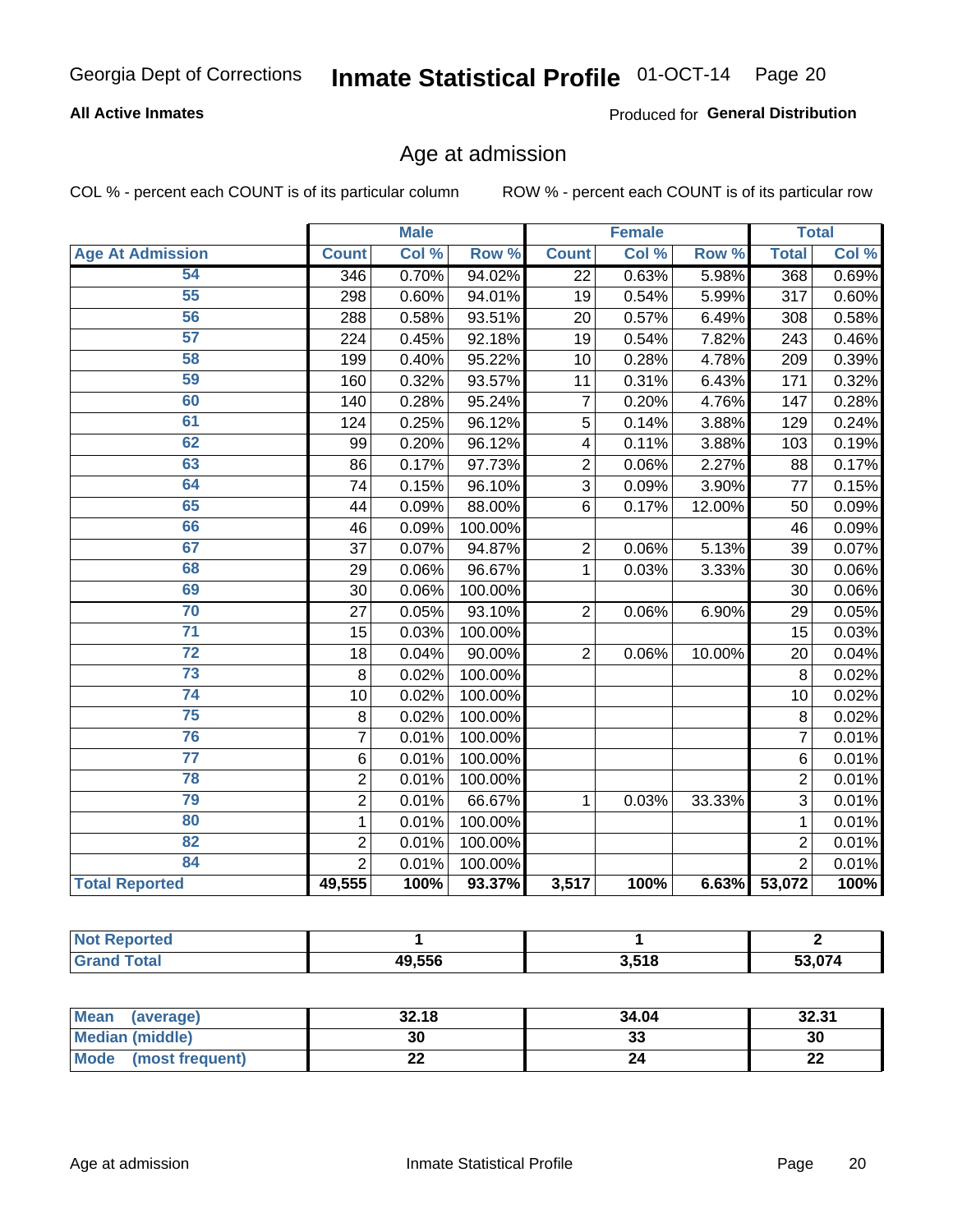Georgia Dept of Corrections **Inmate Statistical Profile** 01-OCT-14

**All Active Inmates**

Produced for **General Distribution**

## Age at admission

COL % - percent each COUNT is of its particular column ROW % - percent each COUNT is of its particular row

| | Male | | | Female | | | Total | |
|---|---|---|---|---|---|---|---|---|
| **Age At Admission** | **Count** | **Col %** | **Row %** | **Count** | **Col %** | **Row %** | **Total** | **Col %** |
| 54 | 346 | 0.70% | 94.02% | 22 | 0.63% | 5.98% | 368 | 0.69% |
| 55 | 298 | 0.60% | 94.01% | 19 | 0.54% | 5.99% | 317 | 0.60% |
| 56 | 288 | 0.58% | 93.51% | 20 | 0.57% | 6.49% | 308 | 0.58% |
| 57 | 224 | 0.45% | 92.18% | 19 | 0.54% | 7.82% | 243 | 0.46% |
| 58 | 199 | 0.40% | 95.22% | 10 | 0.28% | 4.78% | 209 | 0.39% |
| 59 | 160 | 0.32% | 93.57% | 11 | 0.31% | 6.43% | 171 | 0.32% |
| 60 | 140 | 0.28% | 95.24% | 7 | 0.20% | 4.76% | 147 | 0.28% |
| 61 | 124 | 0.25% | 96.12% | 5 | 0.14% | 3.88% | 129 | 0.24% |
| 62 | 99 | 0.20% | 96.12% | 4 | 0.11% | 3.88% | 103 | 0.19% |
| 63 | 86 | 0.17% | 97.73% | 2 | 0.06% | 2.27% | 88 | 0.17% |
| 64 | 74 | 0.15% | 96.10% | 3 | 0.09% | 3.90% | 77 | 0.15% |
| 65 | 44 | 0.09% | 88.00% | 6 | 0.17% | 12.00% | 50 | 0.09% |
| 66 | 46 | 0.09% | 100.00% | | | | 46 | 0.09% |
| 67 | 37 | 0.07% | 94.87% | 2 | 0.06% | 5.13% | 39 | 0.07% |
| 68 | 29 | 0.06% | 96.67% | 1 | 0.03% | 3.33% | 30 | 0.06% |
| 69 | 30 | 0.06% | 100.00% | | | | 30 | 0.06% |
| 70 | 27 | 0.05% | 93.10% | 2 | 0.06% | 6.90% | 29 | 0.05% |
| 71 | 15 | 0.03% | 100.00% | | | | 15 | 0.03% |
| 72 | 18 | 0.04% | 90.00% | 2 | 0.06% | 10.00% | 20 | 0.04% |
| 73 | 8 | 0.02% | 100.00% | | | | 8 | 0.02% |
| 74 | 10 | 0.02% | 100.00% | | | | 10 | 0.02% |
| 75 | 8 | 0.02% | 100.00% | | | | 8 | 0.02% |
| 76 | 7 | 0.01% | 100.00% | | | | 7 | 0.01% |
| 77 | 6 | 0.01% | 100.00% | | | | 6 | 0.01% |
| 78 | 2 | 0.01% | 100.00% | | | | 2 | 0.01% |
| 79 | 2 | 0.01% | 66.67% | 1 | 0.03% | 33.33% | 3 | 0.01% |
| 80 | 1 | 0.01% | 100.00% | | | | 1 | 0.01% |
| 82 | 2 | 0.01% | 100.00% | | | | 2 | 0.01% |
| 84 | 2 | 0.01% | 100.00% | | | | 2 | 0.01% |
| **Total Reported** | **49,555** | **100%** | **93.37%** | **3,517** | **100%** | **6.63%** | **53,072** | **100%** |

| | Male | Female | Total |
|---|---|---|---|
| **Not Reported** | **1** | **1** | **2** |
| **Grand Total** | **49,556** | **3,518** | **53,074** |

| | Male | Female | Total |
|---|---|---|---|
| **Mean (average)** | **32.18** | **34.04** | **32.31** |
| **Median (middle)** | **30** | **33** | **30** |
| **Mode (most frequent)** | **22** | **24** | **22** |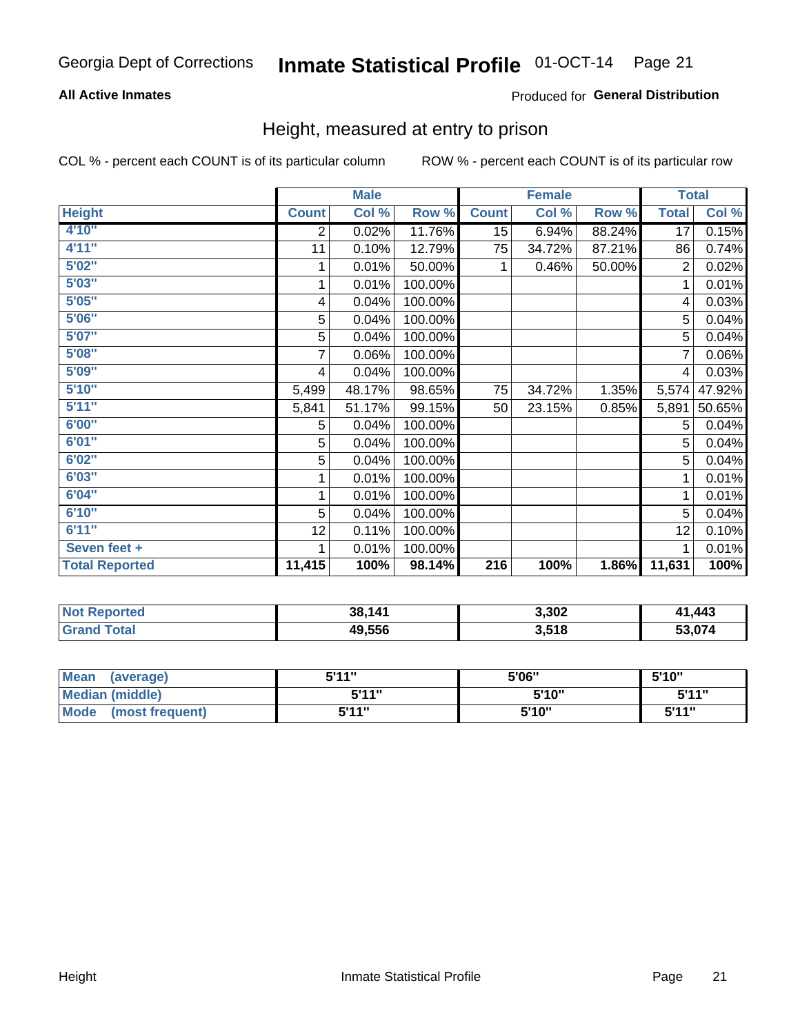Georgia Dept of Corrections **Inmate Statistical Profile** 01-OCT-14

**All Active Inmates**

Produced for **General Distribution**

## Height, measured at entry to prison

COL % - percent each COUNT is of its particular column

ROW % - percent each COUNT is of its particular row

| | Male | | | Female | | | Total | |
|---|---|---|---|---|---|---|---|---|
| **Height** | **Count** | **Col %** | **Row %** | **Count** | **Col %** | **Row %** | **Total** | **Col %** |
| **4'10"** | 2 | 0.02% | 11.76% | 15 | 6.94% | 88.24% | 17 | 0.15% |
| **4'11"** | 11 | 0.10% | 12.79% | 75 | 34.72% | 87.21% | 86 | 0.74% |
| **5'02"** | 1 | 0.01% | 50.00% | 1 | 0.46% | 50.00% | 2 | 0.02% |
| **5'03"** | 1 | 0.01% | 100.00% | | | | 1 | 0.01% |
| **5'05"** | 4 | 0.04% | 100.00% | | | | 4 | 0.03% |
| **5'06"** | 5 | 0.04% | 100.00% | | | | 5 | 0.04% |
| **5'07"** | 5 | 0.04% | 100.00% | | | | 5 | 0.04% |
| **5'08"** | 7 | 0.06% | 100.00% | | | | 7 | 0.06% |
| **5'09"** | 4 | 0.04% | 100.00% | | | | 4 | 0.03% |
| **5'10"** | 5,499 | 48.17% | 98.65% | 75 | 34.72% | 1.35% | 5,574 | 47.92% |
| **5'11"** | 5,841 | 51.17% | 99.15% | 50 | 23.15% | 0.85% | 5,891 | 50.65% |
| **6'00"** | 5 | 0.04% | 100.00% | | | | 5 | 0.04% |
| **6'01"** | 5 | 0.04% | 100.00% | | | | 5 | 0.04% |
| **6'02"** | 5 | 0.04% | 100.00% | | | | 5 | 0.04% |
| **6'03"** | 1 | 0.01% | 100.00% | | | | 1 | 0.01% |
| **6'04"** | 1 | 0.01% | 100.00% | | | | 1 | 0.01% |
| **6'10"** | 5 | 0.04% | 100.00% | | | | 5 | 0.04% |
| **6'11"** | 12 | 0.11% | 100.00% | | | | 12 | 0.10% |
| **Seven feet +** | 1 | 0.01% | 100.00% | | | | 1 | 0.01% |
| **Total Reported** | **11,415** | **100%** | **98.14%** | **216** | **100%** | **1.86%** | **11,631** | **100%** |

| | Male | Female | Total |
|---|---|---|---|
| **Not Reported** | **38,141** | **3,302** | **41,443** |
| **Grand Total** | **49,556** | **3,518** | **53,074** |

| | Male | Female | Total |
|---|---|---|---|
| **Mean (average)** | **5'11"** | **5'06"** | **5'10"** |
| **Median (middle)** | **5'11"** | **5'10"** | **5'11"** |
| **Mode (most frequent)** | **5'11"** | **5'10"** | **5'11"** |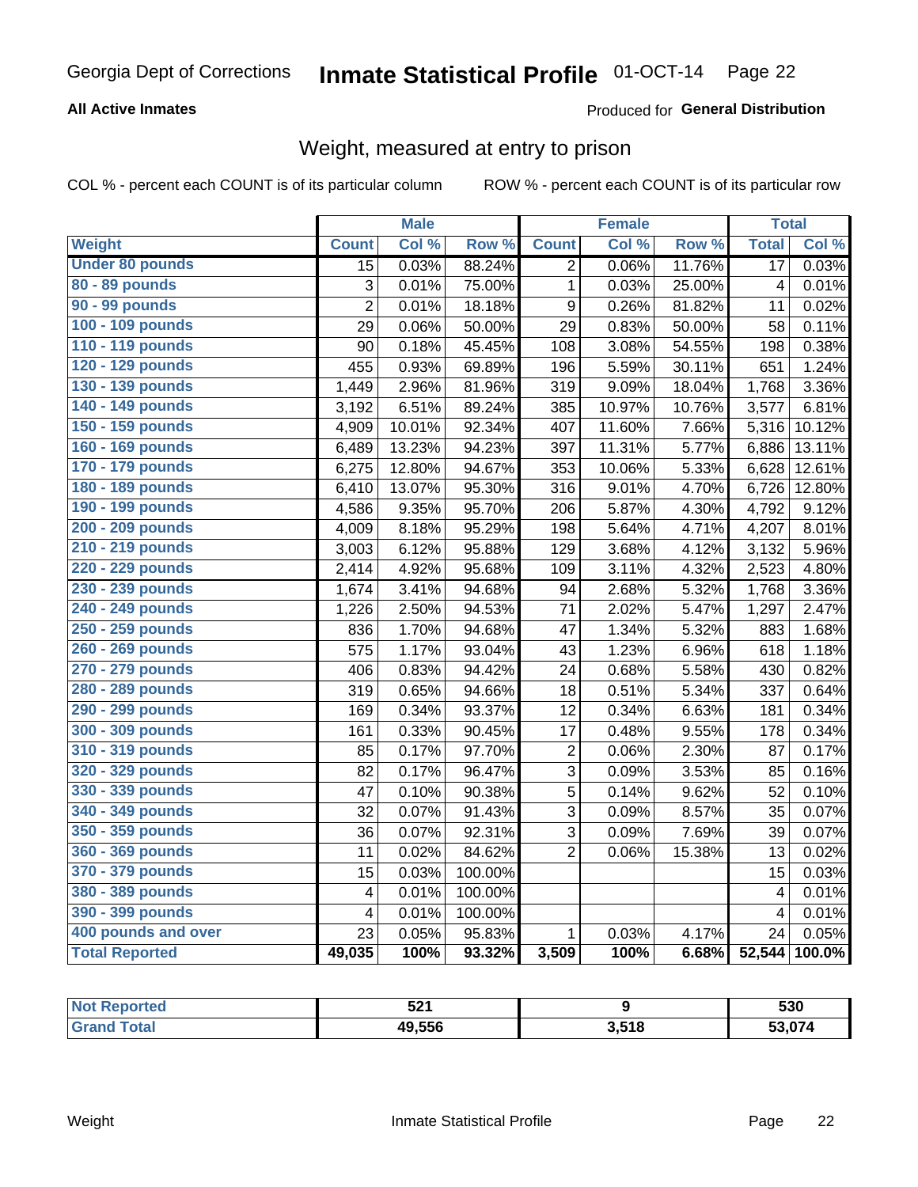# Inmate Statistical Profile

Georgia Dept of Corrections — 01-OCT-14

**All Active Inmates**

Produced for **General Distribution**

## Weight, measured at entry to prison

COL % - percent each COUNT is of its particular column

ROW % - percent each COUNT is of its particular row

| | Male | | | Female | | | Total | |
|---|---|---|---|---|---|---|---|---|
| **Weight** | **Count** | **Col %** | **Row %** | **Count** | **Col %** | **Row %** | **Total** | **Col %** |
| **Under 80 pounds** | 15 | 0.03% | 88.24% | 2 | 0.06% | 11.76% | 17 | 0.03% |
| **80 - 89 pounds** | 3 | 0.01% | 75.00% | 1 | 0.03% | 25.00% | 4 | 0.01% |
| **90 - 99 pounds** | 2 | 0.01% | 18.18% | 9 | 0.26% | 81.82% | 11 | 0.02% |
| **100 - 109 pounds** | 29 | 0.06% | 50.00% | 29 | 0.83% | 50.00% | 58 | 0.11% |
| **110 - 119 pounds** | 90 | 0.18% | 45.45% | 108 | 3.08% | 54.55% | 198 | 0.38% |
| **120 - 129 pounds** | 455 | 0.93% | 69.89% | 196 | 5.59% | 30.11% | 651 | 1.24% |
| **130 - 139 pounds** | 1,449 | 2.96% | 81.96% | 319 | 9.09% | 18.04% | 1,768 | 3.36% |
| **140 - 149 pounds** | 3,192 | 6.51% | 89.24% | 385 | 10.97% | 10.76% | 3,577 | 6.81% |
| **150 - 159 pounds** | 4,909 | 10.01% | 92.34% | 407 | 11.60% | 7.66% | 5,316 | 10.12% |
| **160 - 169 pounds** | 6,489 | 13.23% | 94.23% | 397 | 11.31% | 5.77% | 6,886 | 13.11% |
| **170 - 179 pounds** | 6,275 | 12.80% | 94.67% | 353 | 10.06% | 5.33% | 6,628 | 12.61% |
| **180 - 189 pounds** | 6,410 | 13.07% | 95.30% | 316 | 9.01% | 4.70% | 6,726 | 12.80% |
| **190 - 199 pounds** | 4,586 | 9.35% | 95.70% | 206 | 5.87% | 4.30% | 4,792 | 9.12% |
| **200 - 209 pounds** | 4,009 | 8.18% | 95.29% | 198 | 5.64% | 4.71% | 4,207 | 8.01% |
| **210 - 219 pounds** | 3,003 | 6.12% | 95.88% | 129 | 3.68% | 4.12% | 3,132 | 5.96% |
| **220 - 229 pounds** | 2,414 | 4.92% | 95.68% | 109 | 3.11% | 4.32% | 2,523 | 4.80% |
| **230 - 239 pounds** | 1,674 | 3.41% | 94.68% | 94 | 2.68% | 5.32% | 1,768 | 3.36% |
| **240 - 249 pounds** | 1,226 | 2.50% | 94.53% | 71 | 2.02% | 5.47% | 1,297 | 2.47% |
| **250 - 259 pounds** | 836 | 1.70% | 94.68% | 47 | 1.34% | 5.32% | 883 | 1.68% |
| **260 - 269 pounds** | 575 | 1.17% | 93.04% | 43 | 1.23% | 6.96% | 618 | 1.18% |
| **270 - 279 pounds** | 406 | 0.83% | 94.42% | 24 | 0.68% | 5.58% | 430 | 0.82% |
| **280 - 289 pounds** | 319 | 0.65% | 94.66% | 18 | 0.51% | 5.34% | 337 | 0.64% |
| **290 - 299 pounds** | 169 | 0.34% | 93.37% | 12 | 0.34% | 6.63% | 181 | 0.34% |
| **300 - 309 pounds** | 161 | 0.33% | 90.45% | 17 | 0.48% | 9.55% | 178 | 0.34% |
| **310 - 319 pounds** | 85 | 0.17% | 97.70% | 2 | 0.06% | 2.30% | 87 | 0.17% |
| **320 - 329 pounds** | 82 | 0.17% | 96.47% | 3 | 0.09% | 3.53% | 85 | 0.16% |
| **330 - 339 pounds** | 47 | 0.10% | 90.38% | 5 | 0.14% | 9.62% | 52 | 0.10% |
| **340 - 349 pounds** | 32 | 0.07% | 91.43% | 3 | 0.09% | 8.57% | 35 | 0.07% |
| **350 - 359 pounds** | 36 | 0.07% | 92.31% | 3 | 0.09% | 7.69% | 39 | 0.07% |
| **360 - 369 pounds** | 11 | 0.02% | 84.62% | 2 | 0.06% | 15.38% | 13 | 0.02% |
| **370 - 379 pounds** | 15 | 0.03% | 100.00% | | | | 15 | 0.03% |
| **380 - 389 pounds** | 4 | 0.01% | 100.00% | | | | 4 | 0.01% |
| **390 - 399 pounds** | 4 | 0.01% | 100.00% | | | | 4 | 0.01% |
| **400 pounds and over** | 23 | 0.05% | 95.83% | 1 | 0.03% | 4.17% | 24 | 0.05% |
| **Total Reported** | **49,035** | **100%** | **93.32%** | **3,509** | **100%** | **6.68%** | **52,544** | **100.0%** |

| | Male | Female | Total |
|---|---|---|---|
| **Not Reported** | **521** | **9** | **530** |
| **Grand Total** | **49,556** | **3,518** | **53,074** |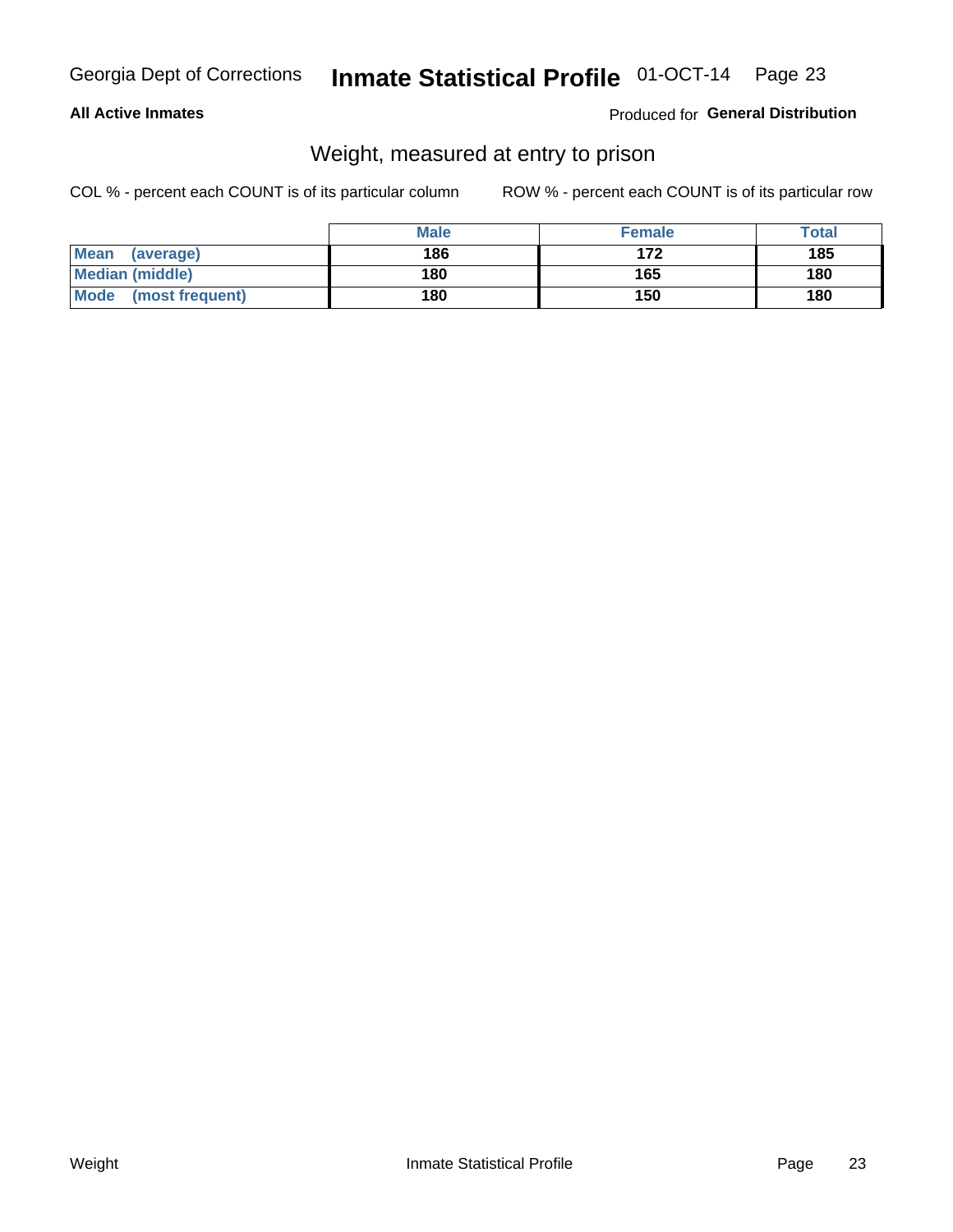**All Active Inmates**

Produced for **General Distribution**

## Weight, measured at entry to prison

COL % - percent each COUNT is of its particular column

ROW % - percent each COUNT is of its particular row

| | Male | Female | Total |
|---|---|---|---|
| **Mean (average)** | 186 | 172 | 185 |
| **Median (middle)** | 180 | 165 | 180 |
| **Mode (most frequent)** | 180 | 150 | 180 |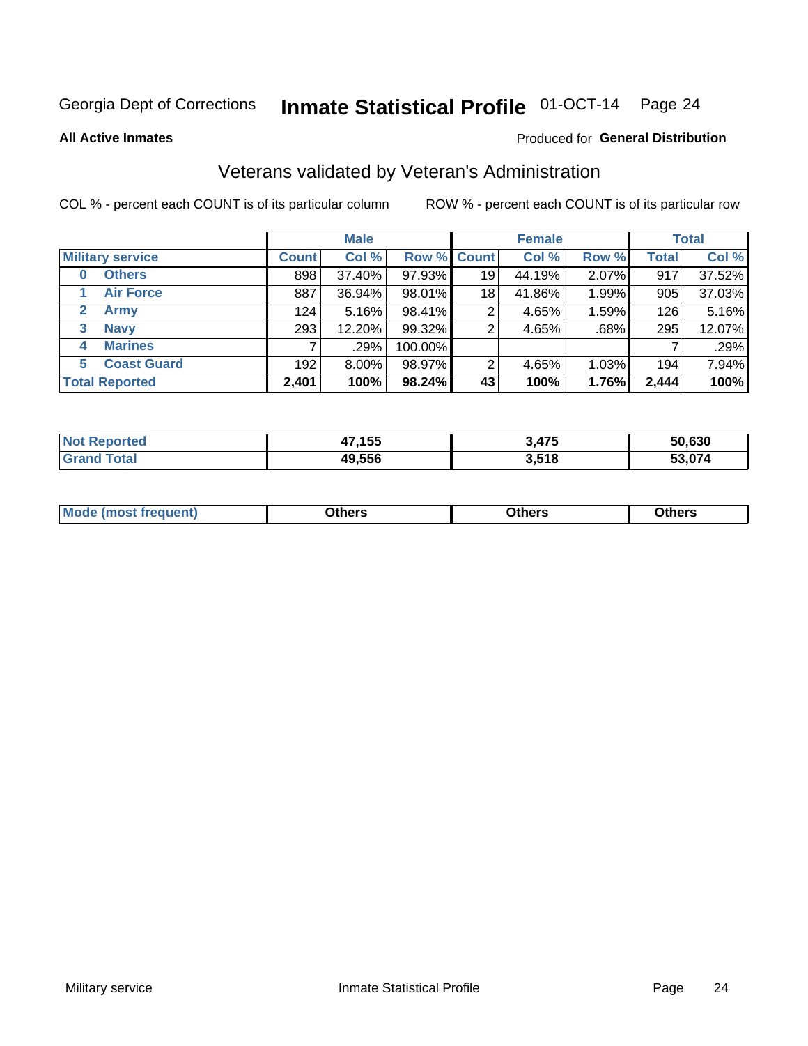Georgia Dept of Corrections **Inmate Statistical Profile** 01-OCT-14

**All Active Inmates**

Produced for **General Distribution**

## Veterans validated by Veteran's Administration

COL % - percent each COUNT is of its particular column

ROW % - percent each COUNT is of its particular row

| Military service | Male | | | Female | | | Total | |
|---|---|---|---|---|---|---|---|---|
| | Count | Col % | Row % | Count | Col % | Row % | Total | Col % |
| 0 Others | 898 | 37.40% | 97.93% | 19 | 44.19% | 2.07% | 917 | 37.52% |
| 1 Air Force | 887 | 36.94% | 98.01% | 18 | 41.86% | 1.99% | 905 | 37.03% |
| 2 Army | 124 | 5.16% | 98.41% | 2 | 4.65% | 1.59% | 126 | 5.16% |
| 3 Navy | 293 | 12.20% | 99.32% | 2 | 4.65% | .68% | 295 | 12.07% |
| 4 Marines | 7 | .29% | 100.00% | | | | 7 | .29% |
| 5 Coast Guard | 192 | 8.00% | 98.97% | 2 | 4.65% | 1.03% | 194 | 7.94% |
| **Total Reported** | **2,401** | **100%** | **98.24%** | **43** | **100%** | **1.76%** | **2,444** | **100%** |

| | Male | Female | Total |
|---|---|---|---|
| Not Reported | 47,155 | 3,475 | 50,630 |
| Grand Total | 49,556 | 3,518 | 53,074 |

| | Male | Female | Total |
|---|---|---|---|
| Mode (most frequent) | Others | Others | Others |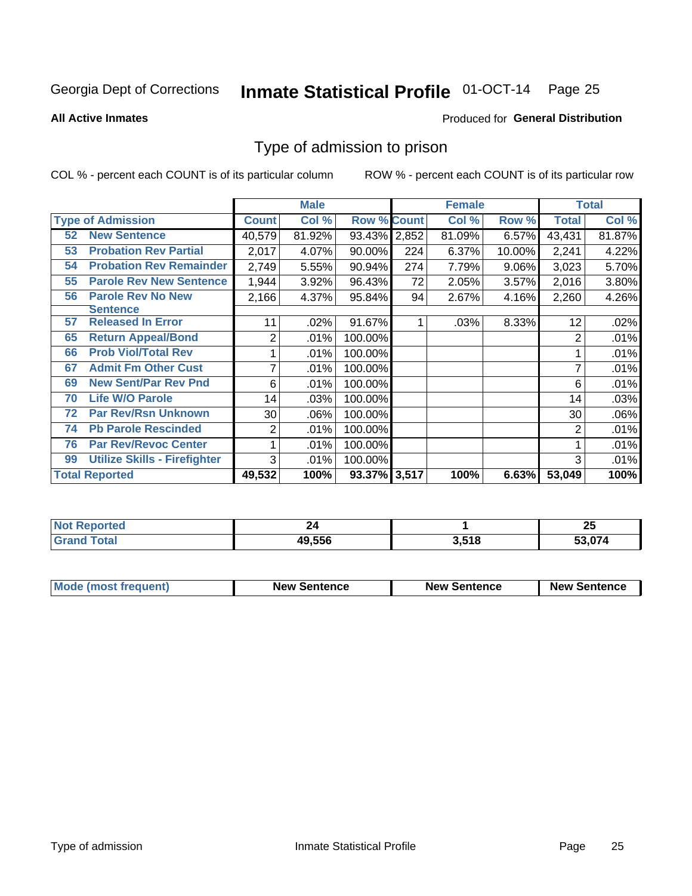Georgia Dept of Corrections **Inmate Statistical Profile** 01-OCT-14

**All Active Inmates**

Produced for **General Distribution**

## Type of admission to prison

COL % - percent each COUNT is of its particular column

ROW % - percent each COUNT is of its particular row

| | Male | | | Female | | | Total | |
|---|---|---|---|---|---|---|---|---|
| **Type of Admission** | **Count** | **Col %** | **Row %** | **Count** | **Col %** | **Row %** | **Total** | **Col %** |
| 52 New Sentence | 40,579 | 81.92% | 93.43% | 2,852 | 81.09% | 6.57% | 43,431 | 81.87% |
| 53 Probation Rev Partial | 2,017 | 4.07% | 90.00% | 224 | 6.37% | 10.00% | 2,241 | 4.22% |
| 54 Probation Rev Remainder | 2,749 | 5.55% | 90.94% | 274 | 7.79% | 9.06% | 3,023 | 5.70% |
| 55 Parole Rev New Sentence | 1,944 | 3.92% | 96.43% | 72 | 2.05% | 3.57% | 2,016 | 3.80% |
| 56 Parole Rev No New Sentence | 2,166 | 4.37% | 95.84% | 94 | 2.67% | 4.16% | 2,260 | 4.26% |
| 57 Released In Error | 11 | .02% | 91.67% | 1 | .03% | 8.33% | 12 | .02% |
| 65 Return Appeal/Bond | 2 | .01% | 100.00% | | | | 2 | .01% |
| 66 Prob Viol/Total Rev | 1 | .01% | 100.00% | | | | 1 | .01% |
| 67 Admit Fm Other Cust | 7 | .01% | 100.00% | | | | 7 | .01% |
| 69 New Sent/Par Rev Pnd | 6 | .01% | 100.00% | | | | 6 | .01% |
| 70 Life W/O Parole | 14 | .03% | 100.00% | | | | 14 | .03% |
| 72 Par Rev/Rsn Unknown | 30 | .06% | 100.00% | | | | 30 | .06% |
| 74 Pb Parole Rescinded | 2 | .01% | 100.00% | | | | 2 | .01% |
| 76 Par Rev/Revoc Center | 1 | .01% | 100.00% | | | | 1 | .01% |
| 99 Utilize Skills - Firefighter | 3 | .01% | 100.00% | | | | 3 | .01% |
| **Total Reported** | **49,532** | **100%** | **93.37%** | **3,517** | **100%** | **6.63%** | **53,049** | **100%** |

| | Male | Female | Total |
|---|---|---|---|
| Not Reported | 24 | 1 | 25 |
| Grand Total | 49,556 | 3,518 | 53,074 |

| | Male | Female | Total |
|---|---|---|---|
| Mode (most frequent) | New Sentence | New Sentence | New Sentence |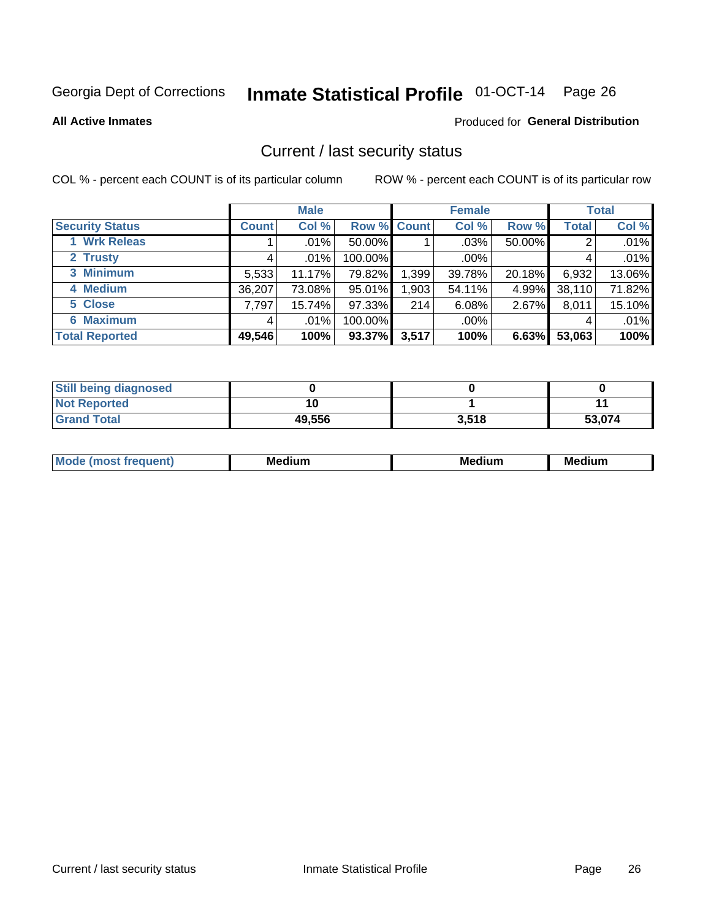Georgia Dept of Corrections **Inmate Statistical Profile** 01-OCT-14

**All Active Inmates**

Produced for **General Distribution**

## Current / last security status

COL % - percent each COUNT is of its particular column

ROW % - percent each COUNT is of its particular row

| | Male | | | Female | | | Total | |
|---|---|---|---|---|---|---|---|---|
| **Security Status** | **Count** | **Col %** | **Row %** | **Count** | **Col %** | **Row %** | **Total** | **Col %** |
| 1 Wrk Releas | 1 | .01% | 50.00% | 1 | .03% | 50.00% | 2 | .01% |
| 2 Trusty | 4 | .01% | 100.00% | | .00% | | 4 | .01% |
| 3 Minimum | 5,533 | 11.17% | 79.82% | 1,399 | 39.78% | 20.18% | 6,932 | 13.06% |
| 4 Medium | 36,207 | 73.08% | 95.01% | 1,903 | 54.11% | 4.99% | 38,110 | 71.82% |
| 5 Close | 7,797 | 15.74% | 97.33% | 214 | 6.08% | 2.67% | 8,011 | 15.10% |
| 6 Maximum | 4 | .01% | 100.00% | | .00% | | 4 | .01% |
| **Total Reported** | **49,546** | **100%** | **93.37%** | **3,517** | **100%** | **6.63%** | **53,063** | **100%** |

| | Male | Female | Total |
|---|---|---|---|
| Still being diagnosed | **0** | **0** | **0** |
| Not Reported | **10** | **1** | **11** |
| Grand Total | **49,556** | **3,518** | **53,074** |

| | Male | Female | Total |
|---|---|---|---|
| Mode (most frequent) | **Medium** | **Medium** | **Medium** |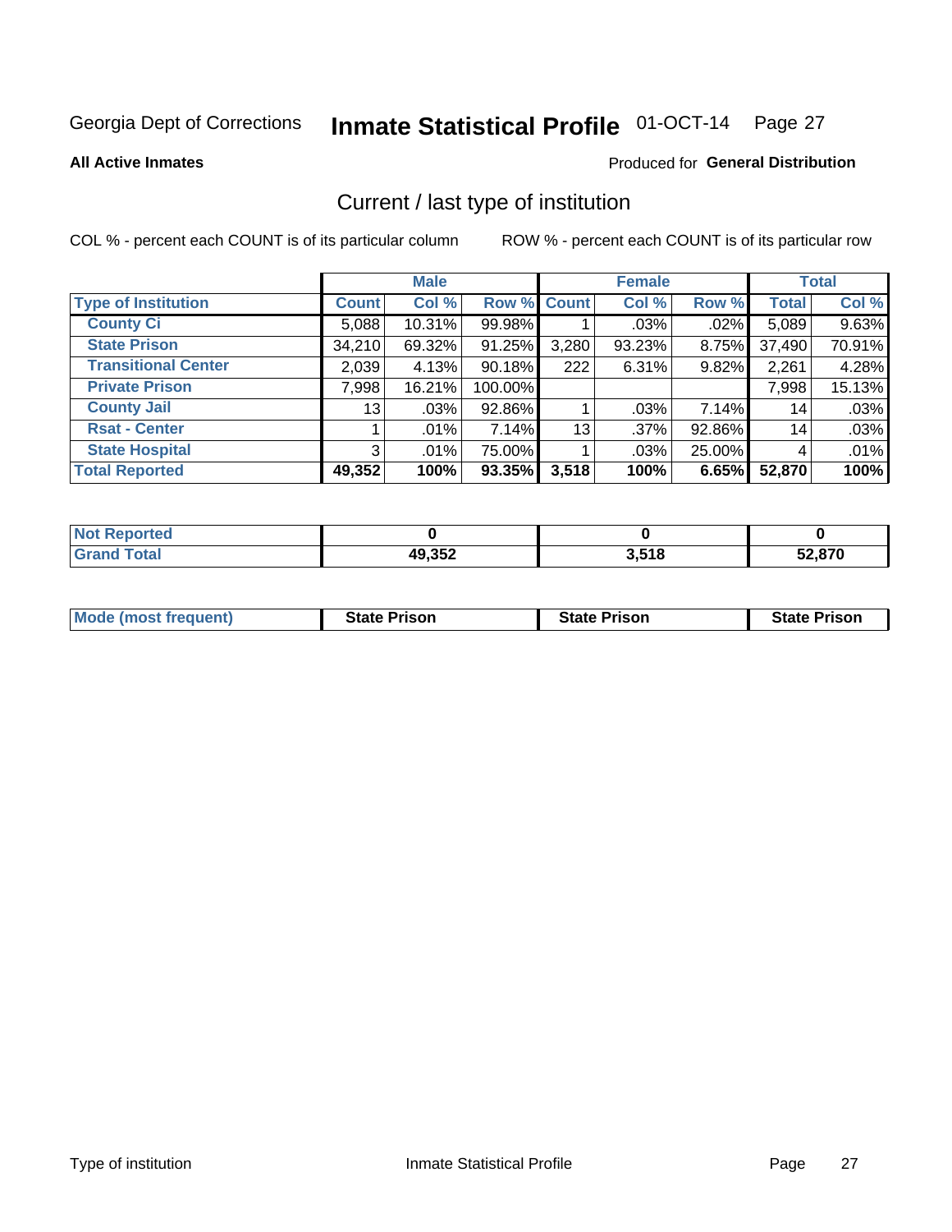Georgia Dept of Corrections **Inmate Statistical Profile** 01-OCT-14

**All Active Inmates**

Produced for **General Distribution**

## Current / last type of institution

COL % - percent each COUNT is of its particular column

ROW % - percent each COUNT is of its particular row

| | Male | | | Female | | | Total | |
|---|---|---|---|---|---|---|---|---|
| **Type of Institution** | **Count** | **Col %** | **Row %** | **Count** | **Col %** | **Row %** | **Total** | **Col %** |
| County Ci | 5,088 | 10.31% | 99.98% | 1 | .03% | .02% | 5,089 | 9.63% |
| State Prison | 34,210 | 69.32% | 91.25% | 3,280 | 93.23% | 8.75% | 37,490 | 70.91% |
| Transitional Center | 2,039 | 4.13% | 90.18% | 222 | 6.31% | 9.82% | 2,261 | 4.28% |
| Private Prison | 7,998 | 16.21% | 100.00% | | | | 7,998 | 15.13% |
| County Jail | 13 | .03% | 92.86% | 1 | .03% | 7.14% | 14 | .03% |
| Rsat - Center | 1 | .01% | 7.14% | 13 | .37% | 92.86% | 14 | .03% |
| State Hospital | 3 | .01% | 75.00% | 1 | .03% | 25.00% | 4 | .01% |
| **Total Reported** | **49,352** | **100%** | **93.35%** | **3,518** | **100%** | **6.65%** | **52,870** | **100%** |

| | Male | Female | Total |
|---|---|---|---|
| Not Reported | **0** | **0** | **0** |
| Grand Total | **49,352** | **3,518** | **52,870** |

| | Male | Female | Total |
|---|---|---|---|
| Mode (most frequent) | **State Prison** | **State Prison** | **State Prison** |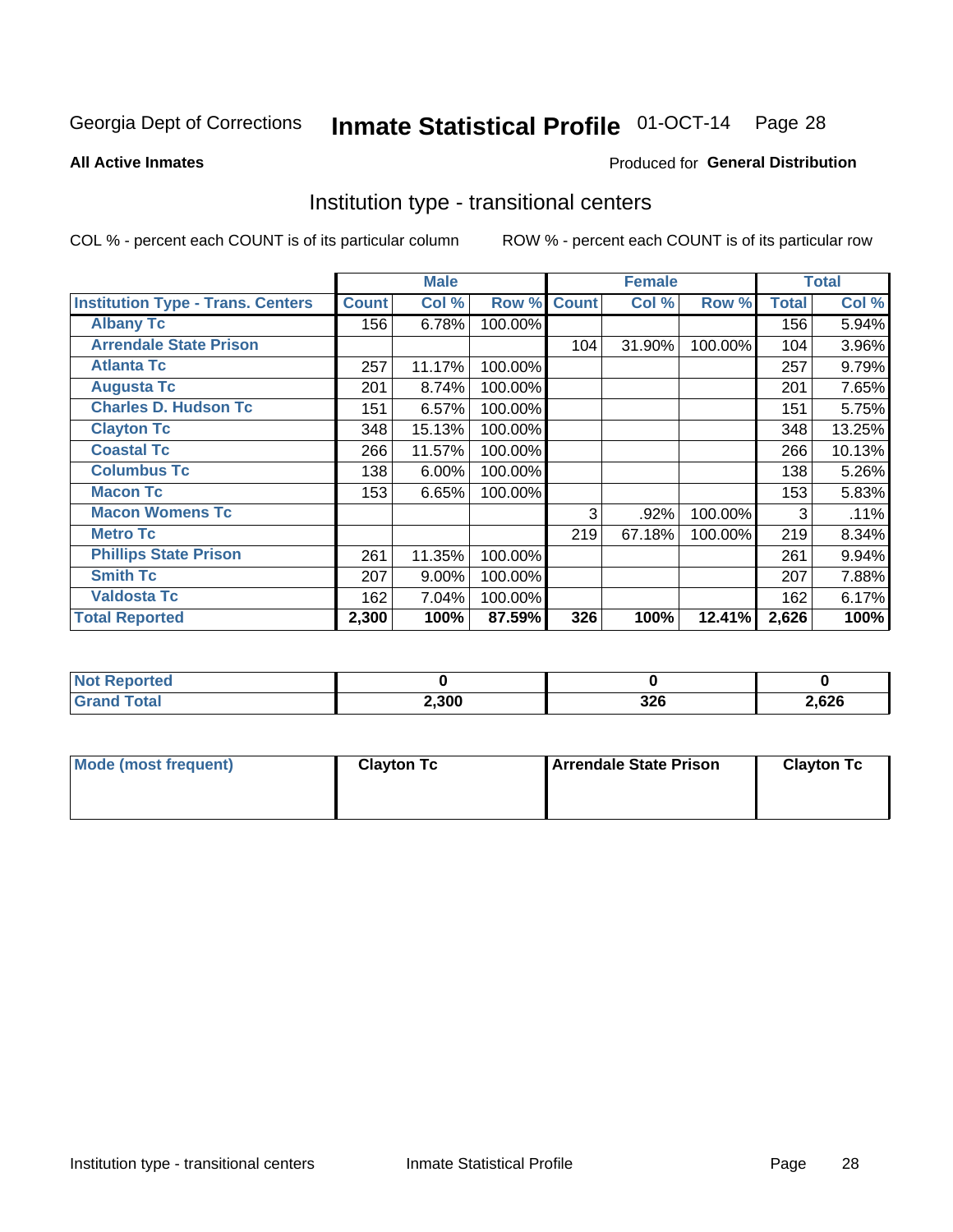Georgia Dept of Corrections **Inmate Statistical Profile** 01-OCT-14

**All Active Inmates**

Produced for **General Distribution**

## Institution type - transitional centers

COL % - percent each COUNT is of its particular column

ROW % - percent each COUNT is of its particular row

| | Male | | | Female | | | Total | |
|---|---|---|---|---|---|---|---|---|
| **Institution Type - Trans. Centers** | **Count** | **Col %** | **Row %** | **Count** | **Col %** | **Row %** | **Total** | **Col %** |
| **Albany Tc** | 156 | 6.78% | 100.00% | | | | 156 | 5.94% |
| **Arrendale State Prison** | | | | 104 | 31.90% | 100.00% | 104 | 3.96% |
| **Atlanta Tc** | 257 | 11.17% | 100.00% | | | | 257 | 9.79% |
| **Augusta Tc** | 201 | 8.74% | 100.00% | | | | 201 | 7.65% |
| **Charles D. Hudson Tc** | 151 | 6.57% | 100.00% | | | | 151 | 5.75% |
| **Clayton Tc** | 348 | 15.13% | 100.00% | | | | 348 | 13.25% |
| **Coastal Tc** | 266 | 11.57% | 100.00% | | | | 266 | 10.13% |
| **Columbus Tc** | 138 | 6.00% | 100.00% | | | | 138 | 5.26% |
| **Macon Tc** | 153 | 6.65% | 100.00% | | | | 153 | 5.83% |
| **Macon Womens Tc** | | | | 3 | .92% | 100.00% | 3 | .11% |
| **Metro Tc** | | | | 219 | 67.18% | 100.00% | 219 | 8.34% |
| **Phillips State Prison** | 261 | 11.35% | 100.00% | | | | 261 | 9.94% |
| **Smith Tc** | 207 | 9.00% | 100.00% | | | | 207 | 7.88% |
| **Valdosta Tc** | 162 | 7.04% | 100.00% | | | | 162 | 6.17% |
| **Total Reported** | **2,300** | **100%** | **87.59%** | **326** | **100%** | **12.41%** | **2,626** | **100%** |

| | Male | Female | Total |
|---|---|---|---|
| **Not Reported** | **0** | **0** | **0** |
| **Grand Total** | **2,300** | **326** | **2,626** |

| | Male | Female | Total |
|---|---|---|---|
| **Mode (most frequent)** | **Clayton Tc** | **Arrendale State Prison** | **Clayton Tc** |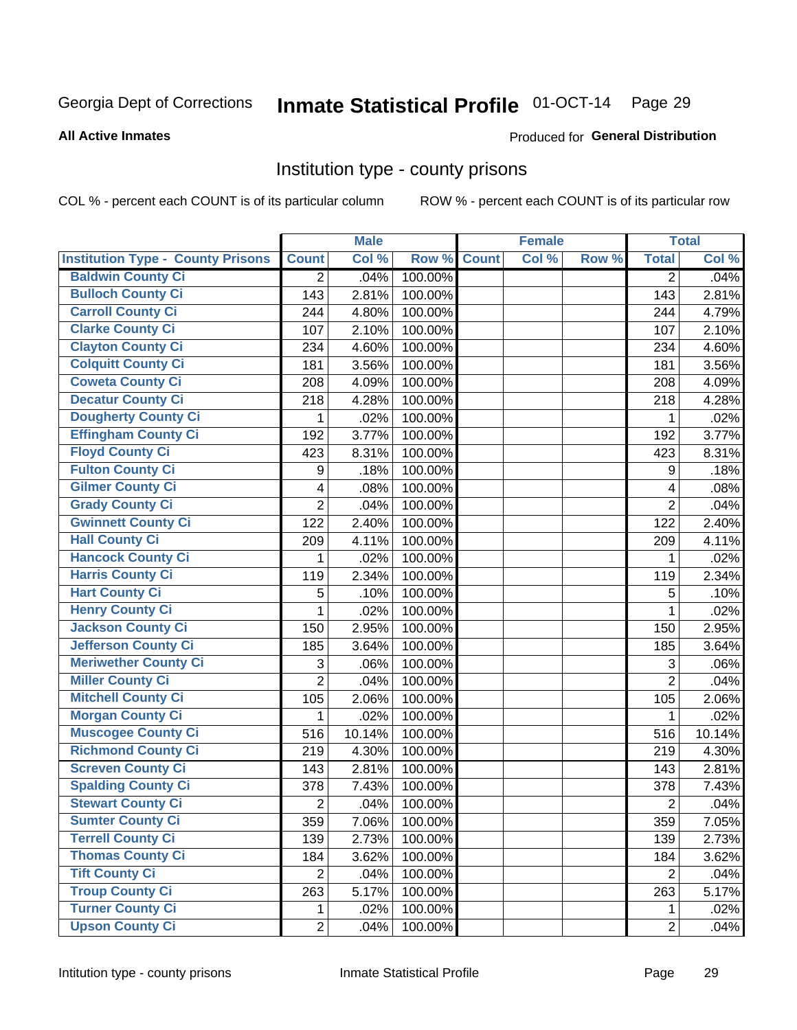Georgia Dept of Corrections **Inmate Statistical Profile** 01-OCT-14 Page 29

**All Active Inmates**

Produced for **General Distribution**

## Institution type - county prisons

COL % - percent each COUNT is of its particular column

ROW % - percent each COUNT is of its particular row

| | Male | | | Female | | | Total | |
|---|---|---|---|---|---|---|---|---|
| Institution Type - County Prisons | Count | Col % | Row % | Count | Col % | Row % | Total | Col % |
| Baldwin County Ci | 2 | .04% | 100.00% | | | | 2 | .04% |
| Bulloch County Ci | 143 | 2.81% | 100.00% | | | | 143 | 2.81% |
| Carroll County Ci | 244 | 4.80% | 100.00% | | | | 244 | 4.79% |
| Clarke County Ci | 107 | 2.10% | 100.00% | | | | 107 | 2.10% |
| Clayton County Ci | 234 | 4.60% | 100.00% | | | | 234 | 4.60% |
| Colquitt County Ci | 181 | 3.56% | 100.00% | | | | 181 | 3.56% |
| Coweta County Ci | 208 | 4.09% | 100.00% | | | | 208 | 4.09% |
| Decatur County Ci | 218 | 4.28% | 100.00% | | | | 218 | 4.28% |
| Dougherty County Ci | 1 | .02% | 100.00% | | | | 1 | .02% |
| Effingham County Ci | 192 | 3.77% | 100.00% | | | | 192 | 3.77% |
| Floyd County Ci | 423 | 8.31% | 100.00% | | | | 423 | 8.31% |
| Fulton County Ci | 9 | .18% | 100.00% | | | | 9 | .18% |
| Gilmer County Ci | 4 | .08% | 100.00% | | | | 4 | .08% |
| Grady County Ci | 2 | .04% | 100.00% | | | | 2 | .04% |
| Gwinnett County Ci | 122 | 2.40% | 100.00% | | | | 122 | 2.40% |
| Hall County Ci | 209 | 4.11% | 100.00% | | | | 209 | 4.11% |
| Hancock County Ci | 1 | .02% | 100.00% | | | | 1 | .02% |
| Harris County Ci | 119 | 2.34% | 100.00% | | | | 119 | 2.34% |
| Hart County Ci | 5 | .10% | 100.00% | | | | 5 | .10% |
| Henry County Ci | 1 | .02% | 100.00% | | | | 1 | .02% |
| Jackson County Ci | 150 | 2.95% | 100.00% | | | | 150 | 2.95% |
| Jefferson County Ci | 185 | 3.64% | 100.00% | | | | 185 | 3.64% |
| Meriwether County Ci | 3 | .06% | 100.00% | | | | 3 | .06% |
| Miller County Ci | 2 | .04% | 100.00% | | | | 2 | .04% |
| Mitchell County Ci | 105 | 2.06% | 100.00% | | | | 105 | 2.06% |
| Morgan County Ci | 1 | .02% | 100.00% | | | | 1 | .02% |
| Muscogee County Ci | 516 | 10.14% | 100.00% | | | | 516 | 10.14% |
| Richmond County Ci | 219 | 4.30% | 100.00% | | | | 219 | 4.30% |
| Screven County Ci | 143 | 2.81% | 100.00% | | | | 143 | 2.81% |
| Spalding County Ci | 378 | 7.43% | 100.00% | | | | 378 | 7.43% |
| Stewart County Ci | 2 | .04% | 100.00% | | | | 2 | .04% |
| Sumter County Ci | 359 | 7.06% | 100.00% | | | | 359 | 7.05% |
| Terrell County Ci | 139 | 2.73% | 100.00% | | | | 139 | 2.73% |
| Thomas County Ci | 184 | 3.62% | 100.00% | | | | 184 | 3.62% |
| Tift County Ci | 2 | .04% | 100.00% | | | | 2 | .04% |
| Troup County Ci | 263 | 5.17% | 100.00% | | | | 263 | 5.17% |
| Turner County Ci | 1 | .02% | 100.00% | | | | 1 | .02% |
| Upson County Ci | 2 | .04% | 100.00% | | | | 2 | .04% |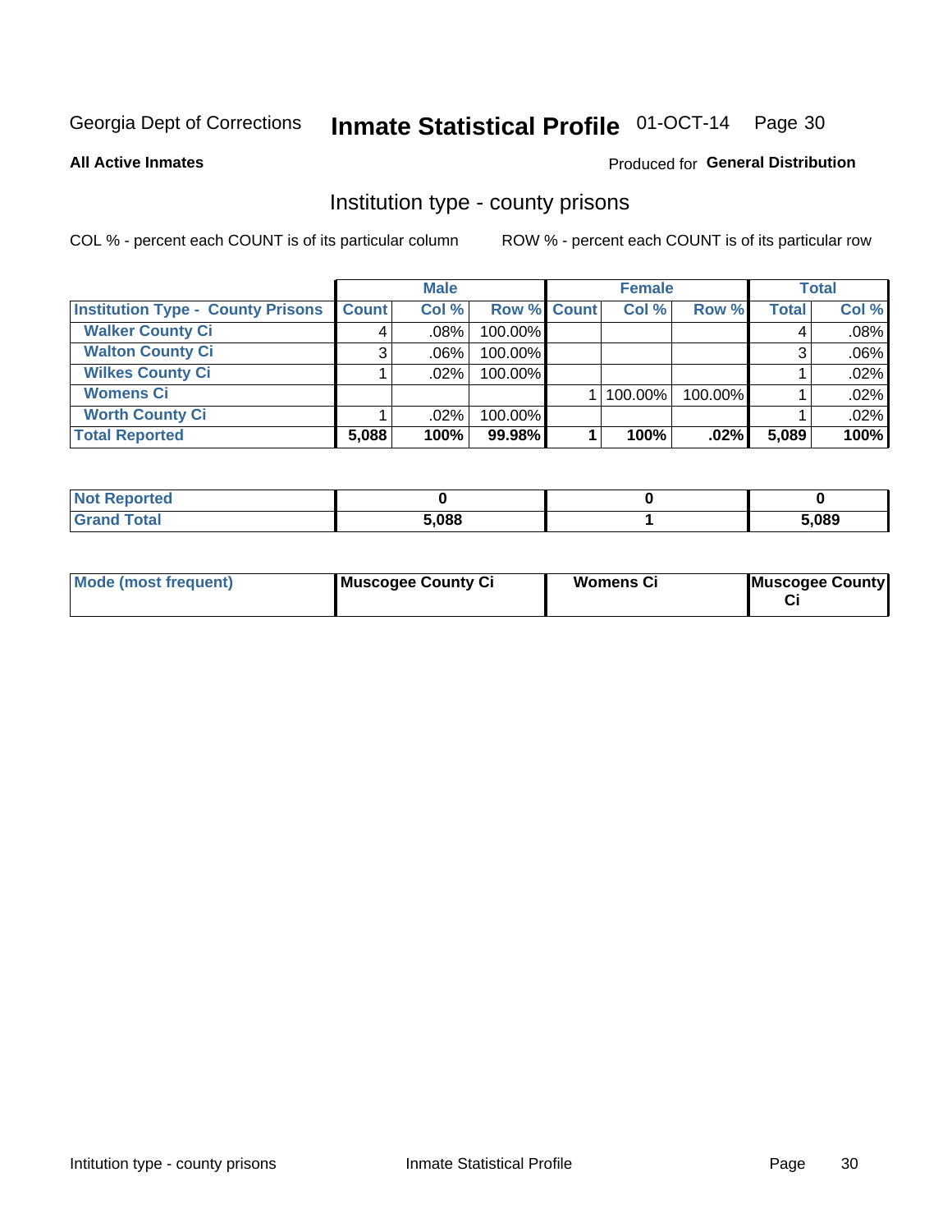Georgia Dept of Corrections **Inmate Statistical Profile** 01-OCT-14

**All Active Inmates**

Produced for **General Distribution**

## Institution type - county prisons

COL % - percent each COUNT is of its particular column

ROW % - percent each COUNT is of its particular row

| | Male | | | Female | | | Total | |
|---|---|---|---|---|---|---|---|---|
| **Institution Type - County Prisons** | **Count** | **Col %** | **Row %** | **Count** | **Col %** | **Row %** | **Total** | **Col %** |
| **Walker County Ci** | 4 | .08% | 100.00% | | | | 4 | .08% |
| **Walton County Ci** | 3 | .06% | 100.00% | | | | 3 | .06% |
| **Wilkes County Ci** | 1 | .02% | 100.00% | | | | 1 | .02% |
| **Womens Ci** | | | | 1 | 100.00% | 100.00% | 1 | .02% |
| **Worth County Ci** | 1 | .02% | 100.00% | | | | 1 | .02% |
| **Total Reported** | **5,088** | **100%** | **99.98%** | **1** | **100%** | **.02%** | **5,089** | **100%** |

| | Male | Female | Total |
|---|---|---|---|
| **Not Reported** | **0** | **0** | **0** |
| **Grand Total** | **5,088** | **1** | **5,089** |

| | Male | Female | Total |
|---|---|---|---|
| **Mode (most frequent)** | **Muscogee County Ci** | **Womens Ci** | **Muscogee County Ci** |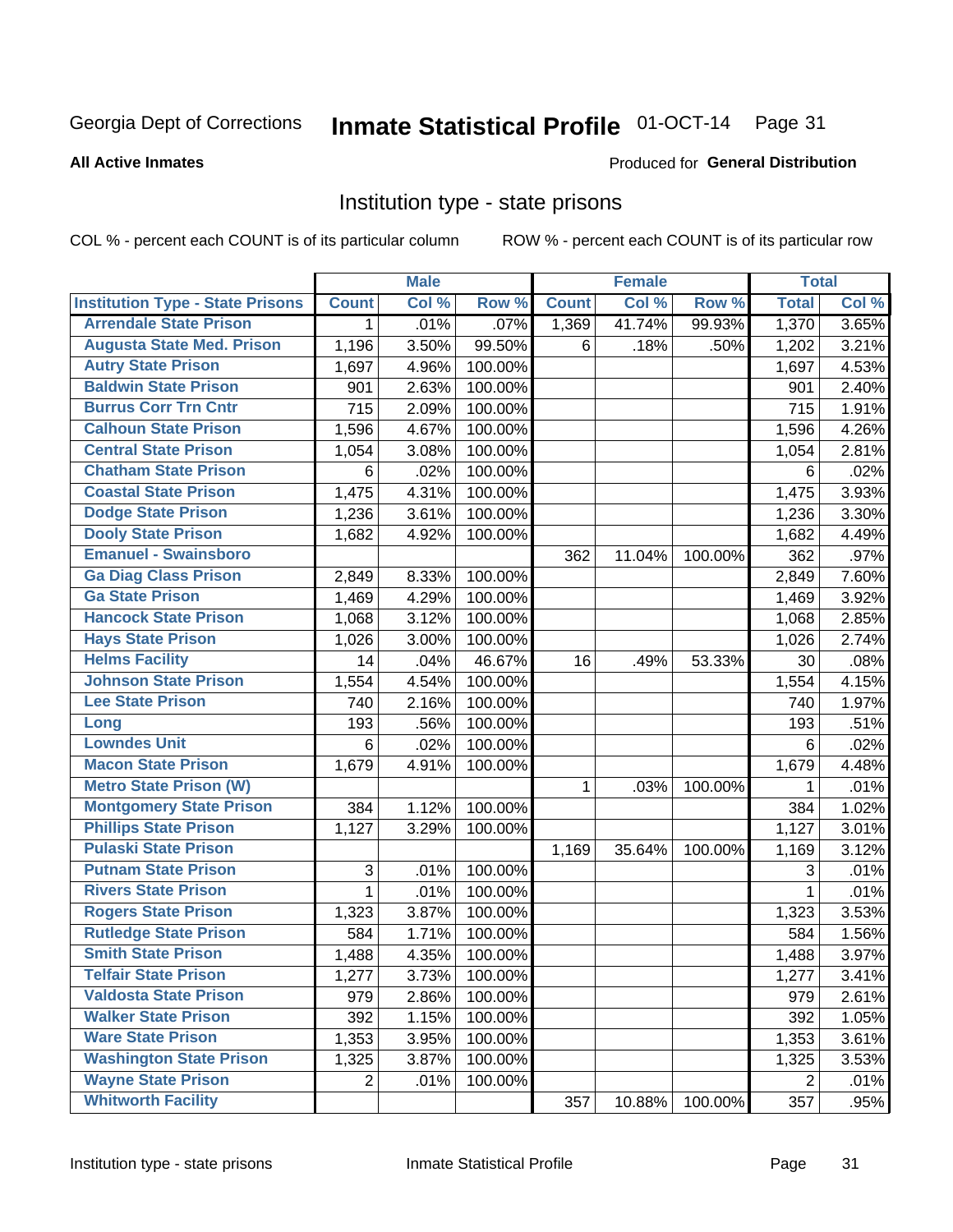Georgia Dept of Corrections **Inmate Statistical Profile** 01-OCT-14

**All Active Inmates**

Produced for **General Distribution**

## Institution type - state prisons

COL % - percent each COUNT is of its particular column ROW % - percent each COUNT is of its particular row

| | Male | | | Female | | | Total | |
|---|---|---|---|---|---|---|---|---|
| **Institution Type - State Prisons** | **Count** | **Col %** | **Row %** | **Count** | **Col %** | **Row %** | **Total** | **Col %** |
| Arrendale State Prison | 1 | .01% | .07% | 1,369 | 41.74% | 99.93% | 1,370 | 3.65% |
| Augusta State Med. Prison | 1,196 | 3.50% | 99.50% | 6 | .18% | .50% | 1,202 | 3.21% |
| Autry State Prison | 1,697 | 4.96% | 100.00% | | | | 1,697 | 4.53% |
| Baldwin State Prison | 901 | 2.63% | 100.00% | | | | 901 | 2.40% |
| Burrus Corr Trn Cntr | 715 | 2.09% | 100.00% | | | | 715 | 1.91% |
| Calhoun State Prison | 1,596 | 4.67% | 100.00% | | | | 1,596 | 4.26% |
| Central State Prison | 1,054 | 3.08% | 100.00% | | | | 1,054 | 2.81% |
| Chatham State Prison | 6 | .02% | 100.00% | | | | 6 | .02% |
| Coastal State Prison | 1,475 | 4.31% | 100.00% | | | | 1,475 | 3.93% |
| Dodge State Prison | 1,236 | 3.61% | 100.00% | | | | 1,236 | 3.30% |
| Dooly State Prison | 1,682 | 4.92% | 100.00% | | | | 1,682 | 4.49% |
| Emanuel - Swainsboro | | | | 362 | 11.04% | 100.00% | 362 | .97% |
| Ga Diag Class Prison | 2,849 | 8.33% | 100.00% | | | | 2,849 | 7.60% |
| Ga State Prison | 1,469 | 4.29% | 100.00% | | | | 1,469 | 3.92% |
| Hancock State Prison | 1,068 | 3.12% | 100.00% | | | | 1,068 | 2.85% |
| Hays State Prison | 1,026 | 3.00% | 100.00% | | | | 1,026 | 2.74% |
| Helms Facility | 14 | .04% | 46.67% | 16 | .49% | 53.33% | 30 | .08% |
| Johnson State Prison | 1,554 | 4.54% | 100.00% | | | | 1,554 | 4.15% |
| Lee State Prison | 740 | 2.16% | 100.00% | | | | 740 | 1.97% |
| Long | 193 | .56% | 100.00% | | | | 193 | .51% |
| Lowndes Unit | 6 | .02% | 100.00% | | | | 6 | .02% |
| Macon State Prison | 1,679 | 4.91% | 100.00% | | | | 1,679 | 4.48% |
| Metro State Prison (W) | | | | 1 | .03% | 100.00% | 1 | .01% |
| Montgomery State Prison | 384 | 1.12% | 100.00% | | | | 384 | 1.02% |
| Phillips State Prison | 1,127 | 3.29% | 100.00% | | | | 1,127 | 3.01% |
| Pulaski State Prison | | | | 1,169 | 35.64% | 100.00% | 1,169 | 3.12% |
| Putnam State Prison | 3 | .01% | 100.00% | | | | 3 | .01% |
| Rivers State Prison | 1 | .01% | 100.00% | | | | 1 | .01% |
| Rogers State Prison | 1,323 | 3.87% | 100.00% | | | | 1,323 | 3.53% |
| Rutledge State Prison | 584 | 1.71% | 100.00% | | | | 584 | 1.56% |
| Smith State Prison | 1,488 | 4.35% | 100.00% | | | | 1,488 | 3.97% |
| Telfair State Prison | 1,277 | 3.73% | 100.00% | | | | 1,277 | 3.41% |
| Valdosta State Prison | 979 | 2.86% | 100.00% | | | | 979 | 2.61% |
| Walker State Prison | 392 | 1.15% | 100.00% | | | | 392 | 1.05% |
| Ware State Prison | 1,353 | 3.95% | 100.00% | | | | 1,353 | 3.61% |
| Washington State Prison | 1,325 | 3.87% | 100.00% | | | | 1,325 | 3.53% |
| Wayne State Prison | 2 | .01% | 100.00% | | | | 2 | .01% |
| Whitworth Facility | | | | 357 | 10.88% | 100.00% | 357 | .95% |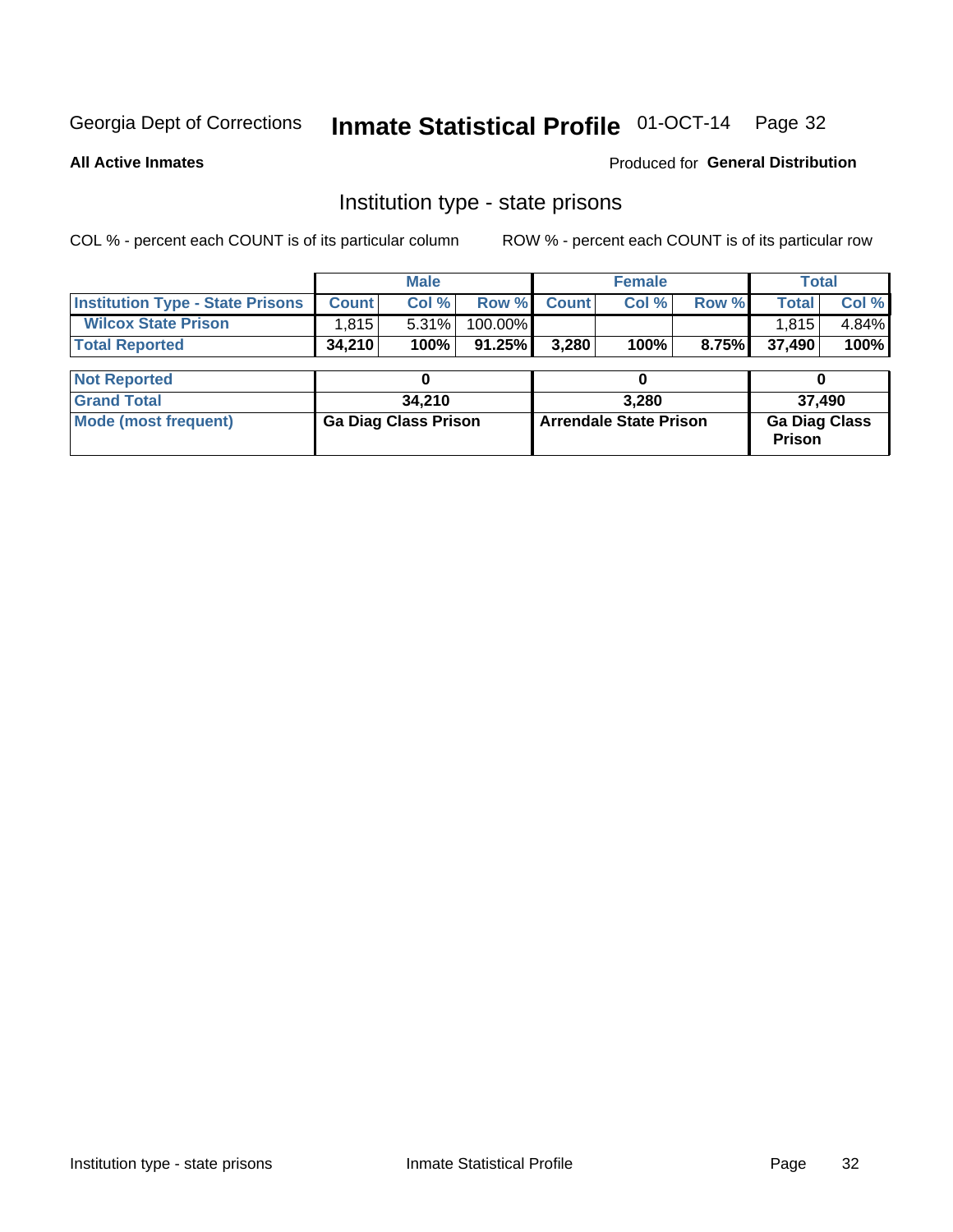Georgia Dept of Corrections **Inmate Statistical Profile** 01-OCT-14

**All Active Inmates**

Produced for **General Distribution**

## Institution type - state prisons

COL % - percent each COUNT is of its particular column

ROW % - percent each COUNT is of its particular row

| | Male | | | Female | | | Total | |
|---|---|---|---|---|---|---|---|---|
| **Institution Type - State Prisons** | **Count** | **Col %** | **Row %** | **Count** | **Col %** | **Row %** | **Total** | **Col %** |
| **Wilcox State Prison** | 1,815 | 5.31% | 100.00% | | | | 1,815 | 4.84% |
| **Total Reported** | **34,210** | **100%** | **91.25%** | **3,280** | **100%** | **8.75%** | **37,490** | **100%** |

| | Male | Female | Total |
|---|---|---|---|
| **Not Reported** | **0** | **0** | **0** |
| **Grand Total** | **34,210** | **3,280** | **37,490** |
| **Mode (most frequent)** | **Ga Diag Class Prison** | **Arrendale State Prison** | **Ga Diag Class Prison** |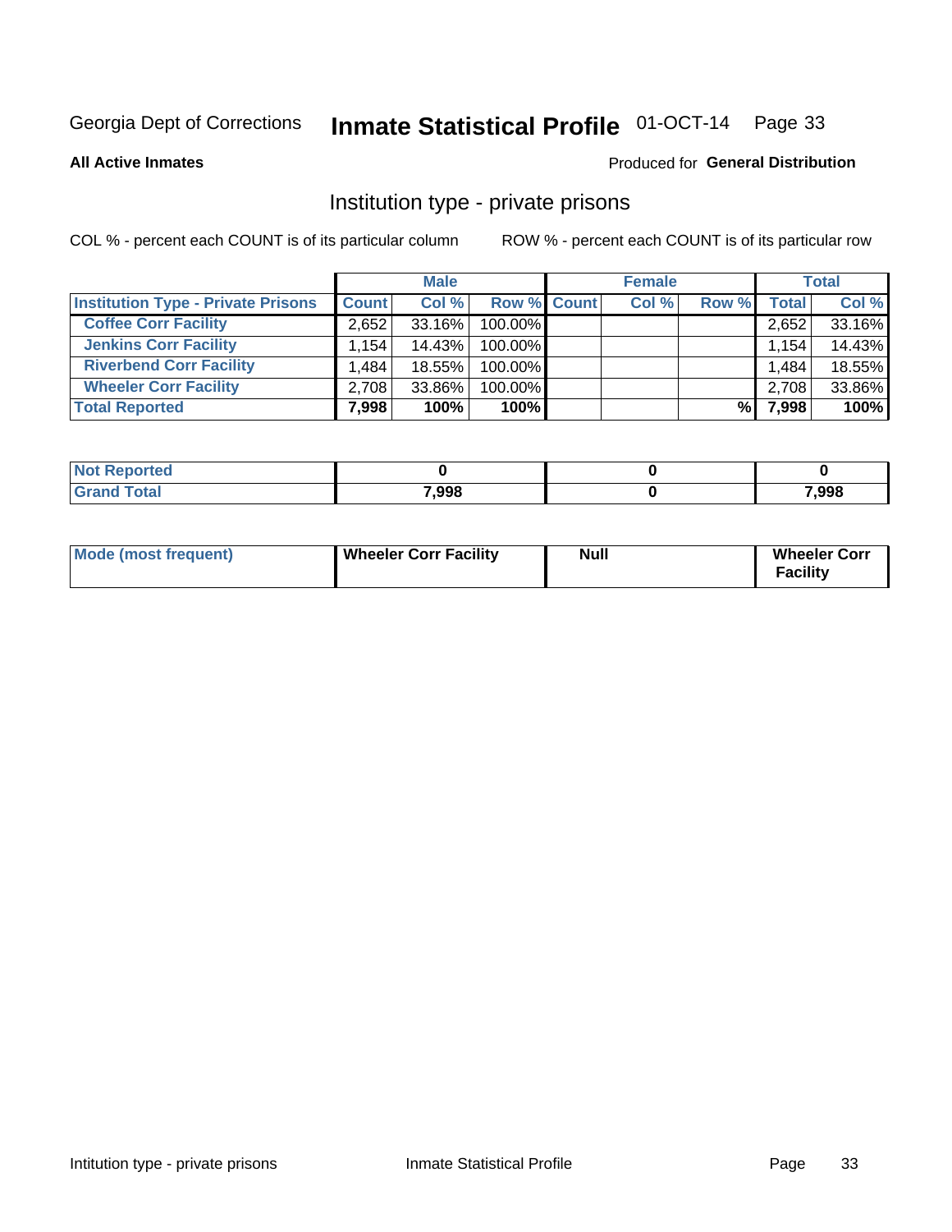Georgia Dept of Corrections **Inmate Statistical Profile** 01-OCT-14

**All Active Inmates**

Produced for **General Distribution**

## Institution type - private prisons

COL % - percent each COUNT is of its particular column

ROW % - percent each COUNT is of its particular row

| | Male | | | Female | | | Total | |
|---|---|---|---|---|---|---|---|---|
| **Institution Type - Private Prisons** | **Count** | **Col %** | **Row %** | **Count** | **Col %** | **Row %** | **Total** | **Col %** |
| **Coffee Corr Facility** | 2,652 | 33.16% | 100.00% | | | | 2,652 | 33.16% |
| **Jenkins Corr Facility** | 1,154 | 14.43% | 100.00% | | | | 1,154 | 14.43% |
| **Riverbend Corr Facility** | 1,484 | 18.55% | 100.00% | | | | 1,484 | 18.55% |
| **Wheeler Corr Facility** | 2,708 | 33.86% | 100.00% | | | | 2,708 | 33.86% |
| **Total Reported** | **7,998** | **100%** | **100%** | | | **%** | **7,998** | **100%** |

| | Male | Female | Total |
|---|---|---|---|
| **Not Reported** | **0** | **0** | **0** |
| **Grand Total** | **7,998** | **0** | **7,998** |

| | Male | Female | Total |
|---|---|---|---|
| **Mode (most frequent)** | **Wheeler Corr Facility** | **Null** | **Wheeler Corr Facility** |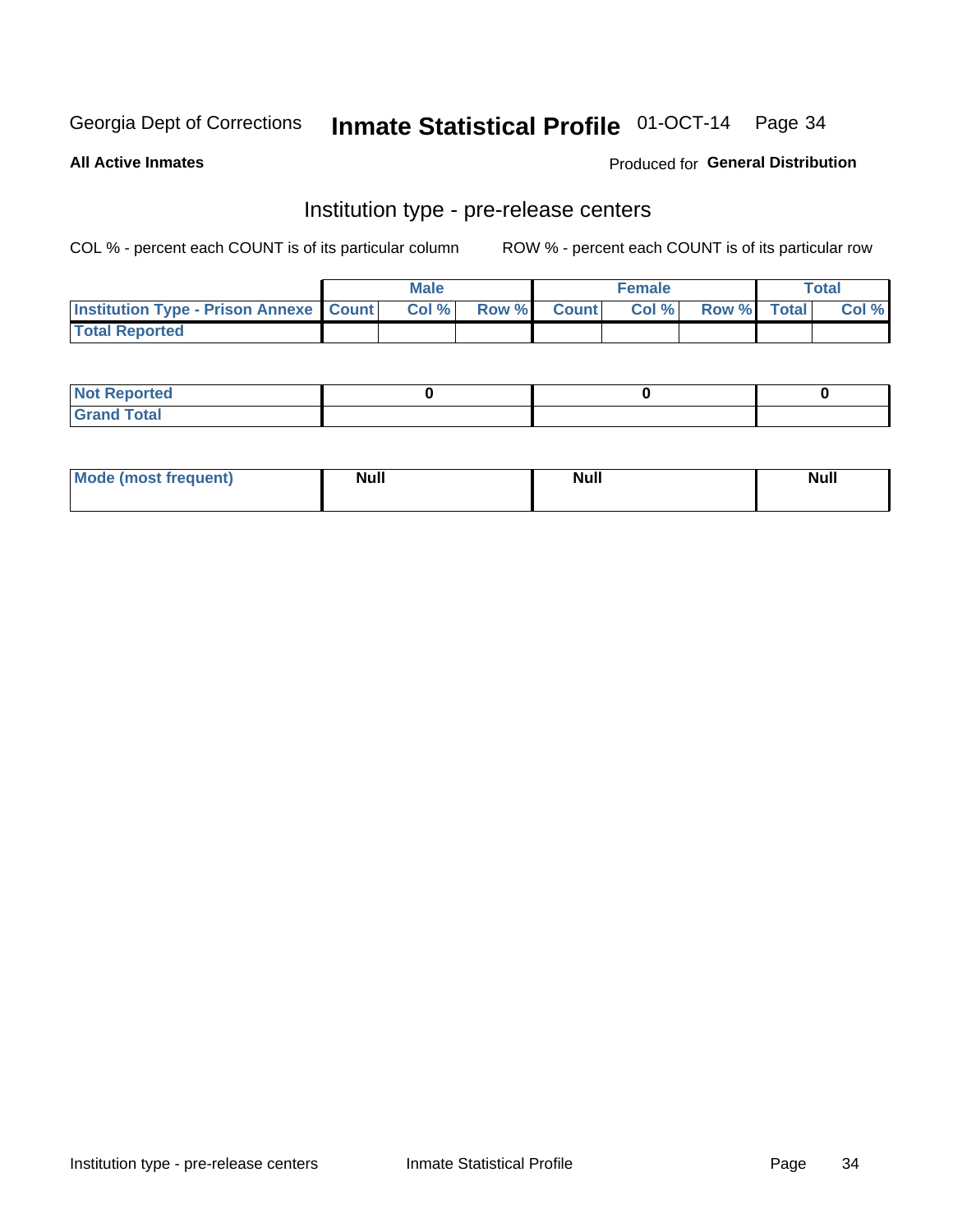Georgia Dept of Corrections **Inmate Statistical Profile** 01-OCT-14

**All Active Inmates**

Produced for **General Distribution**

## Institution type - pre-release centers

COL % - percent each COUNT is of its particular column ROW % - percent each COUNT is of its particular row

| | Male | | | Female | | | Total | |
|---|---|---|---|---|---|---|---|---|
| **Institution Type - Prison Annexe** | **Count** | **Col %** | **Row %** | **Count** | **Col %** | **Row %** | **Total** | **Col %** |
| **Total Reported** | | | | | | | | |

| | Male | Female | Total |
|---|---|---|---|
| **Not Reported** | 0 | 0 | 0 |
| **Grand Total** | | | |

| | Male | Female | Total |
|---|---|---|---|
| **Mode (most frequent)** | Null | Null | Null |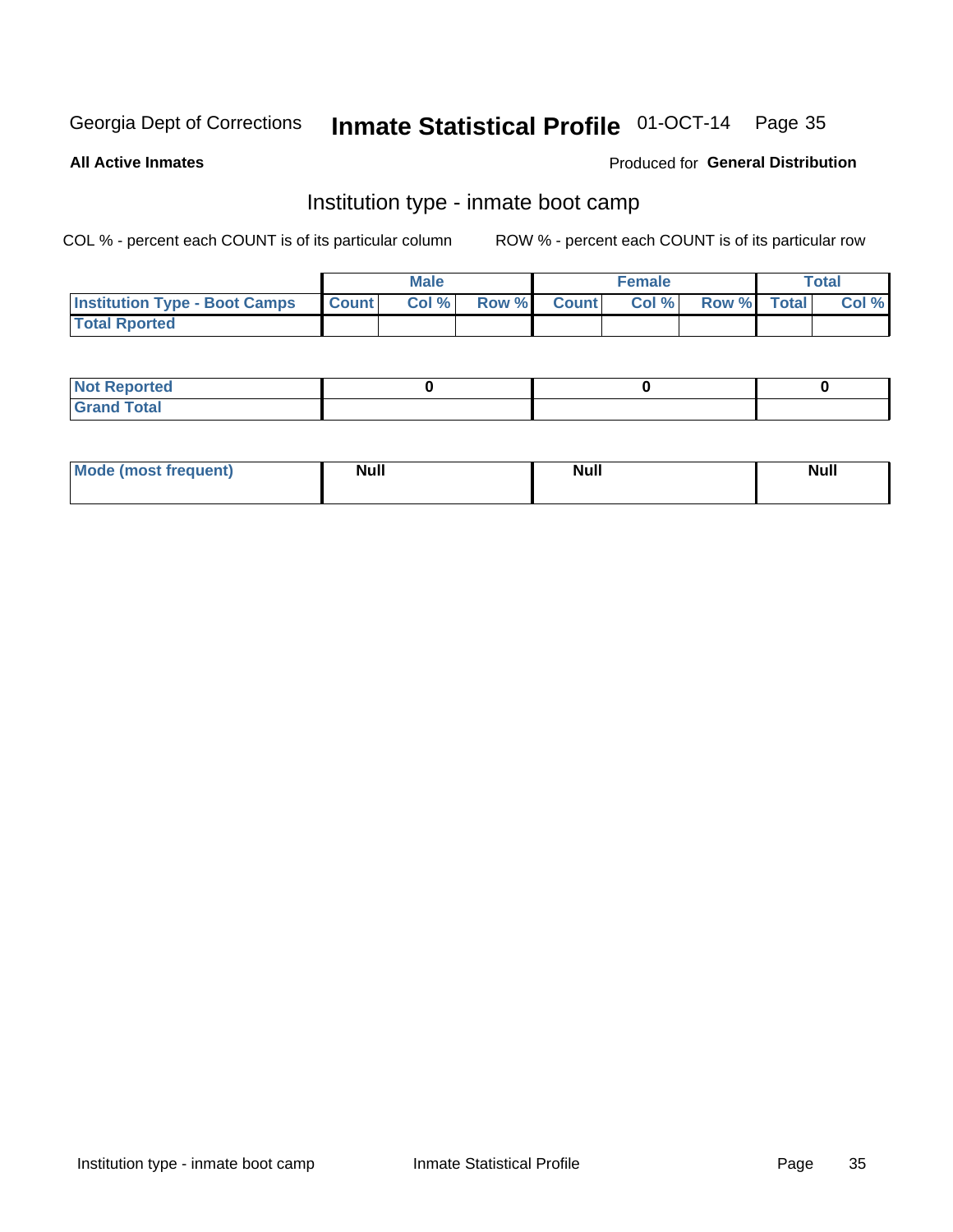Georgia Dept of Corrections **Inmate Statistical Profile** 01-OCT-14

**All Active Inmates**

Produced for **General Distribution**

## Institution type - inmate boot camp

COL % - percent each COUNT is of its particular column

ROW % - percent each COUNT is of its particular row

| | Male | | | Female | | | Total | |
|---|---|---|---|---|---|---|---|---|
| **Institution Type - Boot Camps** | **Count** | **Col %** | **Row %** | **Count** | **Col %** | **Row %** | **Total** | **Col %** |
| **Total Rported** | | | | | | | | |

| | Male | Female | Total |
|---|---|---|---|
| **Not Reported** | 0 | 0 | 0 |
| **Grand Total** | | | |

| | Male | Female | Total |
|---|---|---|---|
| **Mode (most frequent)** | Null | Null | Null |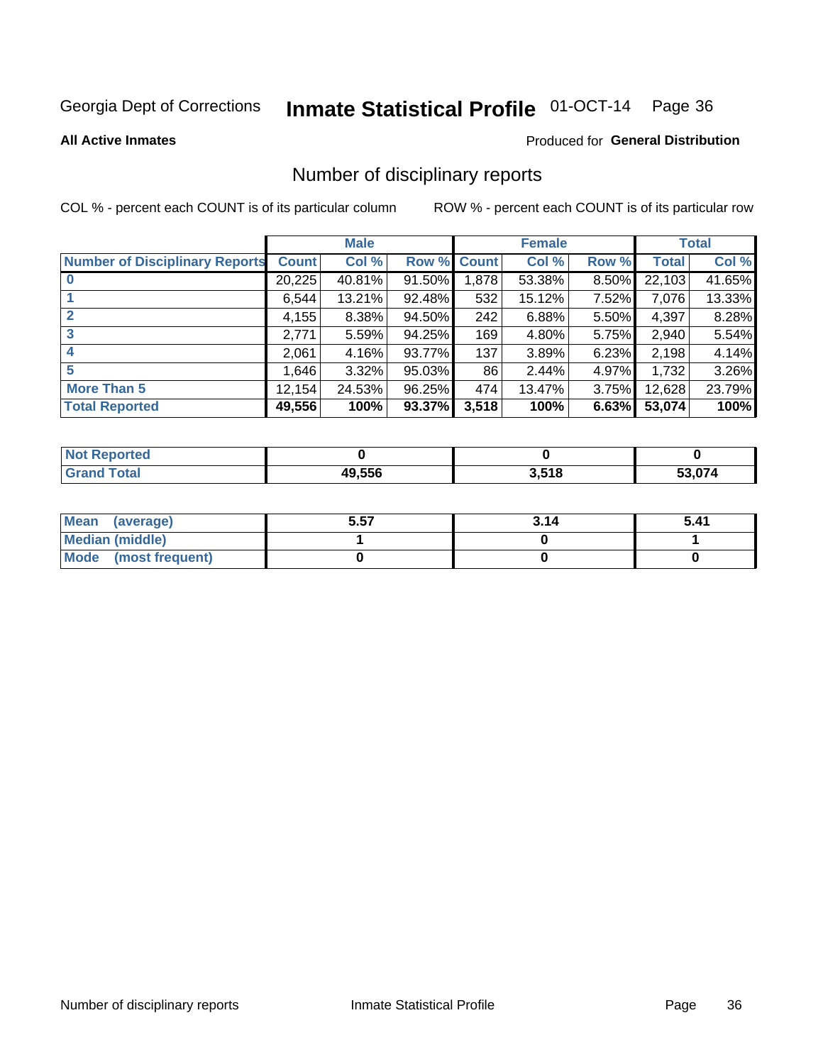Georgia Dept of Corrections **Inmate Statistical Profile** 01-OCT-14

**All Active Inmates**

Produced for **General Distribution**

## Number of disciplinary reports

COL % - percent each COUNT is of its particular column ROW % - percent each COUNT is of its particular row

| | Male | | | Female | | | Total | |
|---|---|---|---|---|---|---|---|---|
| **Number of Disciplinary Reports** | **Count** | **Col %** | **Row %** | **Count** | **Col %** | **Row %** | **Total** | **Col %** |
| **0** | 20,225 | 40.81% | 91.50% | 1,878 | 53.38% | 8.50% | 22,103 | 41.65% |
| **1** | 6,544 | 13.21% | 92.48% | 532 | 15.12% | 7.52% | 7,076 | 13.33% |
| **2** | 4,155 | 8.38% | 94.50% | 242 | 6.88% | 5.50% | 4,397 | 8.28% |
| **3** | 2,771 | 5.59% | 94.25% | 169 | 4.80% | 5.75% | 2,940 | 5.54% |
| **4** | 2,061 | 4.16% | 93.77% | 137 | 3.89% | 6.23% | 2,198 | 4.14% |
| **5** | 1,646 | 3.32% | 95.03% | 86 | 2.44% | 4.97% | 1,732 | 3.26% |
| **More Than 5** | 12,154 | 24.53% | 96.25% | 474 | 13.47% | 3.75% | 12,628 | 23.79% |
| **Total Reported** | **49,556** | **100%** | **93.37%** | **3,518** | **100%** | **6.63%** | **53,074** | **100%** |

| | Male | Female | Total |
|---|---|---|---|
| **Not Reported** | **0** | **0** | **0** |
| **Grand Total** | **49,556** | **3,518** | **53,074** |

| | Male | Female | Total |
|---|---|---|---|
| **Mean (average)** | **5.57** | **3.14** | **5.41** |
| **Median (middle)** | **1** | **0** | **1** |
| **Mode (most frequent)** | **0** | **0** | **0** |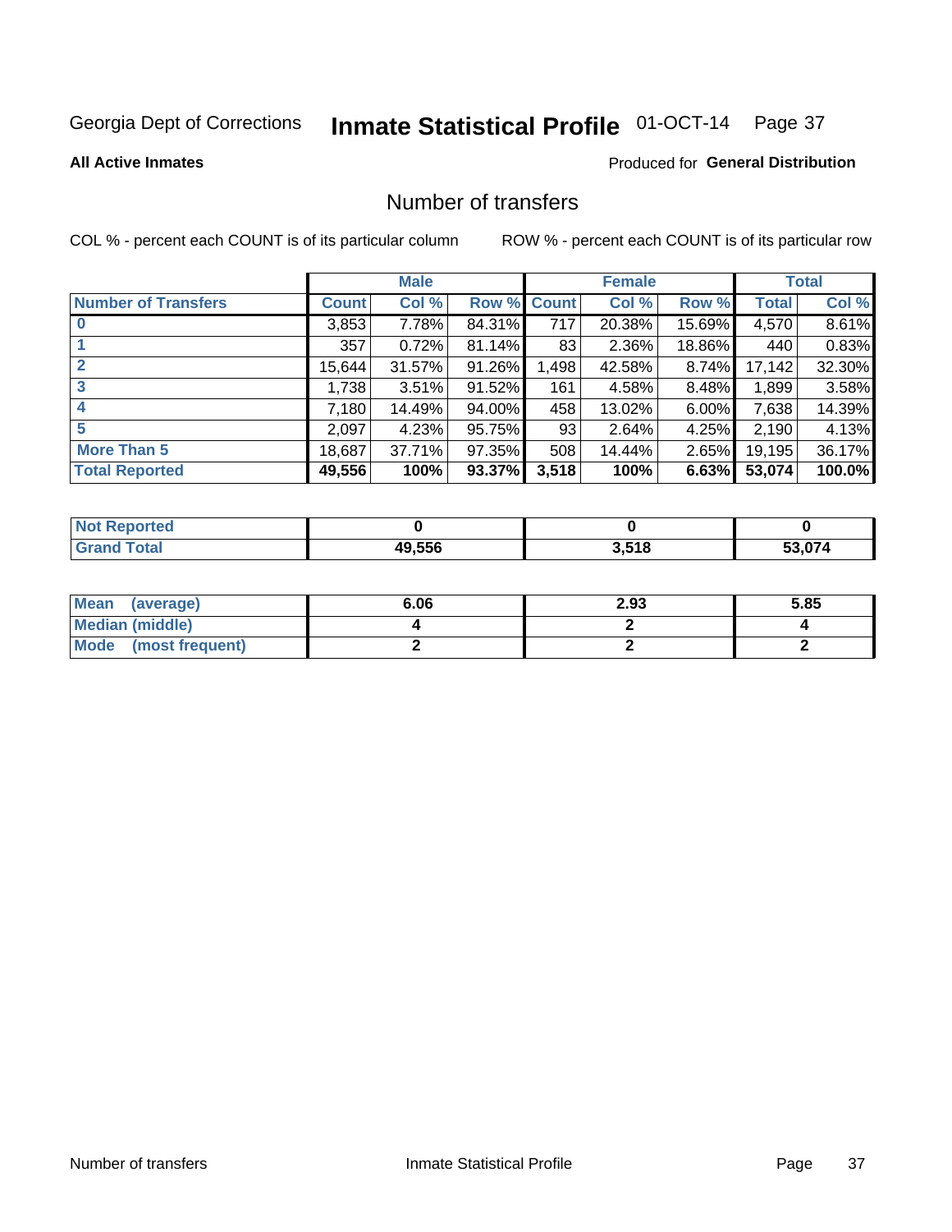Georgia Dept of Corrections **Inmate Statistical Profile** 01-OCT-14 Page 37

**All Active Inmates**

Produced for **General Distribution**

## Number of transfers

COL % - percent each COUNT is of its particular column

ROW % - percent each COUNT is of its particular row

| | Male | | | Female | | | Total | |
|---|---|---|---|---|---|---|---|---|
| **Number of Transfers** | **Count** | **Col %** | **Row %** | **Count** | **Col %** | **Row %** | **Total** | **Col %** |
| **0** | 3,853 | 7.78% | 84.31% | 717 | 20.38% | 15.69% | 4,570 | 8.61% |
| **1** | 357 | 0.72% | 81.14% | 83 | 2.36% | 18.86% | 440 | 0.83% |
| **2** | 15,644 | 31.57% | 91.26% | 1,498 | 42.58% | 8.74% | 17,142 | 32.30% |
| **3** | 1,738 | 3.51% | 91.52% | 161 | 4.58% | 8.48% | 1,899 | 3.58% |
| **4** | 7,180 | 14.49% | 94.00% | 458 | 13.02% | 6.00% | 7,638 | 14.39% |
| **5** | 2,097 | 4.23% | 95.75% | 93 | 2.64% | 4.25% | 2,190 | 4.13% |
| **More Than 5** | 18,687 | 37.71% | 97.35% | 508 | 14.44% | 2.65% | 19,195 | 36.17% |
| **Total Reported** | **49,556** | **100%** | **93.37%** | **3,518** | **100%** | **6.63%** | **53,074** | **100.0%** |

| | Male | Female | Total |
|---|---|---|---|
| **Not Reported** | **0** | **0** | **0** |
| **Grand Total** | **49,556** | **3,518** | **53,074** |

| | Male | Female | Total |
|---|---|---|---|
| **Mean (average)** | **6.06** | **2.93** | **5.85** |
| **Median (middle)** | **4** | **2** | **4** |
| **Mode (most frequent)** | **2** | **2** | **2** |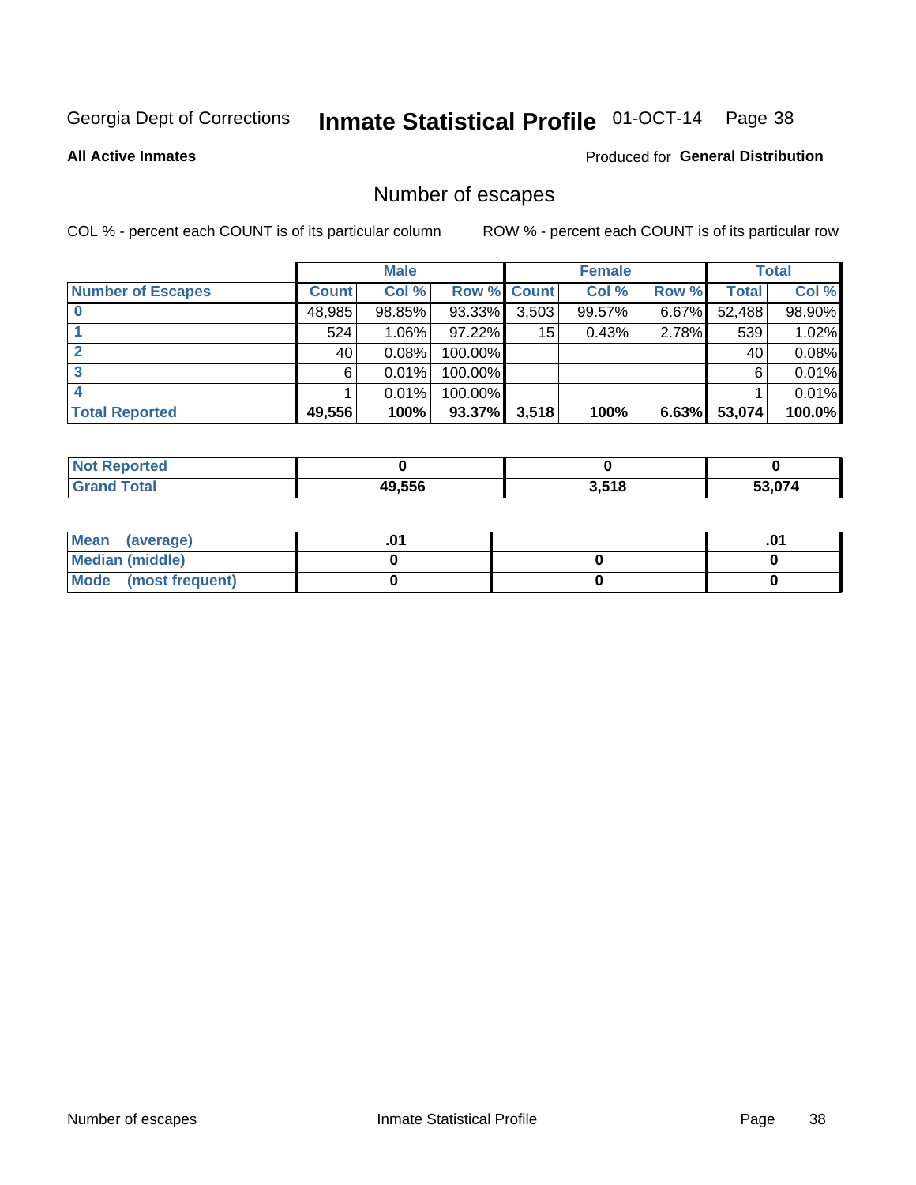Georgia Dept of Corrections **Inmate Statistical Profile** 01-OCT-14

**All Active Inmates**

Produced for **General Distribution**

## Number of escapes

COL % - percent each COUNT is of its particular column

ROW % - percent each COUNT is of its particular row

| | Male | | | Female | | | Total | |
|---|---|---|---|---|---|---|---|---|
| **Number of Escapes** | **Count** | **Col %** | **Row %** | **Count** | **Col %** | **Row %** | **Total** | **Col %** |
| **0** | 48,985 | 98.85% | 93.33% | 3,503 | 99.57% | 6.67% | 52,488 | 98.90% |
| **1** | 524 | 1.06% | 97.22% | 15 | 0.43% | 2.78% | 539 | 1.02% |
| **2** | 40 | 0.08% | 100.00% | | | | 40 | 0.08% |
| **3** | 6 | 0.01% | 100.00% | | | | 6 | 0.01% |
| **4** | 1 | 0.01% | 100.00% | | | | 1 | 0.01% |
| **Total Reported** | **49,556** | **100%** | **93.37%** | **3,518** | **100%** | **6.63%** | **53,074** | **100.0%** |

| | Male | Female | Total |
|---|---|---|---|
| **Not Reported** | **0** | **0** | **0** |
| **Grand Total** | **49,556** | **3,518** | **53,074** |

| | Male | Female | Total |
|---|---|---|---|
| **Mean (average)** | **.01** | | **.01** |
| **Median (middle)** | **0** | **0** | **0** |
| **Mode (most frequent)** | **0** | **0** | **0** |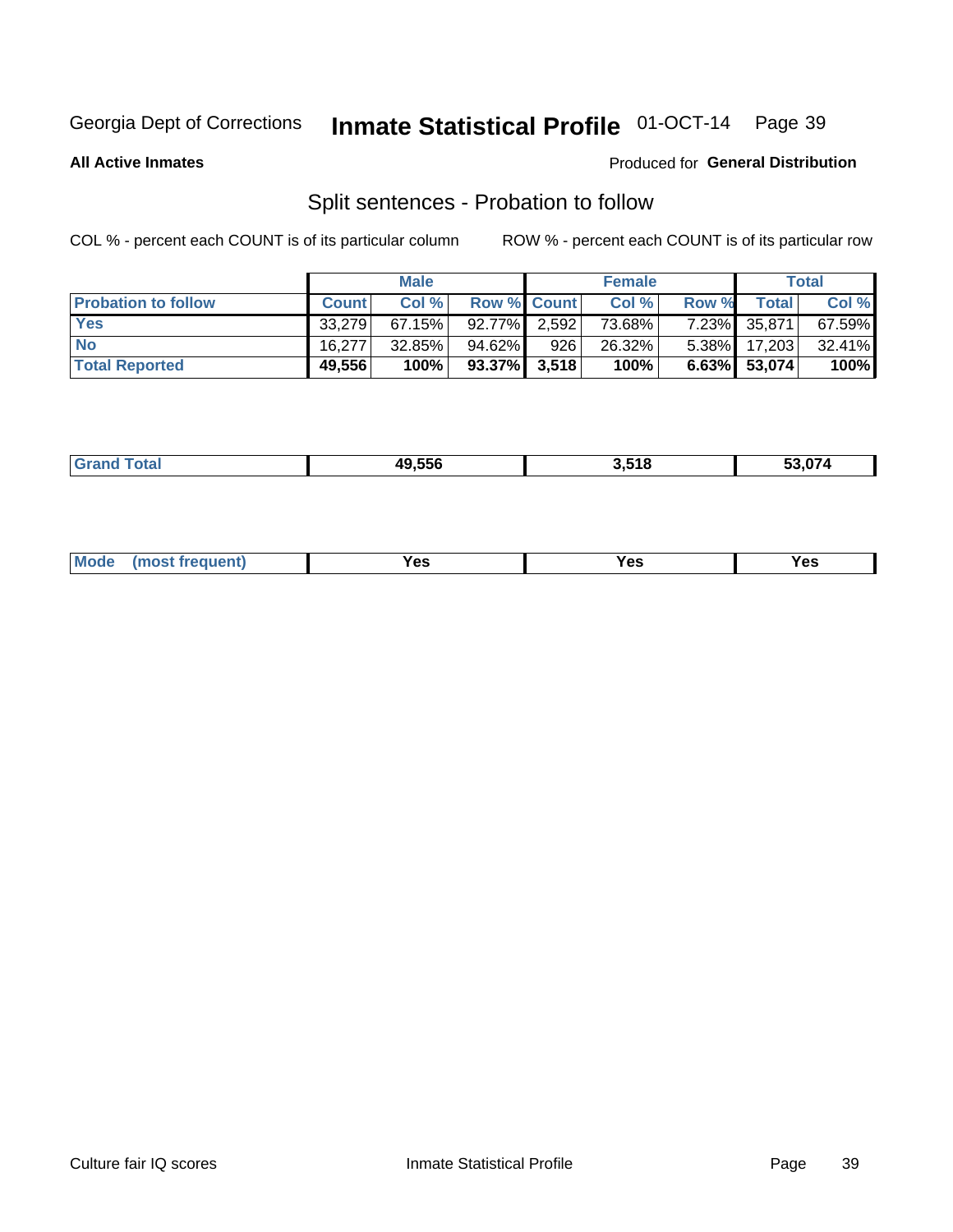Georgia Dept of Corrections **Inmate Statistical Profile** 01-OCT-14

**All Active Inmates**

Produced for **General Distribution**

## Split sentences - Probation to follow

COL % - percent each COUNT is of its particular column

ROW % - percent each COUNT is of its particular row

| | Male | | | Female | | | Total | |
|---|---|---|---|---|---|---|---|---|
| **Probation to follow** | **Count** | **Col %** | **Row %** | **Count** | **Col %** | **Row %** | **Total** | **Col %** |
| **Yes** | 33,279 | 67.15% | 92.77% | 2,592 | 73.68% | 7.23% | 35,871 | 67.59% |
| **No** | 16,277 | 32.85% | 94.62% | 926 | 26.32% | 5.38% | 17,203 | 32.41% |
| **Total Reported** | **49,556** | **100%** | **93.37%** | **3,518** | **100%** | **6.63%** | **53,074** | **100%** |

| | Male | Female | Total |
|---|---|---|---|
| **Grand Total** | **49,556** | **3,518** | **53,074** |

| | Male | Female | Total |
|---|---|---|---|
| **Mode (most frequent)** | **Yes** | **Yes** | **Yes** |

Culture fair IQ scores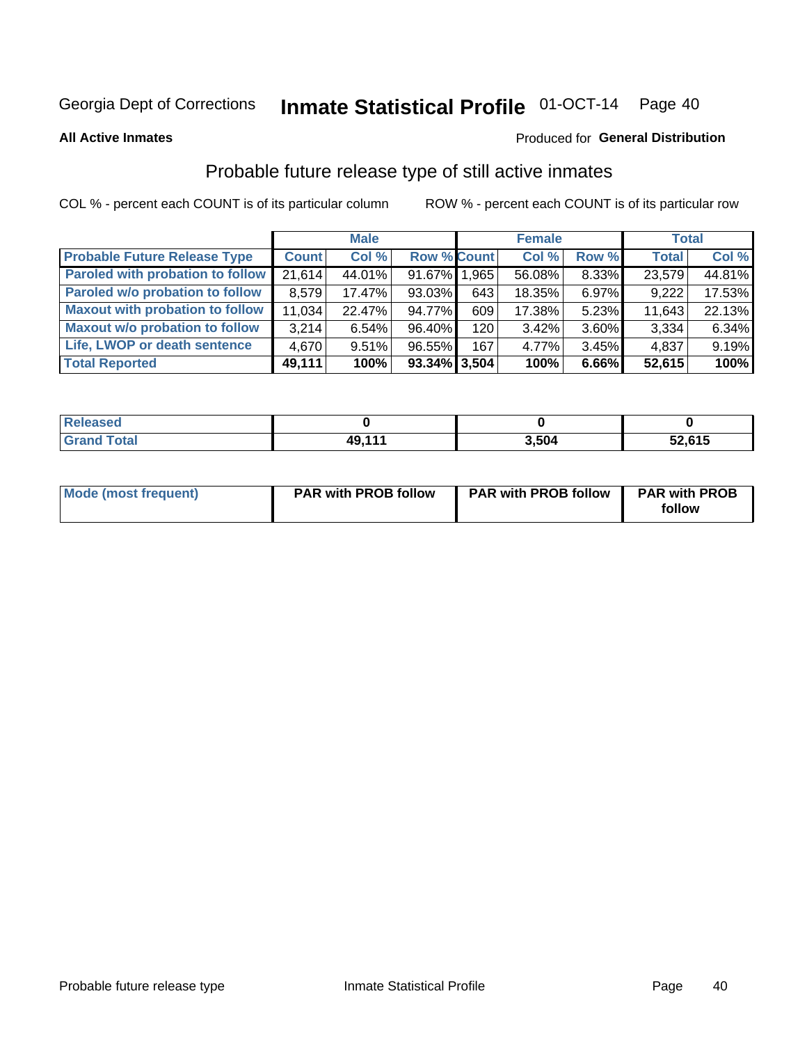Georgia Dept of Corrections **Inmate Statistical Profile** 01-OCT-14

**All Active Inmates**

Produced for **General Distribution**

## Probable future release type of still active inmates

COL % - percent each COUNT is of its particular column

ROW % - percent each COUNT is of its particular row

| | Male | | | Female | | | Total | |
|---|---|---|---|---|---|---|---|---|
| **Probable Future Release Type** | **Count** | **Col %** | **Row %** | **Count** | **Col %** | **Row %** | **Total** | **Col %** |
| Paroled with probation to follow | 21,614 | 44.01% | 91.67% | 1,965 | 56.08% | 8.33% | 23,579 | 44.81% |
| Paroled w/o probation to follow | 8,579 | 17.47% | 93.03% | 643 | 18.35% | 6.97% | 9,222 | 17.53% |
| Maxout with probation to follow | 11,034 | 22.47% | 94.77% | 609 | 17.38% | 5.23% | 11,643 | 22.13% |
| Maxout w/o probation to follow | 3,214 | 6.54% | 96.40% | 120 | 3.42% | 3.60% | 3,334 | 6.34% |
| Life, LWOP or death sentence | 4,670 | 9.51% | 96.55% | 167 | 4.77% | 3.45% | 4,837 | 9.19% |
| **Total Reported** | **49,111** | **100%** | **93.34%** | **3,504** | **100%** | **6.66%** | **52,615** | **100%** |

| | Male | Female | Total |
|---|---|---|---|
| **Released** | **0** | **0** | **0** |
| **Grand Total** | **49,111** | **3,504** | **52,615** |

| | Male | Female | Total |
|---|---|---|---|
| **Mode (most frequent)** | **PAR with PROB follow** | **PAR with PROB follow** | **PAR with PROB follow** |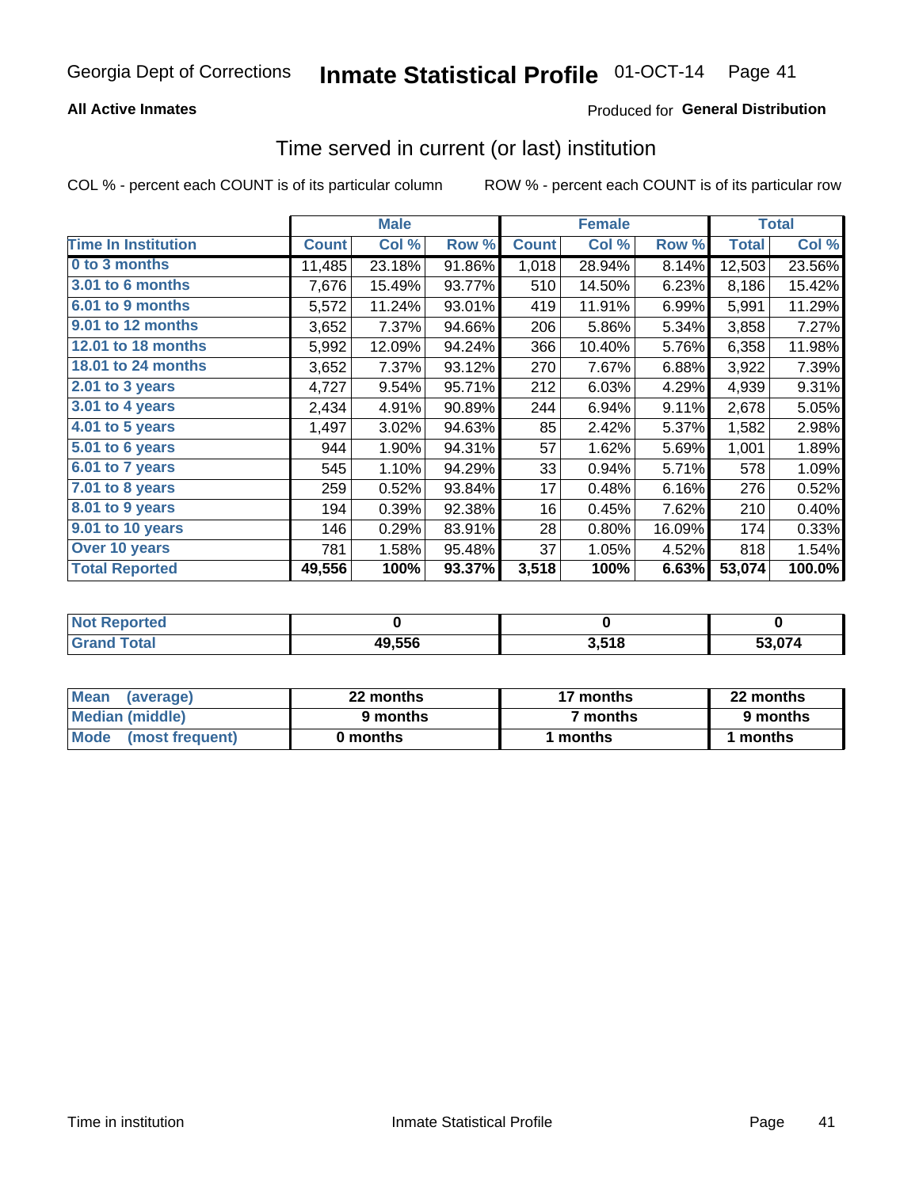Georgia Dept of Corrections **Inmate Statistical Profile** 01-OCT-14

**All Active Inmates**

Produced for **General Distribution**

## Time served in current (or last) institution

COL % - percent each COUNT is of its particular column ROW % - percent each COUNT is of its particular row

| | Male | | | Female | | | Total | |
|---|---|---|---|---|---|---|---|---|
| **Time In Institution** | **Count** | **Col %** | **Row %** | **Count** | **Col %** | **Row %** | **Total** | **Col %** |
| **0 to 3 months** | 11,485 | 23.18% | 91.86% | 1,018 | 28.94% | 8.14% | 12,503 | 23.56% |
| **3.01 to 6 months** | 7,676 | 15.49% | 93.77% | 510 | 14.50% | 6.23% | 8,186 | 15.42% |
| **6.01 to 9 months** | 5,572 | 11.24% | 93.01% | 419 | 11.91% | 6.99% | 5,991 | 11.29% |
| **9.01 to 12 months** | 3,652 | 7.37% | 94.66% | 206 | 5.86% | 5.34% | 3,858 | 7.27% |
| **12.01 to 18 months** | 5,992 | 12.09% | 94.24% | 366 | 10.40% | 5.76% | 6,358 | 11.98% |
| **18.01 to 24 months** | 3,652 | 7.37% | 93.12% | 270 | 7.67% | 6.88% | 3,922 | 7.39% |
| **2.01 to 3 years** | 4,727 | 9.54% | 95.71% | 212 | 6.03% | 4.29% | 4,939 | 9.31% |
| **3.01 to 4 years** | 2,434 | 4.91% | 90.89% | 244 | 6.94% | 9.11% | 2,678 | 5.05% |
| **4.01 to 5 years** | 1,497 | 3.02% | 94.63% | 85 | 2.42% | 5.37% | 1,582 | 2.98% |
| **5.01 to 6 years** | 944 | 1.90% | 94.31% | 57 | 1.62% | 5.69% | 1,001 | 1.89% |
| **6.01 to 7 years** | 545 | 1.10% | 94.29% | 33 | 0.94% | 5.71% | 578 | 1.09% |
| **7.01 to 8 years** | 259 | 0.52% | 93.84% | 17 | 0.48% | 6.16% | 276 | 0.52% |
| **8.01 to 9 years** | 194 | 0.39% | 92.38% | 16 | 0.45% | 7.62% | 210 | 0.40% |
| **9.01 to 10 years** | 146 | 0.29% | 83.91% | 28 | 0.80% | 16.09% | 174 | 0.33% |
| **Over 10 years** | 781 | 1.58% | 95.48% | 37 | 1.05% | 4.52% | 818 | 1.54% |
| **Total Reported** | **49,556** | **100%** | **93.37%** | **3,518** | **100%** | **6.63%** | **53,074** | **100.0%** |

| | Male | Female | Total |
|---|---|---|---|
| **Not Reported** | **0** | **0** | **0** |
| **Grand Total** | **49,556** | **3,518** | **53,074** |

| | Male | Female | Total |
|---|---|---|---|
| **Mean (average)** | **22 months** | **17 months** | **22 months** |
| **Median (middle)** | **9 months** | **7 months** | **9 months** |
| **Mode (most frequent)** | **0 months** | **1 months** | **1 months** |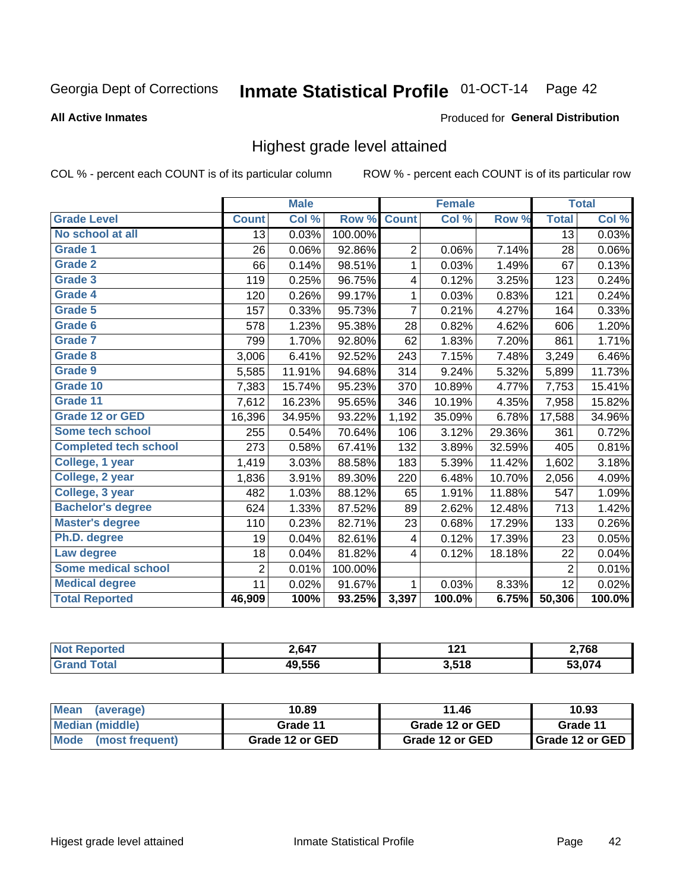Georgia Dept of Corrections **Inmate Statistical Profile** 01-OCT-14

**All Active Inmates**

Produced for **General Distribution**

## Highest grade level attained

COL % - percent each COUNT is of its particular column    ROW % - percent each COUNT is of its particular row

| | Male | | | Female | | | Total | |
|---|---|---|---|---|---|---|---|---|
| **Grade Level** | **Count** | **Col %** | **Row %** | **Count** | **Col %** | **Row %** | **Total** | **Col %** |
| **No school at all** | 13 | 0.03% | 100.00% | | | | 13 | 0.03% |
| **Grade 1** | 26 | 0.06% | 92.86% | 2 | 0.06% | 7.14% | 28 | 0.06% |
| **Grade 2** | 66 | 0.14% | 98.51% | 1 | 0.03% | 1.49% | 67 | 0.13% |
| **Grade 3** | 119 | 0.25% | 96.75% | 4 | 0.12% | 3.25% | 123 | 0.24% |
| **Grade 4** | 120 | 0.26% | 99.17% | 1 | 0.03% | 0.83% | 121 | 0.24% |
| **Grade 5** | 157 | 0.33% | 95.73% | 7 | 0.21% | 4.27% | 164 | 0.33% |
| **Grade 6** | 578 | 1.23% | 95.38% | 28 | 0.82% | 4.62% | 606 | 1.20% |
| **Grade 7** | 799 | 1.70% | 92.80% | 62 | 1.83% | 7.20% | 861 | 1.71% |
| **Grade 8** | 3,006 | 6.41% | 92.52% | 243 | 7.15% | 7.48% | 3,249 | 6.46% |
| **Grade 9** | 5,585 | 11.91% | 94.68% | 314 | 9.24% | 5.32% | 5,899 | 11.73% |
| **Grade 10** | 7,383 | 15.74% | 95.23% | 370 | 10.89% | 4.77% | 7,753 | 15.41% |
| **Grade 11** | 7,612 | 16.23% | 95.65% | 346 | 10.19% | 4.35% | 7,958 | 15.82% |
| **Grade 12 or GED** | 16,396 | 34.95% | 93.22% | 1,192 | 35.09% | 6.78% | 17,588 | 34.96% |
| **Some tech school** | 255 | 0.54% | 70.64% | 106 | 3.12% | 29.36% | 361 | 0.72% |
| **Completed tech school** | 273 | 0.58% | 67.41% | 132 | 3.89% | 32.59% | 405 | 0.81% |
| **College, 1 year** | 1,419 | 3.03% | 88.58% | 183 | 5.39% | 11.42% | 1,602 | 3.18% |
| **College, 2 year** | 1,836 | 3.91% | 89.30% | 220 | 6.48% | 10.70% | 2,056 | 4.09% |
| **College, 3 year** | 482 | 1.03% | 88.12% | 65 | 1.91% | 11.88% | 547 | 1.09% |
| **Bachelor's degree** | 624 | 1.33% | 87.52% | 89 | 2.62% | 12.48% | 713 | 1.42% |
| **Master's degree** | 110 | 0.23% | 82.71% | 23 | 0.68% | 17.29% | 133 | 0.26% |
| **Ph.D. degree** | 19 | 0.04% | 82.61% | 4 | 0.12% | 17.39% | 23 | 0.05% |
| **Law degree** | 18 | 0.04% | 81.82% | 4 | 0.12% | 18.18% | 22 | 0.04% |
| **Some medical school** | 2 | 0.01% | 100.00% | | | | 2 | 0.01% |
| **Medical degree** | 11 | 0.02% | 91.67% | 1 | 0.03% | 8.33% | 12 | 0.02% |
| **Total Reported** | **46,909** | **100%** | **93.25%** | **3,397** | **100.0%** | **6.75%** | **50,306** | **100.0%** |

| | Male | Female | Total |
|---|---|---|---|
| **Not Reported** | **2,647** | **121** | **2,768** |
| **Grand Total** | **49,556** | **3,518** | **53,074** |

| | Male | Female | Total |
|---|---|---|---|
| **Mean (average)** | **10.89** | **11.46** | **10.93** |
| **Median (middle)** | **Grade 11** | **Grade 12 or GED** | **Grade 11** |
| **Mode (most frequent)** | **Grade 12 or GED** | **Grade 12 or GED** | **Grade 12 or GED** |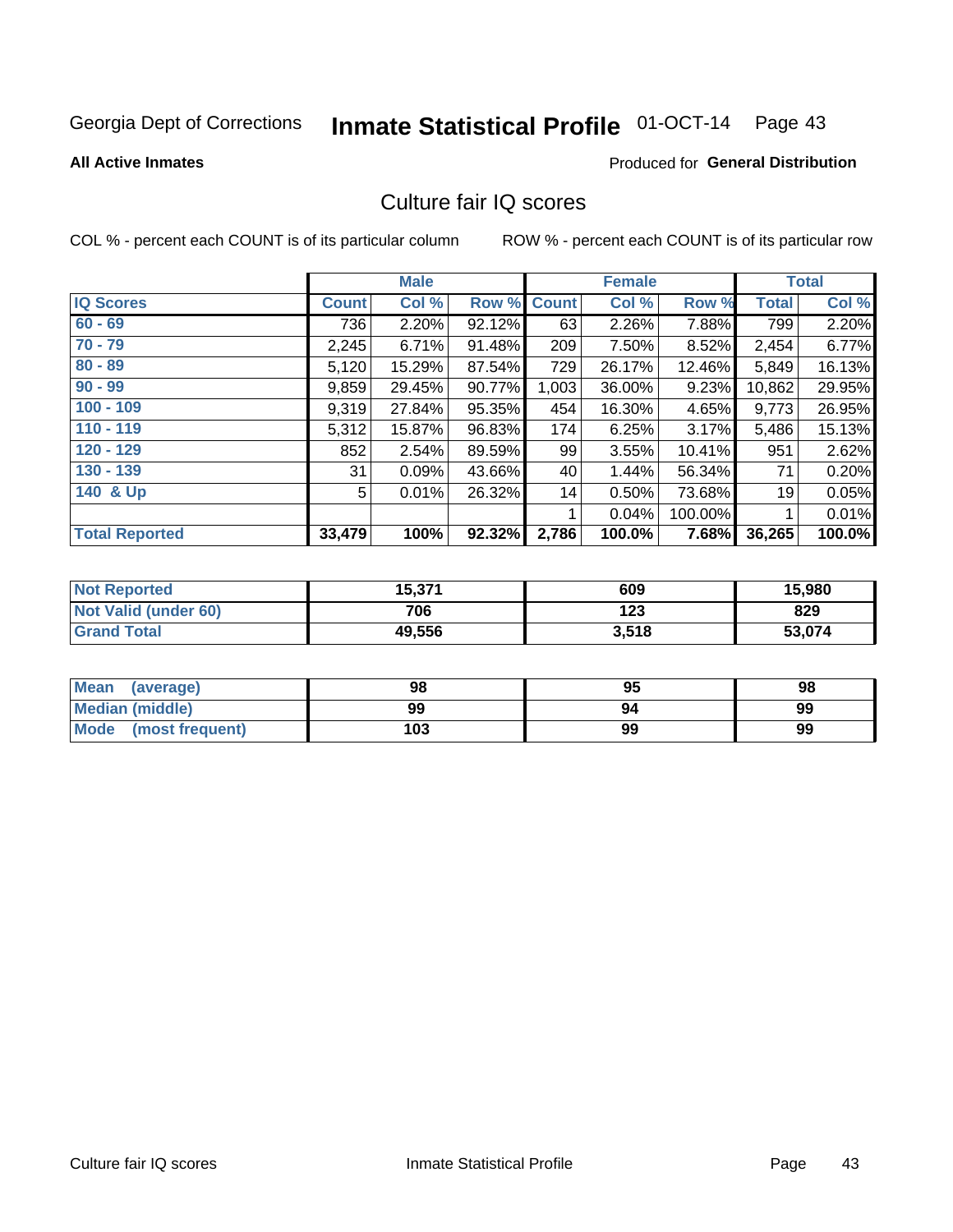Georgia Dept of Corrections **Inmate Statistical Profile** 01-OCT-14

**All Active Inmates**

Produced for **General Distribution**

## Culture fair IQ scores

COL % - percent each COUNT is of its particular column    ROW % - percent each COUNT is of its particular row

| | Male | | | Female | | | Total | |
|---|---|---|---|---|---|---|---|---|
| **IQ Scores** | **Count** | **Col %** | **Row %** | **Count** | **Col %** | **Row %** | **Total** | **Col %** |
| 60 - 69 | 736 | 2.20% | 92.12% | 63 | 2.26% | 7.88% | 799 | 2.20% |
| 70 - 79 | 2,245 | 6.71% | 91.48% | 209 | 7.50% | 8.52% | 2,454 | 6.77% |
| 80 - 89 | 5,120 | 15.29% | 87.54% | 729 | 26.17% | 12.46% | 5,849 | 16.13% |
| 90 - 99 | 9,859 | 29.45% | 90.77% | 1,003 | 36.00% | 9.23% | 10,862 | 29.95% |
| 100 - 109 | 9,319 | 27.84% | 95.35% | 454 | 16.30% | 4.65% | 9,773 | 26.95% |
| 110 - 119 | 5,312 | 15.87% | 96.83% | 174 | 6.25% | 3.17% | 5,486 | 15.13% |
| 120 - 129 | 852 | 2.54% | 89.59% | 99 | 3.55% | 10.41% | 951 | 2.62% |
| 130 - 139 | 31 | 0.09% | 43.66% | 40 | 1.44% | 56.34% | 71 | 0.20% |
| 140 & Up | 5 | 0.01% | 26.32% | 14 | 0.50% | 73.68% | 19 | 0.05% |
| | | | | 1 | 0.04% | 100.00% | 1 | 0.01% |
| **Total Reported** | **33,479** | **100%** | **92.32%** | **2,786** | **100.0%** | **7.68%** | **36,265** | **100.0%** |

| | Male | Female | Total |
|---|---|---|---|
| **Not Reported** | **15,371** | **609** | **15,980** |
| **Not Valid (under 60)** | **706** | **123** | **829** |
| **Grand Total** | **49,556** | **3,518** | **53,074** |

| | Male | Female | Total |
|---|---|---|---|
| **Mean (average)** | **98** | **95** | **98** |
| **Median (middle)** | **99** | **94** | **99** |
| **Mode (most frequent)** | **103** | **99** | **99** |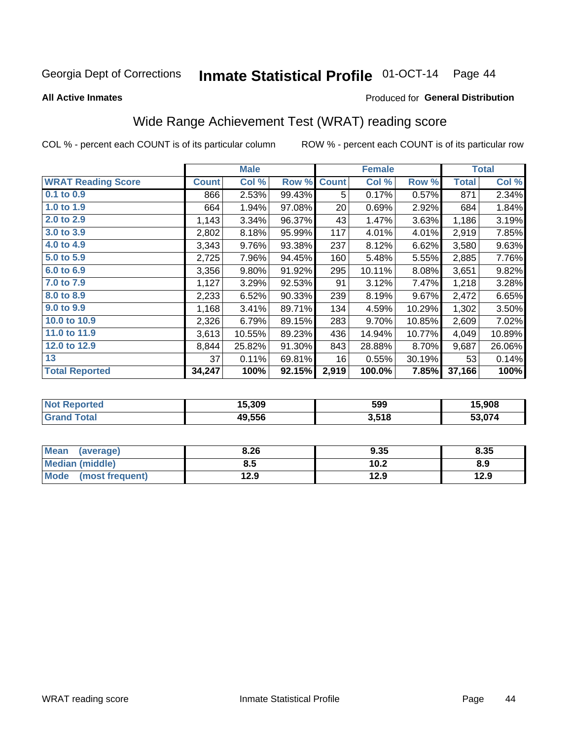Georgia Dept of Corrections **Inmate Statistical Profile** 01-OCT-14 Page 44

**All Active Inmates**

Produced for **General Distribution**

## Wide Range Achievement Test (WRAT) reading score

COL % - percent each COUNT is of its particular column ROW % - percent each COUNT is of its particular row

| | Male | | | Female | | | Total | |
|---|---|---|---|---|---|---|---|---|
| **WRAT Reading Score** | **Count** | **Col %** | **Row %** | **Count** | **Col %** | **Row %** | **Total** | **Col %** |
| **0.1 to 0.9** | 866 | 2.53% | 99.43% | 5 | 0.17% | 0.57% | 871 | 2.34% |
| **1.0 to 1.9** | 664 | 1.94% | 97.08% | 20 | 0.69% | 2.92% | 684 | 1.84% |
| **2.0 to 2.9** | 1,143 | 3.34% | 96.37% | 43 | 1.47% | 3.63% | 1,186 | 3.19% |
| **3.0 to 3.9** | 2,802 | 8.18% | 95.99% | 117 | 4.01% | 4.01% | 2,919 | 7.85% |
| **4.0 to 4.9** | 3,343 | 9.76% | 93.38% | 237 | 8.12% | 6.62% | 3,580 | 9.63% |
| **5.0 to 5.9** | 2,725 | 7.96% | 94.45% | 160 | 5.48% | 5.55% | 2,885 | 7.76% |
| **6.0 to 6.9** | 3,356 | 9.80% | 91.92% | 295 | 10.11% | 8.08% | 3,651 | 9.82% |
| **7.0 to 7.9** | 1,127 | 3.29% | 92.53% | 91 | 3.12% | 7.47% | 1,218 | 3.28% |
| **8.0 to 8.9** | 2,233 | 6.52% | 90.33% | 239 | 8.19% | 9.67% | 2,472 | 6.65% |
| **9.0 to 9.9** | 1,168 | 3.41% | 89.71% | 134 | 4.59% | 10.29% | 1,302 | 3.50% |
| **10.0 to 10.9** | 2,326 | 6.79% | 89.15% | 283 | 9.70% | 10.85% | 2,609 | 7.02% |
| **11.0 to 11.9** | 3,613 | 10.55% | 89.23% | 436 | 14.94% | 10.77% | 4,049 | 10.89% |
| **12.0 to 12.9** | 8,844 | 25.82% | 91.30% | 843 | 28.88% | 8.70% | 9,687 | 26.06% |
| **13** | 37 | 0.11% | 69.81% | 16 | 0.55% | 30.19% | 53 | 0.14% |
| **Total Reported** | **34,247** | **100%** | **92.15%** | **2,919** | **100.0%** | **7.85%** | **37,166** | **100%** |

| | Male | Female | Total |
|---|---|---|---|
| **Not Reported** | **15,309** | **599** | **15,908** |
| **Grand Total** | **49,556** | **3,518** | **53,074** |

| | Male | Female | Total |
|---|---|---|---|
| **Mean (average)** | **8.26** | **9.35** | **8.35** |
| **Median (middle)** | **8.5** | **10.2** | **8.9** |
| **Mode (most frequent)** | **12.9** | **12.9** | **12.9** |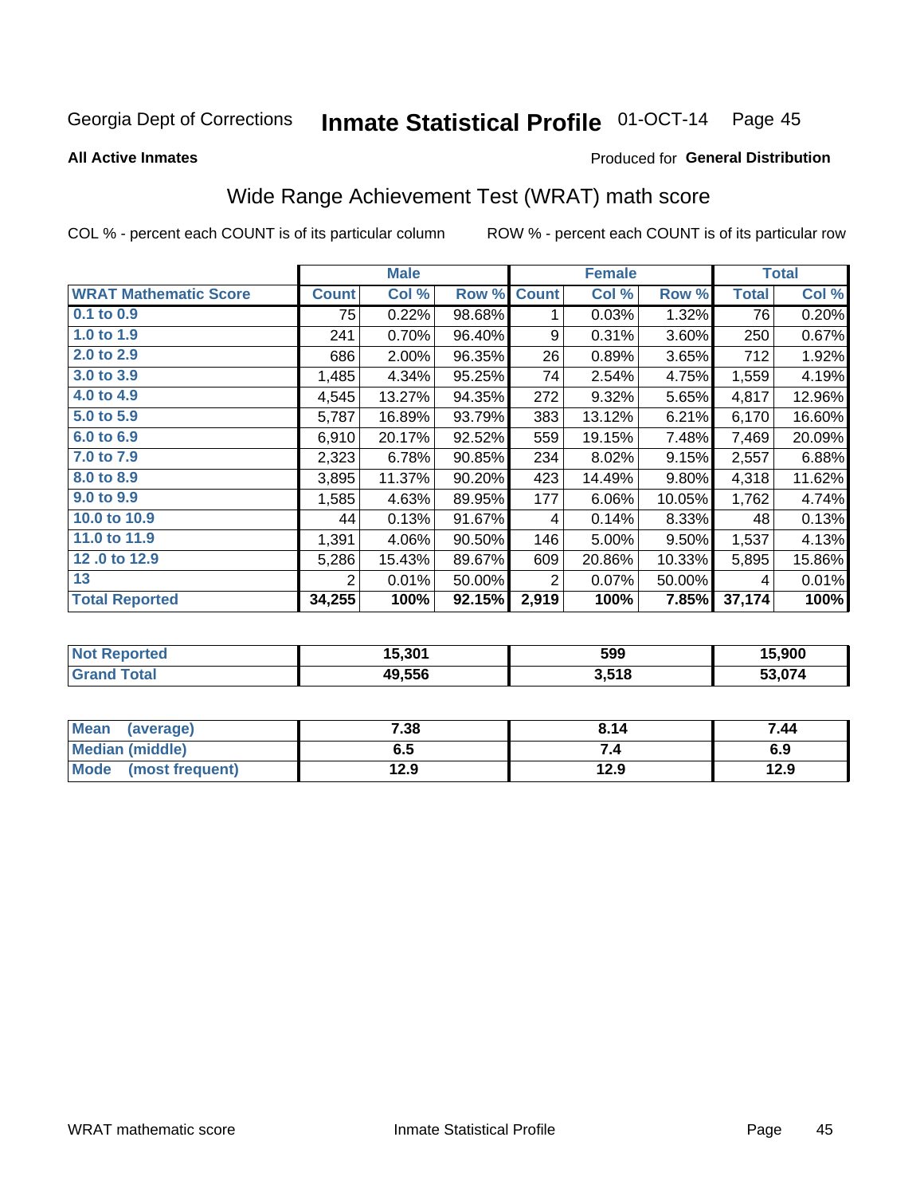Georgia Dept of Corrections **Inmate Statistical Profile** 01-OCT-14

**All Active Inmates**

Produced for **General Distribution**

## Wide Range Achievement Test (WRAT) math score

COL % - percent each COUNT is of its particular column

ROW % - percent each COUNT is of its particular row

| | Male | | | Female | | | Total | |
|---|---|---|---|---|---|---|---|---|
| **WRAT Mathematic Score** | **Count** | **Col %** | **Row %** | **Count** | **Col %** | **Row %** | **Total** | **Col %** |
| 0.1 to 0.9 | 75 | 0.22% | 98.68% | 1 | 0.03% | 1.32% | 76 | 0.20% |
| 1.0 to 1.9 | 241 | 0.70% | 96.40% | 9 | 0.31% | 3.60% | 250 | 0.67% |
| 2.0 to 2.9 | 686 | 2.00% | 96.35% | 26 | 0.89% | 3.65% | 712 | 1.92% |
| 3.0 to 3.9 | 1,485 | 4.34% | 95.25% | 74 | 2.54% | 4.75% | 1,559 | 4.19% |
| 4.0 to 4.9 | 4,545 | 13.27% | 94.35% | 272 | 9.32% | 5.65% | 4,817 | 12.96% |
| 5.0 to 5.9 | 5,787 | 16.89% | 93.79% | 383 | 13.12% | 6.21% | 6,170 | 16.60% |
| 6.0 to 6.9 | 6,910 | 20.17% | 92.52% | 559 | 19.15% | 7.48% | 7,469 | 20.09% |
| 7.0 to 7.9 | 2,323 | 6.78% | 90.85% | 234 | 8.02% | 9.15% | 2,557 | 6.88% |
| 8.0 to 8.9 | 3,895 | 11.37% | 90.20% | 423 | 14.49% | 9.80% | 4,318 | 11.62% |
| 9.0 to 9.9 | 1,585 | 4.63% | 89.95% | 177 | 6.06% | 10.05% | 1,762 | 4.74% |
| 10.0 to 10.9 | 44 | 0.13% | 91.67% | 4 | 0.14% | 8.33% | 48 | 0.13% |
| 11.0 to 11.9 | 1,391 | 4.06% | 90.50% | 146 | 5.00% | 9.50% | 1,537 | 4.13% |
| 12 .0 to 12.9 | 5,286 | 15.43% | 89.67% | 609 | 20.86% | 10.33% | 5,895 | 15.86% |
| 13 | 2 | 0.01% | 50.00% | 2 | 0.07% | 50.00% | 4 | 0.01% |
| **Total Reported** | **34,255** | **100%** | **92.15%** | **2,919** | **100%** | **7.85%** | **37,174** | **100%** |

| | Male | Female | Total |
|---|---|---|---|
| Not Reported | 15,301 | 599 | 15,900 |
| Grand Total | 49,556 | 3,518 | 53,074 |

| | Male | Female | Total |
|---|---|---|---|
| Mean (average) | 7.38 | 8.14 | 7.44 |
| Median (middle) | 6.5 | 7.4 | 6.9 |
| Mode (most frequent) | 12.9 | 12.9 | 12.9 |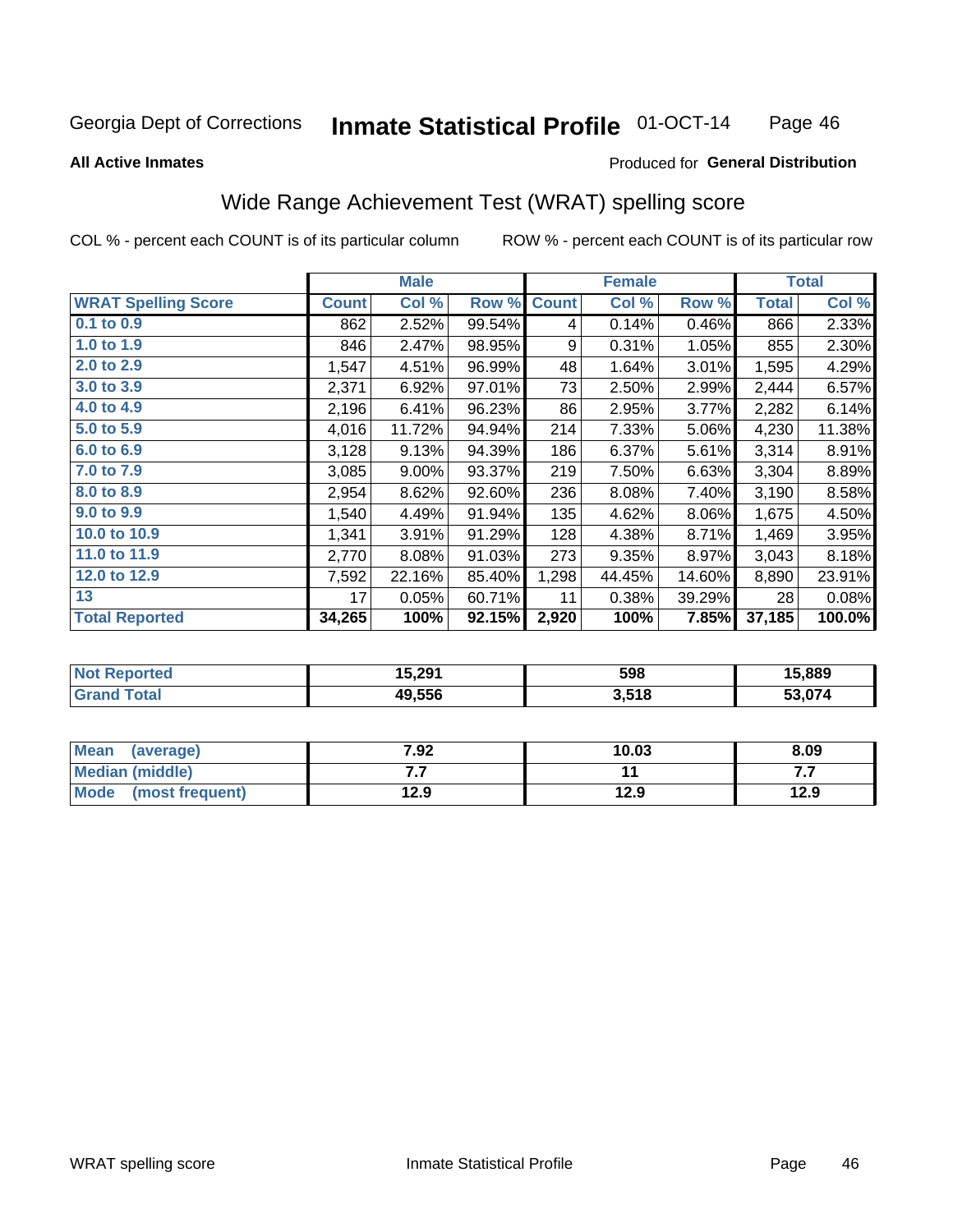Georgia Dept of Corrections **Inmate Statistical Profile** 01-OCT-14

**All Active Inmates**

Produced for **General Distribution**

## Wide Range Achievement Test (WRAT) spelling score

COL % - percent each COUNT is of its particular column ROW % - percent each COUNT is of its particular row

| | Male | | | Female | | | Total | |
|---|---|---|---|---|---|---|---|---|
| **WRAT Spelling Score** | **Count** | **Col %** | **Row %** | **Count** | **Col %** | **Row %** | **Total** | **Col %** |
| 0.1 to 0.9 | 862 | 2.52% | 99.54% | 4 | 0.14% | 0.46% | 866 | 2.33% |
| 1.0 to 1.9 | 846 | 2.47% | 98.95% | 9 | 0.31% | 1.05% | 855 | 2.30% |
| 2.0 to 2.9 | 1,547 | 4.51% | 96.99% | 48 | 1.64% | 3.01% | 1,595 | 4.29% |
| 3.0 to 3.9 | 2,371 | 6.92% | 97.01% | 73 | 2.50% | 2.99% | 2,444 | 6.57% |
| 4.0 to 4.9 | 2,196 | 6.41% | 96.23% | 86 | 2.95% | 3.77% | 2,282 | 6.14% |
| 5.0 to 5.9 | 4,016 | 11.72% | 94.94% | 214 | 7.33% | 5.06% | 4,230 | 11.38% |
| 6.0 to 6.9 | 3,128 | 9.13% | 94.39% | 186 | 6.37% | 5.61% | 3,314 | 8.91% |
| 7.0 to 7.9 | 3,085 | 9.00% | 93.37% | 219 | 7.50% | 6.63% | 3,304 | 8.89% |
| 8.0 to 8.9 | 2,954 | 8.62% | 92.60% | 236 | 8.08% | 7.40% | 3,190 | 8.58% |
| 9.0 to 9.9 | 1,540 | 4.49% | 91.94% | 135 | 4.62% | 8.06% | 1,675 | 4.50% |
| 10.0 to 10.9 | 1,341 | 3.91% | 91.29% | 128 | 4.38% | 8.71% | 1,469 | 3.95% |
| 11.0 to 11.9 | 2,770 | 8.08% | 91.03% | 273 | 9.35% | 8.97% | 3,043 | 8.18% |
| 12.0 to 12.9 | 7,592 | 22.16% | 85.40% | 1,298 | 44.45% | 14.60% | 8,890 | 23.91% |
| 13 | 17 | 0.05% | 60.71% | 11 | 0.38% | 39.29% | 28 | 0.08% |
| **Total Reported** | **34,265** | **100%** | **92.15%** | **2,920** | **100%** | **7.85%** | **37,185** | **100.0%** |

| | Male | Female | Total |
|---|---|---|---|
| Not Reported | 15,291 | 598 | 15,889 |
| Grand Total | 49,556 | 3,518 | 53,074 |

| | Male | Female | Total |
|---|---|---|---|
| Mean (average) | 7.92 | 10.03 | 8.09 |
| Median (middle) | 7.7 | 11 | 7.7 |
| Mode (most frequent) | 12.9 | 12.9 | 12.9 |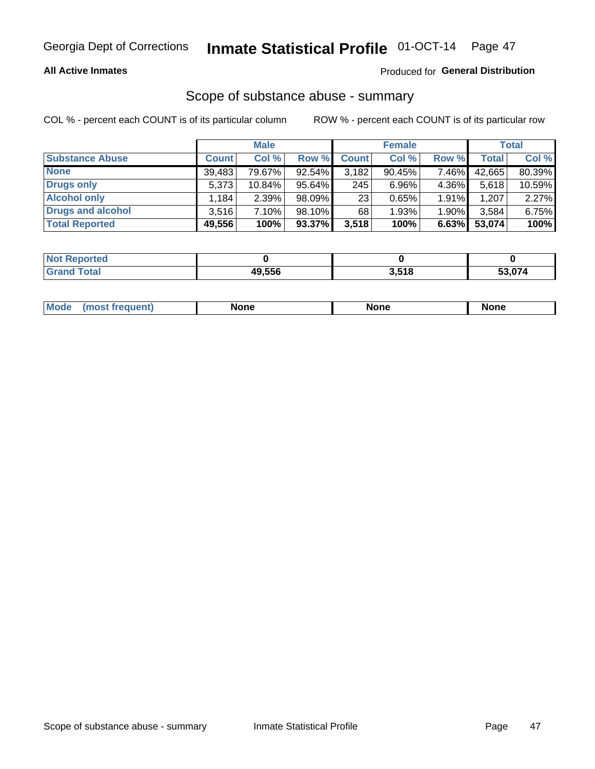Georgia Dept of Corrections **Inmate Statistical Profile** 01-OCT-14

**All Active Inmates** Produced for **General Distribution**

## Scope of substance abuse - summary

COL % - percent each COUNT is of its particular column ROW % - percent each COUNT is of its particular row

| | Male | | | Female | | | Total | |
|---|---|---|---|---|---|---|---|---|
| **Substance Abuse** | **Count** | **Col %** | **Row %** | **Count** | **Col %** | **Row %** | **Total** | **Col %** |
| **None** | 39,483 | 79.67% | 92.54% | 3,182 | 90.45% | 7.46% | 42,665 | 80.39% |
| **Drugs only** | 5,373 | 10.84% | 95.64% | 245 | 6.96% | 4.36% | 5,618 | 10.59% |
| **Alcohol only** | 1,184 | 2.39% | 98.09% | 23 | 0.65% | 1.91% | 1,207 | 2.27% |
| **Drugs and alcohol** | 3,516 | 7.10% | 98.10% | 68 | 1.93% | 1.90% | 3,584 | 6.75% |
| **Total Reported** | **49,556** | **100%** | **93.37%** | **3,518** | **100%** | **6.63%** | **53,074** | **100%** |

| | Male | Female | Total |
|---|---|---|---|
| **Not Reported** | **0** | **0** | **0** |
| **Grand Total** | **49,556** | **3,518** | **53,074** |

| | Male | Female | Total |
|---|---|---|---|
| **Mode (most frequent)** | **None** | **None** | **None** |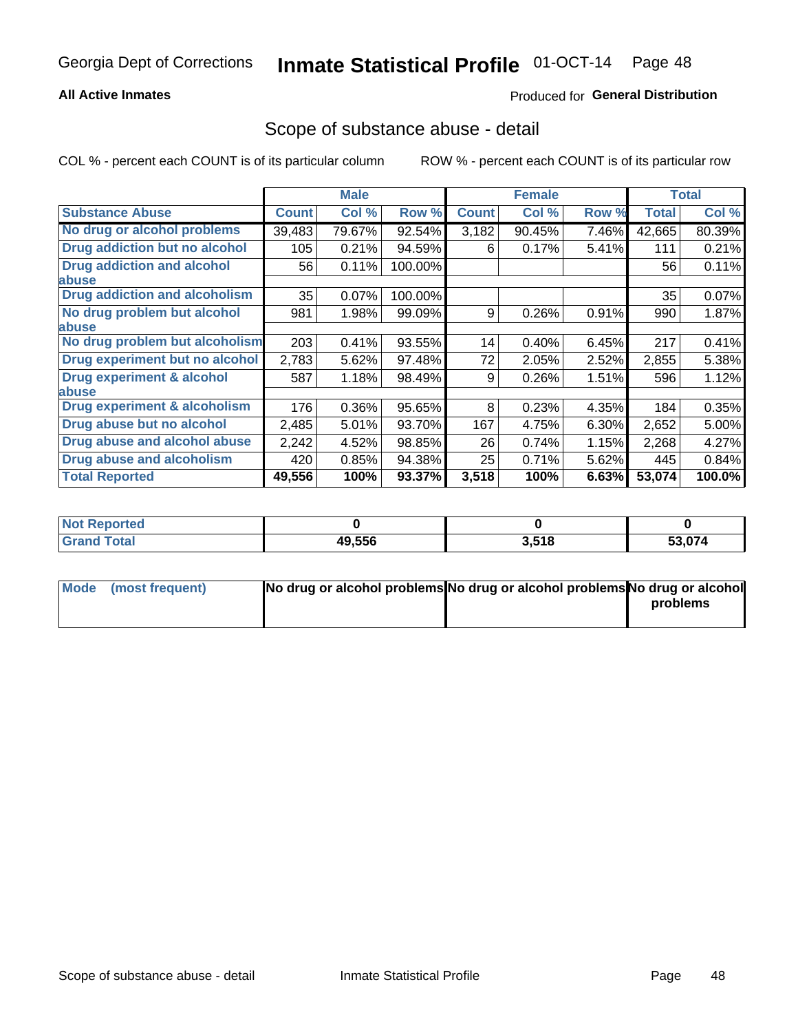# Georgia Dept of Corrections — Inmate Statistical Profile 01-OCT-14

**All Active Inmates** — Produced for **General Distribution**

## Scope of substance abuse - detail

COL % - percent each COUNT is of its particular column ROW % - percent each COUNT is of its particular row

| | Male | | | Female | | | Total | |
|---|---|---|---|---|---|---|---|---|
| **Substance Abuse** | **Count** | **Col %** | **Row %** | **Count** | **Col %** | **Row %** | **Total** | **Col %** |
| **No drug or alcohol problems** | 39,483 | 79.67% | 92.54% | 3,182 | 90.45% | 7.46% | 42,665 | 80.39% |
| **Drug addiction but no alcohol** | 105 | 0.21% | 94.59% | 6 | 0.17% | 5.41% | 111 | 0.21% |
| **Drug addiction and alcohol abuse** | 56 | 0.11% | 100.00% | | | | 56 | 0.11% |
| **Drug addiction and alcoholism** | 35 | 0.07% | 100.00% | | | | 35 | 0.07% |
| **No drug problem but alcohol abuse** | 981 | 1.98% | 99.09% | 9 | 0.26% | 0.91% | 990 | 1.87% |
| **No drug problem but alcoholism** | 203 | 0.41% | 93.55% | 14 | 0.40% | 6.45% | 217 | 0.41% |
| **Drug experiment but no alcohol** | 2,783 | 5.62% | 97.48% | 72 | 2.05% | 2.52% | 2,855 | 5.38% |
| **Drug experiment & alcohol abuse** | 587 | 1.18% | 98.49% | 9 | 0.26% | 1.51% | 596 | 1.12% |
| **Drug experiment & alcoholism** | 176 | 0.36% | 95.65% | 8 | 0.23% | 4.35% | 184 | 0.35% |
| **Drug abuse but no alcohol** | 2,485 | 5.01% | 93.70% | 167 | 4.75% | 6.30% | 2,652 | 5.00% |
| **Drug abuse and alcohol abuse** | 2,242 | 4.52% | 98.85% | 26 | 0.74% | 1.15% | 2,268 | 4.27% |
| **Drug abuse and alcoholism** | 420 | 0.85% | 94.38% | 25 | 0.71% | 5.62% | 445 | 0.84% |
| **Total Reported** | **49,556** | **100%** | **93.37%** | **3,518** | **100%** | **6.63%** | **53,074** | **100.0%** |

| | Male | Female | Total |
|---|---|---|---|
| **Not Reported** | **0** | **0** | **0** |
| **Grand Total** | **49,556** | **3,518** | **53,074** |

| | Male | Female | Total |
|---|---|---|---|
| **Mode (most frequent)** | **No drug or alcohol problems** | **No drug or alcohol problems** | **No drug or alcohol problems** |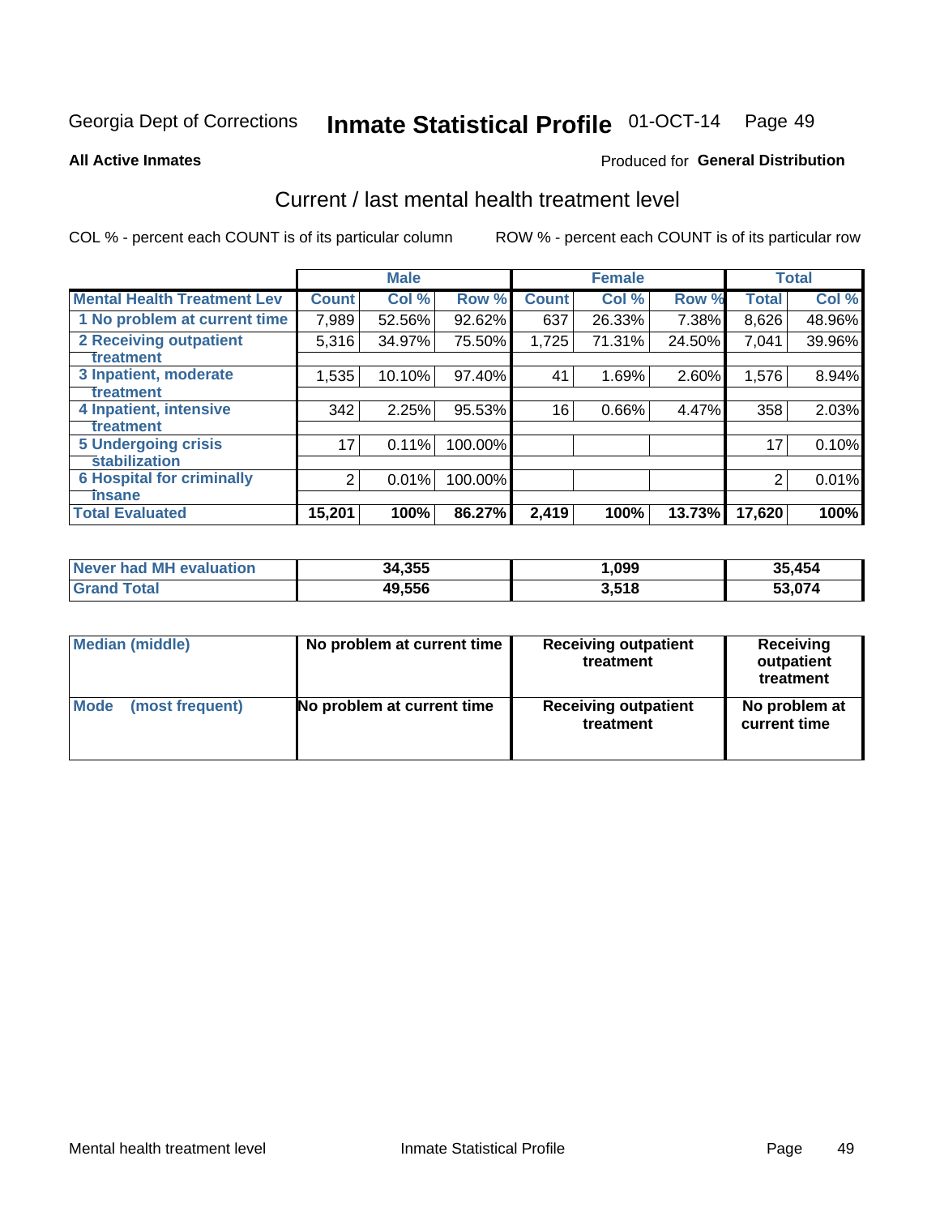Georgia Dept of Corrections **Inmate Statistical Profile** 01-OCT-14

**All Active Inmates**

Produced for **General Distribution**

## Current / last mental health treatment level

COL % - percent each COUNT is of its particular column

ROW % - percent each COUNT is of its particular row

| | Male | | | Female | | | Total | |
|---|---|---|---|---|---|---|---|---|
| **Mental Health Treatment Lev** | **Count** | **Col %** | **Row %** | **Count** | **Col %** | **Row %** | **Total** | **Col %** |
| 1 No problem at current time | 7,989 | 52.56% | 92.62% | 637 | 26.33% | 7.38% | 8,626 | 48.96% |
| 2 Receiving outpatient treatment | 5,316 | 34.97% | 75.50% | 1,725 | 71.31% | 24.50% | 7,041 | 39.96% |
| 3 Inpatient, moderate treatment | 1,535 | 10.10% | 97.40% | 41 | 1.69% | 2.60% | 1,576 | 8.94% |
| 4 Inpatient, intensive treatment | 342 | 2.25% | 95.53% | 16 | 0.66% | 4.47% | 358 | 2.03% |
| 5 Undergoing crisis stabilization | 17 | 0.11% | 100.00% | | | | 17 | 0.10% |
| 6 Hospital for criminally insane | 2 | 0.01% | 100.00% | | | | 2 | 0.01% |
| **Total Evaluated** | **15,201** | **100%** | **86.27%** | **2,419** | **100%** | **13.73%** | **17,620** | **100%** |

| | Male | Female | Total |
|---|---|---|---|
| Never had MH evaluation | 34,355 | 1,099 | 35,454 |
| Grand Total | 49,556 | 3,518 | 53,074 |

| | Male | Female | Total |
|---|---|---|---|
| Median (middle) | No problem at current time | Receiving outpatient treatment | Receiving outpatient treatment |
| Mode (most frequent) | No problem at current time | Receiving outpatient treatment | No problem at current time |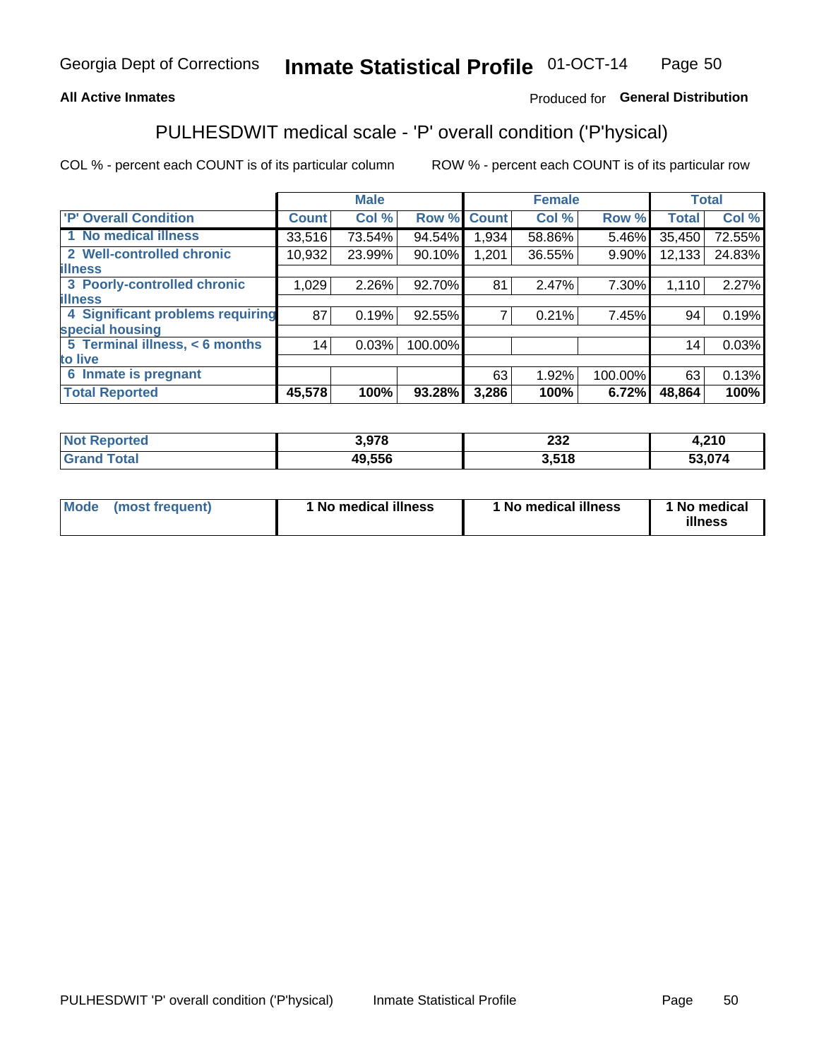Georgia Dept of Corrections **Inmate Statistical Profile** 01-OCT-14

**All Active Inmates**

Produced for **General Distribution**

## PULHESDWIT medical scale - 'P' overall condition ('P'hysical)

COL % - percent each COUNT is of its particular column ROW % - percent each COUNT is of its particular row

| | Male | | | Female | | | Total | |
|---|---|---|---|---|---|---|---|---|
| 'P' Overall Condition | Count | Col % | Row % | Count | Col % | Row % | Total | Col % |
| 1 No medical illness | 33,516 | 73.54% | 94.54% | 1,934 | 58.86% | 5.46% | 35,450 | 72.55% |
| 2 Well-controlled chronic illness | 10,932 | 23.99% | 90.10% | 1,201 | 36.55% | 9.90% | 12,133 | 24.83% |
| 3 Poorly-controlled chronic illness | 1,029 | 2.26% | 92.70% | 81 | 2.47% | 7.30% | 1,110 | 2.27% |
| 4 Significant problems requiring special housing | 87 | 0.19% | 92.55% | 7 | 0.21% | 7.45% | 94 | 0.19% |
| 5 Terminal illness, < 6 months to live | 14 | 0.03% | 100.00% | | | | 14 | 0.03% |
| 6 Inmate is pregnant | | | | 63 | 1.92% | 100.00% | 63 | 0.13% |
| **Total Reported** | **45,578** | **100%** | **93.28%** | **3,286** | **100%** | **6.72%** | **48,864** | **100%** |

| | Male | Female | Total |
|---|---|---|---|
| Not Reported | 3,978 | 232 | 4,210 |
| Grand Total | 49,556 | 3,518 | 53,074 |

| | Male | Female | Total |
|---|---|---|---|
| Mode (most frequent) | 1 No medical illness | 1 No medical illness | 1 No medical illness |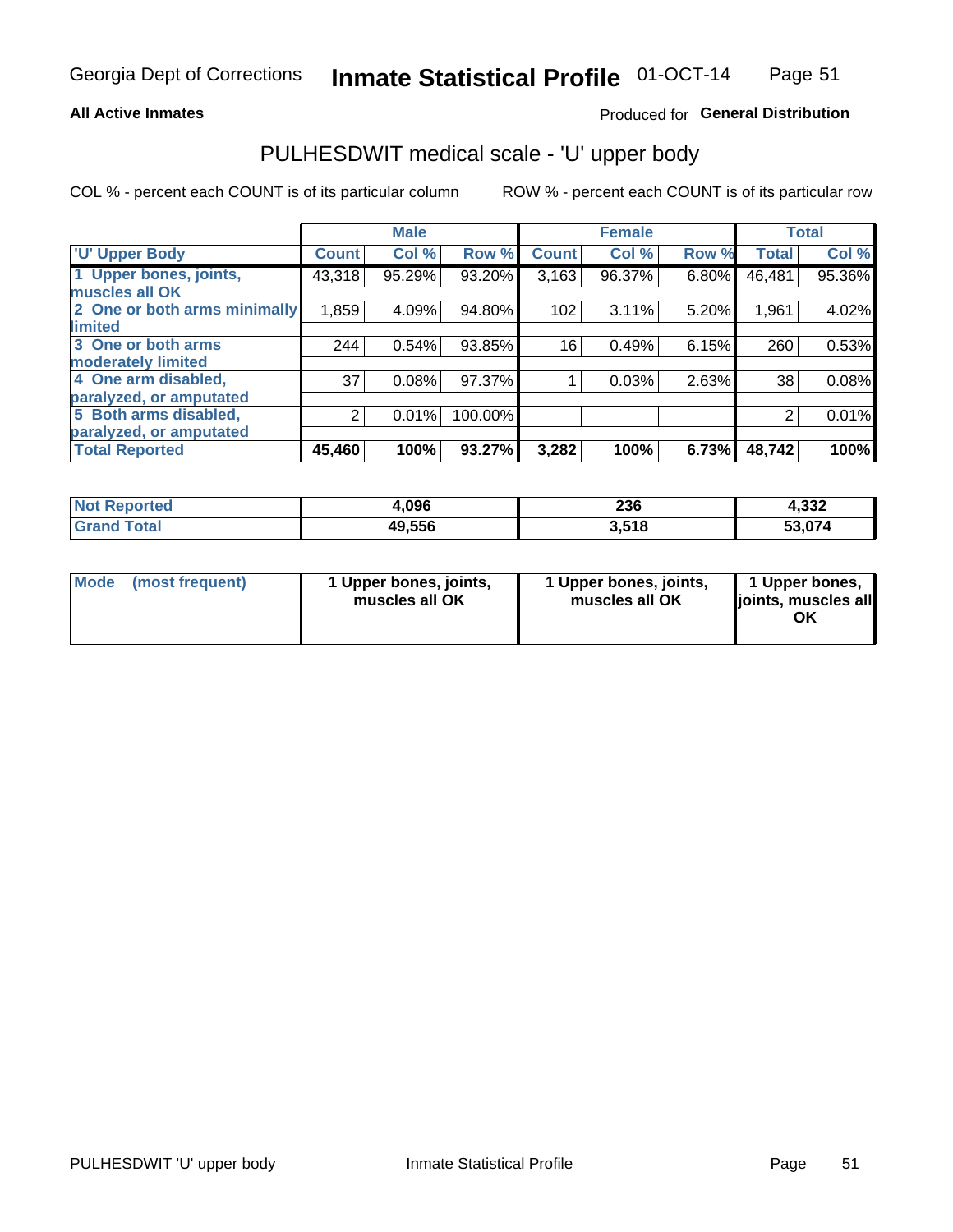**All Active Inmates**

Produced for **General Distribution**

## PULHESDWIT medical scale - 'U' upper body

COL % - percent each COUNT is of its particular column

ROW % - percent each COUNT is of its particular row

| | Male | | | Female | | | Total | |
|---|---|---|---|---|---|---|---|---|
| 'U' Upper Body | Count | Col % | Row % | Count | Col % | Row % | Total | Col % |
| 1 Upper bones, joints, muscles all OK | 43,318 | 95.29% | 93.20% | 3,163 | 96.37% | 6.80% | 46,481 | 95.36% |
| 2 One or both arms minimally limited | 1,859 | 4.09% | 94.80% | 102 | 3.11% | 5.20% | 1,961 | 4.02% |
| 3 One or both arms moderately limited | 244 | 0.54% | 93.85% | 16 | 0.49% | 6.15% | 260 | 0.53% |
| 4 One arm disabled, paralyzed, or amputated | 37 | 0.08% | 97.37% | 1 | 0.03% | 2.63% | 38 | 0.08% |
| 5 Both arms disabled, paralyzed, or amputated | 2 | 0.01% | 100.00% | | | | 2 | 0.01% |
| **Total Reported** | **45,460** | **100%** | **93.27%** | **3,282** | **100%** | **6.73%** | **48,742** | **100%** |

| | Male | Female | Total |
|---|---|---|---|
| Not Reported | 4,096 | 236 | 4,332 |
| Grand Total | 49,556 | 3,518 | 53,074 |

| | Male | Female | Total |
|---|---|---|---|
| Mode (most frequent) | 1 Upper bones, joints, muscles all OK | 1 Upper bones, joints, muscles all OK | 1 Upper bones, joints, muscles all OK |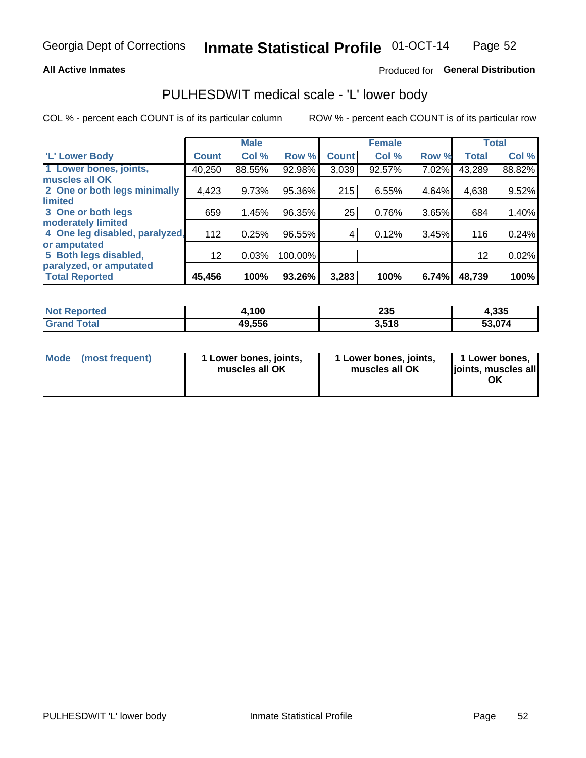Georgia Dept of Corrections **Inmate Statistical Profile** 01-OCT-14

**All Active Inmates**

Produced for **General Distribution**

## PULHESDWIT medical scale - 'L' lower body

COL % - percent each COUNT is of its particular column

ROW % - percent each COUNT is of its particular row

| | Male | | | Female | | | Total | |
|---|---|---|---|---|---|---|---|---|
| 'L' Lower Body | Count | Col % | Row % | Count | Col % | Row % | Total | Col % |
| 1 Lower bones, joints, muscles all OK | 40,250 | 88.55% | 92.98% | 3,039 | 92.57% | 7.02% | 43,289 | 88.82% |
| 2 One or both legs minimally limited | 4,423 | 9.73% | 95.36% | 215 | 6.55% | 4.64% | 4,638 | 9.52% |
| 3 One or both legs moderately limited | 659 | 1.45% | 96.35% | 25 | 0.76% | 3.65% | 684 | 1.40% |
| 4 One leg disabled, paralyzed, or amputated | 112 | 0.25% | 96.55% | 4 | 0.12% | 3.45% | 116 | 0.24% |
| 5 Both legs disabled, paralyzed, or amputated | 12 | 0.03% | 100.00% | | | | 12 | 0.02% |
| **Total Reported** | **45,456** | **100%** | **93.26%** | **3,283** | **100%** | **6.74%** | **48,739** | **100%** |

| | Male | Female | Total |
|---|---|---|---|
| Not Reported | 4,100 | 235 | 4,335 |
| Grand Total | 49,556 | 3,518 | 53,074 |

| | Male | Female | Total |
|---|---|---|---|
| Mode (most frequent) | 1 Lower bones, joints, muscles all OK | 1 Lower bones, joints, muscles all OK | 1 Lower bones, joints, muscles all OK |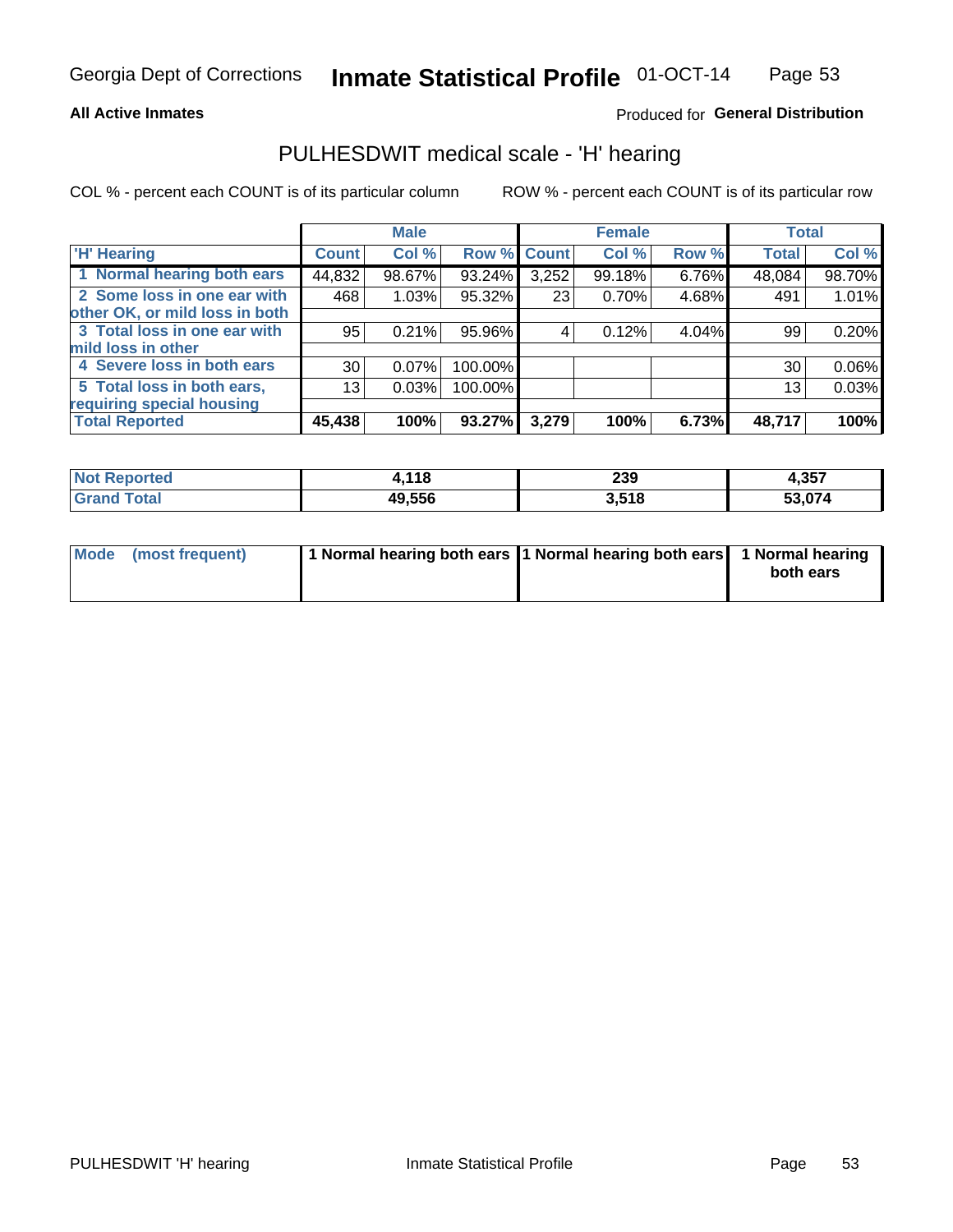Georgia Dept of Corrections **Inmate Statistical Profile** 01-OCT-14

**All Active Inmates**

Produced for **General Distribution**

## PULHESDWIT medical scale - 'H' hearing

COL % - percent each COUNT is of its particular column

ROW % - percent each COUNT is of its particular row

| | Male | | | Female | | | Total | |
|---|---|---|---|---|---|---|---|---|
| 'H' Hearing | Count | Col % | Row % | Count | Col % | Row % | Total | Col % |
| 1 Normal hearing both ears | 44,832 | 98.67% | 93.24% | 3,252 | 99.18% | 6.76% | 48,084 | 98.70% |
| 2 Some loss in one ear with other OK, or mild loss in both | 468 | 1.03% | 95.32% | 23 | 0.70% | 4.68% | 491 | 1.01% |
| 3 Total loss in one ear with mild loss in other | 95 | 0.21% | 95.96% | 4 | 0.12% | 4.04% | 99 | 0.20% |
| 4 Severe loss in both ears | 30 | 0.07% | 100.00% | | | | 30 | 0.06% |
| 5 Total loss in both ears, requiring special housing | 13 | 0.03% | 100.00% | | | | 13 | 0.03% |
| **Total Reported** | **45,438** | **100%** | **93.27%** | **3,279** | **100%** | **6.73%** | **48,717** | **100%** |

| | Male | Female | Total |
|---|---|---|---|
| Not Reported | 4,118 | 239 | 4,357 |
| Grand Total | 49,556 | 3,518 | 53,074 |

| | Male | Female | Total |
|---|---|---|---|
| Mode (most frequent) | 1 Normal hearing both ears | 1 Normal hearing both ears | 1 Normal hearing both ears |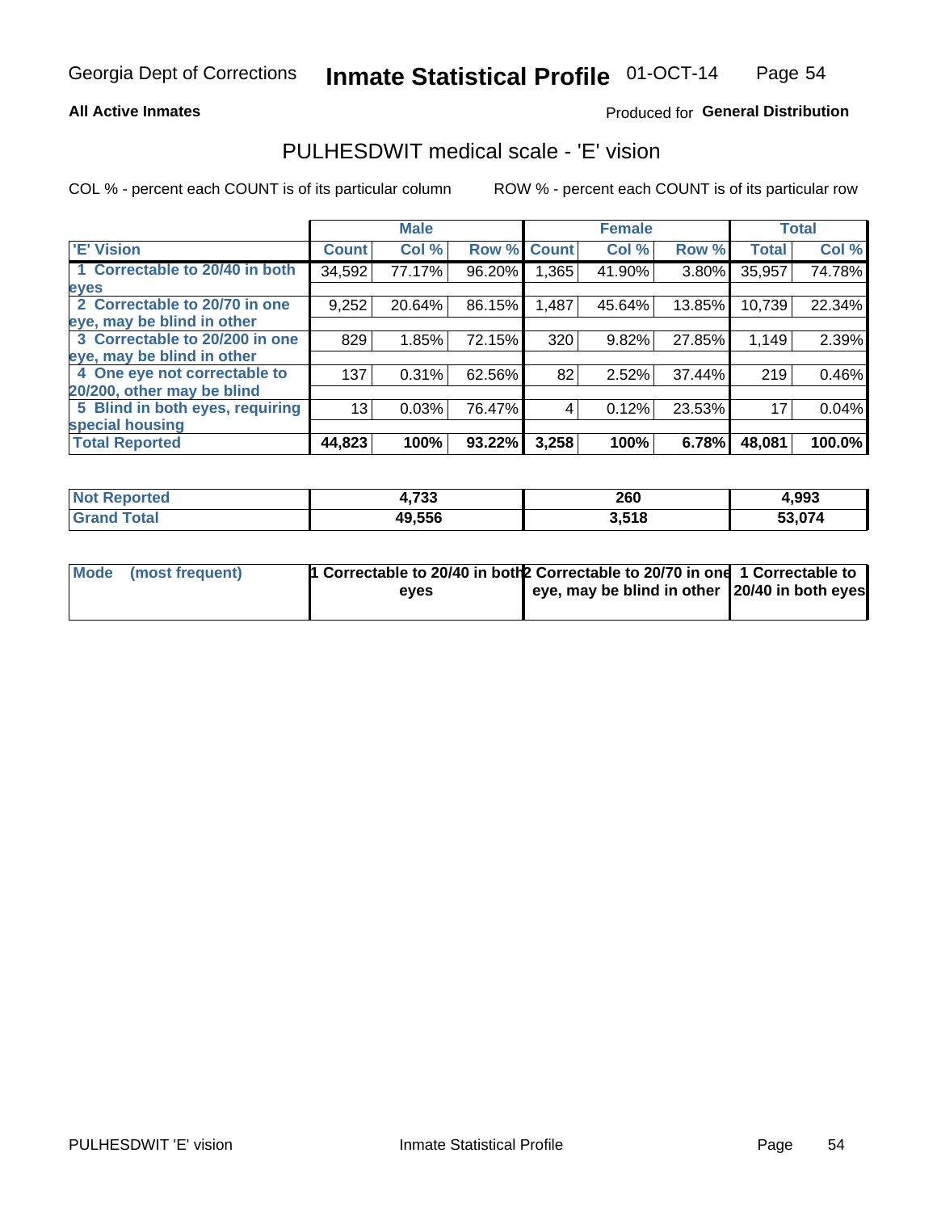Georgia Dept of Corrections **Inmate Statistical Profile** 01-OCT-14

**All Active Inmates**

Produced for **General Distribution**

## PULHESDWIT medical scale - 'E' vision

COL % - percent each COUNT is of its particular column    ROW % - percent each COUNT is of its particular row

| | Male | | | Female | | | Total | |
|---|---|---|---|---|---|---|---|---|
| 'E' Vision | Count | Col % | Row % | Count | Col % | Row % | Total | Col % |
| 1 Correctable to 20/40 in both eyes | 34,592 | 77.17% | 96.20% | 1,365 | 41.90% | 3.80% | 35,957 | 74.78% |
| 2 Correctable to 20/70 in one eye, may be blind in other | 9,252 | 20.64% | 86.15% | 1,487 | 45.64% | 13.85% | 10,739 | 22.34% |
| 3 Correctable to 20/200 in one eye, may be blind in other | 829 | 1.85% | 72.15% | 320 | 9.82% | 27.85% | 1,149 | 2.39% |
| 4 One eye not correctable to 20/200, other may be blind | 137 | 0.31% | 62.56% | 82 | 2.52% | 37.44% | 219 | 0.46% |
| 5 Blind in both eyes, requiring special housing | 13 | 0.03% | 76.47% | 4 | 0.12% | 23.53% | 17 | 0.04% |
| **Total Reported** | **44,823** | **100%** | **93.22%** | **3,258** | **100%** | **6.78%** | **48,081** | **100.0%** |

| | Male | Female | Total |
|---|---|---|---|
| Not Reported | 4,733 | 260 | 4,993 |
| Grand Total | 49,556 | 3,518 | 53,074 |

| | Male | Female | Total |
|---|---|---|---|
| Mode (most frequent) | 1 Correctable to 20/40 in both eyes | 2 Correctable to 20/70 in one eye, may be blind in other | 1 Correctable to 20/40 in both eyes |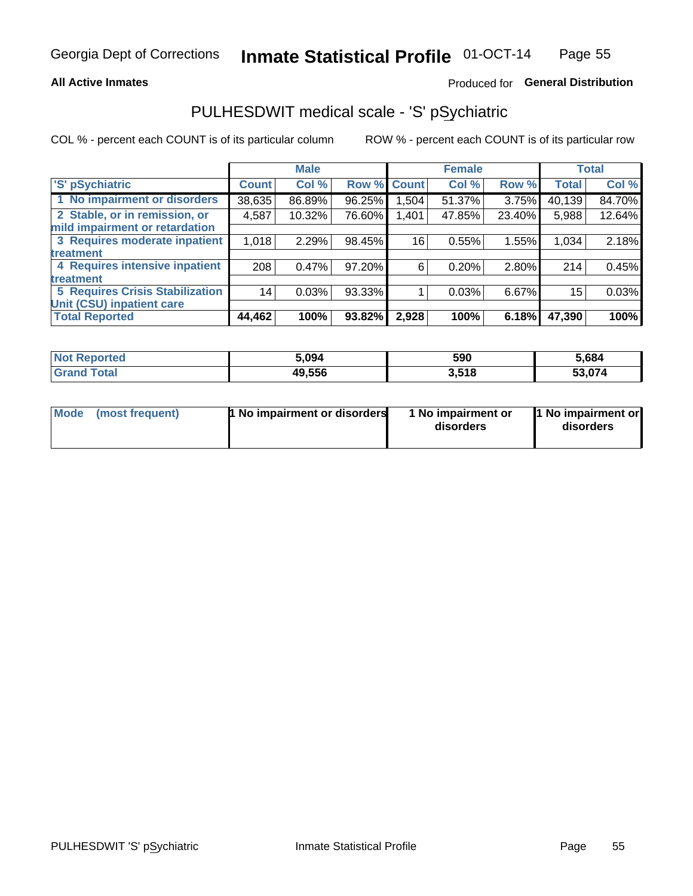Georgia Dept of Corrections **Inmate Statistical Profile** 01-OCT-14

**All Active Inmates**

Produced for **General Distribution**

## PULHESDWIT medical scale - 'S' pSychiatric

COL % - percent each COUNT is of its particular column

ROW % - percent each COUNT is of its particular row

| | Male | | | Female | | | Total | |
|---|---|---|---|---|---|---|---|---|
| 'S' pSychiatric | Count | Col % | Row % | Count | Col % | Row % | Total | Col % |
| 1 No impairment or disorders | 38,635 | 86.89% | 96.25% | 1,504 | 51.37% | 3.75% | 40,139 | 84.70% |
| 2 Stable, or in remission, or mild impairment or retardation | 4,587 | 10.32% | 76.60% | 1,401 | 47.85% | 23.40% | 5,988 | 12.64% |
| 3 Requires moderate inpatient treatment | 1,018 | 2.29% | 98.45% | 16 | 0.55% | 1.55% | 1,034 | 2.18% |
| 4 Requires intensive inpatient treatment | 208 | 0.47% | 97.20% | 6 | 0.20% | 2.80% | 214 | 0.45% |
| 5 Requires Crisis Stabilization Unit (CSU) inpatient care | 14 | 0.03% | 93.33% | 1 | 0.03% | 6.67% | 15 | 0.03% |
| **Total Reported** | **44,462** | **100%** | **93.82%** | **2,928** | **100%** | **6.18%** | **47,390** | **100%** |

| | Male | Female | Total |
|---|---|---|---|
| Not Reported | 5,094 | 590 | 5,684 |
| Grand Total | 49,556 | 3,518 | 53,074 |

| | Male | Female | Total |
|---|---|---|---|
| Mode (most frequent) | 1 No impairment or disorders | 1 No impairment or disorders | 1 No impairment or disorders |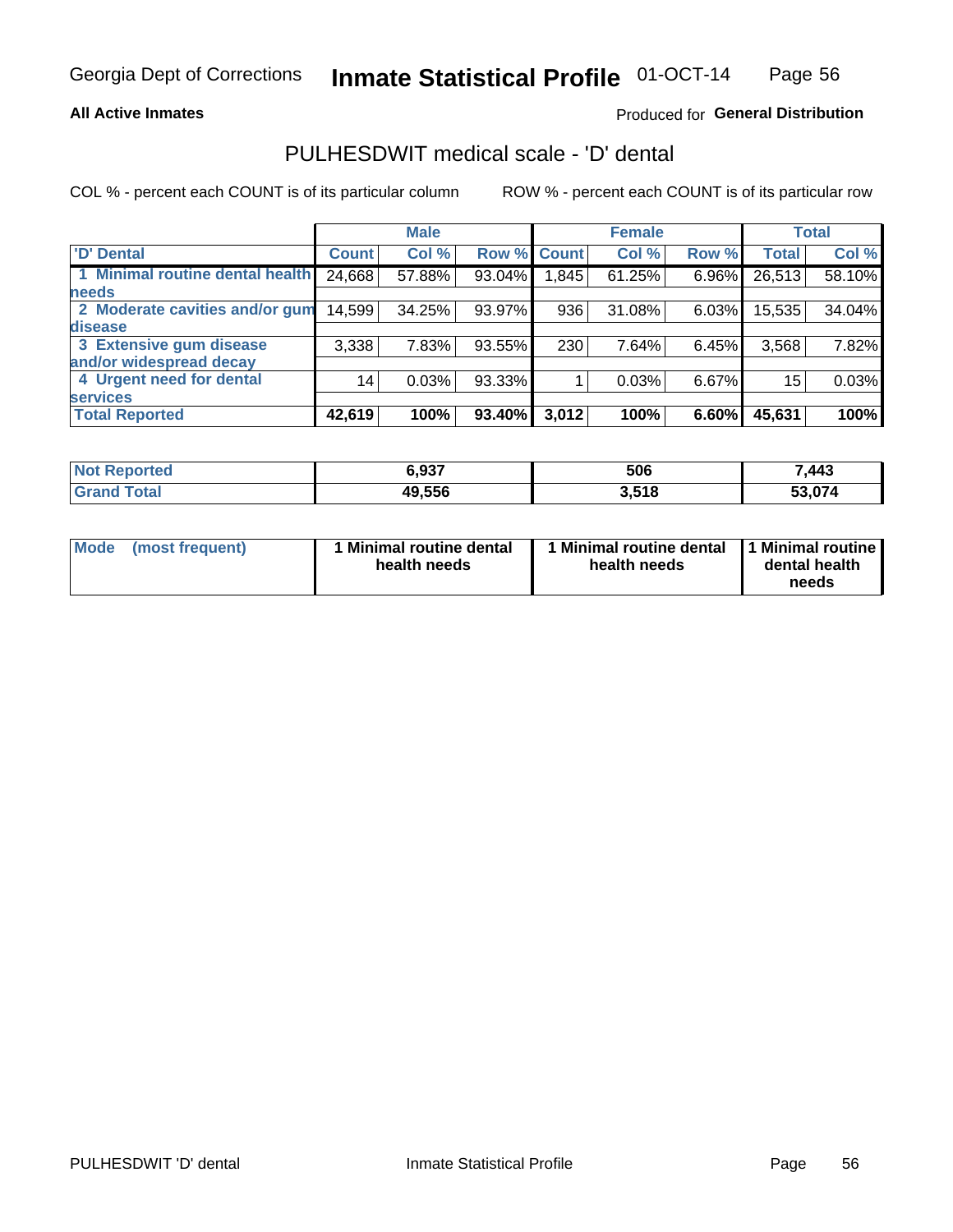Georgia Dept of Corrections **Inmate Statistical Profile** 01-OCT-14

**All Active Inmates**

Produced for **General Distribution**

## PULHESDWIT medical scale - 'D' dental

COL % - percent each COUNT is of its particular column ROW % - percent each COUNT is of its particular row

| | Male | | | Female | | | Total | |
|---|---|---|---|---|---|---|---|---|
| 'D' Dental | Count | Col % | Row % | Count | Col % | Row % | Total | Col % |
| 1 Minimal routine dental health needs | 24,668 | 57.88% | 93.04% | 1,845 | 61.25% | 6.96% | 26,513 | 58.10% |
| 2 Moderate cavities and/or gum disease | 14,599 | 34.25% | 93.97% | 936 | 31.08% | 6.03% | 15,535 | 34.04% |
| 3 Extensive gum disease and/or widespread decay | 3,338 | 7.83% | 93.55% | 230 | 7.64% | 6.45% | 3,568 | 7.82% |
| 4 Urgent need for dental services | 14 | 0.03% | 93.33% | 1 | 0.03% | 6.67% | 15 | 0.03% |
| **Total Reported** | **42,619** | **100%** | **93.40%** | **3,012** | **100%** | **6.60%** | **45,631** | **100%** |

| | Male | Female | Total |
|---|---|---|---|
| Not Reported | 6,937 | 506 | 7,443 |
| Grand Total | 49,556 | 3,518 | 53,074 |

| | Male | Female | Total |
|---|---|---|---|
| Mode (most frequent) | 1 Minimal routine dental health needs | 1 Minimal routine dental health needs | 1 Minimal routine dental health needs |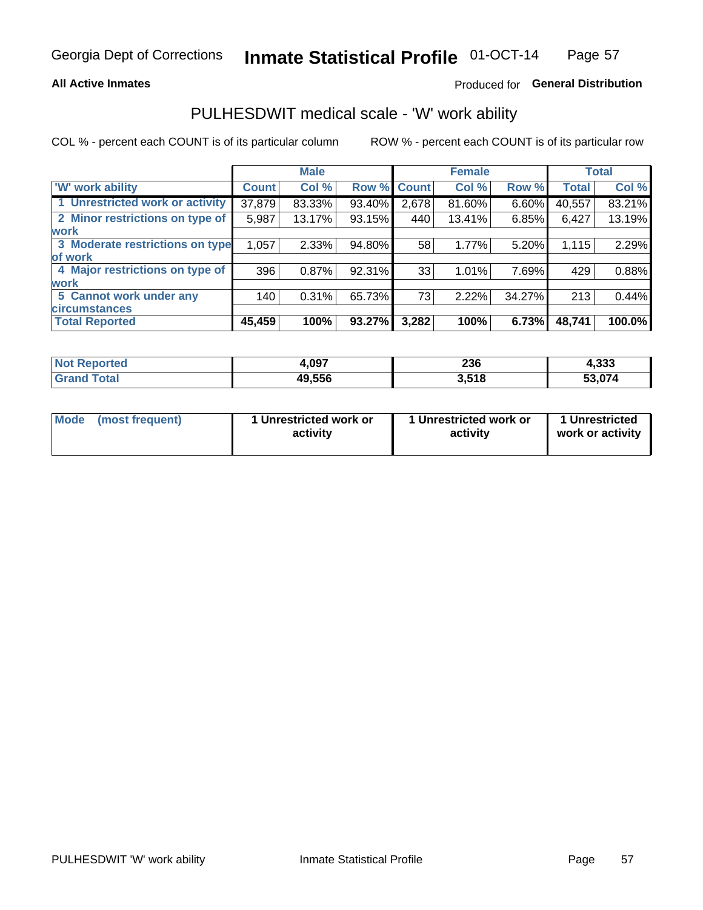Georgia Dept of Corrections **Inmate Statistical Profile** 01-OCT-14

**All Active Inmates** Produced for **General Distribution**

## PULHESDWIT medical scale - 'W' work ability

COL % - percent each COUNT is of its particular column ROW % - percent each COUNT is of its particular row

| | Male | | | Female | | | Total | |
|---|---|---|---|---|---|---|---|---|
| 'W' work ability | Count | Col % | Row % | Count | Col % | Row % | Total | Col % |
| 1 Unrestricted work or activity | 37,879 | 83.33% | 93.40% | 2,678 | 81.60% | 6.60% | 40,557 | 83.21% |
| 2 Minor restrictions on type of work | 5,987 | 13.17% | 93.15% | 440 | 13.41% | 6.85% | 6,427 | 13.19% |
| 3 Moderate restrictions on type of work | 1,057 | 2.33% | 94.80% | 58 | 1.77% | 5.20% | 1,115 | 2.29% |
| 4 Major restrictions on type of work | 396 | 0.87% | 92.31% | 33 | 1.01% | 7.69% | 429 | 0.88% |
| 5 Cannot work under any circumstances | 140 | 0.31% | 65.73% | 73 | 2.22% | 34.27% | 213 | 0.44% |
| **Total Reported** | **45,459** | **100%** | **93.27%** | **3,282** | **100%** | **6.73%** | **48,741** | **100.0%** |

| | Male | Female | Total |
|---|---|---|---|
| Not Reported | 4,097 | 236 | 4,333 |
| Grand Total | 49,556 | 3,518 | 53,074 |

| | Male | Female | Total |
|---|---|---|---|
| Mode (most frequent) | 1 Unrestricted work or activity | 1 Unrestricted work or activity | 1 Unrestricted work or activity |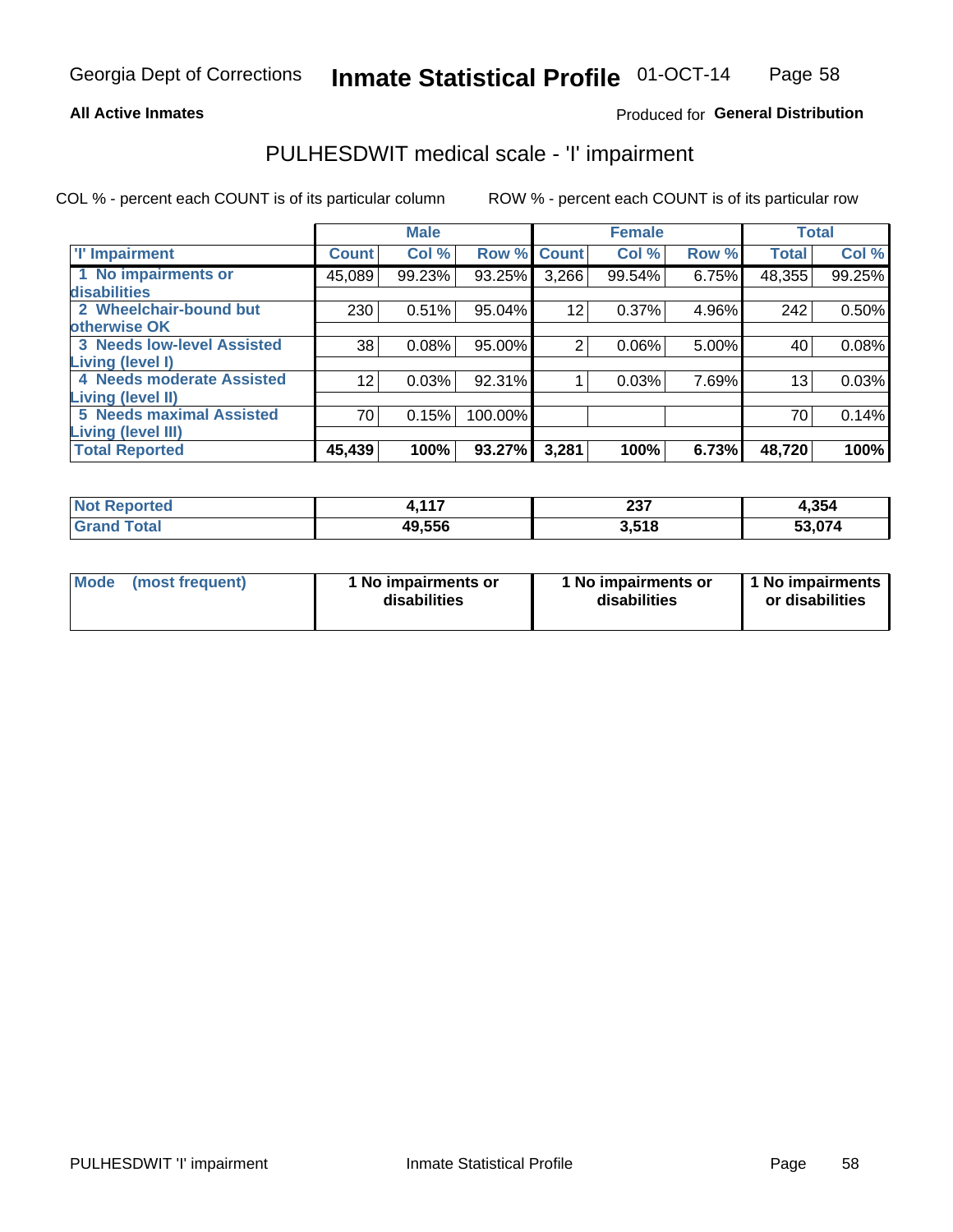Georgia Dept of Corrections **Inmate Statistical Profile** 01-OCT-14

**All Active Inmates**

Produced for **General Distribution**

## PULHESDWIT medical scale - 'I' impairment

COL % - percent each COUNT is of its particular column ROW % - percent each COUNT is of its particular row

| | Male | | | Female | | | Total | |
|---|---|---|---|---|---|---|---|---|
| 'I' Impairment | Count | Col % | Row % | Count | Col % | Row % | Total | Col % |
| 1 No impairments or disabilities | 45,089 | 99.23% | 93.25% | 3,266 | 99.54% | 6.75% | 48,355 | 99.25% |
| 2 Wheelchair-bound but otherwise OK | 230 | 0.51% | 95.04% | 12 | 0.37% | 4.96% | 242 | 0.50% |
| 3 Needs low-level Assisted Living (level I) | 38 | 0.08% | 95.00% | 2 | 0.06% | 5.00% | 40 | 0.08% |
| 4 Needs moderate Assisted Living (level II) | 12 | 0.03% | 92.31% | 1 | 0.03% | 7.69% | 13 | 0.03% |
| 5 Needs maximal Assisted Living (level III) | 70 | 0.15% | 100.00% | | | | 70 | 0.14% |
| **Total Reported** | **45,439** | **100%** | **93.27%** | **3,281** | **100%** | **6.73%** | **48,720** | **100%** |

| | Male | Female | Total |
|---|---|---|---|
| **Not Reported** | **4,117** | **237** | **4,354** |
| **Grand Total** | **49,556** | **3,518** | **53,074** |

| | Male | Female | Total |
|---|---|---|---|
| **Mode (most frequent)** | **1 No impairments or disabilities** | **1 No impairments or disabilities** | **1 No impairments or disabilities** |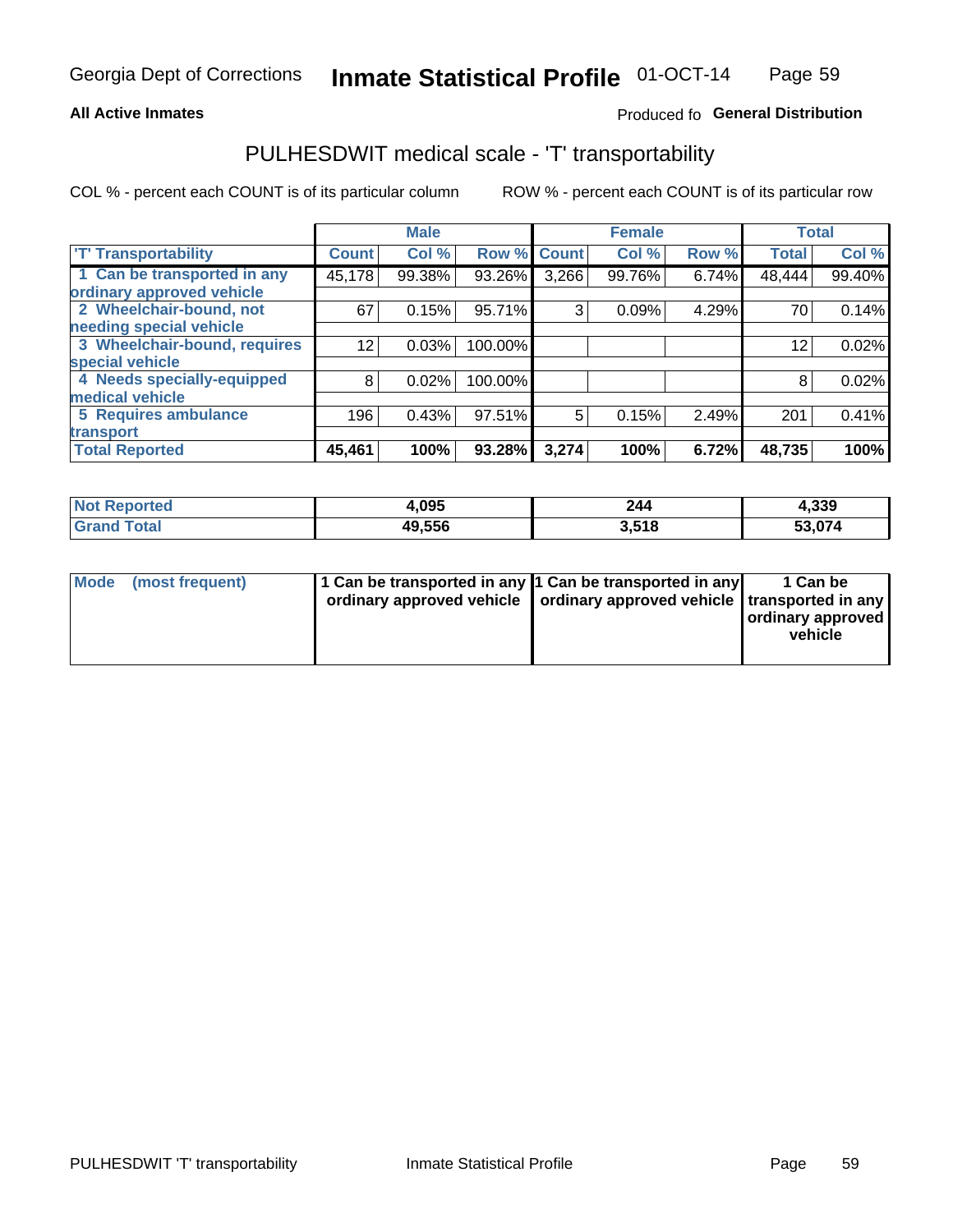**All Active Inmates**

Produced fo **General Distribution**

## PULHESDWIT medical scale - 'T' transportability

COL % - percent each COUNT is of its particular column

ROW % - percent each COUNT is of its particular row

| | Male | | | Female | | | Total | |
|---|---|---|---|---|---|---|---|---|
| 'T' Transportability | Count | Col % | Row % | Count | Col % | Row % | Total | Col % |
| 1 Can be transported in any ordinary approved vehicle | 45,178 | 99.38% | 93.26% | 3,266 | 99.76% | 6.74% | 48,444 | 99.40% |
| 2 Wheelchair-bound, not needing special vehicle | 67 | 0.15% | 95.71% | 3 | 0.09% | 4.29% | 70 | 0.14% |
| 3 Wheelchair-bound, requires special vehicle | 12 | 0.03% | 100.00% | | | | 12 | 0.02% |
| 4 Needs specially-equipped medical vehicle | 8 | 0.02% | 100.00% | | | | 8 | 0.02% |
| 5 Requires ambulance transport | 196 | 0.43% | 97.51% | 5 | 0.15% | 2.49% | 201 | 0.41% |
| **Total Reported** | **45,461** | **100%** | **93.28%** | **3,274** | **100%** | **6.72%** | **48,735** | **100%** |

| | Male | Female | Total |
|---|---|---|---|
| Not Reported | 4,095 | 244 | 4,339 |
| Grand Total | 49,556 | 3,518 | 53,074 |

| | Male | Female | Total |
|---|---|---|---|
| Mode (most frequent) | 1 Can be transported in any ordinary approved vehicle | 1 Can be transported in any ordinary approved vehicle | 1 Can be transported in any ordinary approved vehicle |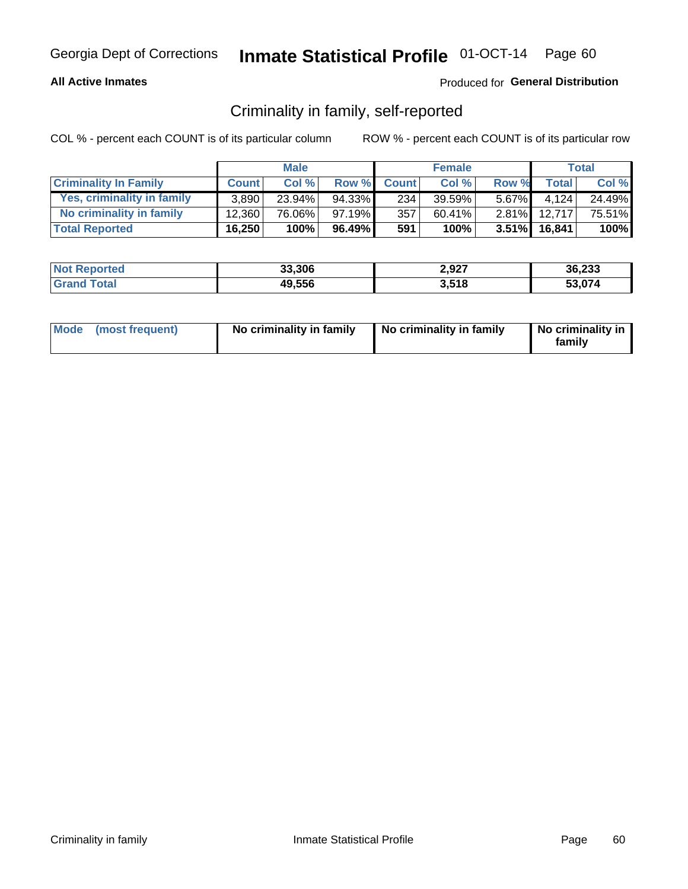**All Active Inmates**

Produced for **General Distribution**

## Criminality in family, self-reported

COL % - percent each COUNT is of its particular column

ROW % - percent each COUNT is of its particular row

| | Male | | | Female | | | Total | |
|---|---|---|---|---|---|---|---|---|
| **Criminality In Family** | **Count** | **Col %** | **Row %** | **Count** | **Col %** | **Row %** | **Total** | **Col %** |
| Yes, criminality in family | 3,890 | 23.94% | 94.33% | 234 | 39.59% | 5.67% | 4,124 | 24.49% |
| No criminality in family | 12,360 | 76.06% | 97.19% | 357 | 60.41% | 2.81% | 12,717 | 75.51% |
| **Total Reported** | **16,250** | **100%** | **96.49%** | **591** | **100%** | **3.51%** | **16,841** | **100%** |

| | Male | Female | Total |
|---|---|---|---|
| **Not Reported** | **33,306** | **2,927** | **36,233** |
| **Grand Total** | **49,556** | **3,518** | **53,074** |

| | Male | Female | Total |
|---|---|---|---|
| **Mode (most frequent)** | **No criminality in family** | **No criminality in family** | **No criminality in family** |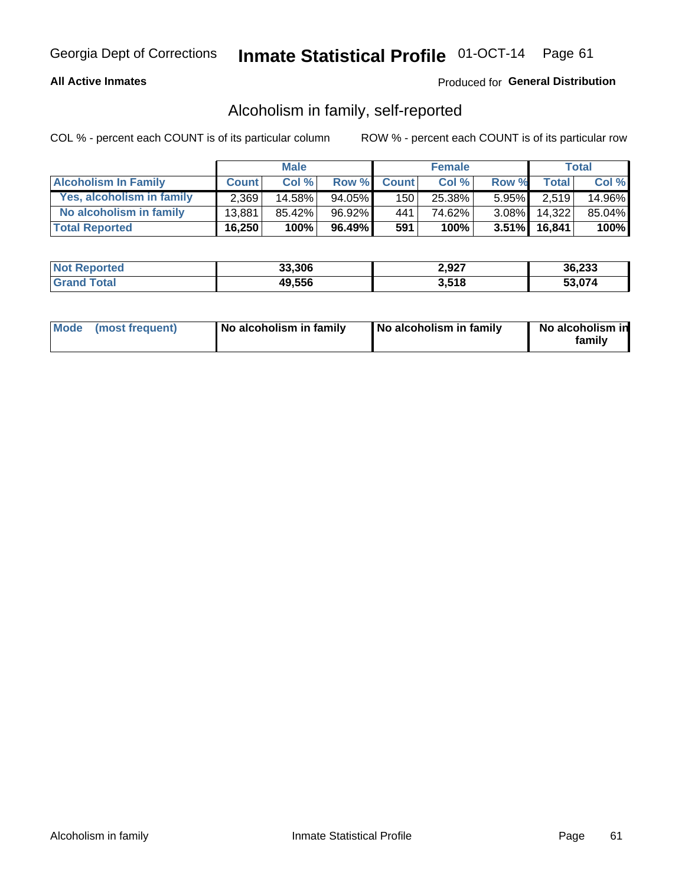Georgia Dept of Corrections **Inmate Statistical Profile** 01-OCT-14

**All Active Inmates**

Produced for **General Distribution**

## Alcoholism in family, self-reported

COL % - percent each COUNT is of its particular column

ROW % - percent each COUNT is of its particular row

| | Male | | | Female | | | Total | |
|---|---|---|---|---|---|---|---|---|
| **Alcoholism In Family** | **Count** | **Col %** | **Row %** | **Count** | **Col %** | **Row %** | **Total** | **Col %** |
| **Yes, alcoholism in family** | 2,369 | 14.58% | 94.05% | 150 | 25.38% | 5.95% | 2,519 | 14.96% |
| **No alcoholism in family** | 13,881 | 85.42% | 96.92% | 441 | 74.62% | 3.08% | 14,322 | 85.04% |
| **Total Reported** | **16,250** | **100%** | **96.49%** | **591** | **100%** | **3.51%** | **16,841** | **100%** |

| | Male | Female | Total |
|---|---|---|---|
| **Not Reported** | **33,306** | **2,927** | **36,233** |
| **Grand Total** | **49,556** | **3,518** | **53,074** |

| | Male | Female | Total |
|---|---|---|---|
| **Mode (most frequent)** | **No alcoholism in family** | **No alcoholism in family** | **No alcoholism in family** |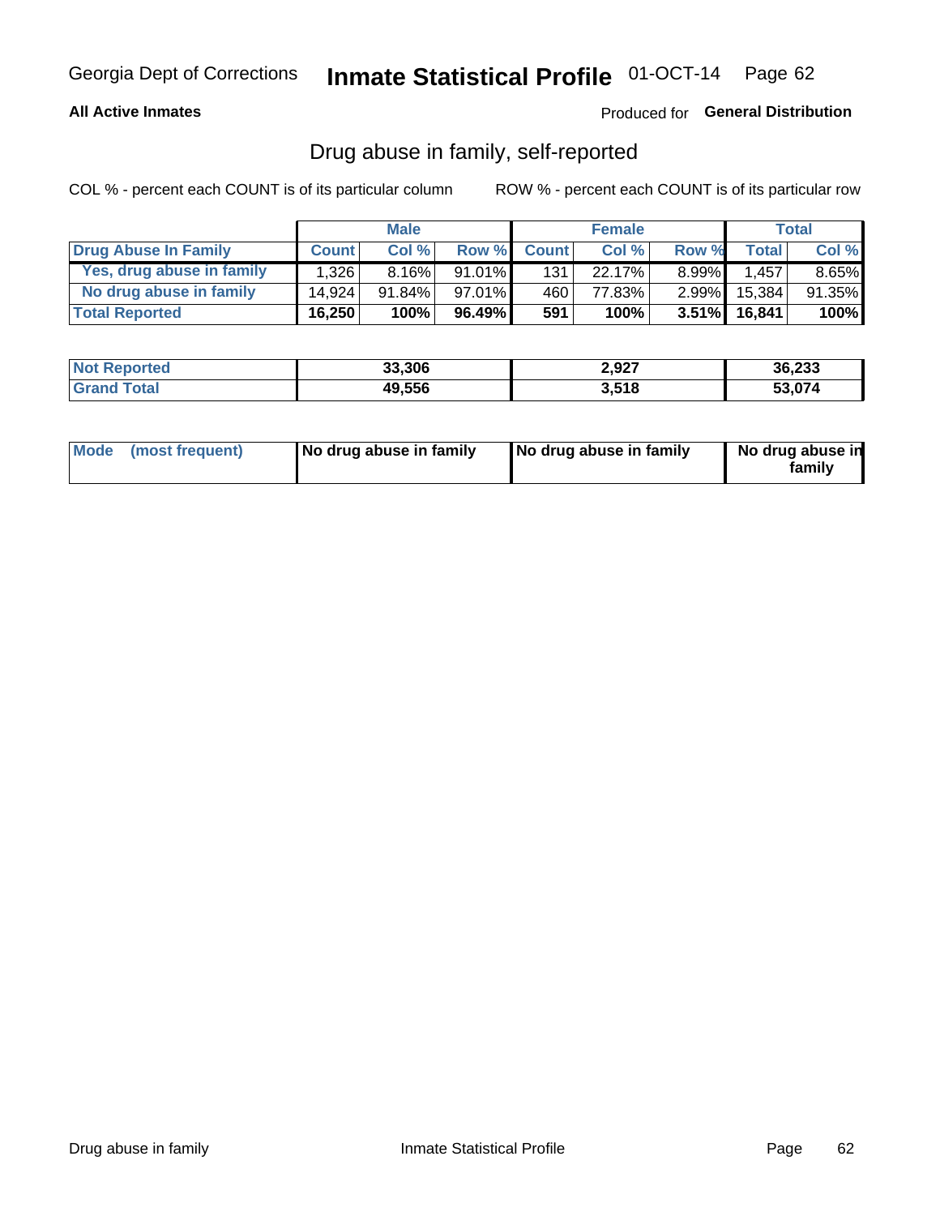Georgia Dept of Corrections **Inmate Statistical Profile** 01-OCT-14

**All Active Inmates**

Produced for **General Distribution**

## Drug abuse in family, self-reported

COL % - percent each COUNT is of its particular column

ROW % - percent each COUNT is of its particular row

| | Male | | | Female | | | Total | |
|---|---|---|---|---|---|---|---|---|
| **Drug Abuse In Family** | **Count** | **Col %** | **Row %** | **Count** | **Col %** | **Row %** | **Total** | **Col %** |
| Yes, drug abuse in family | 1,326 | 8.16% | 91.01% | 131 | 22.17% | 8.99% | 1,457 | 8.65% |
| No drug abuse in family | 14,924 | 91.84% | 97.01% | 460 | 77.83% | 2.99% | 15,384 | 91.35% |
| **Total Reported** | **16,250** | **100%** | **96.49%** | **591** | **100%** | **3.51%** | **16,841** | **100%** |

| | Male | Female | Total |
|---|---|---|---|
| **Not Reported** | **33,306** | **2,927** | **36,233** |
| **Grand Total** | **49,556** | **3,518** | **53,074** |

| | Male | Female | Total |
|---|---|---|---|
| **Mode (most frequent)** | **No drug abuse in family** | **No drug abuse in family** | **No drug abuse in family** |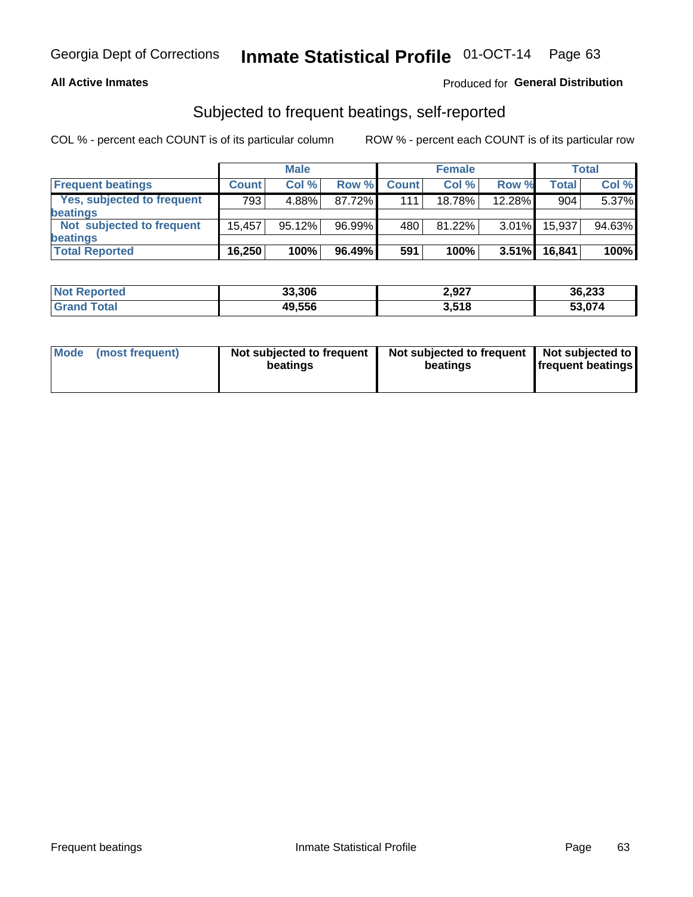Georgia Dept of Corrections **Inmate Statistical Profile** 01-OCT-14

**All Active Inmates**

Produced for **General Distribution**

## Subjected to frequent beatings, self-reported

COL % - percent each COUNT is of its particular column ROW % - percent each COUNT is of its particular row

| | Male | | | Female | | | Total | |
|---|---|---|---|---|---|---|---|---|
| **Frequent beatings** | **Count** | **Col %** | **Row %** | **Count** | **Col %** | **Row %** | **Total** | **Col %** |
| **Yes, subjected to frequent beatings** | 793 | 4.88% | 87.72% | 111 | 18.78% | 12.28% | 904 | 5.37% |
| **Not subjected to frequent beatings** | 15,457 | 95.12% | 96.99% | 480 | 81.22% | 3.01% | 15,937 | 94.63% |
| **Total Reported** | **16,250** | **100%** | **96.49%** | **591** | **100%** | **3.51%** | **16,841** | **100%** |

| | Male | Female | Total |
|---|---|---|---|
| **Not Reported** | **33,306** | **2,927** | **36,233** |
| **Grand Total** | **49,556** | **3,518** | **53,074** |

| | Male | Female | Total |
|---|---|---|---|
| **Mode (most frequent)** | **Not subjected to frequent beatings** | **Not subjected to frequent beatings** | **Not subjected to frequent beatings** |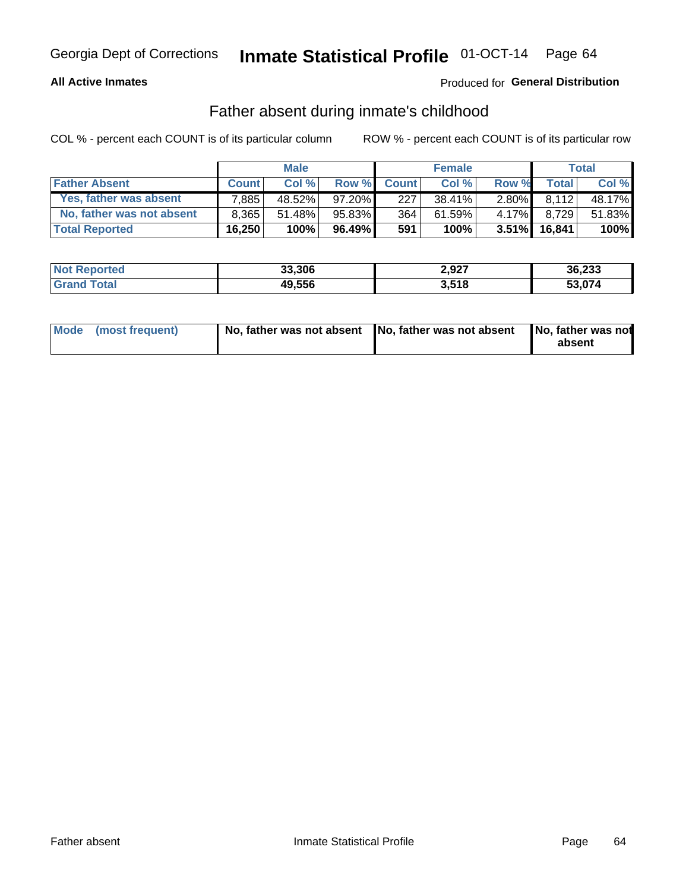Georgia Dept of Corrections **Inmate Statistical Profile** 01-OCT-14

**All Active Inmates**

Produced for **General Distribution**

## Father absent during inmate's childhood

COL % - percent each COUNT is of its particular column ROW % - percent each COUNT is of its particular row

| | Male | | | Female | | | Total | |
|---|---|---|---|---|---|---|---|---|
| **Father Absent** | **Count** | **Col %** | **Row %** | **Count** | **Col %** | **Row %** | **Total** | **Col %** |
| **Yes, father was absent** | 7,885 | 48.52% | 97.20% | 227 | 38.41% | 2.80% | 8,112 | 48.17% |
| **No, father was not absent** | 8,365 | 51.48% | 95.83% | 364 | 61.59% | 4.17% | 8,729 | 51.83% |
| **Total Reported** | **16,250** | **100%** | **96.49%** | **591** | **100%** | **3.51%** | **16,841** | **100%** |

| | Male | Female | Total |
|---|---|---|---|
| **Not Reported** | **33,306** | **2,927** | **36,233** |
| **Grand Total** | **49,556** | **3,518** | **53,074** |

| | Male | Female | Total |
|---|---|---|---|
| **Mode (most frequent)** | **No, father was not absent** | **No, father was not absent** | **No, father was not absent** |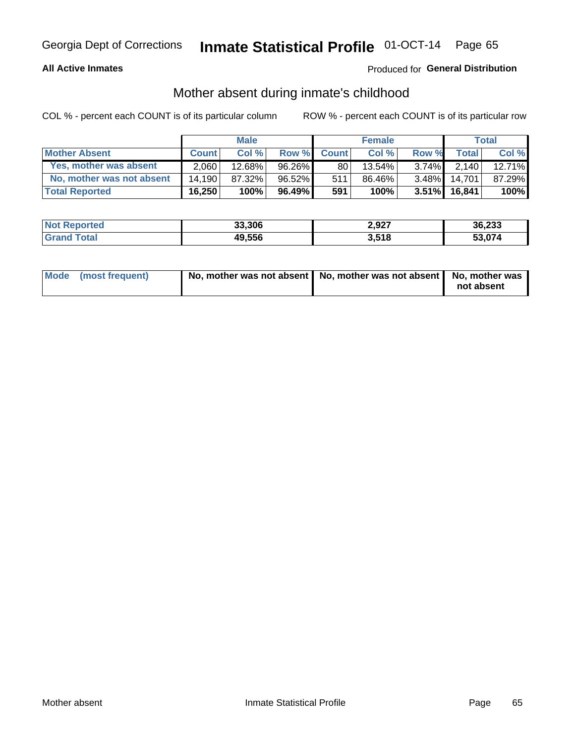Georgia Dept of Corrections **Inmate Statistical Profile** 01-OCT-14

**All Active Inmates**

Produced for **General Distribution**

## Mother absent during inmate's childhood

COL % - percent each COUNT is of its particular column

ROW % - percent each COUNT is of its particular row

| | Male | | | Female | | | Total | |
|---|---|---|---|---|---|---|---|---|
| **Mother Absent** | **Count** | **Col %** | **Row %** | **Count** | **Col %** | **Row %** | **Total** | **Col %** |
| **Yes, mother was absent** | 2,060 | 12.68% | 96.26% | 80 | 13.54% | 3.74% | 2,140 | 12.71% |
| **No, mother was not absent** | 14,190 | 87.32% | 96.52% | 511 | 86.46% | 3.48% | 14,701 | 87.29% |
| **Total Reported** | **16,250** | **100%** | **96.49%** | **591** | **100%** | **3.51%** | **16,841** | **100%** |

| | Male | Female | Total |
|---|---|---|---|
| **Not Reported** | **33,306** | **2,927** | **36,233** |
| **Grand Total** | **49,556** | **3,518** | **53,074** |

| | Male | Female | Total |
|---|---|---|---|
| **Mode (most frequent)** | **No, mother was not absent** | **No, mother was not absent** | **No, mother was not absent** |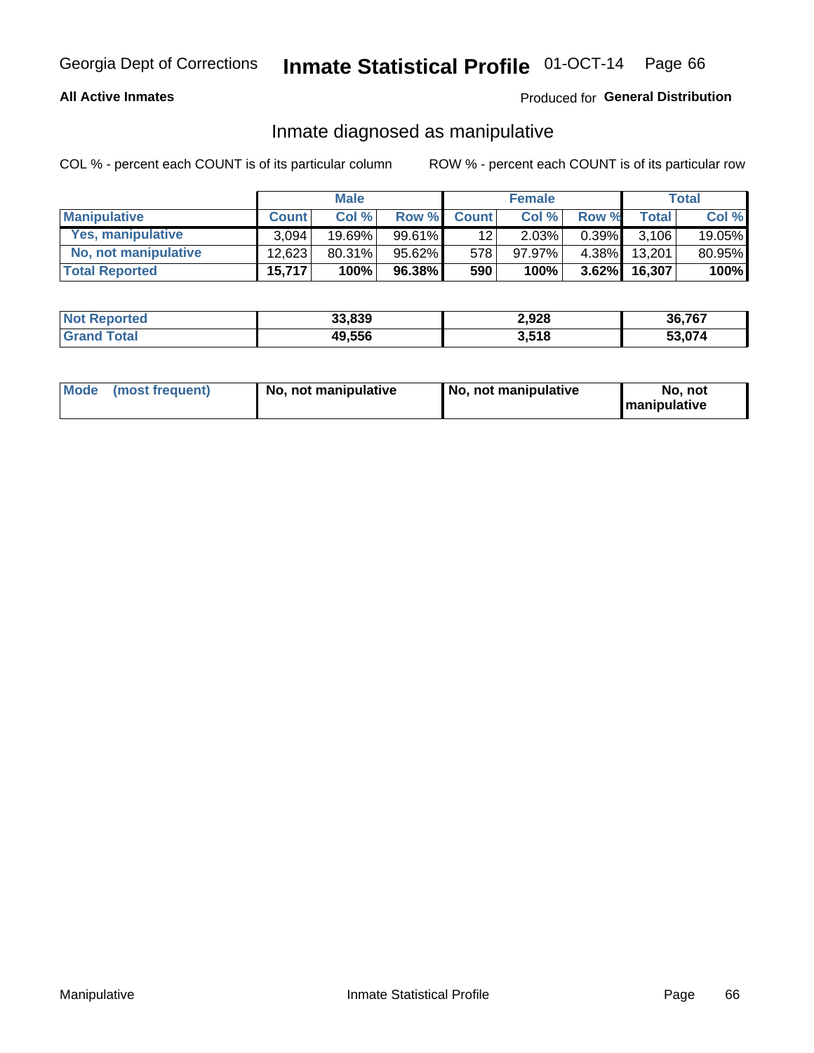Georgia Dept of Corrections **Inmate Statistical Profile** 01-OCT-14

**All Active Inmates**

Produced for **General Distribution**

## Inmate diagnosed as manipulative

COL % - percent each COUNT is of its particular column

ROW % - percent each COUNT is of its particular row

| | Male | | | Female | | | Total | |
|---|---|---|---|---|---|---|---|---|
| **Manipulative** | **Count** | **Col %** | **Row %** | **Count** | **Col %** | **Row %** | **Total** | **Col %** |
| **Yes, manipulative** | 3,094 | 19.69% | 99.61% | 12 | 2.03% | 0.39% | 3,106 | 19.05% |
| **No, not manipulative** | 12,623 | 80.31% | 95.62% | 578 | 97.97% | 4.38% | 13,201 | 80.95% |
| **Total Reported** | **15,717** | **100%** | **96.38%** | **590** | **100%** | **3.62%** | **16,307** | **100%** |

| | Male | Female | Total |
|---|---|---|---|
| **Not Reported** | **33,839** | **2,928** | **36,767** |
| **Grand Total** | **49,556** | **3,518** | **53,074** |

| | Male | Female | Total |
|---|---|---|---|
| **Mode (most frequent)** | **No, not manipulative** | **No, not manipulative** | **No, not manipulative** |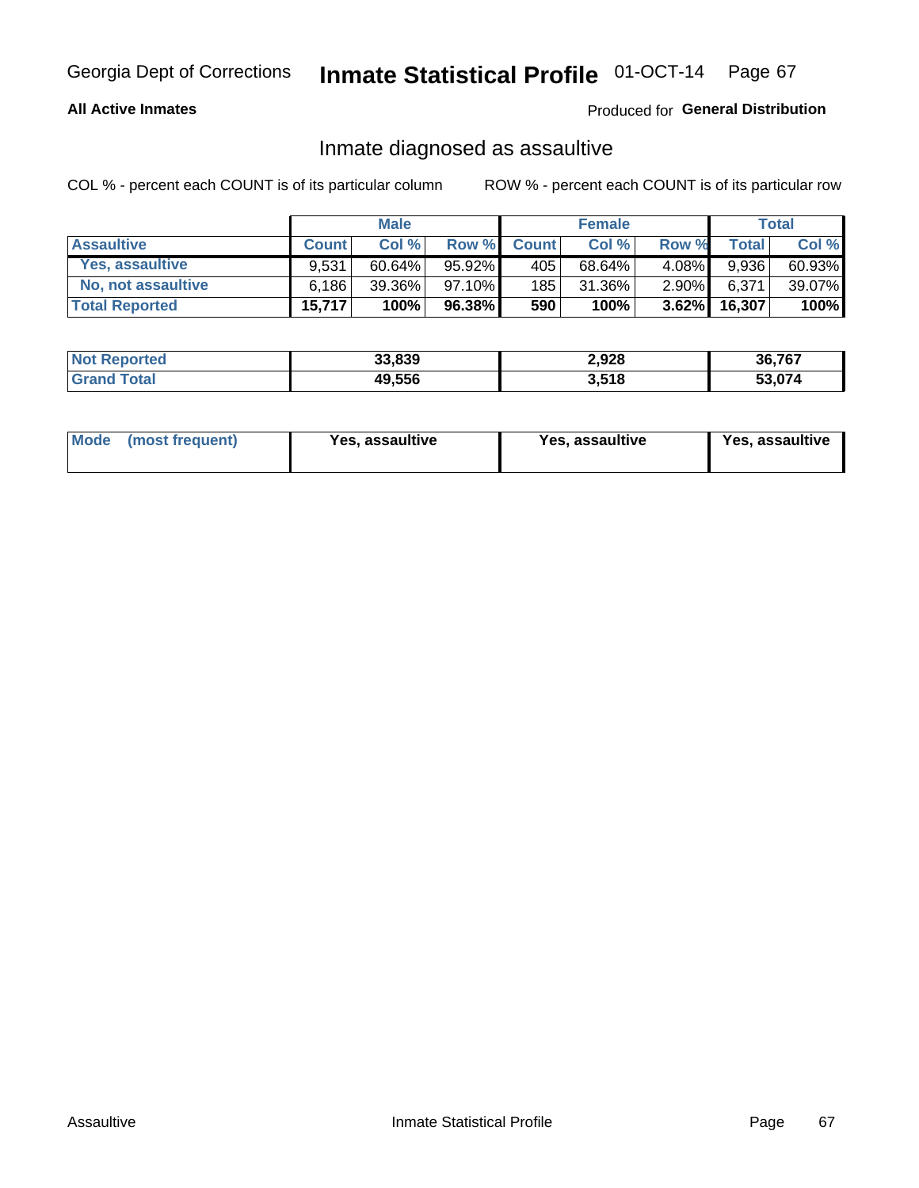Georgia Dept of Corrections **Inmate Statistical Profile** 01-OCT-14

**All Active Inmates**

Produced for **General Distribution**

## Inmate diagnosed as assaultive

COL % - percent each COUNT is of its particular column

ROW % - percent each COUNT is of its particular row

| | Male | | | Female | | | Total | |
|---|---|---|---|---|---|---|---|---|
| **Assaultive** | **Count** | **Col %** | **Row %** | **Count** | **Col %** | **Row %** | **Total** | **Col %** |
| Yes, assaultive | 9,531 | 60.64% | 95.92% | 405 | 68.64% | 4.08% | 9,936 | 60.93% |
| No, not assaultive | 6,186 | 39.36% | 97.10% | 185 | 31.36% | 2.90% | 6,371 | 39.07% |
| **Total Reported** | **15,717** | **100%** | **96.38%** | **590** | **100%** | **3.62%** | **16,307** | **100%** |

| | Male | Female | Total |
|---|---|---|---|
| **Not Reported** | **33,839** | **2,928** | **36,767** |
| **Grand Total** | **49,556** | **3,518** | **53,074** |

| | Male | Female | Total |
|---|---|---|---|
| **Mode (most frequent)** | **Yes, assaultive** | **Yes, assaultive** | **Yes, assaultive** |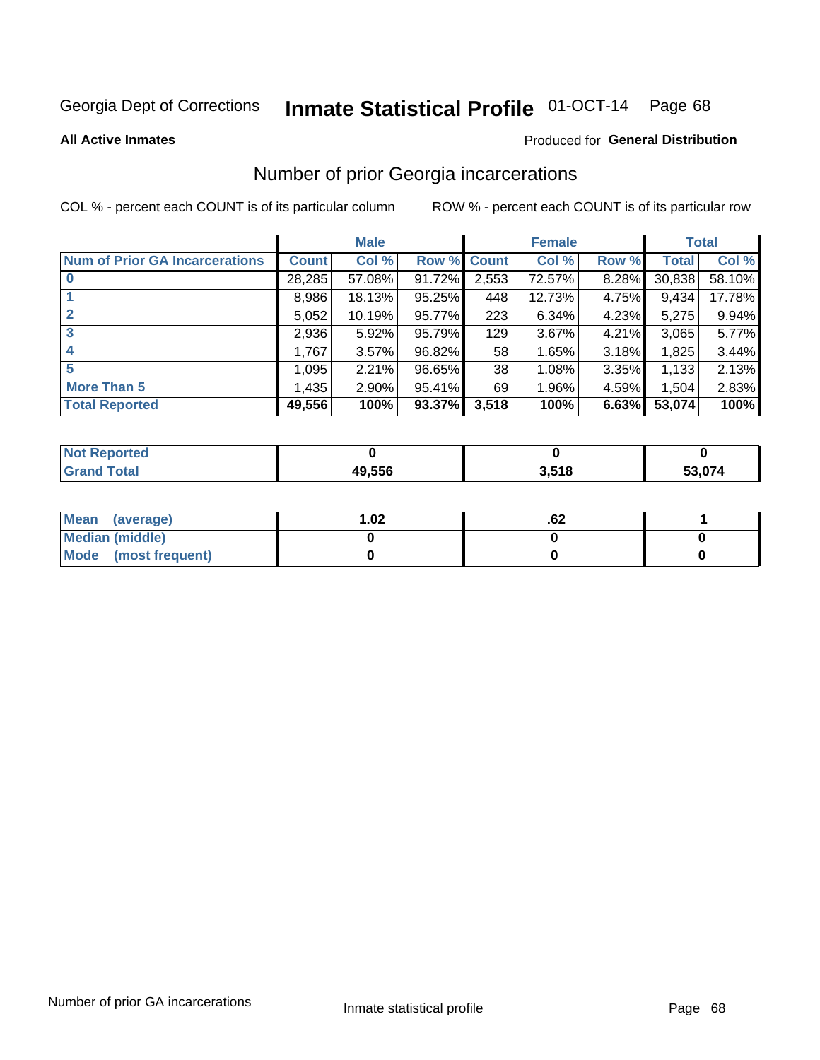Georgia Dept of Corrections **Inmate Statistical Profile** 01-OCT-14

**All Active Inmates**

Produced for **General Distribution**

## Number of prior Georgia incarcerations

COL % - percent each COUNT is of its particular column

ROW % - percent each COUNT is of its particular row

| | Male | | | Female | | | Total | |
|---|---|---|---|---|---|---|---|---|
| **Num of Prior GA Incarcerations** | **Count** | **Col %** | **Row %** | **Count** | **Col %** | **Row %** | **Total** | **Col %** |
| **0** | 28,285 | 57.08% | 91.72% | 2,553 | 72.57% | 8.28% | 30,838 | 58.10% |
| **1** | 8,986 | 18.13% | 95.25% | 448 | 12.73% | 4.75% | 9,434 | 17.78% |
| **2** | 5,052 | 10.19% | 95.77% | 223 | 6.34% | 4.23% | 5,275 | 9.94% |
| **3** | 2,936 | 5.92% | 95.79% | 129 | 3.67% | 4.21% | 3,065 | 5.77% |
| **4** | 1,767 | 3.57% | 96.82% | 58 | 1.65% | 3.18% | 1,825 | 3.44% |
| **5** | 1,095 | 2.21% | 96.65% | 38 | 1.08% | 3.35% | 1,133 | 2.13% |
| **More Than 5** | 1,435 | 2.90% | 95.41% | 69 | 1.96% | 4.59% | 1,504 | 2.83% |
| **Total Reported** | **49,556** | **100%** | **93.37%** | **3,518** | **100%** | **6.63%** | **53,074** | **100%** |

| | Male | Female | Total |
|---|---|---|---|
| **Not Reported** | **0** | **0** | **0** |
| **Grand Total** | **49,556** | **3,518** | **53,074** |

| | Male | Female | Total |
|---|---|---|---|
| **Mean (average)** | **1.02** | **.62** | **1** |
| **Median (middle)** | **0** | **0** | **0** |
| **Mode (most frequent)** | **0** | **0** | **0** |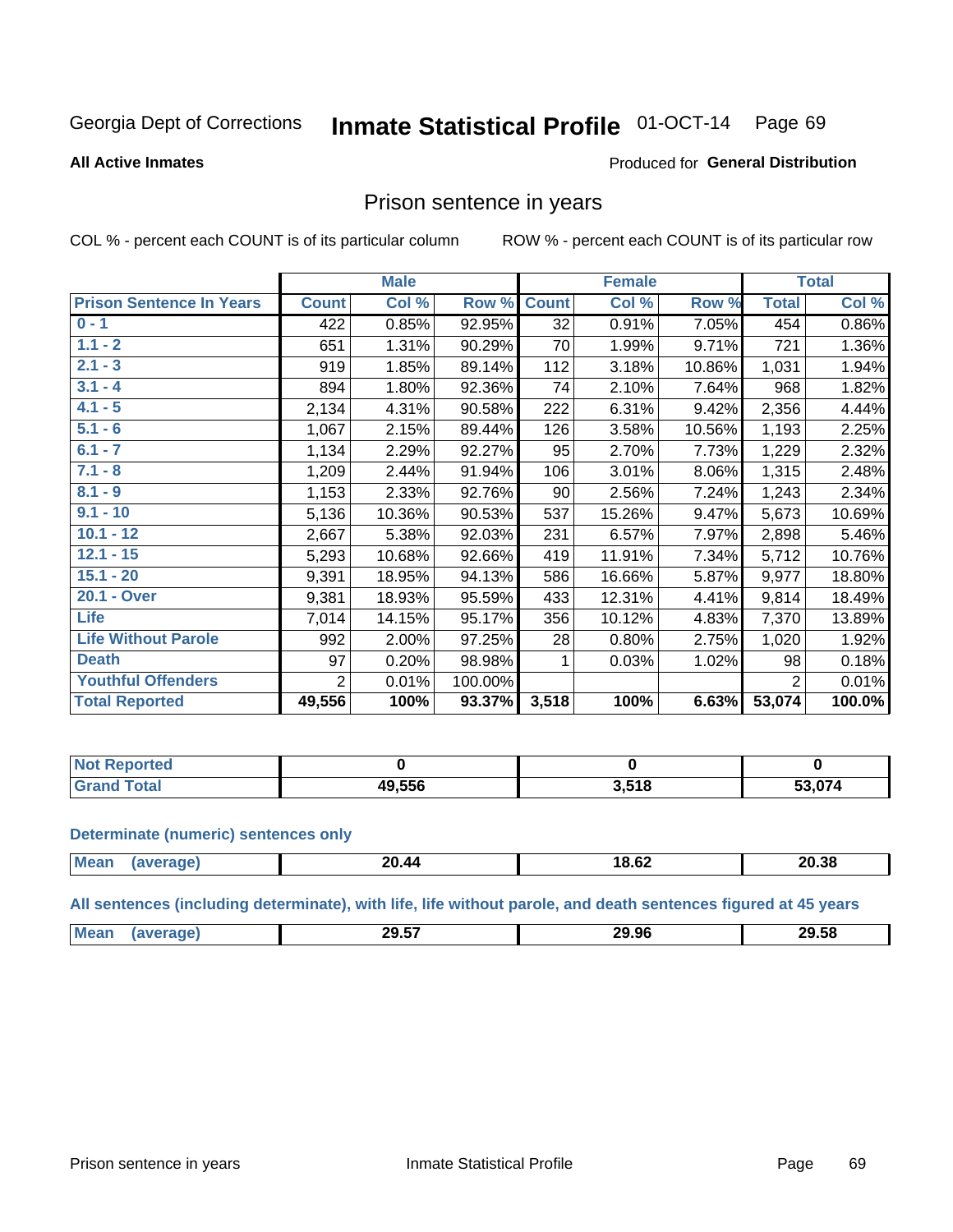Georgia Dept of Corrections **Inmate Statistical Profile** 01-OCT-14

**All Active Inmates**

Produced for **General Distribution**

## Prison sentence in years

COL % - percent each COUNT is of its particular column    ROW % - percent each COUNT is of its particular row

| | Male | | | Female | | | Total | |
|---|---|---|---|---|---|---|---|---|
| **Prison Sentence In Years** | **Count** | **Col %** | **Row %** | **Count** | **Col %** | **Row %** | **Total** | **Col %** |
| 0 - 1 | 422 | 0.85% | 92.95% | 32 | 0.91% | 7.05% | 454 | 0.86% |
| 1.1 - 2 | 651 | 1.31% | 90.29% | 70 | 1.99% | 9.71% | 721 | 1.36% |
| 2.1 - 3 | 919 | 1.85% | 89.14% | 112 | 3.18% | 10.86% | 1,031 | 1.94% |
| 3.1 - 4 | 894 | 1.80% | 92.36% | 74 | 2.10% | 7.64% | 968 | 1.82% |
| 4.1 - 5 | 2,134 | 4.31% | 90.58% | 222 | 6.31% | 9.42% | 2,356 | 4.44% |
| 5.1 - 6 | 1,067 | 2.15% | 89.44% | 126 | 3.58% | 10.56% | 1,193 | 2.25% |
| 6.1 - 7 | 1,134 | 2.29% | 92.27% | 95 | 2.70% | 7.73% | 1,229 | 2.32% |
| 7.1 - 8 | 1,209 | 2.44% | 91.94% | 106 | 3.01% | 8.06% | 1,315 | 2.48% |
| 8.1 - 9 | 1,153 | 2.33% | 92.76% | 90 | 2.56% | 7.24% | 1,243 | 2.34% |
| 9.1 - 10 | 5,136 | 10.36% | 90.53% | 537 | 15.26% | 9.47% | 5,673 | 10.69% |
| 10.1 - 12 | 2,667 | 5.38% | 92.03% | 231 | 6.57% | 7.97% | 2,898 | 5.46% |
| 12.1 - 15 | 5,293 | 10.68% | 92.66% | 419 | 11.91% | 7.34% | 5,712 | 10.76% |
| 15.1 - 20 | 9,391 | 18.95% | 94.13% | 586 | 16.66% | 5.87% | 9,977 | 18.80% |
| 20.1 - Over | 9,381 | 18.93% | 95.59% | 433 | 12.31% | 4.41% | 9,814 | 18.49% |
| Life | 7,014 | 14.15% | 95.17% | 356 | 10.12% | 4.83% | 7,370 | 13.89% |
| Life Without Parole | 992 | 2.00% | 97.25% | 28 | 0.80% | 2.75% | 1,020 | 1.92% |
| Death | 97 | 0.20% | 98.98% | 1 | 0.03% | 1.02% | 98 | 0.18% |
| Youthful Offenders | 2 | 0.01% | 100.00% | | | | 2 | 0.01% |
| **Total Reported** | **49,556** | **100%** | **93.37%** | **3,518** | **100%** | **6.63%** | **53,074** | **100.0%** |

| | Male | Female | Total |
|---|---|---|---|
| Not Reported | **0** | **0** | **0** |
| Grand Total | **49,556** | **3,518** | **53,074** |

**Determinate (numeric) sentences only**

| | Male | Female | Total |
|---|---|---|---|
| Mean (average) | **20.44** | **18.62** | **20.38** |

**All sentences (including determinate), with life, life without parole, and death sentences figured at 45 years**

| | Male | Female | Total |
|---|---|---|---|
| Mean (average) | **29.57** | **29.96** | **29.58** |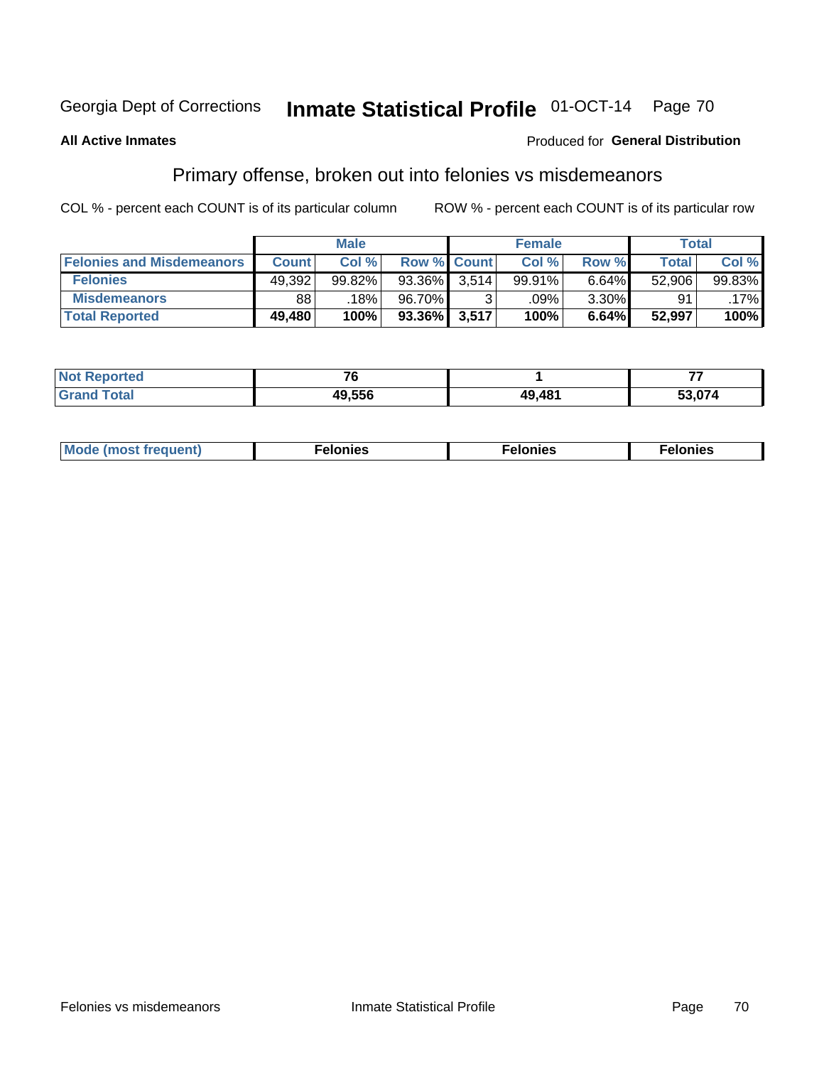Georgia Dept of Corrections **Inmate Statistical Profile** 01-OCT-14

**All Active Inmates**

Produced for **General Distribution**

## Primary offense, broken out into felonies vs misdemeanors

COL % - percent each COUNT is of its particular column

ROW % - percent each COUNT is of its particular row

| | Male | | | Female | | | Total | |
|---|---|---|---|---|---|---|---|---|
| **Felonies and Misdemeanors** | **Count** | **Col %** | **Row %** | **Count** | **Col %** | **Row %** | **Total** | **Col %** |
| **Felonies** | 49,392 | 99.82% | 93.36% | 3,514 | 99.91% | 6.64% | 52,906 | 99.83% |
| **Misdemeanors** | 88 | .18% | 96.70% | 3 | .09% | 3.30% | 91 | .17% |
| **Total Reported** | **49,480** | **100%** | **93.36%** | **3,517** | **100%** | **6.64%** | **52,997** | **100%** |

| | Male | Female | Total |
|---|---|---|---|
| **Not Reported** | **76** | **1** | **77** |
| **Grand Total** | **49,556** | **49,481** | **53,074** |

| | Male | Female | Total |
|---|---|---|---|
| **Mode (most frequent)** | **Felonies** | **Felonies** | **Felonies** |

Felonies vs misdemeanors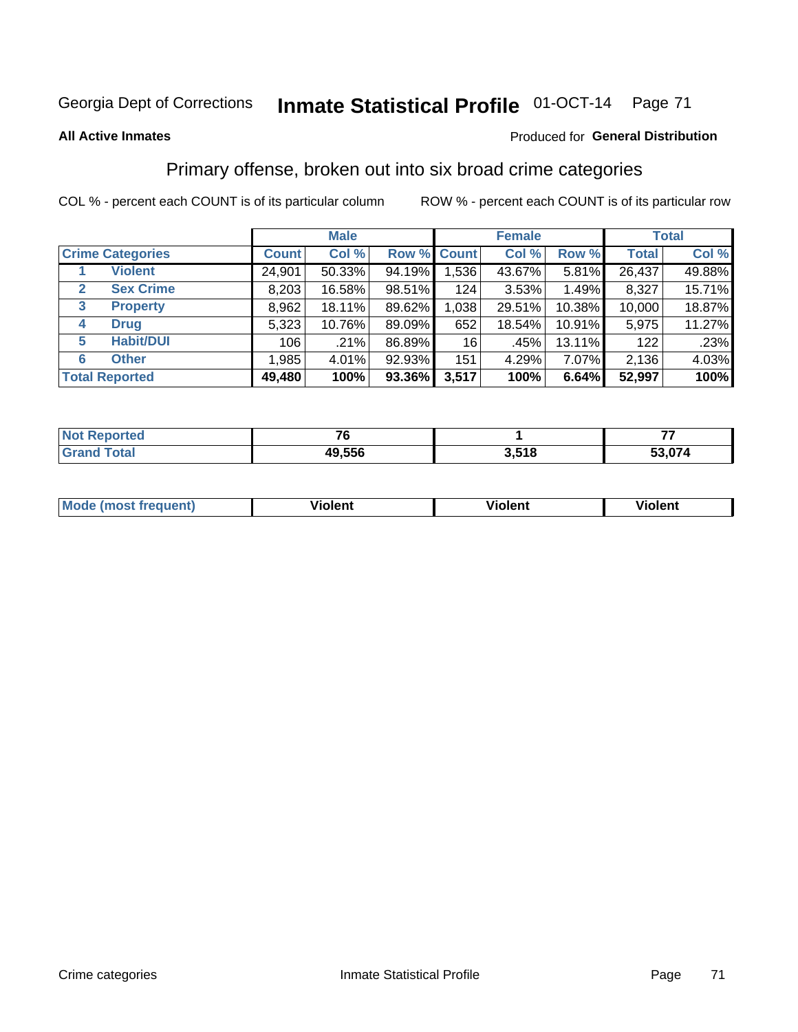Georgia Dept of Corrections **Inmate Statistical Profile** 01-OCT-14

**All Active Inmates**

Produced for **General Distribution**

## Primary offense, broken out into six broad crime categories

COL % - percent each COUNT is of its particular column

ROW % - percent each COUNT is of its particular row

| | | Male | | | Female | | | Total | |
|---|---|---|---|---|---|---|---|---|---|
| **Crime Categories** | | **Count** | **Col %** | **Row %** | **Count** | **Col %** | **Row %** | **Total** | **Col %** |
| 1 | **Violent** | 24,901 | 50.33% | 94.19% | 1,536 | 43.67% | 5.81% | 26,437 | 49.88% |
| 2 | **Sex Crime** | 8,203 | 16.58% | 98.51% | 124 | 3.53% | 1.49% | 8,327 | 15.71% |
| 3 | **Property** | 8,962 | 18.11% | 89.62% | 1,038 | 29.51% | 10.38% | 10,000 | 18.87% |
| 4 | **Drug** | 5,323 | 10.76% | 89.09% | 652 | 18.54% | 10.91% | 5,975 | 11.27% |
| 5 | **Habit/DUI** | 106 | .21% | 86.89% | 16 | .45% | 13.11% | 122 | .23% |
| 6 | **Other** | 1,985 | 4.01% | 92.93% | 151 | 4.29% | 7.07% | 2,136 | 4.03% |
| **Total Reported** | | **49,480** | **100%** | **93.36%** | **3,517** | **100%** | **6.64%** | **52,997** | **100%** |

| | Male | Female | Total |
|---|---|---|---|
| **Not Reported** | **76** | **1** | **77** |
| **Grand Total** | **49,556** | **3,518** | **53,074** |

| | Male | Female | Total |
|---|---|---|---|
| **Mode (most frequent)** | **Violent** | **Violent** | **Violent** |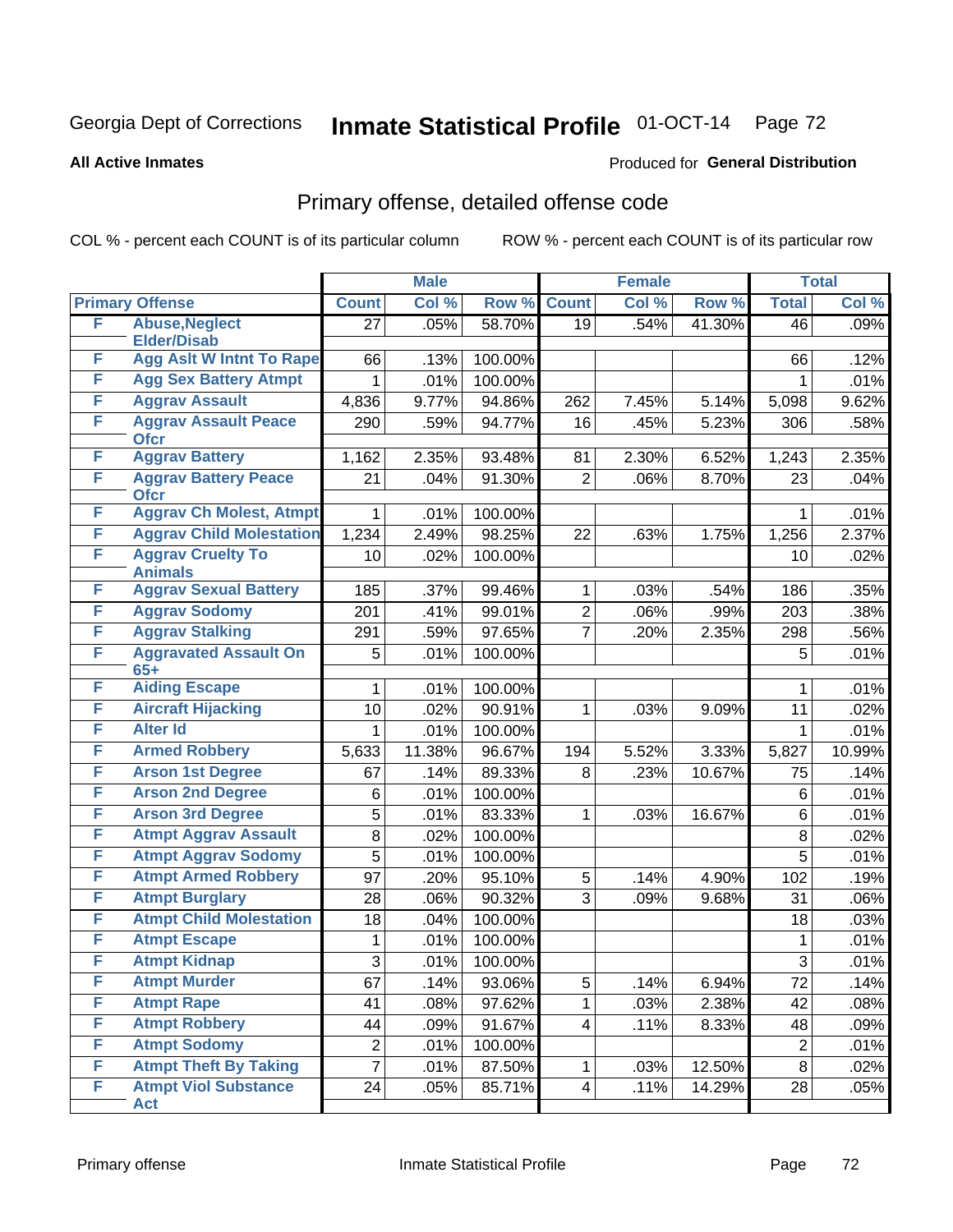Georgia Dept of Corrections **Inmate Statistical Profile** 01-OCT-14

**All Active Inmates**

Produced for **General Distribution**

## Primary offense, detailed offense code

COL % - percent each COUNT is of its particular column ROW % - percent each COUNT is of its particular row

| | | Male | | | Female | | | Total | |
|---|---|---|---|---|---|---|---|---|---|
| **Primary Offense** | | **Count** | **Col %** | **Row %** | **Count** | **Col %** | **Row %** | **Total** | **Col %** |
| F | **Abuse,Neglect Elder/Disab** | 27 | .05% | 58.70% | 19 | .54% | 41.30% | 46 | .09% |
| F | **Agg Aslt W Intnt To Rape** | 66 | .13% | 100.00% | | | | 66 | .12% |
| F | **Agg Sex Battery Atmpt** | 1 | .01% | 100.00% | | | | 1 | .01% |
| F | **Aggrav Assault** | 4,836 | 9.77% | 94.86% | 262 | 7.45% | 5.14% | 5,098 | 9.62% |
| F | **Aggrav Assault Peace Ofcr** | 290 | .59% | 94.77% | 16 | .45% | 5.23% | 306 | .58% |
| F | **Aggrav Battery** | 1,162 | 2.35% | 93.48% | 81 | 2.30% | 6.52% | 1,243 | 2.35% |
| F | **Aggrav Battery Peace Ofcr** | 21 | .04% | 91.30% | 2 | .06% | 8.70% | 23 | .04% |
| F | **Aggrav Ch Molest, Atmpt** | 1 | .01% | 100.00% | | | | 1 | .01% |
| F | **Aggrav Child Molestation** | 1,234 | 2.49% | 98.25% | 22 | .63% | 1.75% | 1,256 | 2.37% |
| F | **Aggrav Cruelty To Animals** | 10 | .02% | 100.00% | | | | 10 | .02% |
| F | **Aggrav Sexual Battery** | 185 | .37% | 99.46% | 1 | .03% | .54% | 186 | .35% |
| F | **Aggrav Sodomy** | 201 | .41% | 99.01% | 2 | .06% | .99% | 203 | .38% |
| F | **Aggrav Stalking** | 291 | .59% | 97.65% | 7 | .20% | 2.35% | 298 | .56% |
| F | **Aggravated Assault On 65+** | 5 | .01% | 100.00% | | | | 5 | .01% |
| F | **Aiding Escape** | 1 | .01% | 100.00% | | | | 1 | .01% |
| F | **Aircraft Hijacking** | 10 | .02% | 90.91% | 1 | .03% | 9.09% | 11 | .02% |
| F | **Alter Id** | 1 | .01% | 100.00% | | | | 1 | .01% |
| F | **Armed Robbery** | 5,633 | 11.38% | 96.67% | 194 | 5.52% | 3.33% | 5,827 | 10.99% |
| F | **Arson 1st Degree** | 67 | .14% | 89.33% | 8 | .23% | 10.67% | 75 | .14% |
| F | **Arson 2nd Degree** | 6 | .01% | 100.00% | | | | 6 | .01% |
| F | **Arson 3rd Degree** | 5 | .01% | 83.33% | 1 | .03% | 16.67% | 6 | .01% |
| F | **Atmpt Aggrav Assault** | 8 | .02% | 100.00% | | | | 8 | .02% |
| F | **Atmpt Aggrav Sodomy** | 5 | .01% | 100.00% | | | | 5 | .01% |
| F | **Atmpt Armed Robbery** | 97 | .20% | 95.10% | 5 | .14% | 4.90% | 102 | .19% |
| F | **Atmpt Burglary** | 28 | .06% | 90.32% | 3 | .09% | 9.68% | 31 | .06% |
| F | **Atmpt Child Molestation** | 18 | .04% | 100.00% | | | | 18 | .03% |
| F | **Atmpt Escape** | 1 | .01% | 100.00% | | | | 1 | .01% |
| F | **Atmpt Kidnap** | 3 | .01% | 100.00% | | | | 3 | .01% |
| F | **Atmpt Murder** | 67 | .14% | 93.06% | 5 | .14% | 6.94% | 72 | .14% |
| F | **Atmpt Rape** | 41 | .08% | 97.62% | 1 | .03% | 2.38% | 42 | .08% |
| F | **Atmpt Robbery** | 44 | .09% | 91.67% | 4 | .11% | 8.33% | 48 | .09% |
| F | **Atmpt Sodomy** | 2 | .01% | 100.00% | | | | 2 | .01% |
| F | **Atmpt Theft By Taking** | 7 | .01% | 87.50% | 1 | .03% | 12.50% | 8 | .02% |
| F | **Atmpt Viol Substance Act** | 24 | .05% | 85.71% | 4 | .11% | 14.29% | 28 | .05% |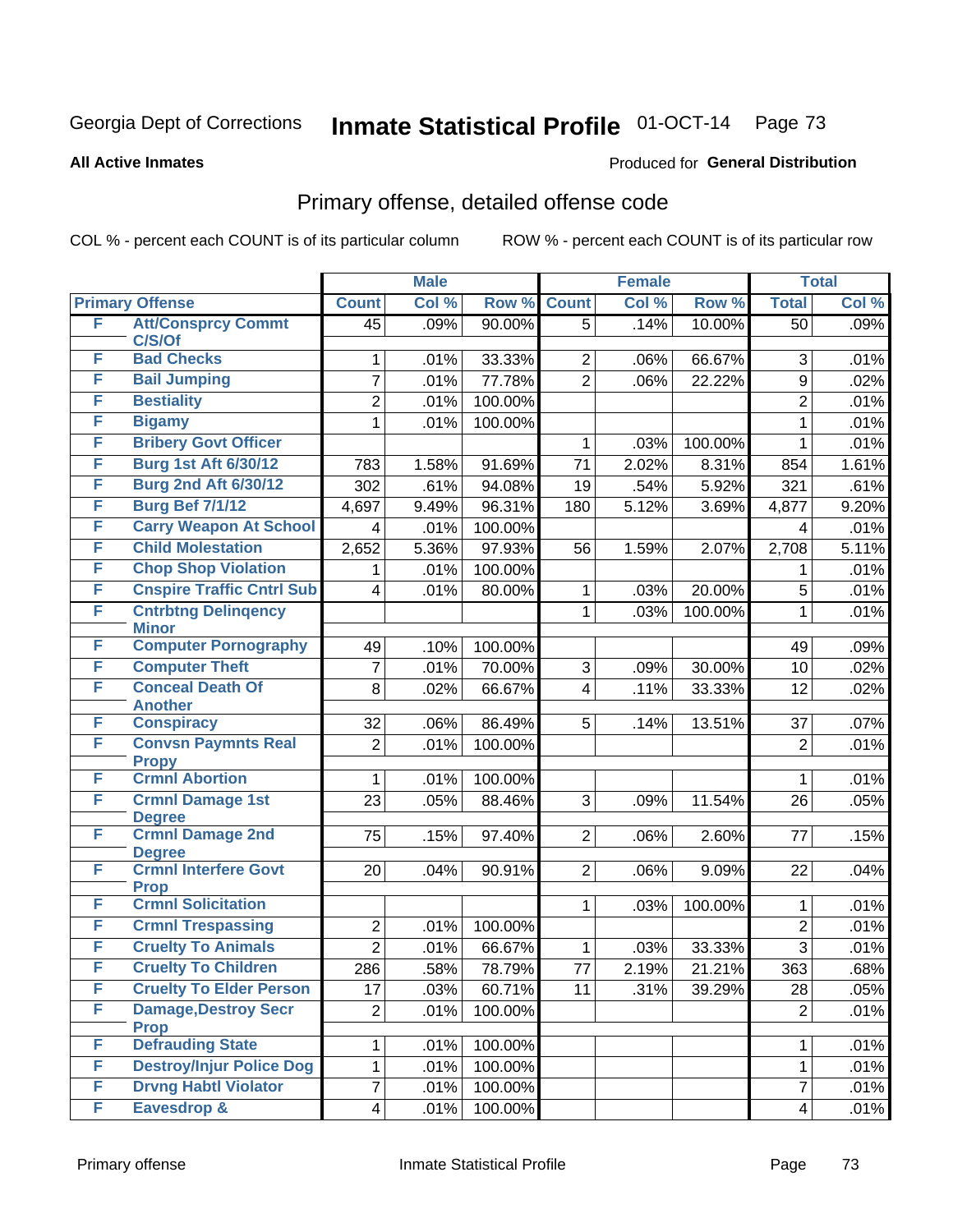Georgia Dept of Corrections **Inmate Statistical Profile** 01-OCT-14

**All Active Inmates**

Produced for **General Distribution**

## Primary offense, detailed offense code

COL % - percent each COUNT is of its particular column

ROW % - percent each COUNT is of its particular row

| | | Male | | | Female | | | Total | |
|---|---|---|---|---|---|---|---|---|---|
| Primary Offense | | Count | Col % | Row % | Count | Col % | Row % | Total | Col % |
| F | Att/Consprcy Commt C/S/Of | 45 | .09% | 90.00% | 5 | .14% | 10.00% | 50 | .09% |
| F | Bad Checks | 1 | .01% | 33.33% | 2 | .06% | 66.67% | 3 | .01% |
| F | Bail Jumping | 7 | .01% | 77.78% | 2 | .06% | 22.22% | 9 | .02% |
| F | Bestiality | 2 | .01% | 100.00% | | | | 2 | .01% |
| F | Bigamy | 1 | .01% | 100.00% | | | | 1 | .01% |
| F | Bribery Govt Officer | | | | 1 | .03% | 100.00% | 1 | .01% |
| F | Burg 1st Aft 6/30/12 | 783 | 1.58% | 91.69% | 71 | 2.02% | 8.31% | 854 | 1.61% |
| F | Burg 2nd Aft 6/30/12 | 302 | .61% | 94.08% | 19 | .54% | 5.92% | 321 | .61% |
| F | Burg Bef 7/1/12 | 4,697 | 9.49% | 96.31% | 180 | 5.12% | 3.69% | 4,877 | 9.20% |
| F | Carry Weapon At School | 4 | .01% | 100.00% | | | | 4 | .01% |
| F | Child Molestation | 2,652 | 5.36% | 97.93% | 56 | 1.59% | 2.07% | 2,708 | 5.11% |
| F | Chop Shop Violation | 1 | .01% | 100.00% | | | | 1 | .01% |
| F | Cnspire Traffic Cntrl Sub | 4 | .01% | 80.00% | 1 | .03% | 20.00% | 5 | .01% |
| F | Cntrbtng Delinqency Minor | | | | 1 | .03% | 100.00% | 1 | .01% |
| F | Computer Pornography | 49 | .10% | 100.00% | | | | 49 | .09% |
| F | Computer Theft | 7 | .01% | 70.00% | 3 | .09% | 30.00% | 10 | .02% |
| F | Conceal Death Of Another | 8 | .02% | 66.67% | 4 | .11% | 33.33% | 12 | .02% |
| F | Conspiracy | 32 | .06% | 86.49% | 5 | .14% | 13.51% | 37 | .07% |
| F | Convsn Paymnts Real Propy | 2 | .01% | 100.00% | | | | 2 | .01% |
| F | Crmnl Abortion | 1 | .01% | 100.00% | | | | 1 | .01% |
| F | Crmnl Damage 1st Degree | 23 | .05% | 88.46% | 3 | .09% | 11.54% | 26 | .05% |
| F | Crmnl Damage 2nd Degree | 75 | .15% | 97.40% | 2 | .06% | 2.60% | 77 | .15% |
| F | Crmnl Interfere Govt Prop | 20 | .04% | 90.91% | 2 | .06% | 9.09% | 22 | .04% |
| F | Crmnl Solicitation | | | | 1 | .03% | 100.00% | 1 | .01% |
| F | Crmnl Trespassing | 2 | .01% | 100.00% | | | | 2 | .01% |
| F | Cruelty To Animals | 2 | .01% | 66.67% | 1 | .03% | 33.33% | 3 | .01% |
| F | Cruelty To Children | 286 | .58% | 78.79% | 77 | 2.19% | 21.21% | 363 | .68% |
| F | Cruelty To Elder Person | 17 | .03% | 60.71% | 11 | .31% | 39.29% | 28 | .05% |
| F | Damage,Destroy Secr Prop | 2 | .01% | 100.00% | | | | 2 | .01% |
| F | Defrauding State | 1 | .01% | 100.00% | | | | 1 | .01% |
| F | Destroy/Injur Police Dog | 1 | .01% | 100.00% | | | | 1 | .01% |
| F | Drvng Habtl Violator | 7 | .01% | 100.00% | | | | 7 | .01% |
| F | Eavesdrop & | 4 | .01% | 100.00% | | | | 4 | .01% |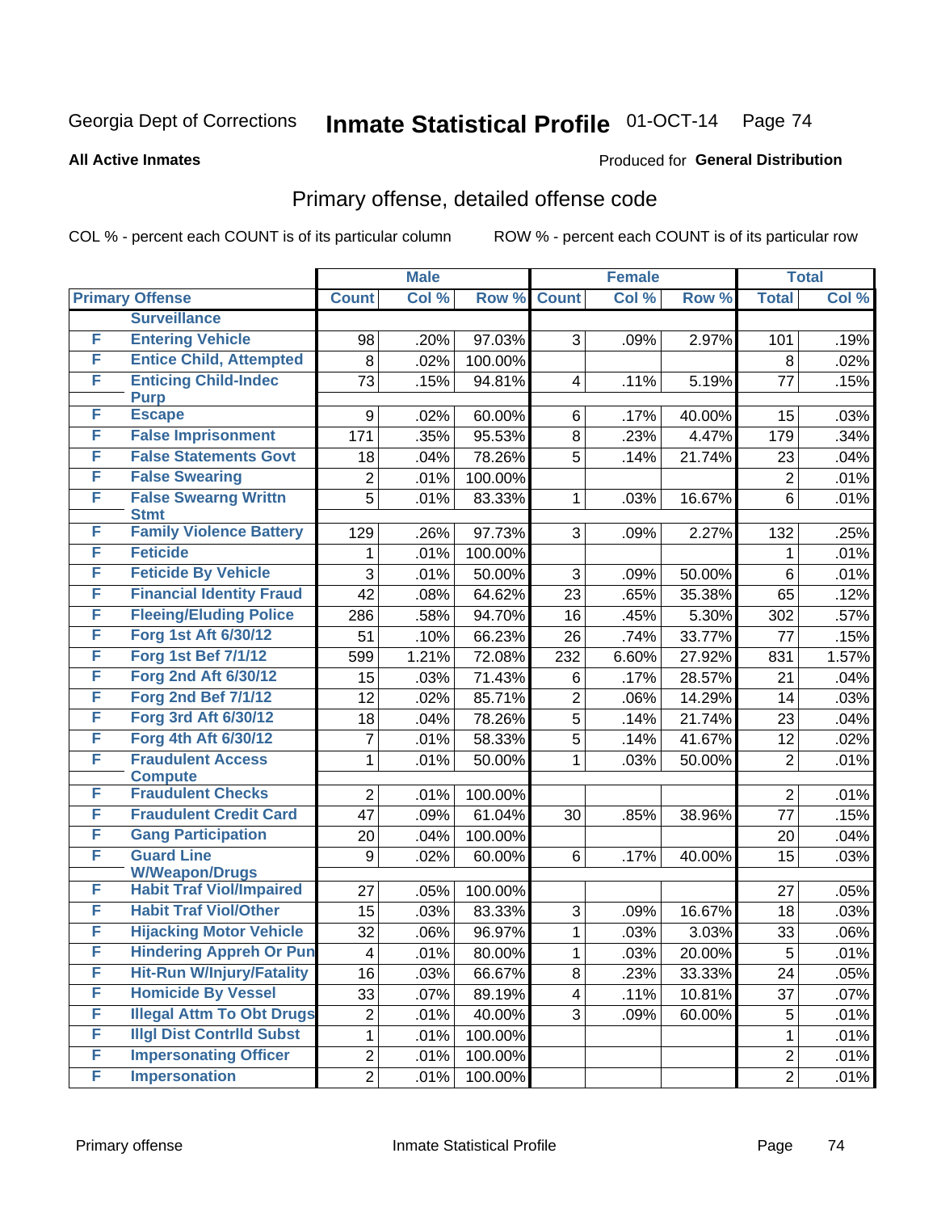Georgia Dept of Corrections **Inmate Statistical Profile** 01-OCT-14 Page 74

**All Active Inmates**

Produced for **General Distribution**

## Primary offense, detailed offense code

COL % - percent each COUNT is of its particular column ROW % - percent each COUNT is of its particular row

| | | Male | | | Female | | | Total | |
|---|---|---|---|---|---|---|---|---|---|
| Primary Offense | | Count | Col % | Row % | Count | Col % | Row % | Total | Col % |
| | Surveillance | | | | | | | | |
| F | Entering Vehicle | 98 | .20% | 97.03% | 3 | .09% | 2.97% | 101 | .19% |
| F | Entice Child, Attempted | 8 | .02% | 100.00% | | | | 8 | .02% |
| F | Enticing Child-Indec Purp | 73 | .15% | 94.81% | 4 | .11% | 5.19% | 77 | .15% |
| F | Escape | 9 | .02% | 60.00% | 6 | .17% | 40.00% | 15 | .03% |
| F | False Imprisonment | 171 | .35% | 95.53% | 8 | .23% | 4.47% | 179 | .34% |
| F | False Statements Govt | 18 | .04% | 78.26% | 5 | .14% | 21.74% | 23 | .04% |
| F | False Swearing | 2 | .01% | 100.00% | | | | 2 | .01% |
| F | False Swearng Writtn Stmt | 5 | .01% | 83.33% | 1 | .03% | 16.67% | 6 | .01% |
| F | Family Violence Battery | 129 | .26% | 97.73% | 3 | .09% | 2.27% | 132 | .25% |
| F | Feticide | 1 | .01% | 100.00% | | | | 1 | .01% |
| F | Feticide By Vehicle | 3 | .01% | 50.00% | 3 | .09% | 50.00% | 6 | .01% |
| F | Financial Identity Fraud | 42 | .08% | 64.62% | 23 | .65% | 35.38% | 65 | .12% |
| F | Fleeing/Eluding Police | 286 | .58% | 94.70% | 16 | .45% | 5.30% | 302 | .57% |
| F | Forg 1st Aft 6/30/12 | 51 | .10% | 66.23% | 26 | .74% | 33.77% | 77 | .15% |
| F | Forg 1st Bef 7/1/12 | 599 | 1.21% | 72.08% | 232 | 6.60% | 27.92% | 831 | 1.57% |
| F | Forg 2nd Aft 6/30/12 | 15 | .03% | 71.43% | 6 | .17% | 28.57% | 21 | .04% |
| F | Forg 2nd Bef 7/1/12 | 12 | .02% | 85.71% | 2 | .06% | 14.29% | 14 | .03% |
| F | Forg 3rd Aft 6/30/12 | 18 | .04% | 78.26% | 5 | .14% | 21.74% | 23 | .04% |
| F | Forg 4th Aft 6/30/12 | 7 | .01% | 58.33% | 5 | .14% | 41.67% | 12 | .02% |
| F | Fraudulent Access Compute | 1 | .01% | 50.00% | 1 | .03% | 50.00% | 2 | .01% |
| F | Fraudulent Checks | 2 | .01% | 100.00% | | | | 2 | .01% |
| F | Fraudulent Credit Card | 47 | .09% | 61.04% | 30 | .85% | 38.96% | 77 | .15% |
| F | Gang Participation | 20 | .04% | 100.00% | | | | 20 | .04% |
| F | Guard Line W/Weapon/Drugs | 9 | .02% | 60.00% | 6 | .17% | 40.00% | 15 | .03% |
| F | Habit Traf Viol/Impaired | 27 | .05% | 100.00% | | | | 27 | .05% |
| F | Habit Traf Viol/Other | 15 | .03% | 83.33% | 3 | .09% | 16.67% | 18 | .03% |
| F | Hijacking Motor Vehicle | 32 | .06% | 96.97% | 1 | .03% | 3.03% | 33 | .06% |
| F | Hindering Appreh Or Pun | 4 | .01% | 80.00% | 1 | .03% | 20.00% | 5 | .01% |
| F | Hit-Run W/Injury/Fatality | 16 | .03% | 66.67% | 8 | .23% | 33.33% | 24 | .05% |
| F | Homicide By Vessel | 33 | .07% | 89.19% | 4 | .11% | 10.81% | 37 | .07% |
| F | Illegal Attm To Obt Drugs | 2 | .01% | 40.00% | 3 | .09% | 60.00% | 5 | .01% |
| F | Illgl Dist Contrlld Subst | 1 | .01% | 100.00% | | | | 1 | .01% |
| F | Impersonating Officer | 2 | .01% | 100.00% | | | | 2 | .01% |
| F | Impersonation | 2 | .01% | 100.00% | | | | 2 | .01% |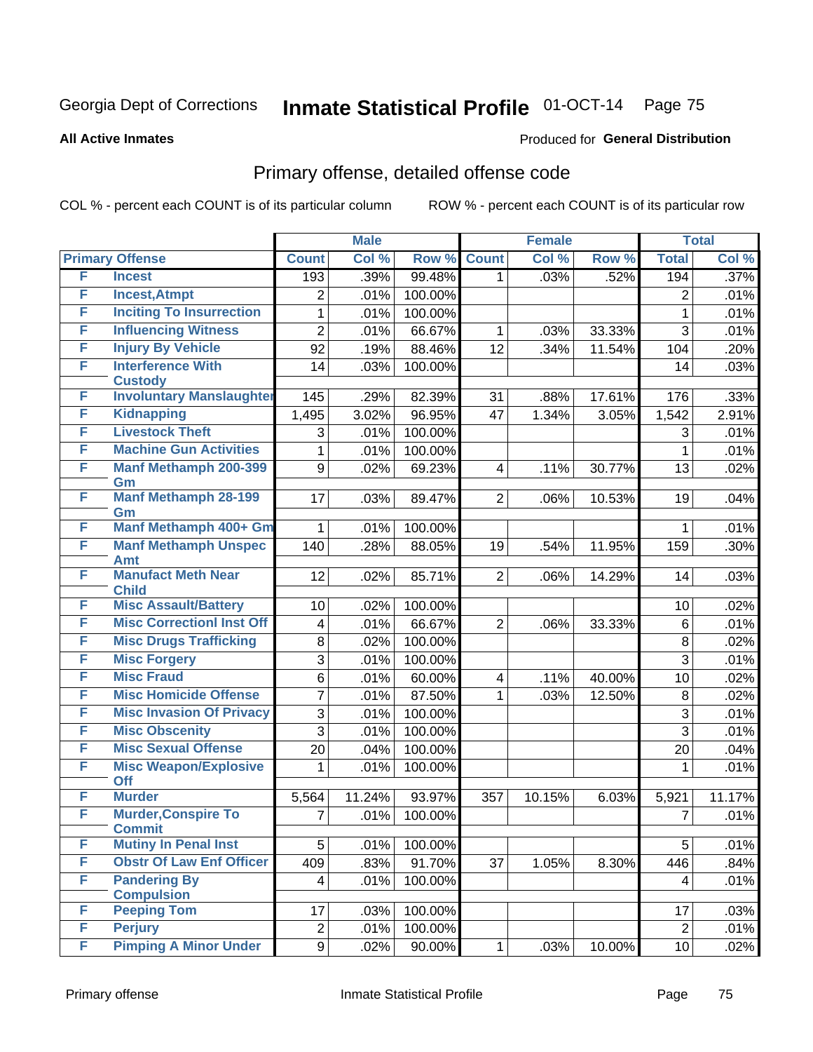Georgia Dept of Corrections **Inmate Statistical Profile** 01-OCT-14

**All Active Inmates**

Produced for **General Distribution**

## Primary offense, detailed offense code

COL % - percent each COUNT is of its particular column

ROW % - percent each COUNT is of its particular row

| Primary Offense | | Male | | | Female | | | Total | |
|---|---|---|---|---|---|---|---|---|---|
| | | Count | Col % | Row % | Count | Col % | Row % | Total | Col % |
| F | Incest | 193 | .39% | 99.48% | 1 | .03% | .52% | 194 | .37% |
| F | Incest,Atmpt | 2 | .01% | 100.00% | | | | 2 | .01% |
| F | Inciting To Insurrection | 1 | .01% | 100.00% | | | | 1 | .01% |
| F | Influencing Witness | 2 | .01% | 66.67% | 1 | .03% | 33.33% | 3 | .01% |
| F | Injury By Vehicle | 92 | .19% | 88.46% | 12 | .34% | 11.54% | 104 | .20% |
| F | Interference With Custody | 14 | .03% | 100.00% | | | | 14 | .03% |
| F | Involuntary Manslaughter | 145 | .29% | 82.39% | 31 | .88% | 17.61% | 176 | .33% |
| F | Kidnapping | 1,495 | 3.02% | 96.95% | 47 | 1.34% | 3.05% | 1,542 | 2.91% |
| F | Livestock Theft | 3 | .01% | 100.00% | | | | 3 | .01% |
| F | Machine Gun Activities | 1 | .01% | 100.00% | | | | 1 | .01% |
| F | Manf Methamph 200-399 Gm | 9 | .02% | 69.23% | 4 | .11% | 30.77% | 13 | .02% |
| F | Manf Methamph 28-199 Gm | 17 | .03% | 89.47% | 2 | .06% | 10.53% | 19 | .04% |
| F | Manf Methamph 400+ Gm | 1 | .01% | 100.00% | | | | 1 | .01% |
| F | Manf Methamph Unspec Amt | 140 | .28% | 88.05% | 19 | .54% | 11.95% | 159 | .30% |
| F | Manufact Meth Near Child | 12 | .02% | 85.71% | 2 | .06% | 14.29% | 14 | .03% |
| F | Misc Assault/Battery | 10 | .02% | 100.00% | | | | 10 | .02% |
| F | Misc Correctionl Inst Off | 4 | .01% | 66.67% | 2 | .06% | 33.33% | 6 | .01% |
| F | Misc Drugs Trafficking | 8 | .02% | 100.00% | | | | 8 | .02% |
| F | Misc Forgery | 3 | .01% | 100.00% | | | | 3 | .01% |
| F | Misc Fraud | 6 | .01% | 60.00% | 4 | .11% | 40.00% | 10 | .02% |
| F | Misc Homicide Offense | 7 | .01% | 87.50% | 1 | .03% | 12.50% | 8 | .02% |
| F | Misc Invasion Of Privacy | 3 | .01% | 100.00% | | | | 3 | .01% |
| F | Misc Obscenity | 3 | .01% | 100.00% | | | | 3 | .01% |
| F | Misc Sexual Offense | 20 | .04% | 100.00% | | | | 20 | .04% |
| F | Misc Weapon/Explosive Off | 1 | .01% | 100.00% | | | | 1 | .01% |
| F | Murder | 5,564 | 11.24% | 93.97% | 357 | 10.15% | 6.03% | 5,921 | 11.17% |
| F | Murder,Conspire To Commit | 7 | .01% | 100.00% | | | | 7 | .01% |
| F | Mutiny In Penal Inst | 5 | .01% | 100.00% | | | | 5 | .01% |
| F | Obstr Of Law Enf Officer | 409 | .83% | 91.70% | 37 | 1.05% | 8.30% | 446 | .84% |
| F | Pandering By Compulsion | 4 | .01% | 100.00% | | | | 4 | .01% |
| F | Peeping Tom | 17 | .03% | 100.00% | | | | 17 | .03% |
| F | Perjury | 2 | .01% | 100.00% | | | | 2 | .01% |
| F | Pimping A Minor Under | 9 | .02% | 90.00% | 1 | .03% | 10.00% | 10 | .02% |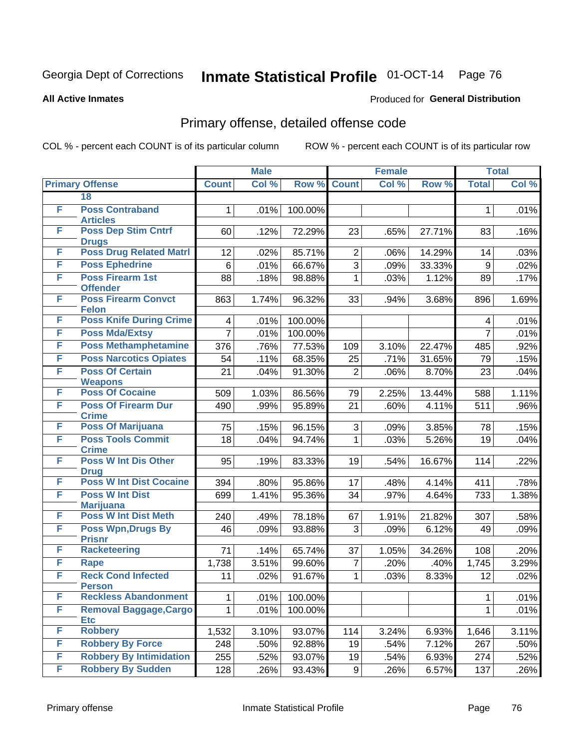Georgia Dept of Corrections **Inmate Statistical Profile** 01-OCT-14

**All Active Inmates**

Produced for **General Distribution**

## Primary offense, detailed offense code

COL % - percent each COUNT is of its particular column ROW % - percent each COUNT is of its particular row

| Primary Offense | | Male | | | Female | | | Total | |
|---|---|---|---|---|---|---|---|---|---|
| | | Count | Col % | Row % | Count | Col % | Row % | Total | Col % |
| | 18 | | | | | | | | |
| F | Poss Contraband Articles | 1 | .01% | 100.00% | | | | 1 | .01% |
| F | Poss Dep Stim Cntrf Drugs | 60 | .12% | 72.29% | 23 | .65% | 27.71% | 83 | .16% |
| F | Poss Drug Related Matrl | 12 | .02% | 85.71% | 2 | .06% | 14.29% | 14 | .03% |
| F | Poss Ephedrine | 6 | .01% | 66.67% | 3 | .09% | 33.33% | 9 | .02% |
| F | Poss Firearm 1st Offender | 88 | .18% | 98.88% | 1 | .03% | 1.12% | 89 | .17% |
| F | Poss Firearm Convct Felon | 863 | 1.74% | 96.32% | 33 | .94% | 3.68% | 896 | 1.69% |
| F | Poss Knife During Crime | 4 | .01% | 100.00% | | | | 4 | .01% |
| F | Poss Mda/Extsy | 7 | .01% | 100.00% | | | | 7 | .01% |
| F | Poss Methamphetamine | 376 | .76% | 77.53% | 109 | 3.10% | 22.47% | 485 | .92% |
| F | Poss Narcotics Opiates | 54 | .11% | 68.35% | 25 | .71% | 31.65% | 79 | .15% |
| F | Poss Of Certain Weapons | 21 | .04% | 91.30% | 2 | .06% | 8.70% | 23 | .04% |
| F | Poss Of Cocaine | 509 | 1.03% | 86.56% | 79 | 2.25% | 13.44% | 588 | 1.11% |
| F | Poss Of Firearm Dur Crime | 490 | .99% | 95.89% | 21 | .60% | 4.11% | 511 | .96% |
| F | Poss Of Marijuana | 75 | .15% | 96.15% | 3 | .09% | 3.85% | 78 | .15% |
| F | Poss Tools Commit Crime | 18 | .04% | 94.74% | 1 | .03% | 5.26% | 19 | .04% |
| F | Poss W Int Dis Other Drug | 95 | .19% | 83.33% | 19 | .54% | 16.67% | 114 | .22% |
| F | Poss W Int Dist Cocaine | 394 | .80% | 95.86% | 17 | .48% | 4.14% | 411 | .78% |
| F | Poss W Int Dist Marijuana | 699 | 1.41% | 95.36% | 34 | .97% | 4.64% | 733 | 1.38% |
| F | Poss W Int Dist Meth | 240 | .49% | 78.18% | 67 | 1.91% | 21.82% | 307 | .58% |
| F | Poss Wpn,Drugs By Prisnr | 46 | .09% | 93.88% | 3 | .09% | 6.12% | 49 | .09% |
| F | Racketeering | 71 | .14% | 65.74% | 37 | 1.05% | 34.26% | 108 | .20% |
| F | Rape | 1,738 | 3.51% | 99.60% | 7 | .20% | .40% | 1,745 | 3.29% |
| F | Reck Cond Infected Person | 11 | .02% | 91.67% | 1 | .03% | 8.33% | 12 | .02% |
| F | Reckless Abandonment | 1 | .01% | 100.00% | | | | 1 | .01% |
| F | Removal Baggage,Cargo Etc | 1 | .01% | 100.00% | | | | 1 | .01% |
| F | Robbery | 1,532 | 3.10% | 93.07% | 114 | 3.24% | 6.93% | 1,646 | 3.11% |
| F | Robbery By Force | 248 | .50% | 92.88% | 19 | .54% | 7.12% | 267 | .50% |
| F | Robbery By Intimidation | 255 | .52% | 93.07% | 19 | .54% | 6.93% | 274 | .52% |
| F | Robbery By Sudden | 128 | .26% | 93.43% | 9 | .26% | 6.57% | 137 | .26% |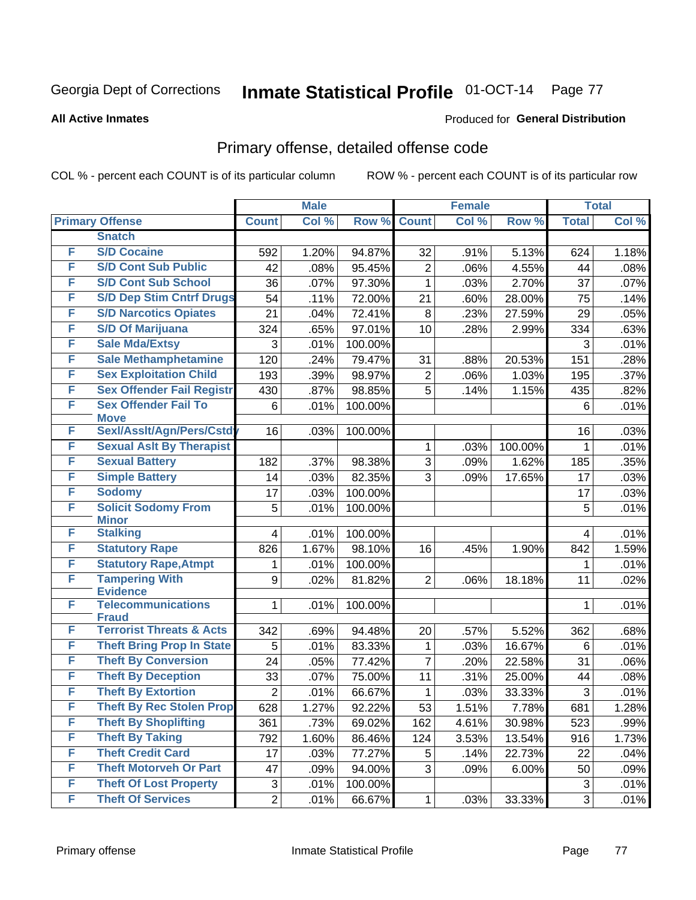Georgia Dept of Corrections **Inmate Statistical Profile** 01-OCT-14

**All Active Inmates**

Produced for **General Distribution**

## Primary offense, detailed offense code

COL % - percent each COUNT is of its particular column ROW % - percent each COUNT is of its particular row

| Primary Offense | | Male | | | Female | | | Total | |
|---|---|---|---|---|---|---|---|---|---|
| | | Count | Col % | Row % | Count | Col % | Row % | Total | Col % |
| | Snatch | | | | | | | | |
| F | S/D Cocaine | 592 | 1.20% | 94.87% | 32 | .91% | 5.13% | 624 | 1.18% |
| F | S/D Cont Sub Public | 42 | .08% | 95.45% | 2 | .06% | 4.55% | 44 | .08% |
| F | S/D Cont Sub School | 36 | .07% | 97.30% | 1 | .03% | 2.70% | 37 | .07% |
| F | S/D Dep Stim Cntrf Drugs | 54 | .11% | 72.00% | 21 | .60% | 28.00% | 75 | .14% |
| F | S/D Narcotics Opiates | 21 | .04% | 72.41% | 8 | .23% | 27.59% | 29 | .05% |
| F | S/D Of Marijuana | 324 | .65% | 97.01% | 10 | .28% | 2.99% | 334 | .63% |
| F | Sale Mda/Extsy | 3 | .01% | 100.00% | | | | 3 | .01% |
| F | Sale Methamphetamine | 120 | .24% | 79.47% | 31 | .88% | 20.53% | 151 | .28% |
| F | Sex Exploitation Child | 193 | .39% | 98.97% | 2 | .06% | 1.03% | 195 | .37% |
| F | Sex Offender Fail Registr | 430 | .87% | 98.85% | 5 | .14% | 1.15% | 435 | .82% |
| F | Sex Offender Fail To Move | 6 | .01% | 100.00% | | | | 6 | .01% |
| F | Sexl/Asslt/Agn/Pers/Cstdy | 16 | .03% | 100.00% | | | | 16 | .03% |
| F | Sexual Aslt By Therapist | | | | 1 | .03% | 100.00% | 1 | .01% |
| F | Sexual Battery | 182 | .37% | 98.38% | 3 | .09% | 1.62% | 185 | .35% |
| F | Simple Battery | 14 | .03% | 82.35% | 3 | .09% | 17.65% | 17 | .03% |
| F | Sodomy | 17 | .03% | 100.00% | | | | 17 | .03% |
| F | Solicit Sodomy From Minor | 5 | .01% | 100.00% | | | | 5 | .01% |
| F | Stalking | 4 | .01% | 100.00% | | | | 4 | .01% |
| F | Statutory Rape | 826 | 1.67% | 98.10% | 16 | .45% | 1.90% | 842 | 1.59% |
| F | Statutory Rape,Atmpt | 1 | .01% | 100.00% | | | | 1 | .01% |
| F | Tampering With Evidence | 9 | .02% | 81.82% | 2 | .06% | 18.18% | 11 | .02% |
| F | Telecommunications Fraud | 1 | .01% | 100.00% | | | | 1 | .01% |
| F | Terrorist Threats & Acts | 342 | .69% | 94.48% | 20 | .57% | 5.52% | 362 | .68% |
| F | Theft Bring Prop In State | 5 | .01% | 83.33% | 1 | .03% | 16.67% | 6 | .01% |
| F | Theft By Conversion | 24 | .05% | 77.42% | 7 | .20% | 22.58% | 31 | .06% |
| F | Theft By Deception | 33 | .07% | 75.00% | 11 | .31% | 25.00% | 44 | .08% |
| F | Theft By Extortion | 2 | .01% | 66.67% | 1 | .03% | 33.33% | 3 | .01% |
| F | Theft By Rec Stolen Prop | 628 | 1.27% | 92.22% | 53 | 1.51% | 7.78% | 681 | 1.28% |
| F | Theft By Shoplifting | 361 | .73% | 69.02% | 162 | 4.61% | 30.98% | 523 | .99% |
| F | Theft By Taking | 792 | 1.60% | 86.46% | 124 | 3.53% | 13.54% | 916 | 1.73% |
| F | Theft Credit Card | 17 | .03% | 77.27% | 5 | .14% | 22.73% | 22 | .04% |
| F | Theft Motorveh Or Part | 47 | .09% | 94.00% | 3 | .09% | 6.00% | 50 | .09% |
| F | Theft Of Lost Property | 3 | .01% | 100.00% | | | | 3 | .01% |
| F | Theft Of Services | 2 | .01% | 66.67% | 1 | .03% | 33.33% | 3 | .01% |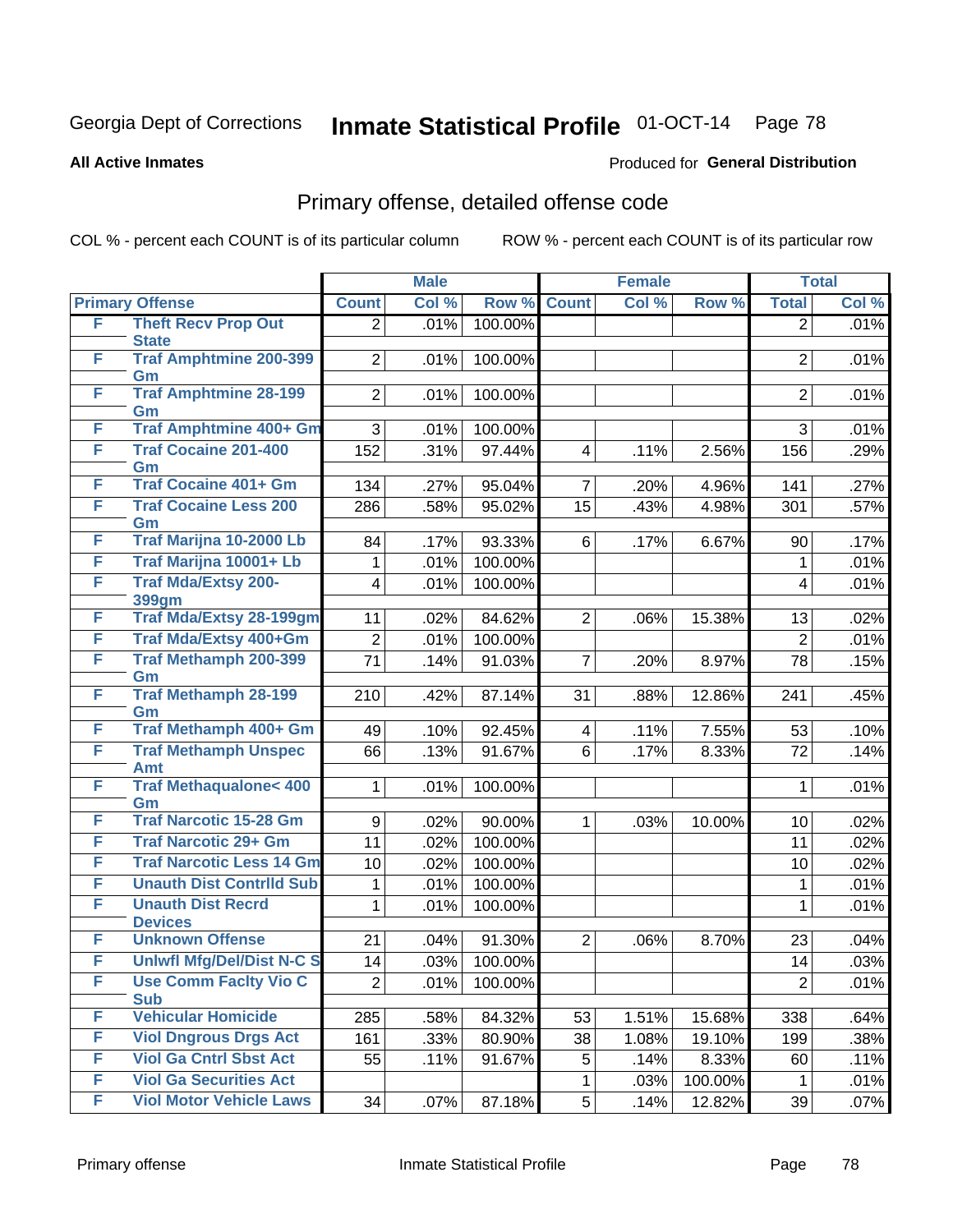Georgia Dept of Corrections **Inmate Statistical Profile** 01-OCT-14

**All Active Inmates**

Produced for **General Distribution**

## Primary offense, detailed offense code

COL % - percent each COUNT is of its particular column

ROW % - percent each COUNT is of its particular row

| Primary Offense | | Male | | | Female | | | Total | |
|---|---|---|---|---|---|---|---|---|---|
| | | Count | Col % | Row % | Count | Col % | Row % | Total | Col % |
| F | Theft Recv Prop Out State | 2 | .01% | 100.00% | | | | 2 | .01% |
| F | Traf Amphtmine 200-399 Gm | 2 | .01% | 100.00% | | | | 2 | .01% |
| F | Traf Amphtmine 28-199 Gm | 2 | .01% | 100.00% | | | | 2 | .01% |
| F | Traf Amphtmine 400+ Gm | 3 | .01% | 100.00% | | | | 3 | .01% |
| F | Traf Cocaine 201-400 Gm | 152 | .31% | 97.44% | 4 | .11% | 2.56% | 156 | .29% |
| F | Traf Cocaine 401+ Gm | 134 | .27% | 95.04% | 7 | .20% | 4.96% | 141 | .27% |
| F | Traf Cocaine Less 200 Gm | 286 | .58% | 95.02% | 15 | .43% | 4.98% | 301 | .57% |
| F | Traf Marijna 10-2000 Lb | 84 | .17% | 93.33% | 6 | .17% | 6.67% | 90 | .17% |
| F | Traf Marijna 10001+ Lb | 1 | .01% | 100.00% | | | | 1 | .01% |
| F | Traf Mda/Extsy 200-399gm | 4 | .01% | 100.00% | | | | 4 | .01% |
| F | Traf Mda/Extsy 28-199gm | 11 | .02% | 84.62% | 2 | .06% | 15.38% | 13 | .02% |
| F | Traf Mda/Extsy 400+Gm | 2 | .01% | 100.00% | | | | 2 | .01% |
| F | Traf Methamph 200-399 Gm | 71 | .14% | 91.03% | 7 | .20% | 8.97% | 78 | .15% |
| F | Traf Methamph 28-199 Gm | 210 | .42% | 87.14% | 31 | .88% | 12.86% | 241 | .45% |
| F | Traf Methamph 400+ Gm | 49 | .10% | 92.45% | 4 | .11% | 7.55% | 53 | .10% |
| F | Traf Methamph Unspec Amt | 66 | .13% | 91.67% | 6 | .17% | 8.33% | 72 | .14% |
| F | Traf Methaqualone< 400 Gm | 1 | .01% | 100.00% | | | | 1 | .01% |
| F | Traf Narcotic 15-28 Gm | 9 | .02% | 90.00% | 1 | .03% | 10.00% | 10 | .02% |
| F | Traf Narcotic 29+ Gm | 11 | .02% | 100.00% | | | | 11 | .02% |
| F | Traf Narcotic Less 14 Gm | 10 | .02% | 100.00% | | | | 10 | .02% |
| F | Unauth Dist Contrlld Sub | 1 | .01% | 100.00% | | | | 1 | .01% |
| F | Unauth Dist Recrd Devices | 1 | .01% | 100.00% | | | | 1 | .01% |
| F | Unknown Offense | 21 | .04% | 91.30% | 2 | .06% | 8.70% | 23 | .04% |
| F | Unlwfl Mfg/Del/Dist N-C S | 14 | .03% | 100.00% | | | | 14 | .03% |
| F | Use Comm Faclty Vio C Sub | 2 | .01% | 100.00% | | | | 2 | .01% |
| F | Vehicular Homicide | 285 | .58% | 84.32% | 53 | 1.51% | 15.68% | 338 | .64% |
| F | Viol Dngrous Drgs Act | 161 | .33% | 80.90% | 38 | 1.08% | 19.10% | 199 | .38% |
| F | Viol Ga Cntrl Sbst Act | 55 | .11% | 91.67% | 5 | .14% | 8.33% | 60 | .11% |
| F | Viol Ga Securities Act | | | | 1 | .03% | 100.00% | 1 | .01% |
| F | Viol Motor Vehicle Laws | 34 | .07% | 87.18% | 5 | .14% | 12.82% | 39 | .07% |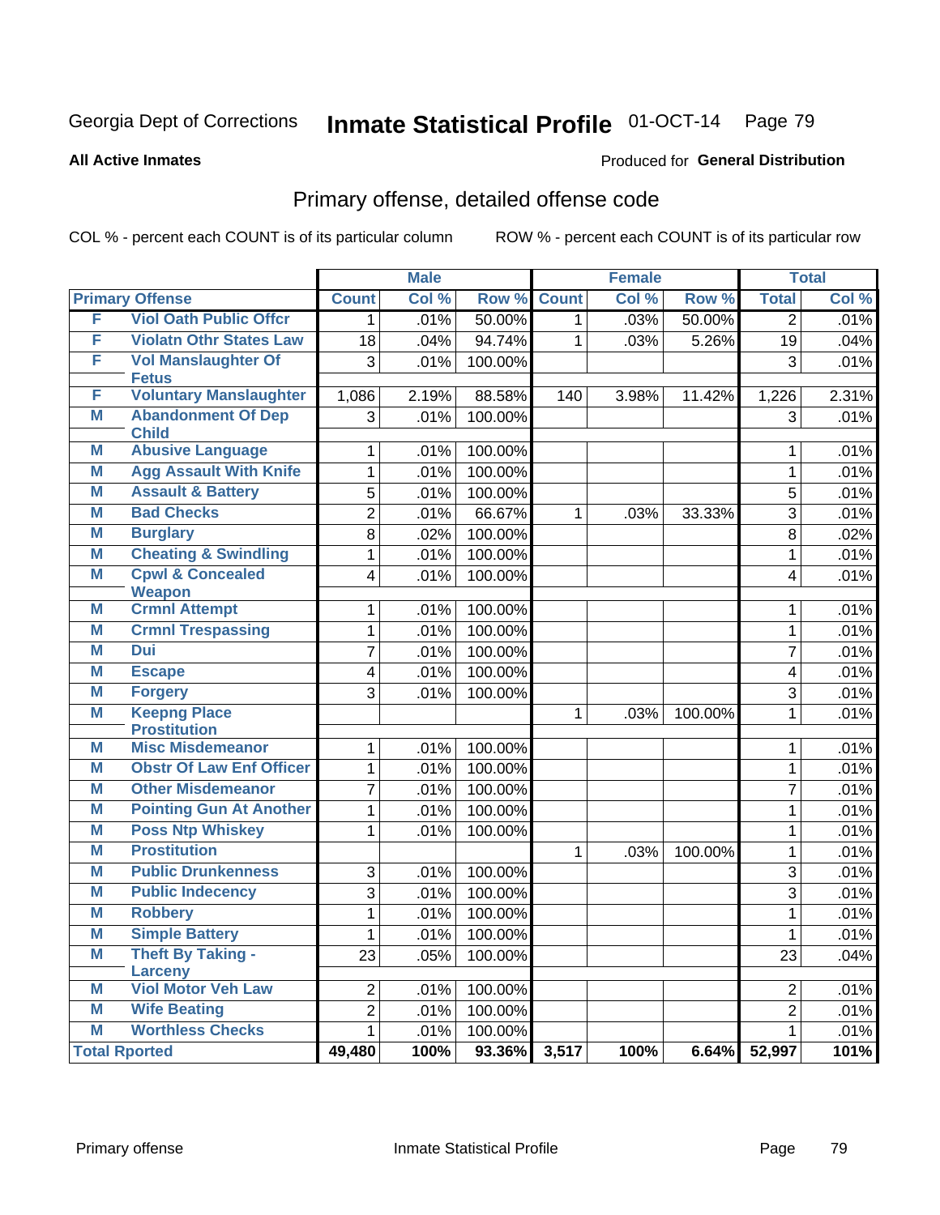Georgia Dept of Corrections **Inmate Statistical Profile** 01-OCT-14

**All Active Inmates**

Produced for **General Distribution**

## Primary offense, detailed offense code

COL % - percent each COUNT is of its particular column ROW % - percent each COUNT is of its particular row

| Primary Offense | | Male | | | Female | | | Total | |
|---|---|---|---|---|---|---|---|---|---|
| | | Count | Col % | Row % | Count | Col % | Row % | Total | Col % |
| F | Viol Oath Public Offcr | 1 | .01% | 50.00% | 1 | .03% | 50.00% | 2 | .01% |
| F | Violatn Othr States Law | 18 | .04% | 94.74% | 1 | .03% | 5.26% | 19 | .04% |
| F | Vol Manslaughter Of Fetus | 3 | .01% | 100.00% | | | | 3 | .01% |
| F | Voluntary Manslaughter | 1,086 | 2.19% | 88.58% | 140 | 3.98% | 11.42% | 1,226 | 2.31% |
| M | Abandonment Of Dep Child | 3 | .01% | 100.00% | | | | 3 | .01% |
| M | Abusive Language | 1 | .01% | 100.00% | | | | 1 | .01% |
| M | Agg Assault With Knife | 1 | .01% | 100.00% | | | | 1 | .01% |
| M | Assault & Battery | 5 | .01% | 100.00% | | | | 5 | .01% |
| M | Bad Checks | 2 | .01% | 66.67% | 1 | .03% | 33.33% | 3 | .01% |
| M | Burglary | 8 | .02% | 100.00% | | | | 8 | .02% |
| M | Cheating & Swindling | 1 | .01% | 100.00% | | | | 1 | .01% |
| M | Cpwl & Concealed Weapon | 4 | .01% | 100.00% | | | | 4 | .01% |
| M | Crmnl Attempt | 1 | .01% | 100.00% | | | | 1 | .01% |
| M | Crmnl Trespassing | 1 | .01% | 100.00% | | | | 1 | .01% |
| M | Dui | 7 | .01% | 100.00% | | | | 7 | .01% |
| M | Escape | 4 | .01% | 100.00% | | | | 4 | .01% |
| M | Forgery | 3 | .01% | 100.00% | | | | 3 | .01% |
| M | Keepng Place Prostitution | | | | 1 | .03% | 100.00% | 1 | .01% |
| M | Misc Misdemeanor | 1 | .01% | 100.00% | | | | 1 | .01% |
| M | Obstr Of Law Enf Officer | 1 | .01% | 100.00% | | | | 1 | .01% |
| M | Other Misdemeanor | 7 | .01% | 100.00% | | | | 7 | .01% |
| M | Pointing Gun At Another | 1 | .01% | 100.00% | | | | 1 | .01% |
| M | Poss Ntp Whiskey | 1 | .01% | 100.00% | | | | 1 | .01% |
| M | Prostitution | | | | 1 | .03% | 100.00% | 1 | .01% |
| M | Public Drunkenness | 3 | .01% | 100.00% | | | | 3 | .01% |
| M | Public Indecency | 3 | .01% | 100.00% | | | | 3 | .01% |
| M | Robbery | 1 | .01% | 100.00% | | | | 1 | .01% |
| M | Simple Battery | 1 | .01% | 100.00% | | | | 1 | .01% |
| M | Theft By Taking - Larceny | 23 | .05% | 100.00% | | | | 23 | .04% |
| M | Viol Motor Veh Law | 2 | .01% | 100.00% | | | | 2 | .01% |
| M | Wife Beating | 2 | .01% | 100.00% | | | | 2 | .01% |
| M | Worthless Checks | 1 | .01% | 100.00% | | | | 1 | .01% |
| **Total Rported** | | **49,480** | **100%** | **93.36%** | **3,517** | **100%** | **6.64%** | **52,997** | **101%** |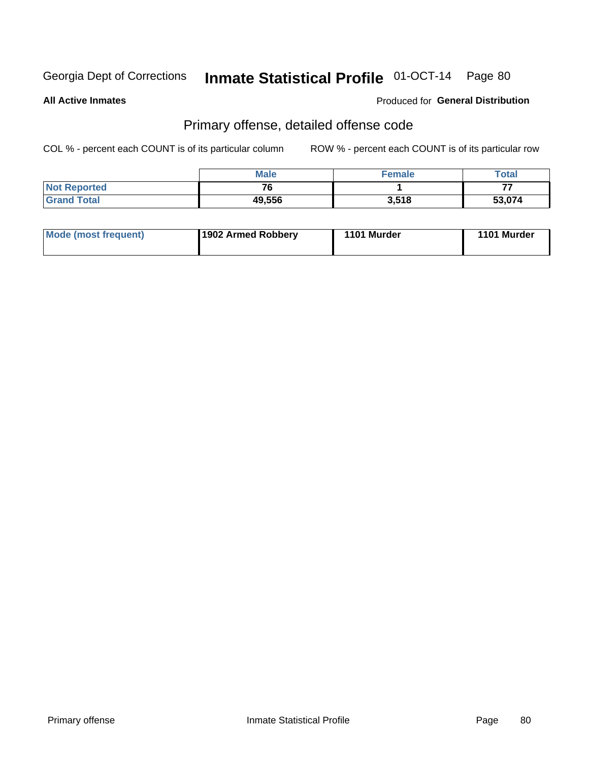Georgia Dept of Corrections **Inmate Statistical Profile** 01-OCT-14

**All Active Inmates**

Produced for **General Distribution**

## Primary offense, detailed offense code

COL % - percent each COUNT is of its particular column ROW % - percent each COUNT is of its particular row

| | Male | Female | Total |
|---|---|---|---|
| Not Reported | 76 | 1 | 77 |
| Grand Total | 49,556 | 3,518 | 53,074 |

| | | | |
|---|---|---|---|
| Mode (most frequent) | 1902 Armed Robbery | 1101 Murder | 1101 Murder |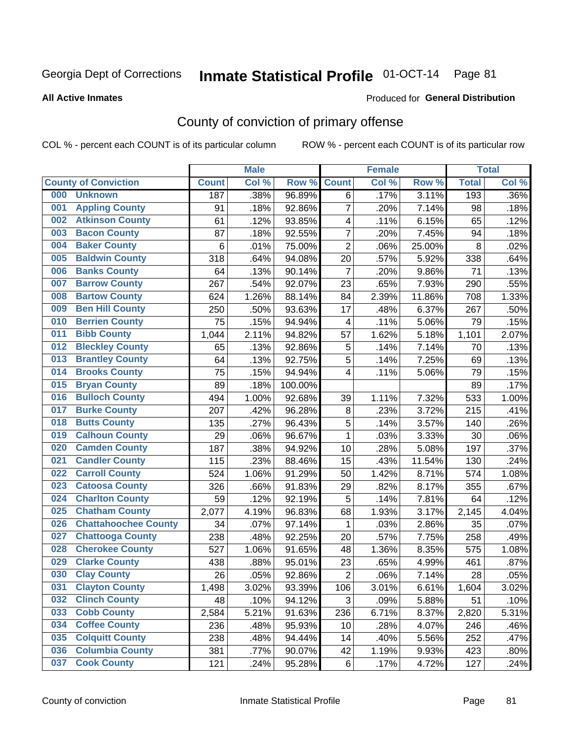Georgia Dept of Corrections **Inmate Statistical Profile** 01-OCT-14

**All Active Inmates**

Produced for **General Distribution**

## County of conviction of primary offense

COL % - percent each COUNT is of its particular column ROW % - percent each COUNT is of its particular row

| County of Conviction | Male | | | Female | | | Total | |
|---|---|---|---|---|---|---|---|---|
| | Count | Col % | Row % | Count | Col % | Row % | Total | Col % |
| 000 Unknown | 187 | .38% | 96.89% | 6 | .17% | 3.11% | 193 | .36% |
| 001 Appling County | 91 | .18% | 92.86% | 7 | .20% | 7.14% | 98 | .18% |
| 002 Atkinson County | 61 | .12% | 93.85% | 4 | .11% | 6.15% | 65 | .12% |
| 003 Bacon County | 87 | .18% | 92.55% | 7 | .20% | 7.45% | 94 | .18% |
| 004 Baker County | 6 | .01% | 75.00% | 2 | .06% | 25.00% | 8 | .02% |
| 005 Baldwin County | 318 | .64% | 94.08% | 20 | .57% | 5.92% | 338 | .64% |
| 006 Banks County | 64 | .13% | 90.14% | 7 | .20% | 9.86% | 71 | .13% |
| 007 Barrow County | 267 | .54% | 92.07% | 23 | .65% | 7.93% | 290 | .55% |
| 008 Bartow County | 624 | 1.26% | 88.14% | 84 | 2.39% | 11.86% | 708 | 1.33% |
| 009 Ben Hill County | 250 | .50% | 93.63% | 17 | .48% | 6.37% | 267 | .50% |
| 010 Berrien County | 75 | .15% | 94.94% | 4 | .11% | 5.06% | 79 | .15% |
| 011 Bibb County | 1,044 | 2.11% | 94.82% | 57 | 1.62% | 5.18% | 1,101 | 2.07% |
| 012 Bleckley County | 65 | .13% | 92.86% | 5 | .14% | 7.14% | 70 | .13% |
| 013 Brantley County | 64 | .13% | 92.75% | 5 | .14% | 7.25% | 69 | .13% |
| 014 Brooks County | 75 | .15% | 94.94% | 4 | .11% | 5.06% | 79 | .15% |
| 015 Bryan County | 89 | .18% | 100.00% | | | | 89 | .17% |
| 016 Bulloch County | 494 | 1.00% | 92.68% | 39 | 1.11% | 7.32% | 533 | 1.00% |
| 017 Burke County | 207 | .42% | 96.28% | 8 | .23% | 3.72% | 215 | .41% |
| 018 Butts County | 135 | .27% | 96.43% | 5 | .14% | 3.57% | 140 | .26% |
| 019 Calhoun County | 29 | .06% | 96.67% | 1 | .03% | 3.33% | 30 | .06% |
| 020 Camden County | 187 | .38% | 94.92% | 10 | .28% | 5.08% | 197 | .37% |
| 021 Candler County | 115 | .23% | 88.46% | 15 | .43% | 11.54% | 130 | .24% |
| 022 Carroll County | 524 | 1.06% | 91.29% | 50 | 1.42% | 8.71% | 574 | 1.08% |
| 023 Catoosa County | 326 | .66% | 91.83% | 29 | .82% | 8.17% | 355 | .67% |
| 024 Charlton County | 59 | .12% | 92.19% | 5 | .14% | 7.81% | 64 | .12% |
| 025 Chatham County | 2,077 | 4.19% | 96.83% | 68 | 1.93% | 3.17% | 2,145 | 4.04% |
| 026 Chattahoochee County | 34 | .07% | 97.14% | 1 | .03% | 2.86% | 35 | .07% |
| 027 Chattooga County | 238 | .48% | 92.25% | 20 | .57% | 7.75% | 258 | .49% |
| 028 Cherokee County | 527 | 1.06% | 91.65% | 48 | 1.36% | 8.35% | 575 | 1.08% |
| 029 Clarke County | 438 | .88% | 95.01% | 23 | .65% | 4.99% | 461 | .87% |
| 030 Clay County | 26 | .05% | 92.86% | 2 | .06% | 7.14% | 28 | .05% |
| 031 Clayton County | 1,498 | 3.02% | 93.39% | 106 | 3.01% | 6.61% | 1,604 | 3.02% |
| 032 Clinch County | 48 | .10% | 94.12% | 3 | .09% | 5.88% | 51 | .10% |
| 033 Cobb County | 2,584 | 5.21% | 91.63% | 236 | 6.71% | 8.37% | 2,820 | 5.31% |
| 034 Coffee County | 236 | .48% | 95.93% | 10 | .28% | 4.07% | 246 | .46% |
| 035 Colquitt County | 238 | .48% | 94.44% | 14 | .40% | 5.56% | 252 | .47% |
| 036 Columbia County | 381 | .77% | 90.07% | 42 | 1.19% | 9.93% | 423 | .80% |
| 037 Cook County | 121 | .24% | 95.28% | 6 | .17% | 4.72% | 127 | .24% |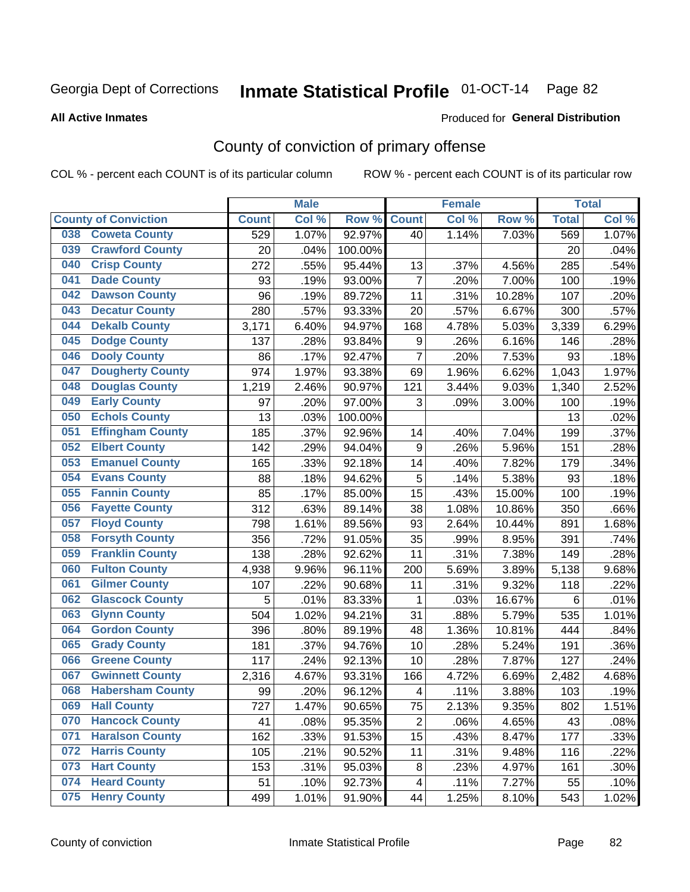Georgia Dept of Corrections **Inmate Statistical Profile** 01-OCT-14 Page 82

**All Active Inmates**

Produced for **General Distribution**

## County of conviction of primary offense

COL % - percent each COUNT is of its particular column ROW % - percent each COUNT is of its particular row

| County of Conviction | | Male | | | Female | | | Total | |
|---|---|---|---|---|---|---|---|---|---|
| | | Count | Col % | Row % | Count | Col % | Row % | Total | Col % |
| 038 | Coweta County | 529 | 1.07% | 92.97% | 40 | 1.14% | 7.03% | 569 | 1.07% |
| 039 | Crawford County | 20 | .04% | 100.00% | | | | 20 | .04% |
| 040 | Crisp County | 272 | .55% | 95.44% | 13 | .37% | 4.56% | 285 | .54% |
| 041 | Dade County | 93 | .19% | 93.00% | 7 | .20% | 7.00% | 100 | .19% |
| 042 | Dawson County | 96 | .19% | 89.72% | 11 | .31% | 10.28% | 107 | .20% |
| 043 | Decatur County | 280 | .57% | 93.33% | 20 | .57% | 6.67% | 300 | .57% |
| 044 | Dekalb County | 3,171 | 6.40% | 94.97% | 168 | 4.78% | 5.03% | 3,339 | 6.29% |
| 045 | Dodge County | 137 | .28% | 93.84% | 9 | .26% | 6.16% | 146 | .28% |
| 046 | Dooly County | 86 | .17% | 92.47% | 7 | .20% | 7.53% | 93 | .18% |
| 047 | Dougherty County | 974 | 1.97% | 93.38% | 69 | 1.96% | 6.62% | 1,043 | 1.97% |
| 048 | Douglas County | 1,219 | 2.46% | 90.97% | 121 | 3.44% | 9.03% | 1,340 | 2.52% |
| 049 | Early County | 97 | .20% | 97.00% | 3 | .09% | 3.00% | 100 | .19% |
| 050 | Echols County | 13 | .03% | 100.00% | | | | 13 | .02% |
| 051 | Effingham County | 185 | .37% | 92.96% | 14 | .40% | 7.04% | 199 | .37% |
| 052 | Elbert County | 142 | .29% | 94.04% | 9 | .26% | 5.96% | 151 | .28% |
| 053 | Emanuel County | 165 | .33% | 92.18% | 14 | .40% | 7.82% | 179 | .34% |
| 054 | Evans County | 88 | .18% | 94.62% | 5 | .14% | 5.38% | 93 | .18% |
| 055 | Fannin County | 85 | .17% | 85.00% | 15 | .43% | 15.00% | 100 | .19% |
| 056 | Fayette County | 312 | .63% | 89.14% | 38 | 1.08% | 10.86% | 350 | .66% |
| 057 | Floyd County | 798 | 1.61% | 89.56% | 93 | 2.64% | 10.44% | 891 | 1.68% |
| 058 | Forsyth County | 356 | .72% | 91.05% | 35 | .99% | 8.95% | 391 | .74% |
| 059 | Franklin County | 138 | .28% | 92.62% | 11 | .31% | 7.38% | 149 | .28% |
| 060 | Fulton County | 4,938 | 9.96% | 96.11% | 200 | 5.69% | 3.89% | 5,138 | 9.68% |
| 061 | Gilmer County | 107 | .22% | 90.68% | 11 | .31% | 9.32% | 118 | .22% |
| 062 | Glascock County | 5 | .01% | 83.33% | 1 | .03% | 16.67% | 6 | .01% |
| 063 | Glynn County | 504 | 1.02% | 94.21% | 31 | .88% | 5.79% | 535 | 1.01% |
| 064 | Gordon County | 396 | .80% | 89.19% | 48 | 1.36% | 10.81% | 444 | .84% |
| 065 | Grady County | 181 | .37% | 94.76% | 10 | .28% | 5.24% | 191 | .36% |
| 066 | Greene County | 117 | .24% | 92.13% | 10 | .28% | 7.87% | 127 | .24% |
| 067 | Gwinnett County | 2,316 | 4.67% | 93.31% | 166 | 4.72% | 6.69% | 2,482 | 4.68% |
| 068 | Habersham County | 99 | .20% | 96.12% | 4 | .11% | 3.88% | 103 | .19% |
| 069 | Hall County | 727 | 1.47% | 90.65% | 75 | 2.13% | 9.35% | 802 | 1.51% |
| 070 | Hancock County | 41 | .08% | 95.35% | 2 | .06% | 4.65% | 43 | .08% |
| 071 | Haralson County | 162 | .33% | 91.53% | 15 | .43% | 8.47% | 177 | .33% |
| 072 | Harris County | 105 | .21% | 90.52% | 11 | .31% | 9.48% | 116 | .22% |
| 073 | Hart County | 153 | .31% | 95.03% | 8 | .23% | 4.97% | 161 | .30% |
| 074 | Heard County | 51 | .10% | 92.73% | 4 | .11% | 7.27% | 55 | .10% |
| 075 | Henry County | 499 | 1.01% | 91.90% | 44 | 1.25% | 8.10% | 543 | 1.02% |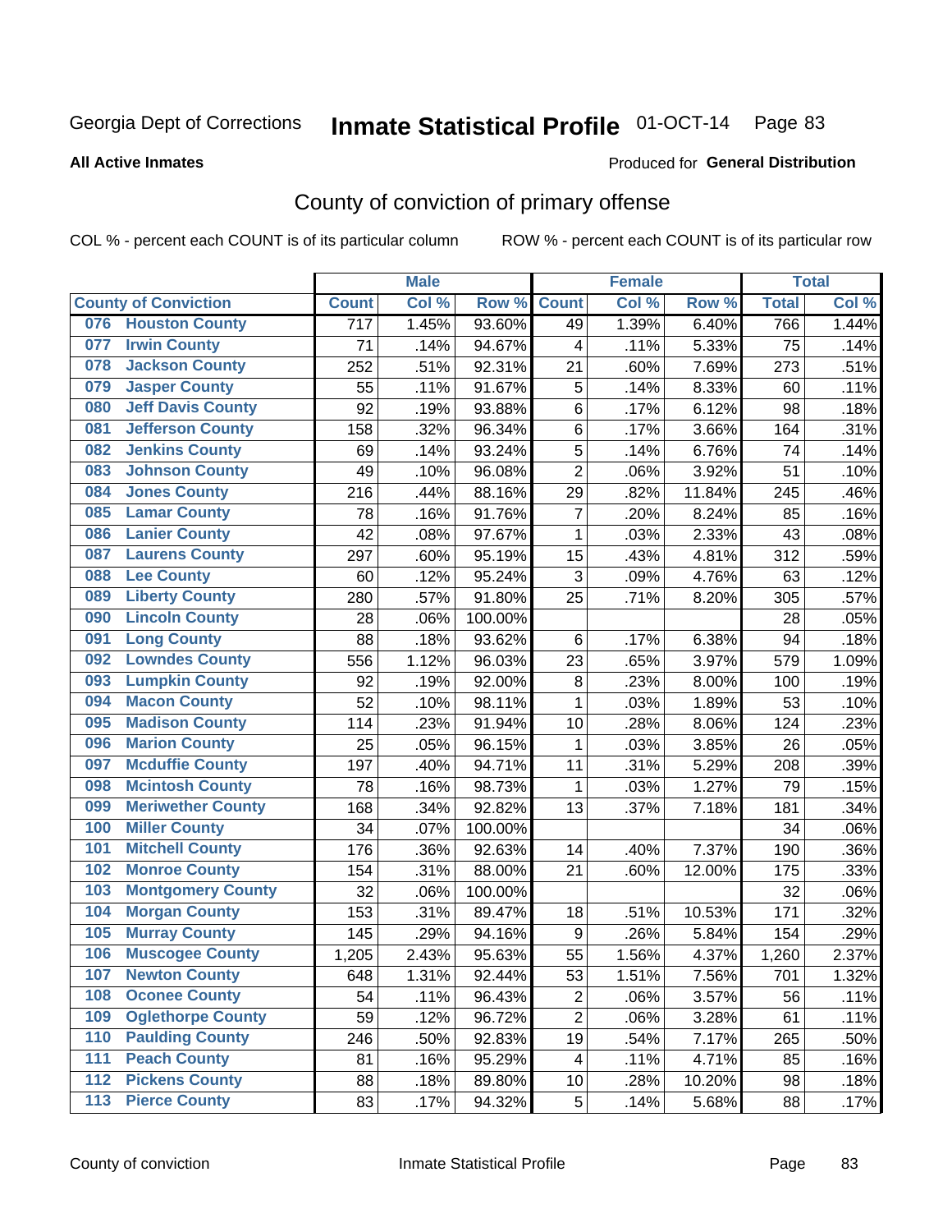Georgia Dept of Corrections **Inmate Statistical Profile** 01-OCT-14 Page 83

**All Active Inmates**

Produced for **General Distribution**

## County of conviction of primary offense

COL % - percent each COUNT is of its particular column ROW % - percent each COUNT is of its particular row

| County of Conviction | Male | | | Female | | | Total | |
|---|---|---|---|---|---|---|---|---|
| | Count | Col % | Row % | Count | Col % | Row % | Total | Col % |
| 076 Houston County | 717 | 1.45% | 93.60% | 49 | 1.39% | 6.40% | 766 | 1.44% |
| 077 Irwin County | 71 | .14% | 94.67% | 4 | .11% | 5.33% | 75 | .14% |
| 078 Jackson County | 252 | .51% | 92.31% | 21 | .60% | 7.69% | 273 | .51% |
| 079 Jasper County | 55 | .11% | 91.67% | 5 | .14% | 8.33% | 60 | .11% |
| 080 Jeff Davis County | 92 | .19% | 93.88% | 6 | .17% | 6.12% | 98 | .18% |
| 081 Jefferson County | 158 | .32% | 96.34% | 6 | .17% | 3.66% | 164 | .31% |
| 082 Jenkins County | 69 | .14% | 93.24% | 5 | .14% | 6.76% | 74 | .14% |
| 083 Johnson County | 49 | .10% | 96.08% | 2 | .06% | 3.92% | 51 | .10% |
| 084 Jones County | 216 | .44% | 88.16% | 29 | .82% | 11.84% | 245 | .46% |
| 085 Lamar County | 78 | .16% | 91.76% | 7 | .20% | 8.24% | 85 | .16% |
| 086 Lanier County | 42 | .08% | 97.67% | 1 | .03% | 2.33% | 43 | .08% |
| 087 Laurens County | 297 | .60% | 95.19% | 15 | .43% | 4.81% | 312 | .59% |
| 088 Lee County | 60 | .12% | 95.24% | 3 | .09% | 4.76% | 63 | .12% |
| 089 Liberty County | 280 | .57% | 91.80% | 25 | .71% | 8.20% | 305 | .57% |
| 090 Lincoln County | 28 | .06% | 100.00% | | | | 28 | .05% |
| 091 Long County | 88 | .18% | 93.62% | 6 | .17% | 6.38% | 94 | .18% |
| 092 Lowndes County | 556 | 1.12% | 96.03% | 23 | .65% | 3.97% | 579 | 1.09% |
| 093 Lumpkin County | 92 | .19% | 92.00% | 8 | .23% | 8.00% | 100 | .19% |
| 094 Macon County | 52 | .10% | 98.11% | 1 | .03% | 1.89% | 53 | .10% |
| 095 Madison County | 114 | .23% | 91.94% | 10 | .28% | 8.06% | 124 | .23% |
| 096 Marion County | 25 | .05% | 96.15% | 1 | .03% | 3.85% | 26 | .05% |
| 097 Mcduffie County | 197 | .40% | 94.71% | 11 | .31% | 5.29% | 208 | .39% |
| 098 Mcintosh County | 78 | .16% | 98.73% | 1 | .03% | 1.27% | 79 | .15% |
| 099 Meriwether County | 168 | .34% | 92.82% | 13 | .37% | 7.18% | 181 | .34% |
| 100 Miller County | 34 | .07% | 100.00% | | | | 34 | .06% |
| 101 Mitchell County | 176 | .36% | 92.63% | 14 | .40% | 7.37% | 190 | .36% |
| 102 Monroe County | 154 | .31% | 88.00% | 21 | .60% | 12.00% | 175 | .33% |
| 103 Montgomery County | 32 | .06% | 100.00% | | | | 32 | .06% |
| 104 Morgan County | 153 | .31% | 89.47% | 18 | .51% | 10.53% | 171 | .32% |
| 105 Murray County | 145 | .29% | 94.16% | 9 | .26% | 5.84% | 154 | .29% |
| 106 Muscogee County | 1,205 | 2.43% | 95.63% | 55 | 1.56% | 4.37% | 1,260 | 2.37% |
| 107 Newton County | 648 | 1.31% | 92.44% | 53 | 1.51% | 7.56% | 701 | 1.32% |
| 108 Oconee County | 54 | .11% | 96.43% | 2 | .06% | 3.57% | 56 | .11% |
| 109 Oglethorpe County | 59 | .12% | 96.72% | 2 | .06% | 3.28% | 61 | .11% |
| 110 Paulding County | 246 | .50% | 92.83% | 19 | .54% | 7.17% | 265 | .50% |
| 111 Peach County | 81 | .16% | 95.29% | 4 | .11% | 4.71% | 85 | .16% |
| 112 Pickens County | 88 | .18% | 89.80% | 10 | .28% | 10.20% | 98 | .18% |
| 113 Pierce County | 83 | .17% | 94.32% | 5 | .14% | 5.68% | 88 | .17% |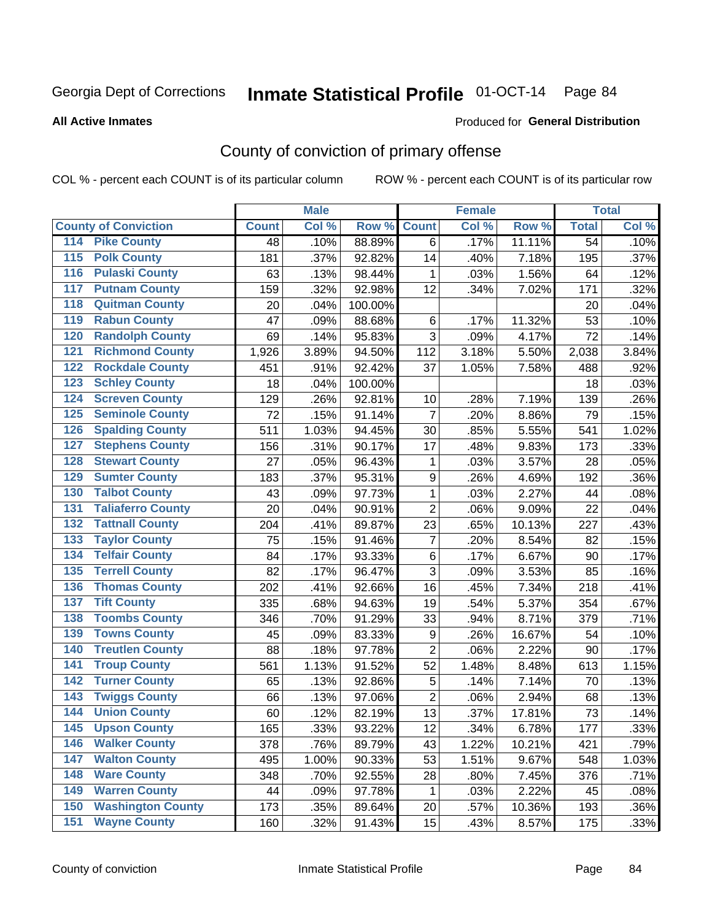Georgia Dept of Corrections **Inmate Statistical Profile** 01-OCT-14

**All Active Inmates**

Produced for **General Distribution**

## County of conviction of primary offense

COL % - percent each COUNT is of its particular column ROW % - percent each COUNT is of its particular row

| County of Conviction | Male | | | Female | | | Total | |
|---|---|---|---|---|---|---|---|---|
| | Count | Col % | Row % | Count | Col % | Row % | Total | Col % |
| 114 Pike County | 48 | .10% | 88.89% | 6 | .17% | 11.11% | 54 | .10% |
| 115 Polk County | 181 | .37% | 92.82% | 14 | .40% | 7.18% | 195 | .37% |
| 116 Pulaski County | 63 | .13% | 98.44% | 1 | .03% | 1.56% | 64 | .12% |
| 117 Putnam County | 159 | .32% | 92.98% | 12 | .34% | 7.02% | 171 | .32% |
| 118 Quitman County | 20 | .04% | 100.00% | | | | 20 | .04% |
| 119 Rabun County | 47 | .09% | 88.68% | 6 | .17% | 11.32% | 53 | .10% |
| 120 Randolph County | 69 | .14% | 95.83% | 3 | .09% | 4.17% | 72 | .14% |
| 121 Richmond County | 1,926 | 3.89% | 94.50% | 112 | 3.18% | 5.50% | 2,038 | 3.84% |
| 122 Rockdale County | 451 | .91% | 92.42% | 37 | 1.05% | 7.58% | 488 | .92% |
| 123 Schley County | 18 | .04% | 100.00% | | | | 18 | .03% |
| 124 Screven County | 129 | .26% | 92.81% | 10 | .28% | 7.19% | 139 | .26% |
| 125 Seminole County | 72 | .15% | 91.14% | 7 | .20% | 8.86% | 79 | .15% |
| 126 Spalding County | 511 | 1.03% | 94.45% | 30 | .85% | 5.55% | 541 | 1.02% |
| 127 Stephens County | 156 | .31% | 90.17% | 17 | .48% | 9.83% | 173 | .33% |
| 128 Stewart County | 27 | .05% | 96.43% | 1 | .03% | 3.57% | 28 | .05% |
| 129 Sumter County | 183 | .37% | 95.31% | 9 | .26% | 4.69% | 192 | .36% |
| 130 Talbot County | 43 | .09% | 97.73% | 1 | .03% | 2.27% | 44 | .08% |
| 131 Taliaferro County | 20 | .04% | 90.91% | 2 | .06% | 9.09% | 22 | .04% |
| 132 Tattnall County | 204 | .41% | 89.87% | 23 | .65% | 10.13% | 227 | .43% |
| 133 Taylor County | 75 | .15% | 91.46% | 7 | .20% | 8.54% | 82 | .15% |
| 134 Telfair County | 84 | .17% | 93.33% | 6 | .17% | 6.67% | 90 | .17% |
| 135 Terrell County | 82 | .17% | 96.47% | 3 | .09% | 3.53% | 85 | .16% |
| 136 Thomas County | 202 | .41% | 92.66% | 16 | .45% | 7.34% | 218 | .41% |
| 137 Tift County | 335 | .68% | 94.63% | 19 | .54% | 5.37% | 354 | .67% |
| 138 Toombs County | 346 | .70% | 91.29% | 33 | .94% | 8.71% | 379 | .71% |
| 139 Towns County | 45 | .09% | 83.33% | 9 | .26% | 16.67% | 54 | .10% |
| 140 Treutlen County | 88 | .18% | 97.78% | 2 | .06% | 2.22% | 90 | .17% |
| 141 Troup County | 561 | 1.13% | 91.52% | 52 | 1.48% | 8.48% | 613 | 1.15% |
| 142 Turner County | 65 | .13% | 92.86% | 5 | .14% | 7.14% | 70 | .13% |
| 143 Twiggs County | 66 | .13% | 97.06% | 2 | .06% | 2.94% | 68 | .13% |
| 144 Union County | 60 | .12% | 82.19% | 13 | .37% | 17.81% | 73 | .14% |
| 145 Upson County | 165 | .33% | 93.22% | 12 | .34% | 6.78% | 177 | .33% |
| 146 Walker County | 378 | .76% | 89.79% | 43 | 1.22% | 10.21% | 421 | .79% |
| 147 Walton County | 495 | 1.00% | 90.33% | 53 | 1.51% | 9.67% | 548 | 1.03% |
| 148 Ware County | 348 | .70% | 92.55% | 28 | .80% | 7.45% | 376 | .71% |
| 149 Warren County | 44 | .09% | 97.78% | 1 | .03% | 2.22% | 45 | .08% |
| 150 Washington County | 173 | .35% | 89.64% | 20 | .57% | 10.36% | 193 | .36% |
| 151 Wayne County | 160 | .32% | 91.43% | 15 | .43% | 8.57% | 175 | .33% |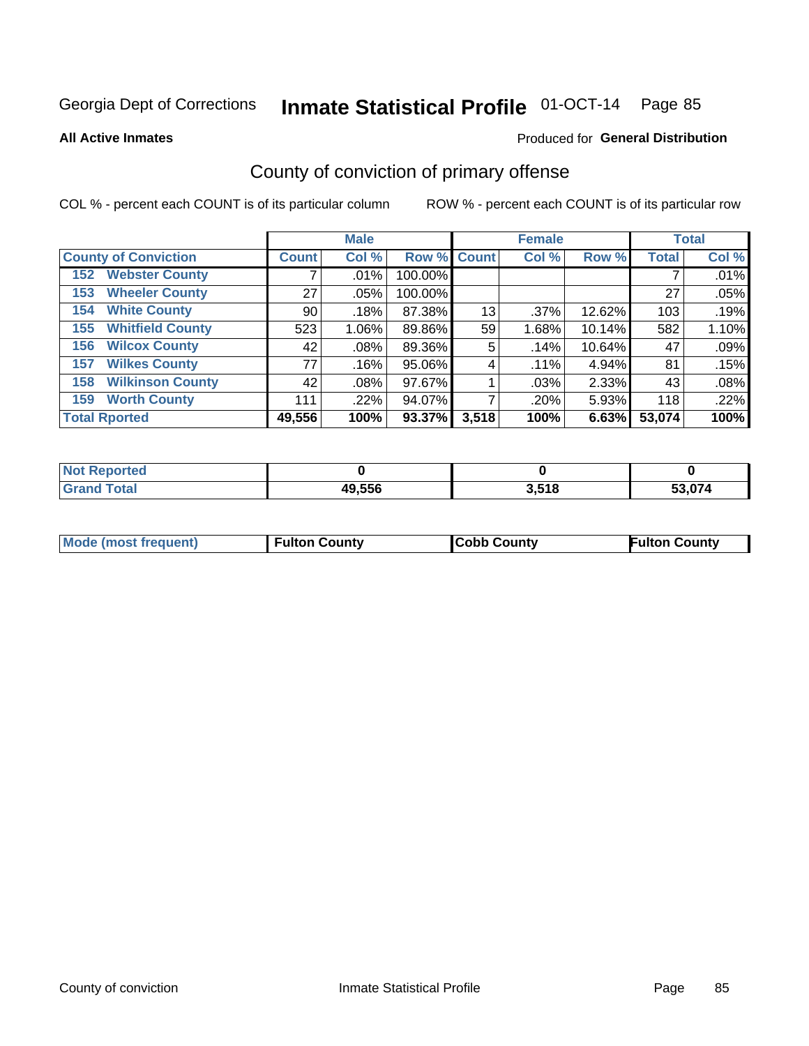Georgia Dept of Corrections **Inmate Statistical Profile** 01-OCT-14 Page 85

**All Active Inmates**

Produced for **General Distribution**

## County of conviction of primary offense

COL % - percent each COUNT is of its particular column ROW % - percent each COUNT is of its particular row

| County of Conviction | Male | | | Female | | | Total | |
|---|---|---|---|---|---|---|---|---|
| | Count | Col % | Row % | Count | Col % | Row % | Total | Col % |
| 152 Webster County | 7 | .01% | 100.00% | | | | 7 | .01% |
| 153 Wheeler County | 27 | .05% | 100.00% | | | | 27 | .05% |
| 154 White County | 90 | .18% | 87.38% | 13 | .37% | 12.62% | 103 | .19% |
| 155 Whitfield County | 523 | 1.06% | 89.86% | 59 | 1.68% | 10.14% | 582 | 1.10% |
| 156 Wilcox County | 42 | .08% | 89.36% | 5 | .14% | 10.64% | 47 | .09% |
| 157 Wilkes County | 77 | .16% | 95.06% | 4 | .11% | 4.94% | 81 | .15% |
| 158 Wilkinson County | 42 | .08% | 97.67% | 1 | .03% | 2.33% | 43 | .08% |
| 159 Worth County | 111 | .22% | 94.07% | 7 | .20% | 5.93% | 118 | .22% |
| **Total Rported** | **49,556** | **100%** | **93.37%** | **3,518** | **100%** | **6.63%** | **53,074** | **100%** |

| | Male | Female | Total |
|---|---|---|---|
| Not Reported | **0** | **0** | **0** |
| Grand Total | **49,556** | **3,518** | **53,074** |

| | Male | Female | Total |
|---|---|---|---|
| Mode (most frequent) | **Fulton County** | **Cobb County** | **Fulton County** |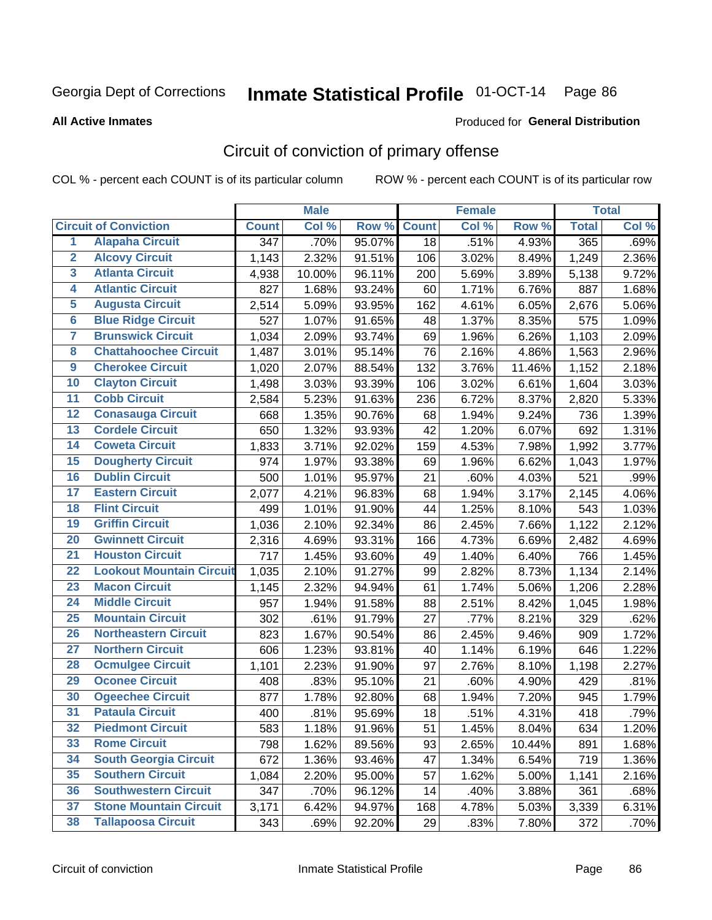Georgia Dept of Corrections **Inmate Statistical Profile** 01-OCT-14

**All Active Inmates**

Produced for **General Distribution**

## Circuit of conviction of primary offense

COL % - percent each COUNT is of its particular column ROW % - percent each COUNT is of its particular row

| Circuit of Conviction | | Male | | | Female | | | Total | |
|---|---|---|---|---|---|---|---|---|---|
| | | Count | Col % | Row % | Count | Col % | Row % | Total | Col % |
| 1 | Alapaha Circuit | 347 | .70% | 95.07% | 18 | .51% | 4.93% | 365 | .69% |
| 2 | Alcovy Circuit | 1,143 | 2.32% | 91.51% | 106 | 3.02% | 8.49% | 1,249 | 2.36% |
| 3 | Atlanta Circuit | 4,938 | 10.00% | 96.11% | 200 | 5.69% | 3.89% | 5,138 | 9.72% |
| 4 | Atlantic Circuit | 827 | 1.68% | 93.24% | 60 | 1.71% | 6.76% | 887 | 1.68% |
| 5 | Augusta Circuit | 2,514 | 5.09% | 93.95% | 162 | 4.61% | 6.05% | 2,676 | 5.06% |
| 6 | Blue Ridge Circuit | 527 | 1.07% | 91.65% | 48 | 1.37% | 8.35% | 575 | 1.09% |
| 7 | Brunswick Circuit | 1,034 | 2.09% | 93.74% | 69 | 1.96% | 6.26% | 1,103 | 2.09% |
| 8 | Chattahoochee Circuit | 1,487 | 3.01% | 95.14% | 76 | 2.16% | 4.86% | 1,563 | 2.96% |
| 9 | Cherokee Circuit | 1,020 | 2.07% | 88.54% | 132 | 3.76% | 11.46% | 1,152 | 2.18% |
| 10 | Clayton Circuit | 1,498 | 3.03% | 93.39% | 106 | 3.02% | 6.61% | 1,604 | 3.03% |
| 11 | Cobb Circuit | 2,584 | 5.23% | 91.63% | 236 | 6.72% | 8.37% | 2,820 | 5.33% |
| 12 | Conasauga Circuit | 668 | 1.35% | 90.76% | 68 | 1.94% | 9.24% | 736 | 1.39% |
| 13 | Cordele Circuit | 650 | 1.32% | 93.93% | 42 | 1.20% | 6.07% | 692 | 1.31% |
| 14 | Coweta Circuit | 1,833 | 3.71% | 92.02% | 159 | 4.53% | 7.98% | 1,992 | 3.77% |
| 15 | Dougherty Circuit | 974 | 1.97% | 93.38% | 69 | 1.96% | 6.62% | 1,043 | 1.97% |
| 16 | Dublin Circuit | 500 | 1.01% | 95.97% | 21 | .60% | 4.03% | 521 | .99% |
| 17 | Eastern Circuit | 2,077 | 4.21% | 96.83% | 68 | 1.94% | 3.17% | 2,145 | 4.06% |
| 18 | Flint Circuit | 499 | 1.01% | 91.90% | 44 | 1.25% | 8.10% | 543 | 1.03% |
| 19 | Griffin Circuit | 1,036 | 2.10% | 92.34% | 86 | 2.45% | 7.66% | 1,122 | 2.12% |
| 20 | Gwinnett Circuit | 2,316 | 4.69% | 93.31% | 166 | 4.73% | 6.69% | 2,482 | 4.69% |
| 21 | Houston Circuit | 717 | 1.45% | 93.60% | 49 | 1.40% | 6.40% | 766 | 1.45% |
| 22 | Lookout Mountain Circuit | 1,035 | 2.10% | 91.27% | 99 | 2.82% | 8.73% | 1,134 | 2.14% |
| 23 | Macon Circuit | 1,145 | 2.32% | 94.94% | 61 | 1.74% | 5.06% | 1,206 | 2.28% |
| 24 | Middle Circuit | 957 | 1.94% | 91.58% | 88 | 2.51% | 8.42% | 1,045 | 1.98% |
| 25 | Mountain Circuit | 302 | .61% | 91.79% | 27 | .77% | 8.21% | 329 | .62% |
| 26 | Northeastern Circuit | 823 | 1.67% | 90.54% | 86 | 2.45% | 9.46% | 909 | 1.72% |
| 27 | Northern Circuit | 606 | 1.23% | 93.81% | 40 | 1.14% | 6.19% | 646 | 1.22% |
| 28 | Ocmulgee Circuit | 1,101 | 2.23% | 91.90% | 97 | 2.76% | 8.10% | 1,198 | 2.27% |
| 29 | Oconee Circuit | 408 | .83% | 95.10% | 21 | .60% | 4.90% | 429 | .81% |
| 30 | Ogeechee Circuit | 877 | 1.78% | 92.80% | 68 | 1.94% | 7.20% | 945 | 1.79% |
| 31 | Pataula Circuit | 400 | .81% | 95.69% | 18 | .51% | 4.31% | 418 | .79% |
| 32 | Piedmont Circuit | 583 | 1.18% | 91.96% | 51 | 1.45% | 8.04% | 634 | 1.20% |
| 33 | Rome Circuit | 798 | 1.62% | 89.56% | 93 | 2.65% | 10.44% | 891 | 1.68% |
| 34 | South Georgia Circuit | 672 | 1.36% | 93.46% | 47 | 1.34% | 6.54% | 719 | 1.36% |
| 35 | Southern Circuit | 1,084 | 2.20% | 95.00% | 57 | 1.62% | 5.00% | 1,141 | 2.16% |
| 36 | Southwestern Circuit | 347 | .70% | 96.12% | 14 | .40% | 3.88% | 361 | .68% |
| 37 | Stone Mountain Circuit | 3,171 | 6.42% | 94.97% | 168 | 4.78% | 5.03% | 3,339 | 6.31% |
| 38 | Tallapoosa Circuit | 343 | .69% | 92.20% | 29 | .83% | 7.80% | 372 | .70% |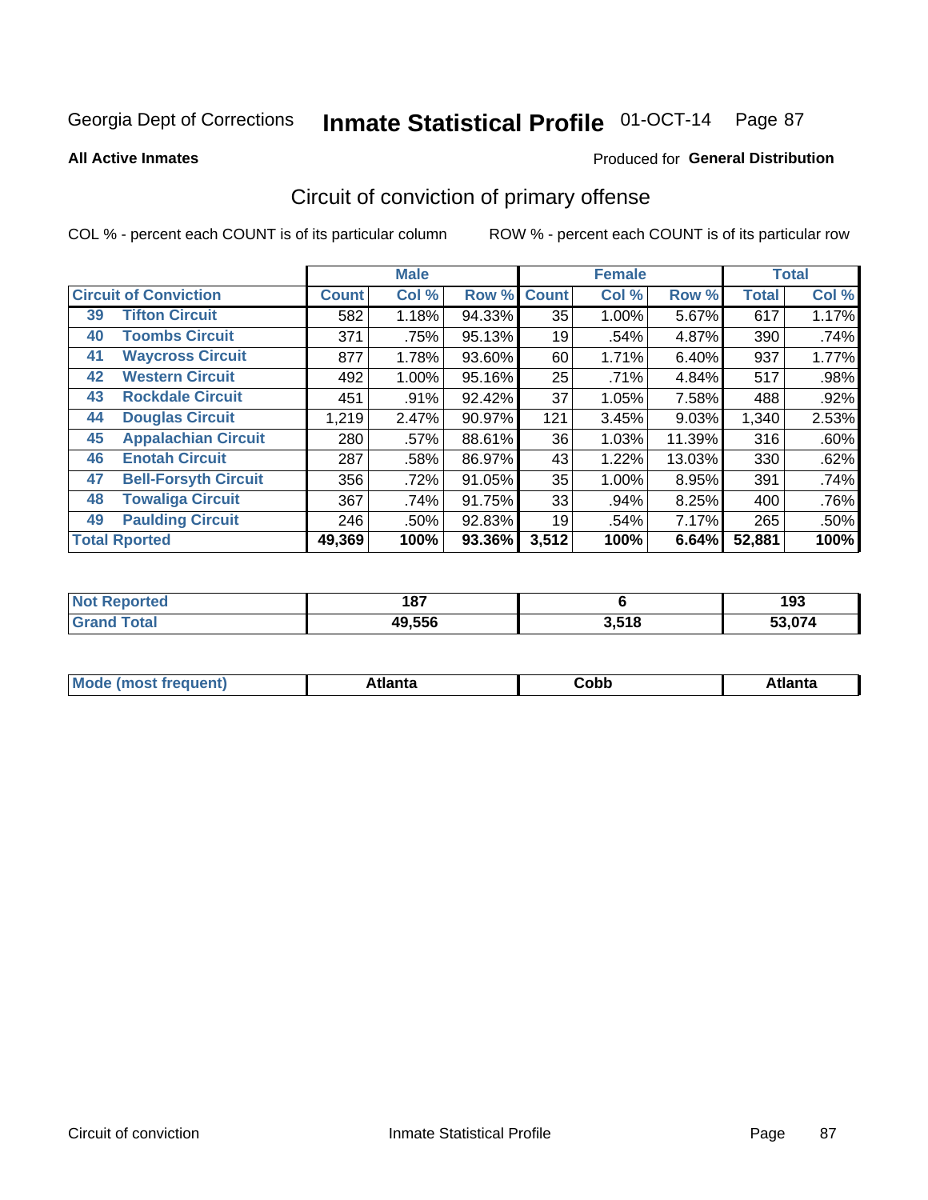Georgia Dept of Corrections **Inmate Statistical Profile** 01-OCT-14

**All Active Inmates**

Produced for **General Distribution**

## Circuit of conviction of primary offense

COL % - percent each COUNT is of its particular column ROW % - percent each COUNT is of its particular row

| Circuit of Conviction | | Male | | | Female | | | Total | |
|---|---|---|---|---|---|---|---|---|---|
| | | Count | Col % | Row % | Count | Col % | Row % | Total | Col % |
| 39 | Tifton Circuit | 582 | 1.18% | 94.33% | 35 | 1.00% | 5.67% | 617 | 1.17% |
| 40 | Toombs Circuit | 371 | .75% | 95.13% | 19 | .54% | 4.87% | 390 | .74% |
| 41 | Waycross Circuit | 877 | 1.78% | 93.60% | 60 | 1.71% | 6.40% | 937 | 1.77% |
| 42 | Western Circuit | 492 | 1.00% | 95.16% | 25 | .71% | 4.84% | 517 | .98% |
| 43 | Rockdale Circuit | 451 | .91% | 92.42% | 37 | 1.05% | 7.58% | 488 | .92% |
| 44 | Douglas Circuit | 1,219 | 2.47% | 90.97% | 121 | 3.45% | 9.03% | 1,340 | 2.53% |
| 45 | Appalachian Circuit | 280 | .57% | 88.61% | 36 | 1.03% | 11.39% | 316 | .60% |
| 46 | Enotah Circuit | 287 | .58% | 86.97% | 43 | 1.22% | 13.03% | 330 | .62% |
| 47 | Bell-Forsyth Circuit | 356 | .72% | 91.05% | 35 | 1.00% | 8.95% | 391 | .74% |
| 48 | Towaliga Circuit | 367 | .74% | 91.75% | 33 | .94% | 8.25% | 400 | .76% |
| 49 | Paulding Circuit | 246 | .50% | 92.83% | 19 | .54% | 7.17% | 265 | .50% |
| **Total Rported** | | **49,369** | **100%** | **93.36%** | **3,512** | **100%** | **6.64%** | **52,881** | **100%** |

| | Male | Female | Total |
|---|---|---|---|
| Not Reported | **187** | **6** | **193** |
| Grand Total | **49,556** | **3,518** | **53,074** |

| | Male | Female | Total |
|---|---|---|---|
| Mode (most frequent) | **Atlanta** | **Cobb** | **Atlanta** |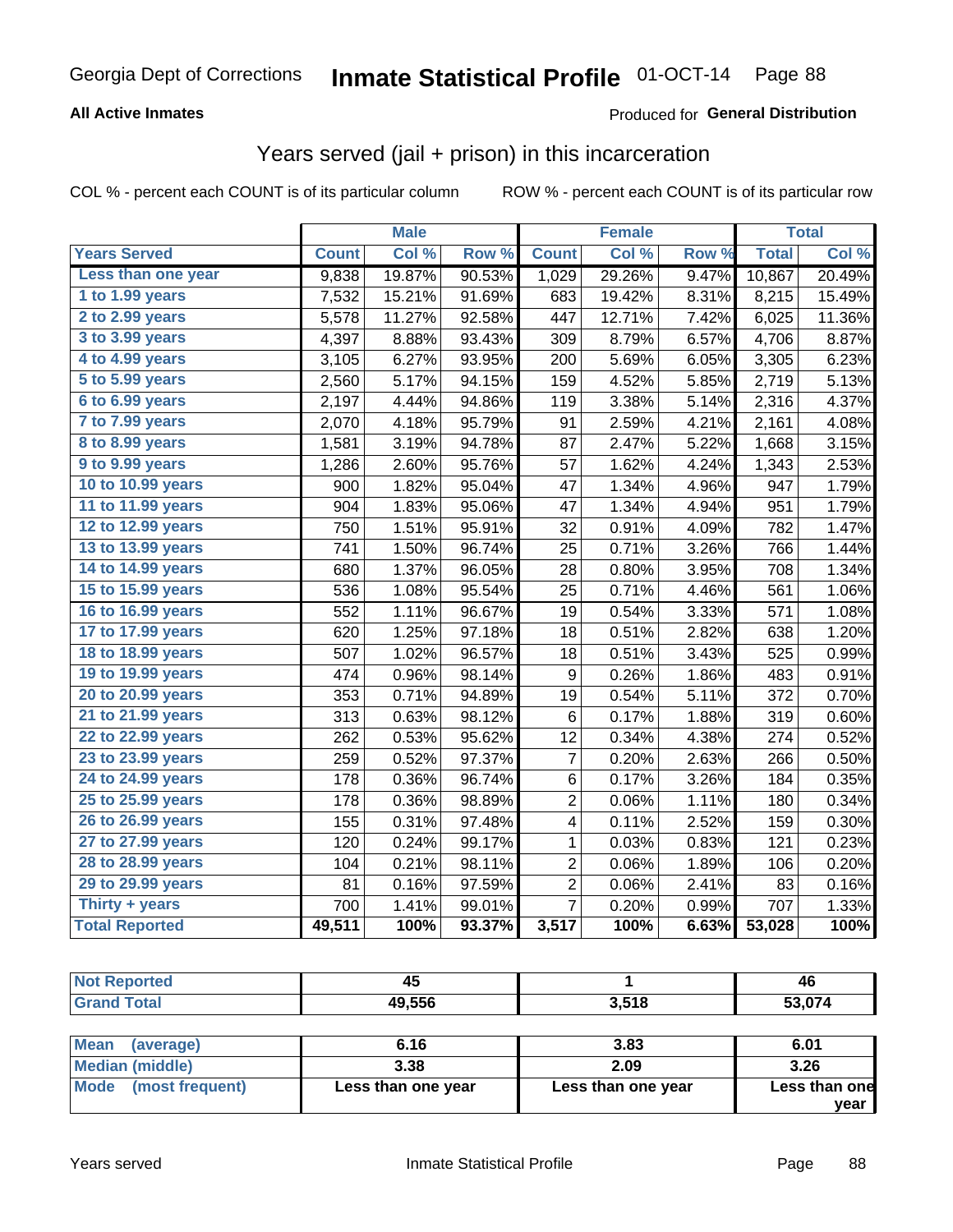Georgia Dept of Corrections **Inmate Statistical Profile** 01-OCT-14

**All Active Inmates**

Produced for **General Distribution**

## Years served (jail + prison) in this incarceration

COL % - percent each COUNT is of its particular column

ROW % - percent each COUNT is of its particular row

| | Male | | | Female | | | Total | |
|---|---|---|---|---|---|---|---|---|
| **Years Served** | **Count** | **Col %** | **Row %** | **Count** | **Col %** | **Row %** | **Total** | **Col %** |
| Less than one year | 9,838 | 19.87% | 90.53% | 1,029 | 29.26% | 9.47% | 10,867 | 20.49% |
| 1 to 1.99 years | 7,532 | 15.21% | 91.69% | 683 | 19.42% | 8.31% | 8,215 | 15.49% |
| 2 to 2.99 years | 5,578 | 11.27% | 92.58% | 447 | 12.71% | 7.42% | 6,025 | 11.36% |
| 3 to 3.99 years | 4,397 | 8.88% | 93.43% | 309 | 8.79% | 6.57% | 4,706 | 8.87% |
| 4 to 4.99 years | 3,105 | 6.27% | 93.95% | 200 | 5.69% | 6.05% | 3,305 | 6.23% |
| 5 to 5.99 years | 2,560 | 5.17% | 94.15% | 159 | 4.52% | 5.85% | 2,719 | 5.13% |
| 6 to 6.99 years | 2,197 | 4.44% | 94.86% | 119 | 3.38% | 5.14% | 2,316 | 4.37% |
| 7 to 7.99 years | 2,070 | 4.18% | 95.79% | 91 | 2.59% | 4.21% | 2,161 | 4.08% |
| 8 to 8.99 years | 1,581 | 3.19% | 94.78% | 87 | 2.47% | 5.22% | 1,668 | 3.15% |
| 9 to 9.99 years | 1,286 | 2.60% | 95.76% | 57 | 1.62% | 4.24% | 1,343 | 2.53% |
| 10 to 10.99 years | 900 | 1.82% | 95.04% | 47 | 1.34% | 4.96% | 947 | 1.79% |
| 11 to 11.99 years | 904 | 1.83% | 95.06% | 47 | 1.34% | 4.94% | 951 | 1.79% |
| 12 to 12.99 years | 750 | 1.51% | 95.91% | 32 | 0.91% | 4.09% | 782 | 1.47% |
| 13 to 13.99 years | 741 | 1.50% | 96.74% | 25 | 0.71% | 3.26% | 766 | 1.44% |
| 14 to 14.99 years | 680 | 1.37% | 96.05% | 28 | 0.80% | 3.95% | 708 | 1.34% |
| 15 to 15.99 years | 536 | 1.08% | 95.54% | 25 | 0.71% | 4.46% | 561 | 1.06% |
| 16 to 16.99 years | 552 | 1.11% | 96.67% | 19 | 0.54% | 3.33% | 571 | 1.08% |
| 17 to 17.99 years | 620 | 1.25% | 97.18% | 18 | 0.51% | 2.82% | 638 | 1.20% |
| 18 to 18.99 years | 507 | 1.02% | 96.57% | 18 | 0.51% | 3.43% | 525 | 0.99% |
| 19 to 19.99 years | 474 | 0.96% | 98.14% | 9 | 0.26% | 1.86% | 483 | 0.91% |
| 20 to 20.99 years | 353 | 0.71% | 94.89% | 19 | 0.54% | 5.11% | 372 | 0.70% |
| 21 to 21.99 years | 313 | 0.63% | 98.12% | 6 | 0.17% | 1.88% | 319 | 0.60% |
| 22 to 22.99 years | 262 | 0.53% | 95.62% | 12 | 0.34% | 4.38% | 274 | 0.52% |
| 23 to 23.99 years | 259 | 0.52% | 97.37% | 7 | 0.20% | 2.63% | 266 | 0.50% |
| 24 to 24.99 years | 178 | 0.36% | 96.74% | 6 | 0.17% | 3.26% | 184 | 0.35% |
| 25 to 25.99 years | 178 | 0.36% | 98.89% | 2 | 0.06% | 1.11% | 180 | 0.34% |
| 26 to 26.99 years | 155 | 0.31% | 97.48% | 4 | 0.11% | 2.52% | 159 | 0.30% |
| 27 to 27.99 years | 120 | 0.24% | 99.17% | 1 | 0.03% | 0.83% | 121 | 0.23% |
| 28 to 28.99 years | 104 | 0.21% | 98.11% | 2 | 0.06% | 1.89% | 106 | 0.20% |
| 29 to 29.99 years | 81 | 0.16% | 97.59% | 2 | 0.06% | 2.41% | 83 | 0.16% |
| Thirty + years | 700 | 1.41% | 99.01% | 7 | 0.20% | 0.99% | 707 | 1.33% |
| **Total Reported** | **49,511** | **100%** | **93.37%** | **3,517** | **100%** | **6.63%** | **53,028** | **100%** |

| | Male | Female | Total |
|---|---|---|---|
| Not Reported | 45 | 1 | 46 |
| Grand Total | 49,556 | 3,518 | 53,074 |

| | Male | Female | Total |
|---|---|---|---|
| Mean (average) | 6.16 | 3.83 | 6.01 |
| Median (middle) | 3.38 | 2.09 | 3.26 |
| Mode (most frequent) | Less than one year | Less than one year | Less than one year |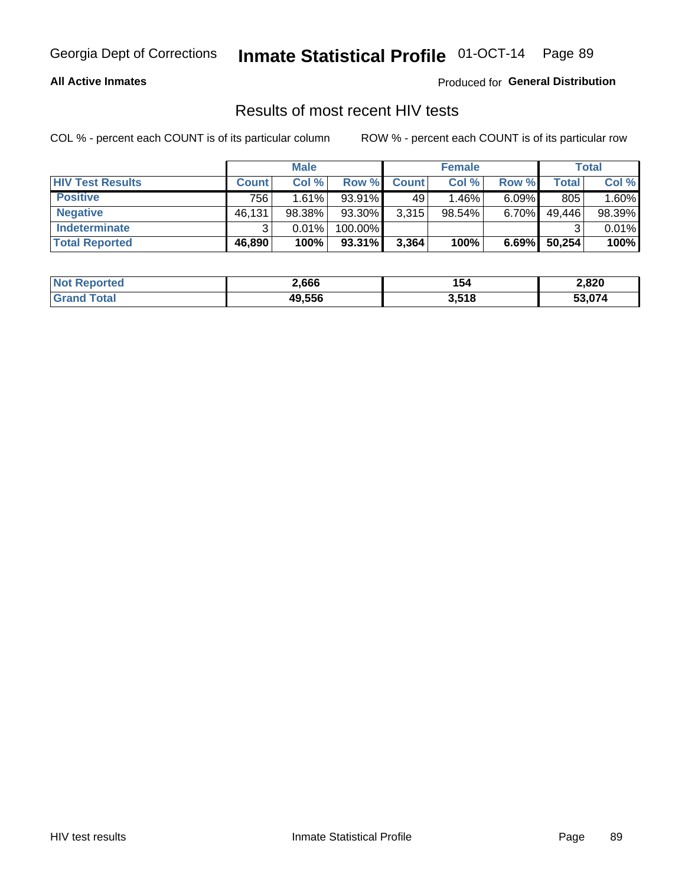Georgia Dept of Corrections **Inmate Statistical Profile** 01-OCT-14

**All Active Inmates** Produced for **General Distribution**

## Results of most recent HIV tests

COL % - percent each COUNT is of its particular column ROW % - percent each COUNT is of its particular row

| | Male | | | Female | | | Total | |
|---|---|---|---|---|---|---|---|---|
| **HIV Test Results** | **Count** | **Col %** | **Row %** | **Count** | **Col %** | **Row %** | **Total** | **Col %** |
| **Positive** | 756 | 1.61% | 93.91% | 49 | 1.46% | 6.09% | 805 | 1.60% |
| **Negative** | 46,131 | 98.38% | 93.30% | 3,315 | 98.54% | 6.70% | 49,446 | 98.39% |
| **Indeterminate** | 3 | 0.01% | 100.00% | | | | 3 | 0.01% |
| **Total Reported** | **46,890** | **100%** | **93.31%** | **3,364** | **100%** | **6.69%** | **50,254** | **100%** |

| | Male | Female | Total |
|---|---|---|---|
| **Not Reported** | **2,666** | **154** | **2,820** |
| **Grand Total** | **49,556** | **3,518** | **53,074** |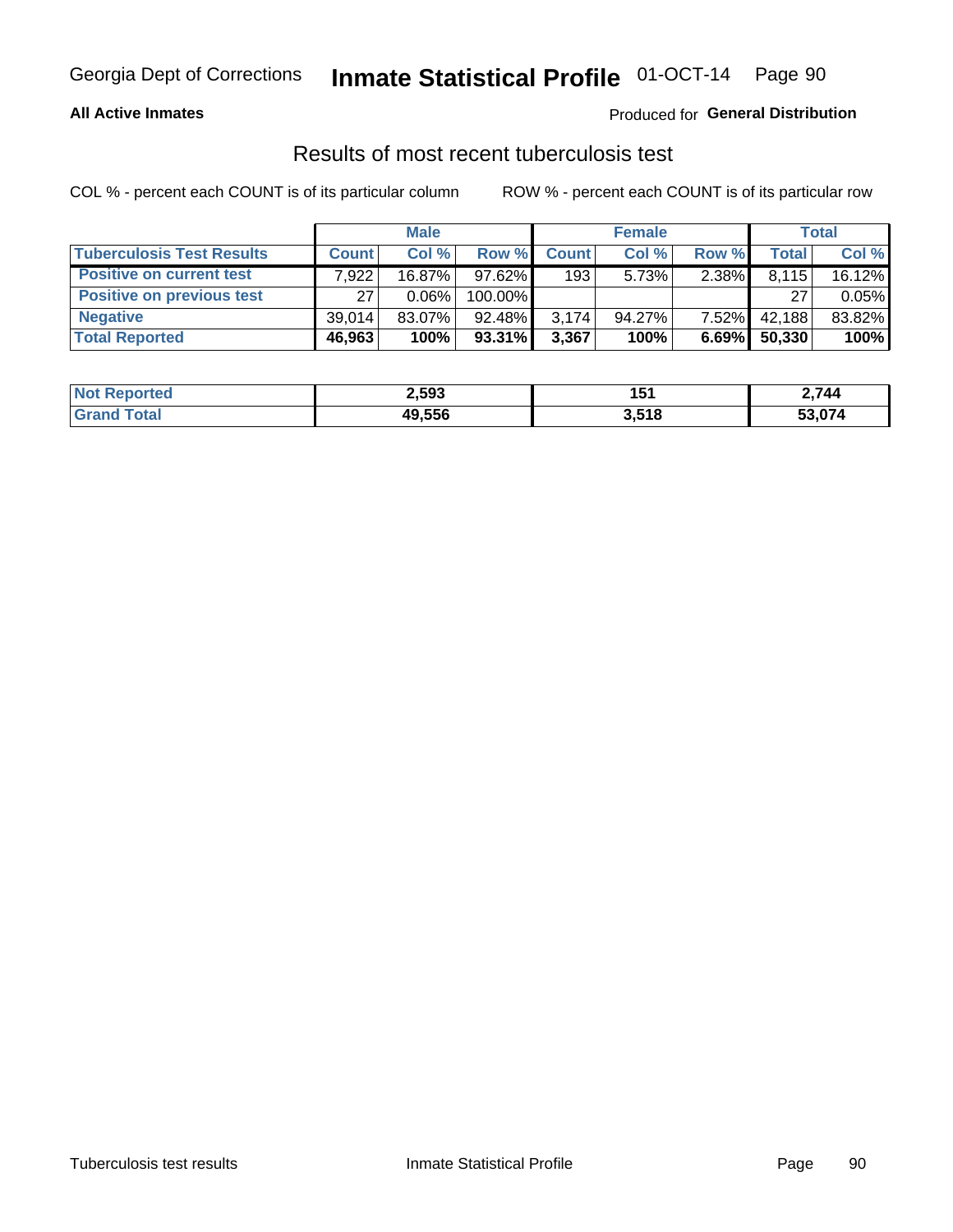Georgia Dept of Corrections **Inmate Statistical Profile** 01-OCT-14

**All Active Inmates**

Produced for **General Distribution**

## Results of most recent tuberculosis test

COL % - percent each COUNT is of its particular column ROW % - percent each COUNT is of its particular row

| | Male | | | Female | | | Total | |
|---|---|---|---|---|---|---|---|---|
| **Tuberculosis Test Results** | **Count** | **Col %** | **Row %** | **Count** | **Col %** | **Row %** | **Total** | **Col %** |
| **Positive on current test** | 7,922 | 16.87% | 97.62% | 193 | 5.73% | 2.38% | 8,115 | 16.12% |
| **Positive on previous test** | 27 | 0.06% | 100.00% | | | | 27 | 0.05% |
| **Negative** | 39,014 | 83.07% | 92.48% | 3,174 | 94.27% | 7.52% | 42,188 | 83.82% |
| **Total Reported** | **46,963** | **100%** | **93.31%** | **3,367** | **100%** | **6.69%** | **50,330** | **100%** |

| | Male | Female | Total |
|---|---|---|---|
| **Not Reported** | **2,593** | **151** | **2,744** |
| **Grand Total** | **49,556** | **3,518** | **53,074** |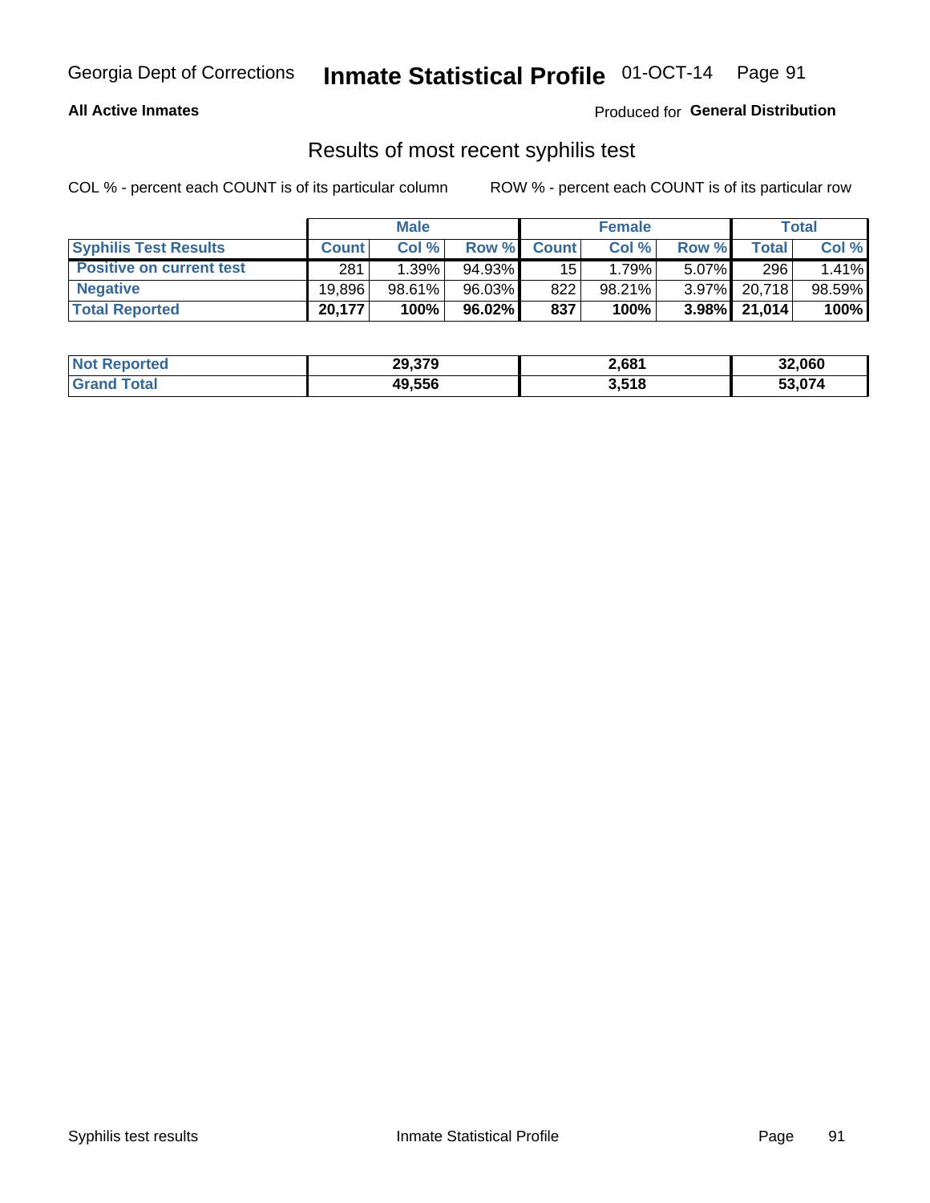Georgia Dept of Corrections **Inmate Statistical Profile** 01-OCT-14

**All Active Inmates**

Produced for **General Distribution**

## Results of most recent syphilis test

COL % - percent each COUNT is of its particular column

ROW % - percent each COUNT is of its particular row

| | Male | | | Female | | | Total | |
|---|---|---|---|---|---|---|---|---|
| **Syphilis Test Results** | **Count** | **Col %** | **Row %** | **Count** | **Col %** | **Row %** | **Total** | **Col %** |
| **Positive on current test** | 281 | 1.39% | 94.93% | 15 | 1.79% | 5.07% | 296 | 1.41% |
| **Negative** | 19,896 | 98.61% | 96.03% | 822 | 98.21% | 3.97% | 20,718 | 98.59% |
| **Total Reported** | **20,177** | **100%** | **96.02%** | **837** | **100%** | **3.98%** | **21,014** | **100%** |

| | Male | Female | Total |
|---|---|---|---|
| **Not Reported** | **29,379** | **2,681** | **32,060** |
| **Grand Total** | **49,556** | **3,518** | **53,074** |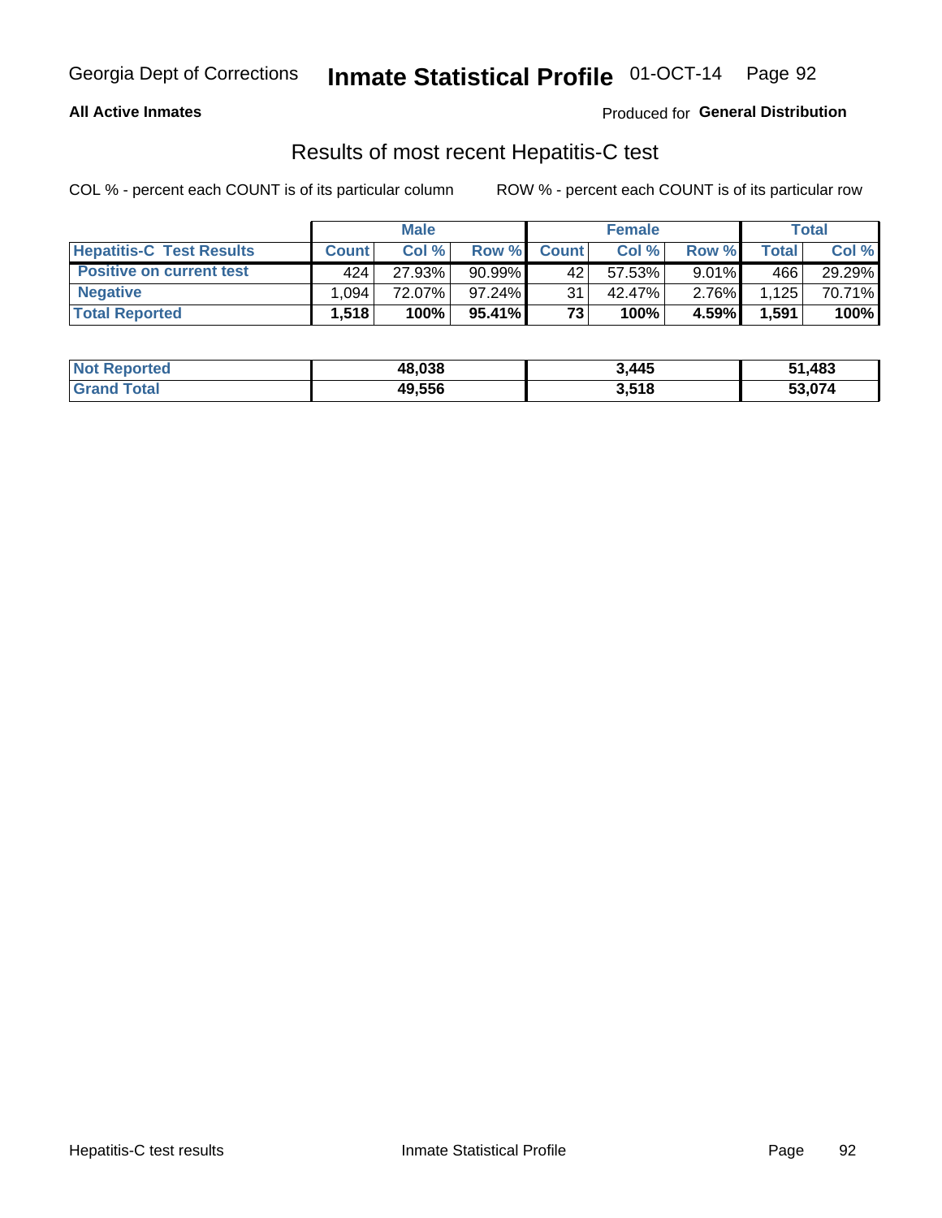Georgia Dept of Corrections **Inmate Statistical Profile** 01-OCT-14

**All Active Inmates**

Produced for **General Distribution**

## Results of most recent Hepatitis-C test

COL % - percent each COUNT is of its particular column

ROW % - percent each COUNT is of its particular row

| | Male | | | Female | | | Total | |
|---|---|---|---|---|---|---|---|---|
| **Hepatitis-C Test Results** | **Count** | **Col %** | **Row %** | **Count** | **Col %** | **Row %** | **Total** | **Col %** |
| **Positive on current test** | 424 | 27.93% | 90.99% | 42 | 57.53% | 9.01% | 466 | 29.29% |
| **Negative** | 1,094 | 72.07% | 97.24% | 31 | 42.47% | 2.76% | 1,125 | 70.71% |
| **Total Reported** | **1,518** | **100%** | **95.41%** | **73** | **100%** | **4.59%** | **1,591** | **100%** |

| | Male | Female | Total |
|---|---|---|---|
| **Not Reported** | **48,038** | **3,445** | **51,483** |
| **Grand Total** | **49,556** | **3,518** | **53,074** |